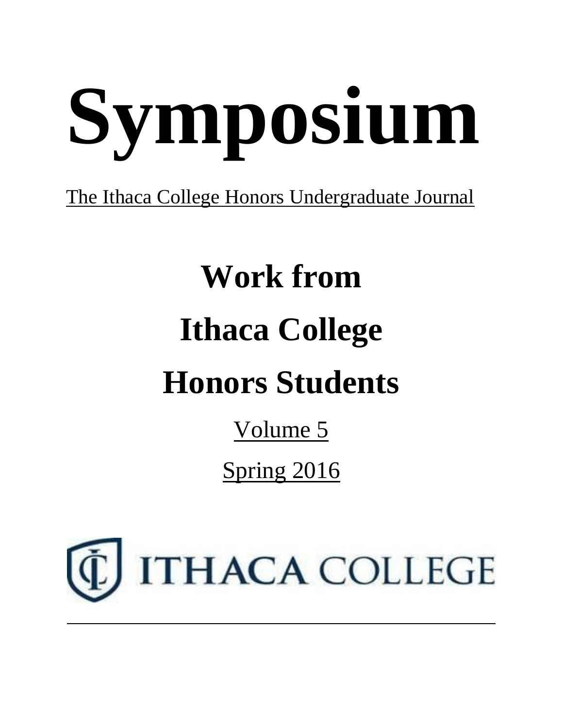# Symposium

The Ithaca College Honors Undergraduate Journal

## Work from Ithaca College Honors Students

Volume 5

Spring 2016

ITHACA COLLEGE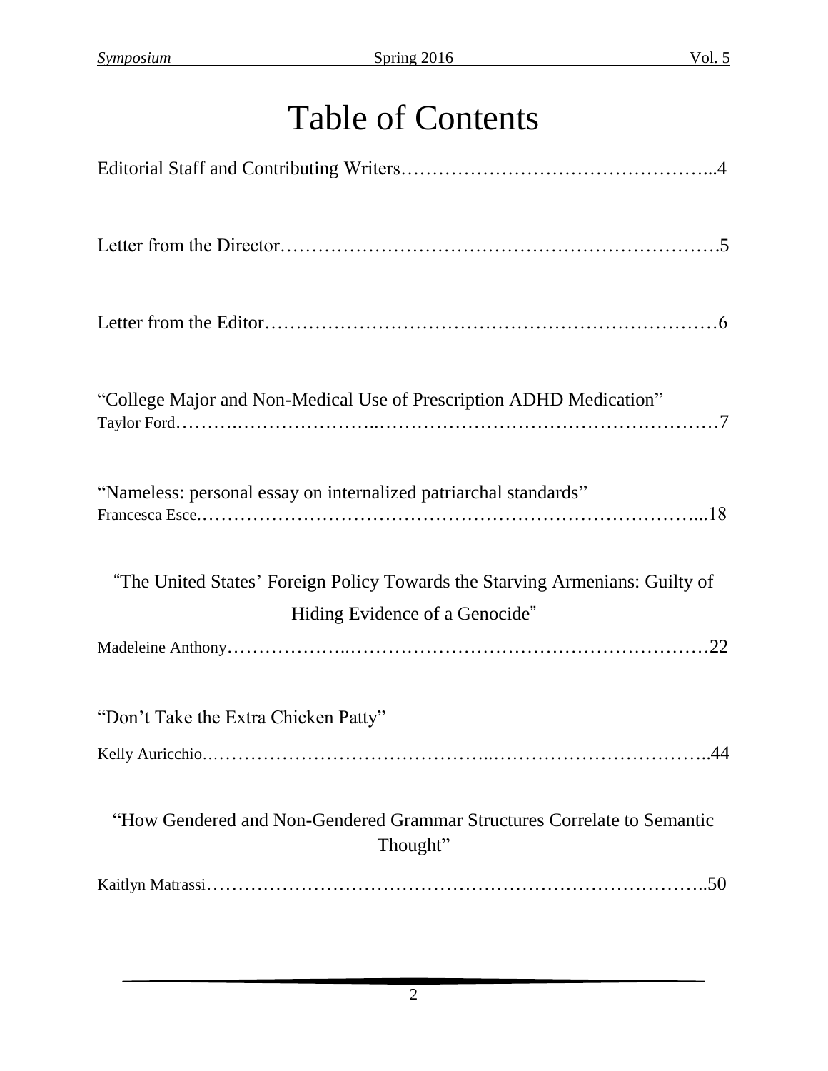# Table of Contents

Editorial Staff and Contributing Writers…………………………………………...4

Letter from the Director…………………………………………………………….5

Letter from the Editor……………………………………………………………6

"College Major and Non-Medical Use of Prescription ADHD Medication"
Taylor Ford……….…………………..………………………………………………7

"Nameless: personal essay on internalized patriarchal standards"
Francesca Esce………………………………………………………………………...18

"The United States' Foreign Policy Towards the Starving Armenians: Guilty of Hiding Evidence of a Genocide"
Madeleine Anthony………………..…………………………………………………22

"Don't Take the Extra Chicken Patty"
Kelly Auricchio……………………………………..……………………………..44

"How Gendered and Non-Gendered Grammar Structures Correlate to Semantic Thought"
Kaitlyn Matrassi……………………………………………………………………..50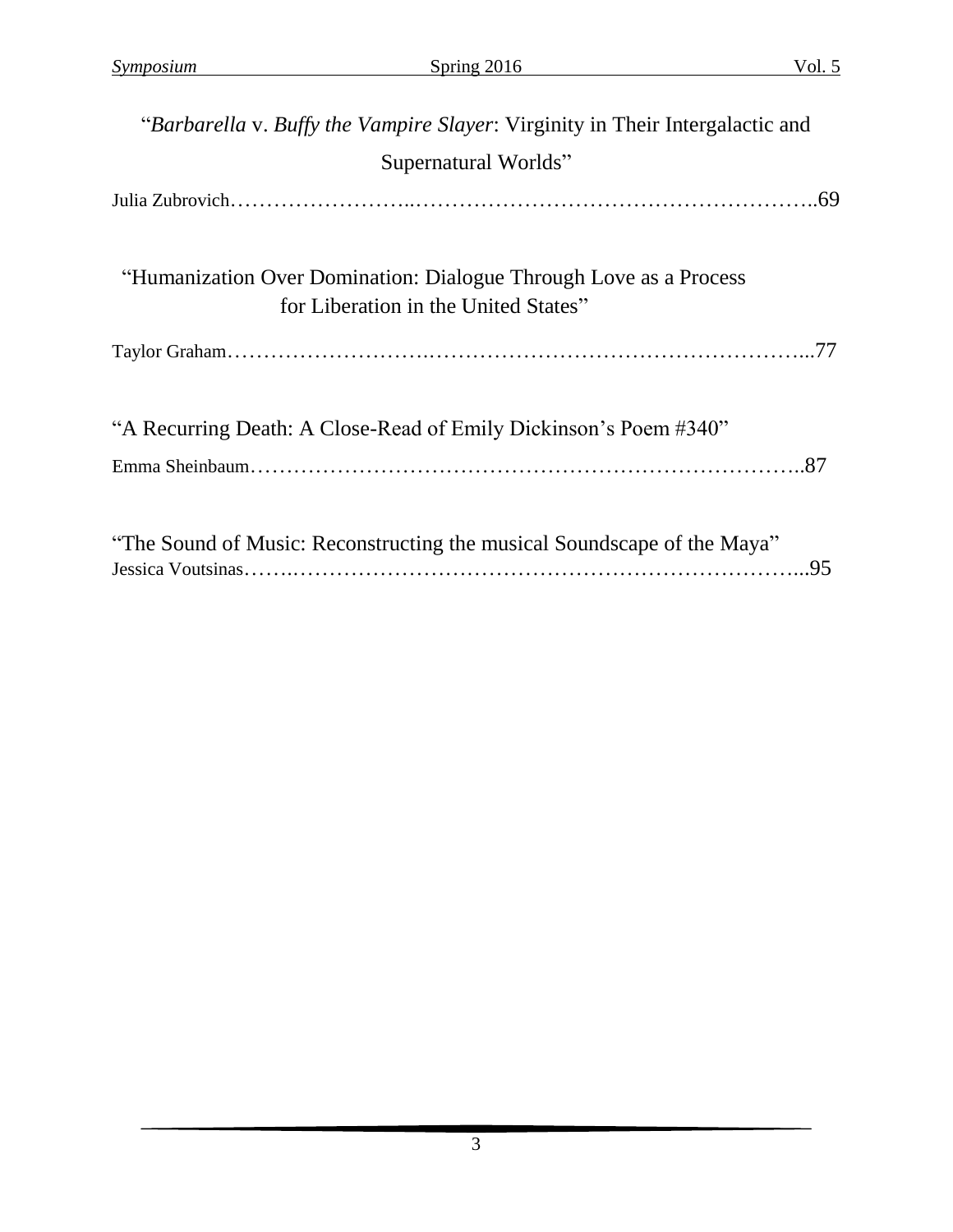"*Barbarella* v. *Buffy the Vampire Slayer*: Virginity in Their Intergalactic and Supernatural Worlds"

Julia Zubrovich……………………..………………………………………………..69

"Humanization Over Domination: Dialogue Through Love as a Process for Liberation in the United States"

Taylor Graham……………………….……………………………………………...77

"A Recurring Death: A Close-Read of Emily Dickinson's Poem #340"

Emma Sheinbaum…………………………………………………………………..87

"The Sound of Music: Reconstructing the musical Soundscape of the Maya"

Jessica Voutsinas…….……………………………………………………………...95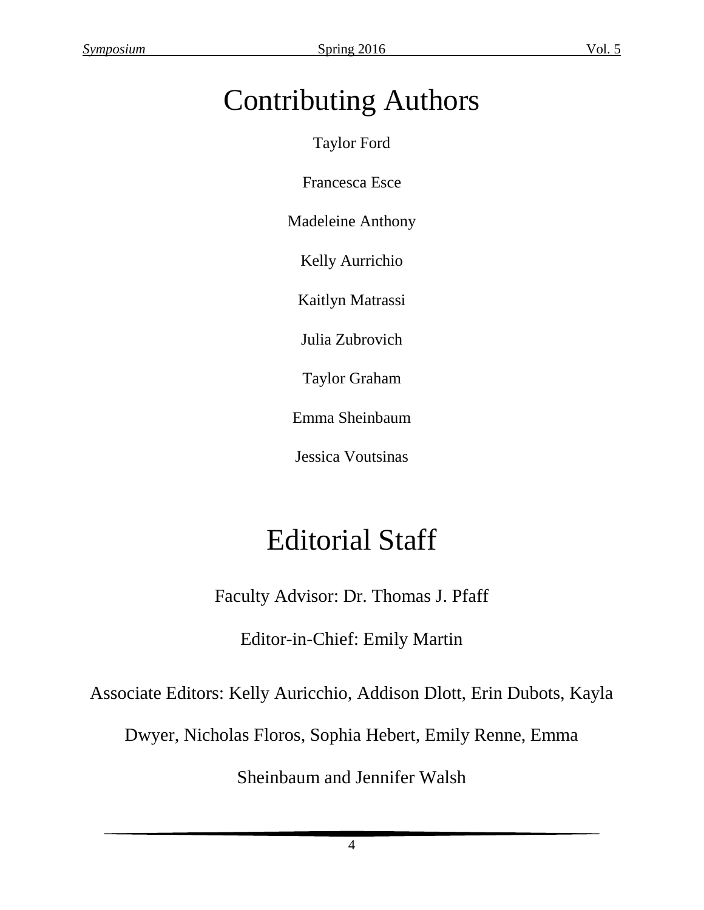# Contributing Authors

Taylor Ford

Francesca Esce

Madeleine Anthony

Kelly Aurrichio

Kaitlyn Matrassi

Julia Zubrovich

Taylor Graham

Emma Sheinbaum

Jessica Voutsinas

# Editorial Staff

Faculty Advisor: Dr. Thomas J. Pfaff

Editor-in-Chief: Emily Martin

Associate Editors: Kelly Auricchio, Addison Dlott, Erin Dubots, Kayla Dwyer, Nicholas Floros, Sophia Hebert, Emily Renne, Emma Sheinbaum and Jennifer Walsh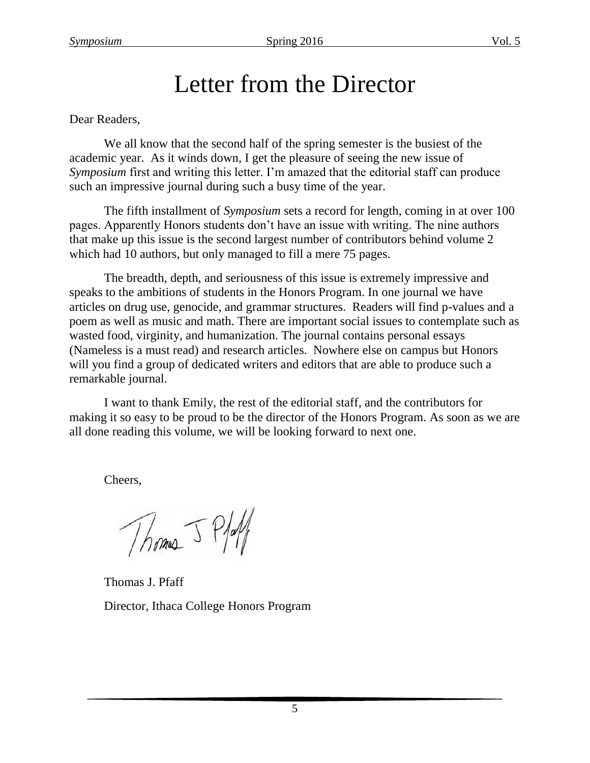# Letter from the Director

Dear Readers,

We all know that the second half of the spring semester is the busiest of the academic year. As it winds down, I get the pleasure of seeing the new issue of *Symposium* first and writing this letter. I'm amazed that the editorial staff can produce such an impressive journal during such a busy time of the year.

The fifth installment of *Symposium* sets a record for length, coming in at over 100 pages. Apparently Honors students don't have an issue with writing. The nine authors that make up this issue is the second largest number of contributors behind volume 2 which had 10 authors, but only managed to fill a mere 75 pages.

The breadth, depth, and seriousness of this issue is extremely impressive and speaks to the ambitions of students in the Honors Program. In one journal we have articles on drug use, genocide, and grammar structures. Readers will find p-values and a poem as well as music and math. There are important social issues to contemplate such as wasted food, virginity, and humanization. The journal contains personal essays (Nameless is a must read) and research articles. Nowhere else on campus but Honors will you find a group of dedicated writers and editors that are able to produce such a remarkable journal.

I want to thank Emily, the rest of the editorial staff, and the contributors for making it so easy to be proud to be the director of the Honors Program. As soon as we are all done reading this volume, we will be looking forward to next one.

Cheers,

Thomas J Pfaff

Thomas J. Pfaff

Director, Ithaca College Honors Program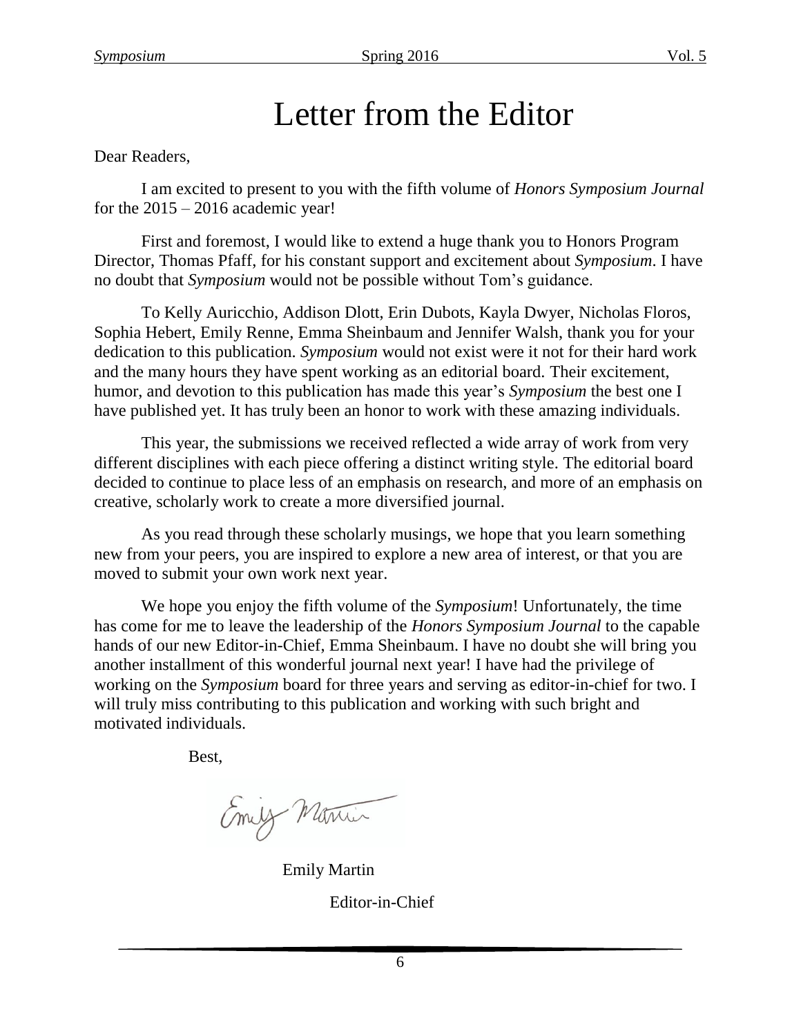# Letter from the Editor

Dear Readers,

I am excited to present to you with the fifth volume of *Honors Symposium Journal* for the 2015 – 2016 academic year!

First and foremost, I would like to extend a huge thank you to Honors Program Director, Thomas Pfaff, for his constant support and excitement about *Symposium*. I have no doubt that *Symposium* would not be possible without Tom's guidance.

To Kelly Auricchio, Addison Dlott, Erin Dubots, Kayla Dwyer, Nicholas Floros, Sophia Hebert, Emily Renne, Emma Sheinbaum and Jennifer Walsh, thank you for your dedication to this publication. *Symposium* would not exist were it not for their hard work and the many hours they have spent working as an editorial board. Their excitement, humor, and devotion to this publication has made this year's *Symposium* the best one I have published yet. It has truly been an honor to work with these amazing individuals.

This year, the submissions we received reflected a wide array of work from very different disciplines with each piece offering a distinct writing style. The editorial board decided to continue to place less of an emphasis on research, and more of an emphasis on creative, scholarly work to create a more diversified journal.

As you read through these scholarly musings, we hope that you learn something new from your peers, you are inspired to explore a new area of interest, or that you are moved to submit your own work next year.

We hope you enjoy the fifth volume of the *Symposium*! Unfortunately, the time has come for me to leave the leadership of the *Honors Symposium Journal* to the capable hands of our new Editor-in-Chief, Emma Sheinbaum. I have no doubt she will bring you another installment of this wonderful journal next year! I have had the privilege of working on the *Symposium* board for three years and serving as editor-in-chief for two. I will truly miss contributing to this publication and working with such bright and motivated individuals.

Best,

Emily Martin

Emily Martin

Editor-in-Chief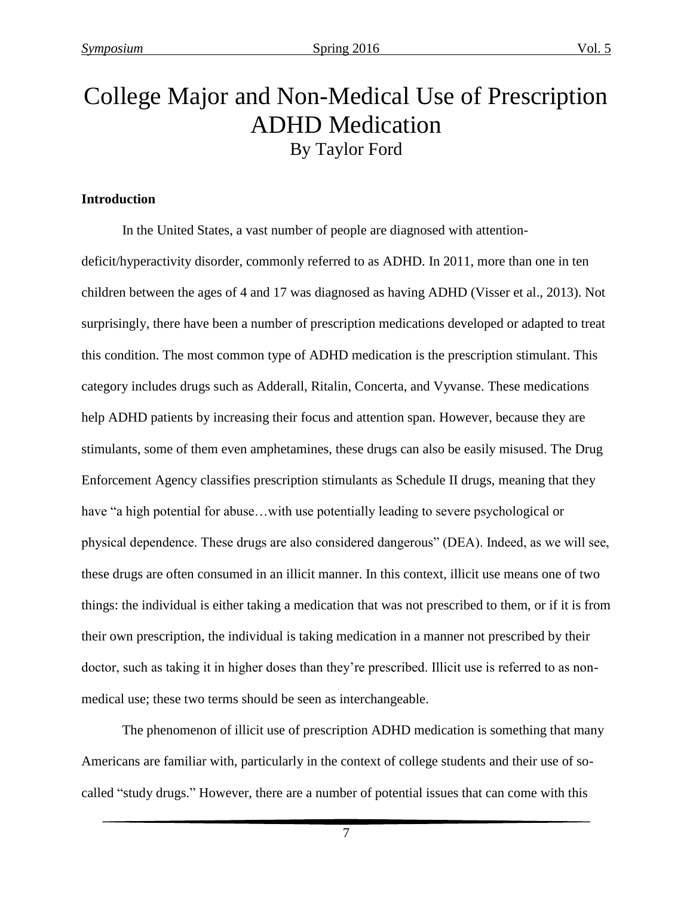# College Major and Non-Medical Use of Prescription ADHD Medication

By Taylor Ford

**Introduction**

In the United States, a vast number of people are diagnosed with attention-deficit/hyperactivity disorder, commonly referred to as ADHD. In 2011, more than one in ten children between the ages of 4 and 17 was diagnosed as having ADHD (Visser et al., 2013). Not surprisingly, there have been a number of prescription medications developed or adapted to treat this condition. The most common type of ADHD medication is the prescription stimulant. This category includes drugs such as Adderall, Ritalin, Concerta, and Vyvanse. These medications help ADHD patients by increasing their focus and attention span. However, because they are stimulants, some of them even amphetamines, these drugs can also be easily misused. The Drug Enforcement Agency classifies prescription stimulants as Schedule II drugs, meaning that they have "a high potential for abuse…with use potentially leading to severe psychological or physical dependence. These drugs are also considered dangerous" (DEA). Indeed, as we will see, these drugs are often consumed in an illicit manner. In this context, illicit use means one of two things: the individual is either taking a medication that was not prescribed to them, or if it is from their own prescription, the individual is taking medication in a manner not prescribed by their doctor, such as taking it in higher doses than they're prescribed. Illicit use is referred to as non-medical use; these two terms should be seen as interchangeable.

The phenomenon of illicit use of prescription ADHD medication is something that many Americans are familiar with, particularly in the context of college students and their use of so-called "study drugs." However, there are a number of potential issues that can come with this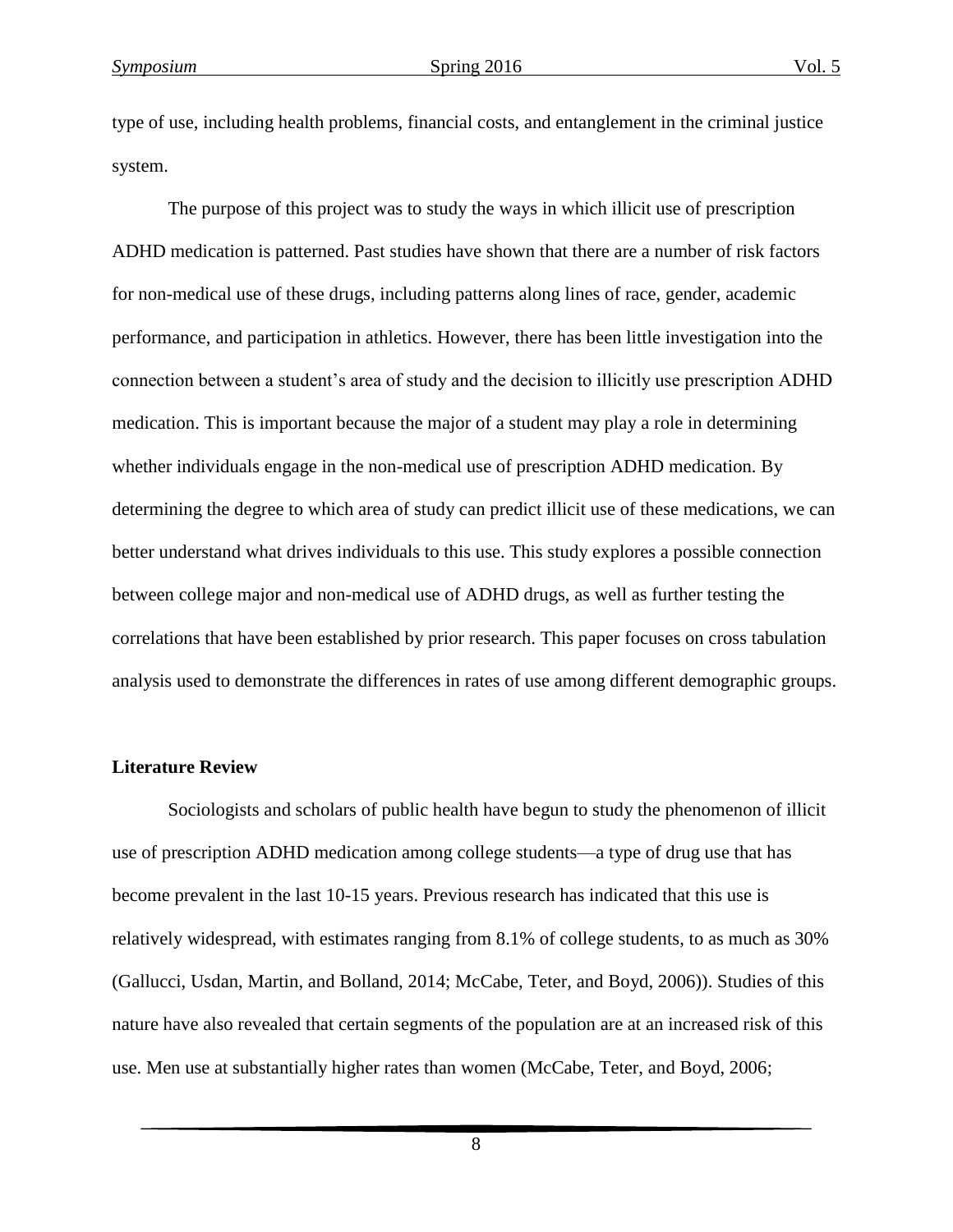type of use, including health problems, financial costs, and entanglement in the criminal justice system.

The purpose of this project was to study the ways in which illicit use of prescription ADHD medication is patterned. Past studies have shown that there are a number of risk factors for non-medical use of these drugs, including patterns along lines of race, gender, academic performance, and participation in athletics. However, there has been little investigation into the connection between a student's area of study and the decision to illicitly use prescription ADHD medication. This is important because the major of a student may play a role in determining whether individuals engage in the non-medical use of prescription ADHD medication. By determining the degree to which area of study can predict illicit use of these medications, we can better understand what drives individuals to this use. This study explores a possible connection between college major and non-medical use of ADHD drugs, as well as further testing the correlations that have been established by prior research. This paper focuses on cross tabulation analysis used to demonstrate the differences in rates of use among different demographic groups.

**Literature Review**

Sociologists and scholars of public health have begun to study the phenomenon of illicit use of prescription ADHD medication among college students—a type of drug use that has become prevalent in the last 10-15 years. Previous research has indicated that this use is relatively widespread, with estimates ranging from 8.1% of college students, to as much as 30% (Gallucci, Usdan, Martin, and Bolland, 2014; McCabe, Teter, and Boyd, 2006)). Studies of this nature have also revealed that certain segments of the population are at an increased risk of this use. Men use at substantially higher rates than women (McCabe, Teter, and Boyd, 2006;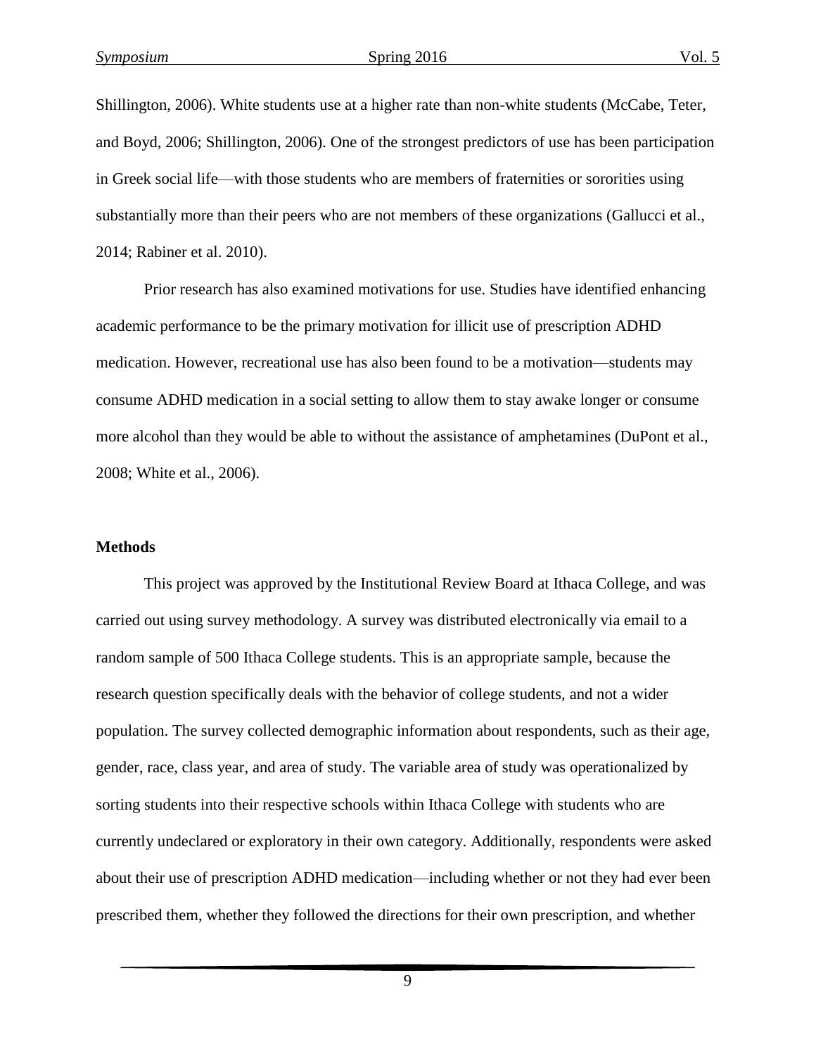Shillington, 2006). White students use at a higher rate than non-white students (McCabe, Teter, and Boyd, 2006; Shillington, 2006). One of the strongest predictors of use has been participation in Greek social life—with those students who are members of fraternities or sororities using substantially more than their peers who are not members of these organizations (Gallucci et al., 2014; Rabiner et al. 2010).

Prior research has also examined motivations for use. Studies have identified enhancing academic performance to be the primary motivation for illicit use of prescription ADHD medication. However, recreational use has also been found to be a motivation—students may consume ADHD medication in a social setting to allow them to stay awake longer or consume more alcohol than they would be able to without the assistance of amphetamines (DuPont et al., 2008; White et al., 2006).

**Methods**

This project was approved by the Institutional Review Board at Ithaca College, and was carried out using survey methodology. A survey was distributed electronically via email to a random sample of 500 Ithaca College students. This is an appropriate sample, because the research question specifically deals with the behavior of college students, and not a wider population. The survey collected demographic information about respondents, such as their age, gender, race, class year, and area of study. The variable area of study was operationalized by sorting students into their respective schools within Ithaca College with students who are currently undeclared or exploratory in their own category. Additionally, respondents were asked about their use of prescription ADHD medication—including whether or not they had ever been prescribed them, whether they followed the directions for their own prescription, and whether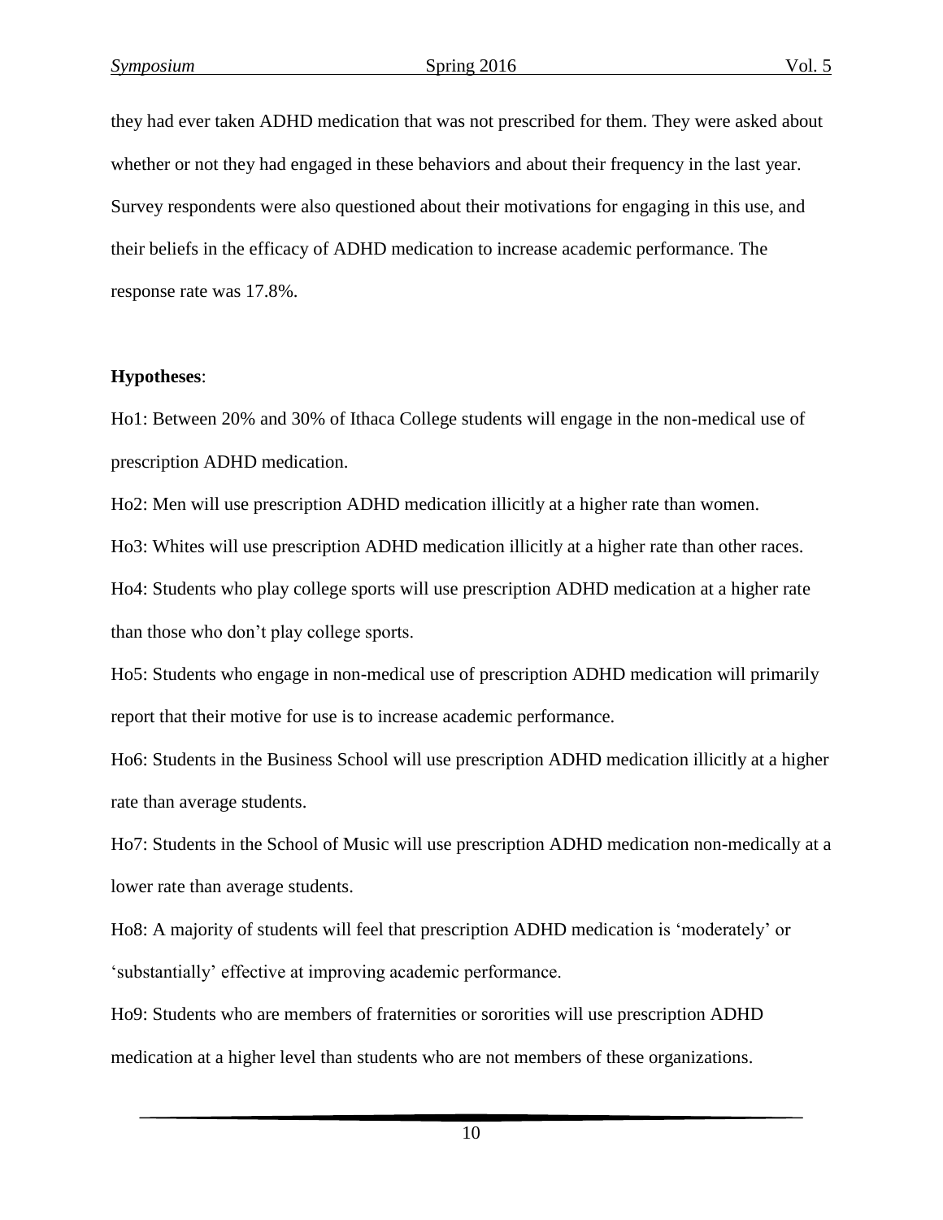they had ever taken ADHD medication that was not prescribed for them. They were asked about whether or not they had engaged in these behaviors and about their frequency in the last year. Survey respondents were also questioned about their motivations for engaging in this use, and their beliefs in the efficacy of ADHD medication to increase academic performance. The response rate was 17.8%.

**Hypotheses**:

Ho1: Between 20% and 30% of Ithaca College students will engage in the non-medical use of prescription ADHD medication.

Ho2: Men will use prescription ADHD medication illicitly at a higher rate than women.

Ho3: Whites will use prescription ADHD medication illicitly at a higher rate than other races.

Ho4: Students who play college sports will use prescription ADHD medication at a higher rate than those who don't play college sports.

Ho5: Students who engage in non-medical use of prescription ADHD medication will primarily report that their motive for use is to increase academic performance.

Ho6: Students in the Business School will use prescription ADHD medication illicitly at a higher rate than average students.

Ho7: Students in the School of Music will use prescription ADHD medication non-medically at a lower rate than average students.

Ho8: A majority of students will feel that prescription ADHD medication is 'moderately' or 'substantially' effective at improving academic performance.

Ho9: Students who are members of fraternities or sororities will use prescription ADHD medication at a higher level than students who are not members of these organizations.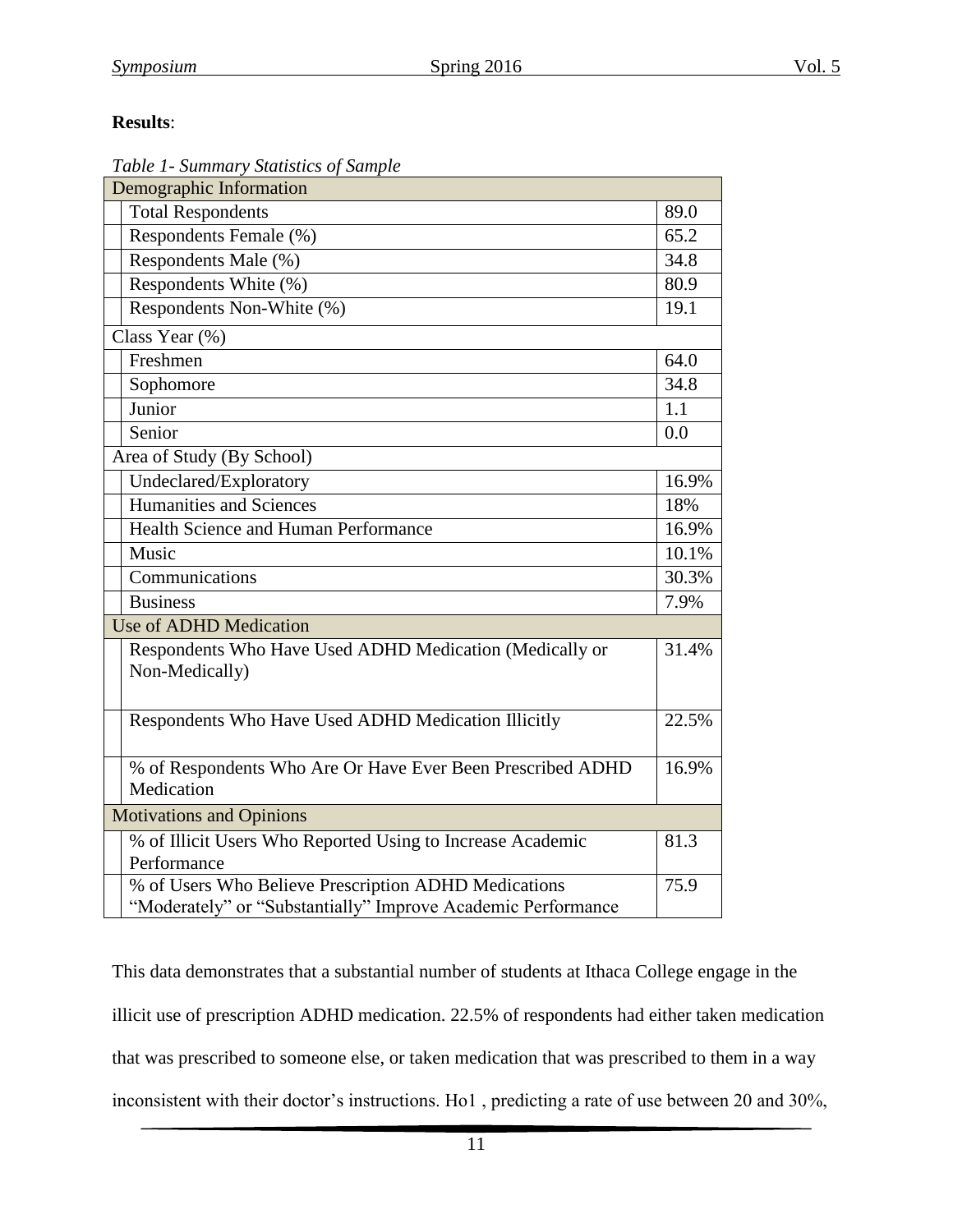**Results**:

*Table 1- Summary Statistics of Sample*

| | |
|---|---|
| **Demographic Information** | |
| Total Respondents | 89.0 |
| Respondents Female (%) | 65.2 |
| Respondents Male (%) | 34.8 |
| Respondents White (%) | 80.9 |
| Respondents Non-White (%) | 19.1 |
| **Class Year (%)** | |
| Freshmen | 64.0 |
| Sophomore | 34.8 |
| Junior | 1.1 |
| Senior | 0.0 |
| **Area of Study (By School)** | |
| Undeclared/Exploratory | 16.9% |
| Humanities and Sciences | 18% |
| Health Science and Human Performance | 16.9% |
| Music | 10.1% |
| Communications | 30.3% |
| Business | 7.9% |
| **Use of ADHD Medication** | |
| Respondents Who Have Used ADHD Medication (Medically or Non-Medically) | 31.4% |
| Respondents Who Have Used ADHD Medication Illicitly | 22.5% |
| % of Respondents Who Are Or Have Ever Been Prescribed ADHD Medication | 16.9% |
| **Motivations and Opinions** | |
| % of Illicit Users Who Reported Using to Increase Academic Performance | 81.3 |
| % of Users Who Believe Prescription ADHD Medications "Moderately" or "Substantially" Improve Academic Performance | 75.9 |

This data demonstrates that a substantial number of students at Ithaca College engage in the illicit use of prescription ADHD medication. 22.5% of respondents had either taken medication that was prescribed to someone else, or taken medication that was prescribed to them in a way inconsistent with their doctor's instructions. Ho1 , predicting a rate of use between 20 and 30%,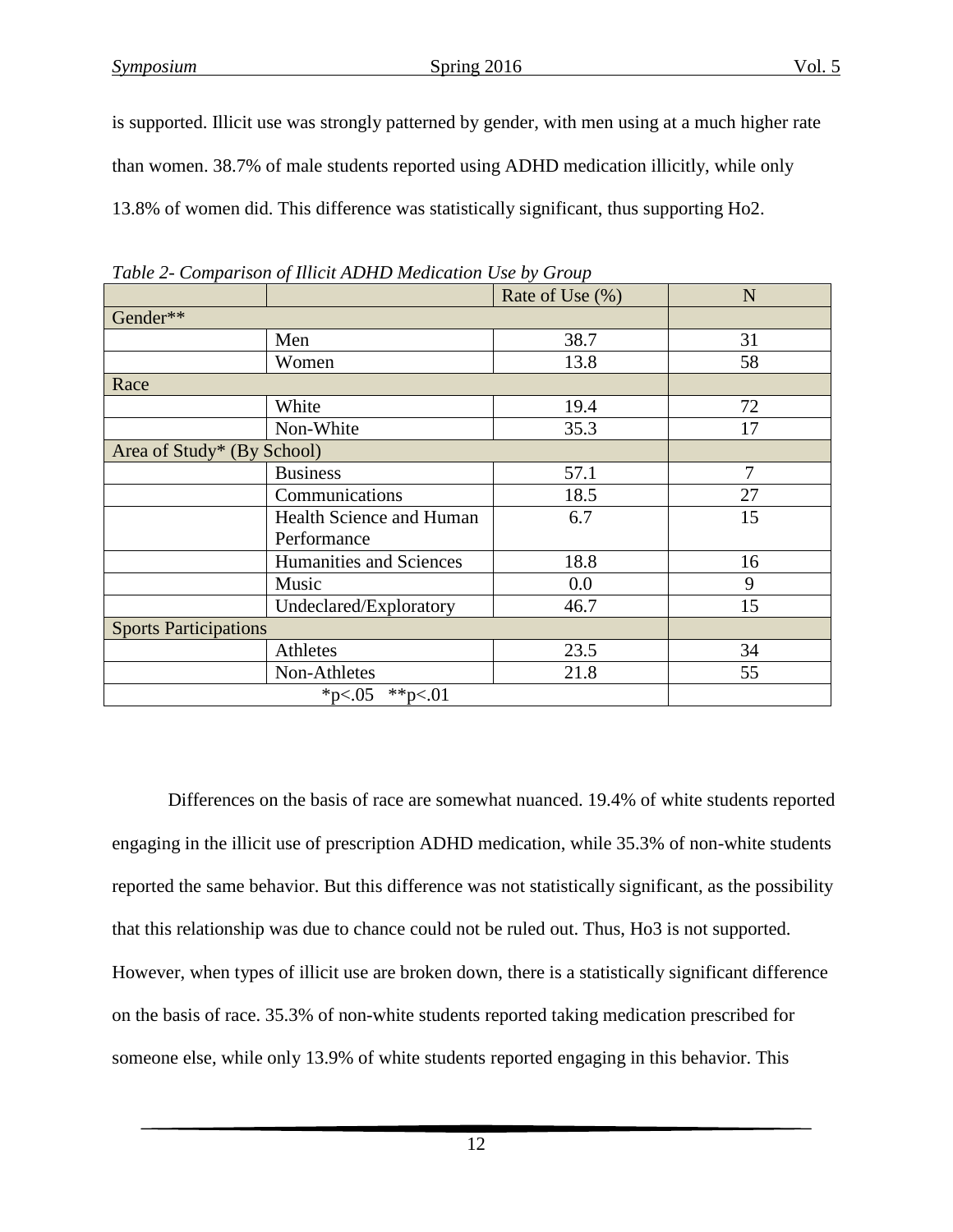is supported. Illicit use was strongly patterned by gender, with men using at a much higher rate than women. 38.7% of male students reported using ADHD medication illicitly, while only 13.8% of women did. This difference was statistically significant, thus supporting Ho2.

*Table 2- Comparison of Illicit ADHD Medication Use by Group*

| | | Rate of Use (%) | N |
|---|---|---|---|
| Gender** | | | |
| | Men | 38.7 | 31 |
| | Women | 13.8 | 58 |
| Race | | | |
| | White | 19.4 | 72 |
| | Non-White | 35.3 | 17 |
| Area of Study* (By School) | | | |
| | Business | 57.1 | 7 |
| | Communications | 18.5 | 27 |
| | Health Science and Human Performance | 6.7 | 15 |
| | Humanities and Sciences | 18.8 | 16 |
| | Music | 0.0 | 9 |
| | Undeclared/Exploratory | 46.7 | 15 |
| Sports Participations | | | |
| | Athletes | 23.5 | 34 |
| | Non-Athletes | 21.8 | 55 |
| *p<.05 **p<.01 | | | |

Differences on the basis of race are somewhat nuanced. 19.4% of white students reported engaging in the illicit use of prescription ADHD medication, while 35.3% of non-white students reported the same behavior. But this difference was not statistically significant, as the possibility that this relationship was due to chance could not be ruled out. Thus, Ho3 is not supported. However, when types of illicit use are broken down, there is a statistically significant difference on the basis of race. 35.3% of non-white students reported taking medication prescribed for someone else, while only 13.9% of white students reported engaging in this behavior. This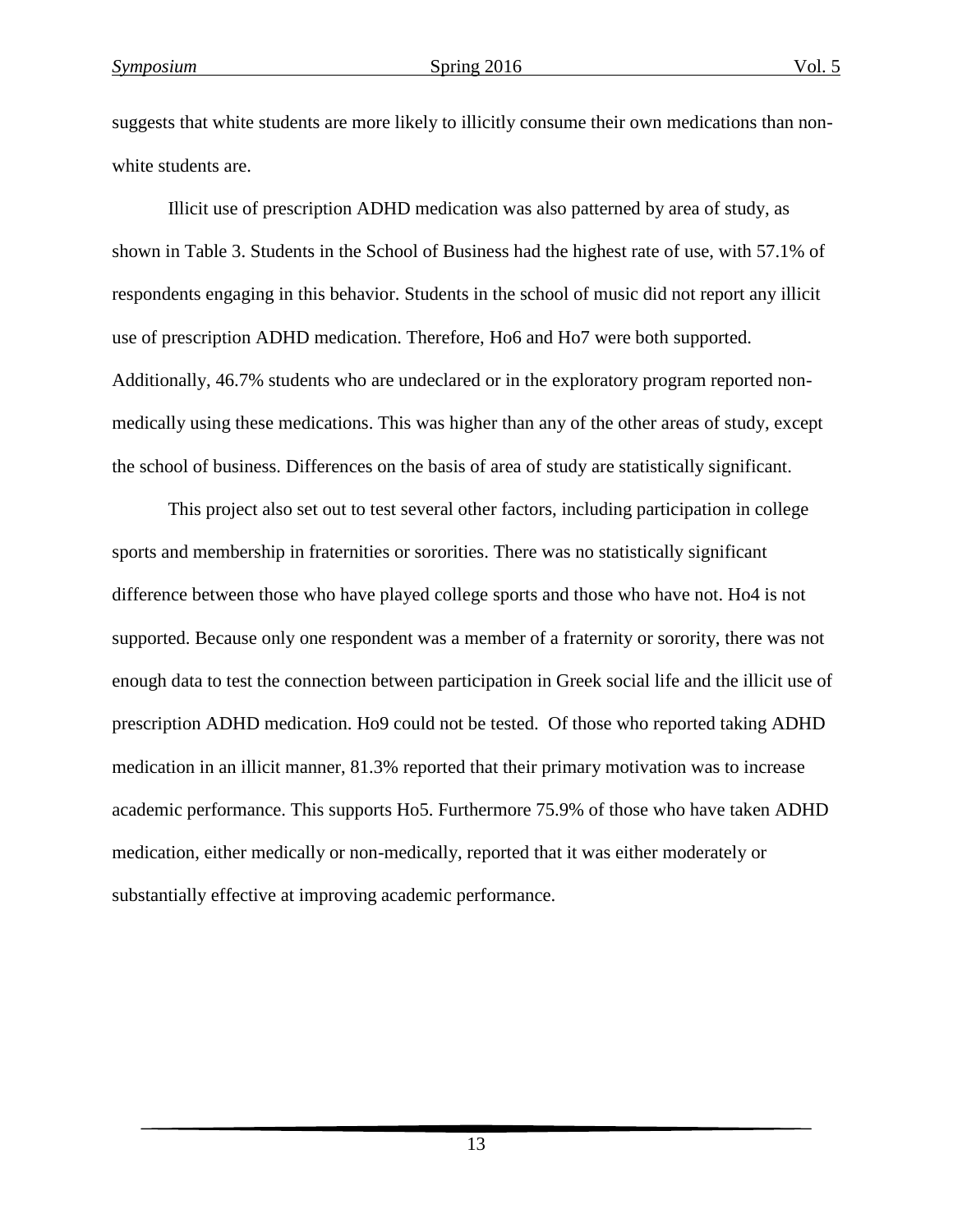suggests that white students are more likely to illicitly consume their own medications than non-white students are.

Illicit use of prescription ADHD medication was also patterned by area of study, as shown in Table 3. Students in the School of Business had the highest rate of use, with 57.1% of respondents engaging in this behavior. Students in the school of music did not report any illicit use of prescription ADHD medication. Therefore, Ho6 and Ho7 were both supported. Additionally, 46.7% students who are undeclared or in the exploratory program reported non-medically using these medications. This was higher than any of the other areas of study, except the school of business. Differences on the basis of area of study are statistically significant.

This project also set out to test several other factors, including participation in college sports and membership in fraternities or sororities. There was no statistically significant difference between those who have played college sports and those who have not. Ho4 is not supported. Because only one respondent was a member of a fraternity or sorority, there was not enough data to test the connection between participation in Greek social life and the illicit use of prescription ADHD medication. Ho9 could not be tested. Of those who reported taking ADHD medication in an illicit manner, 81.3% reported that their primary motivation was to increase academic performance. This supports Ho5. Furthermore 75.9% of those who have taken ADHD medication, either medically or non-medically, reported that it was either moderately or substantially effective at improving academic performance.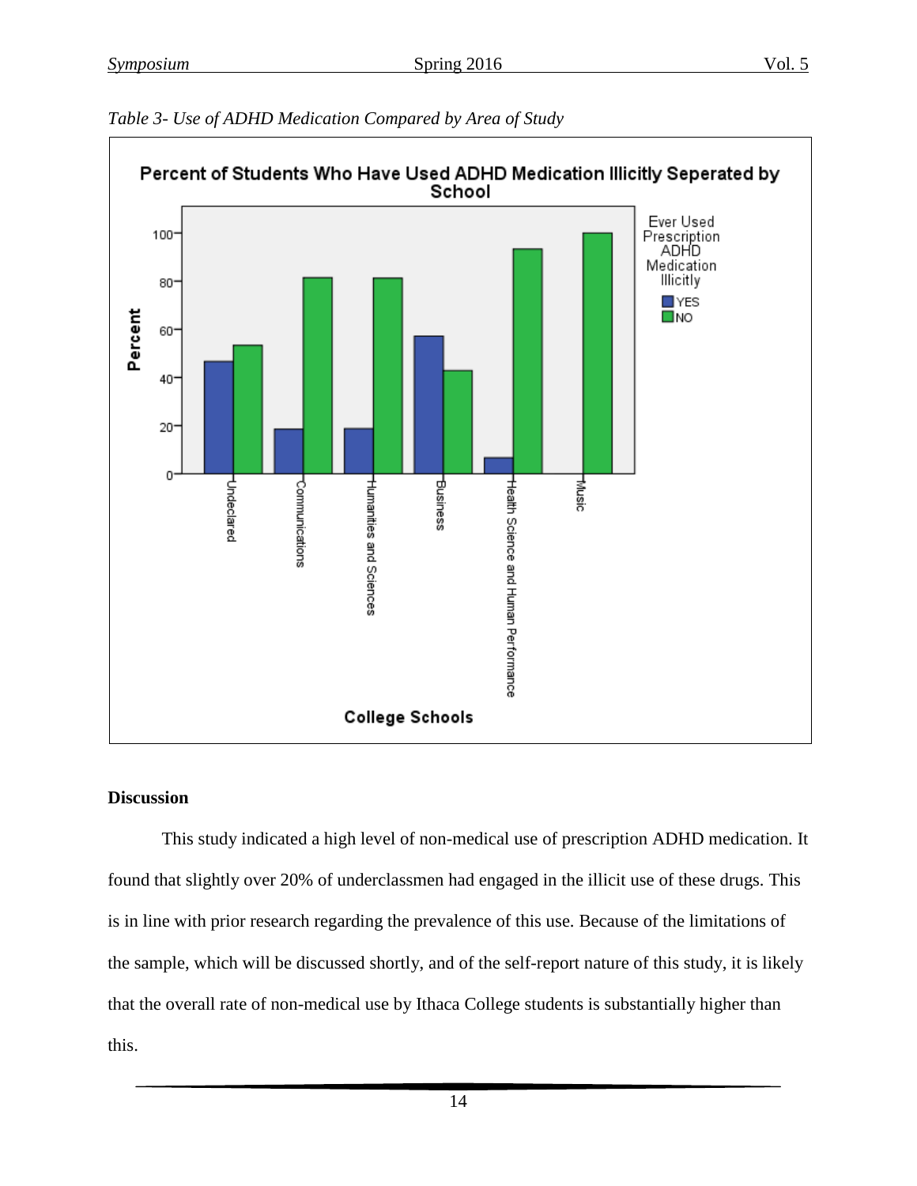*Table 3- Use of ADHD Medication Compared by Area of Study*

**Percent of Students Who Have Used ADHD Medication Illicitly Seperated by School**

Ever Used Prescription ADHD Medication Illicitly: YES / NO

Percent

Undeclared, Communications, Humanities and Sciences, Business, Health Science and Human Performance, Music

**College Schools**

## Discussion

This study indicated a high level of non-medical use of prescription ADHD medication. It found that slightly over 20% of underclassmen had engaged in the illicit use of these drugs. This is in line with prior research regarding the prevalence of this use. Because of the limitations of the sample, which will be discussed shortly, and of the self-report nature of this study, it is likely that the overall rate of non-medical use by Ithaca College students is substantially higher than this.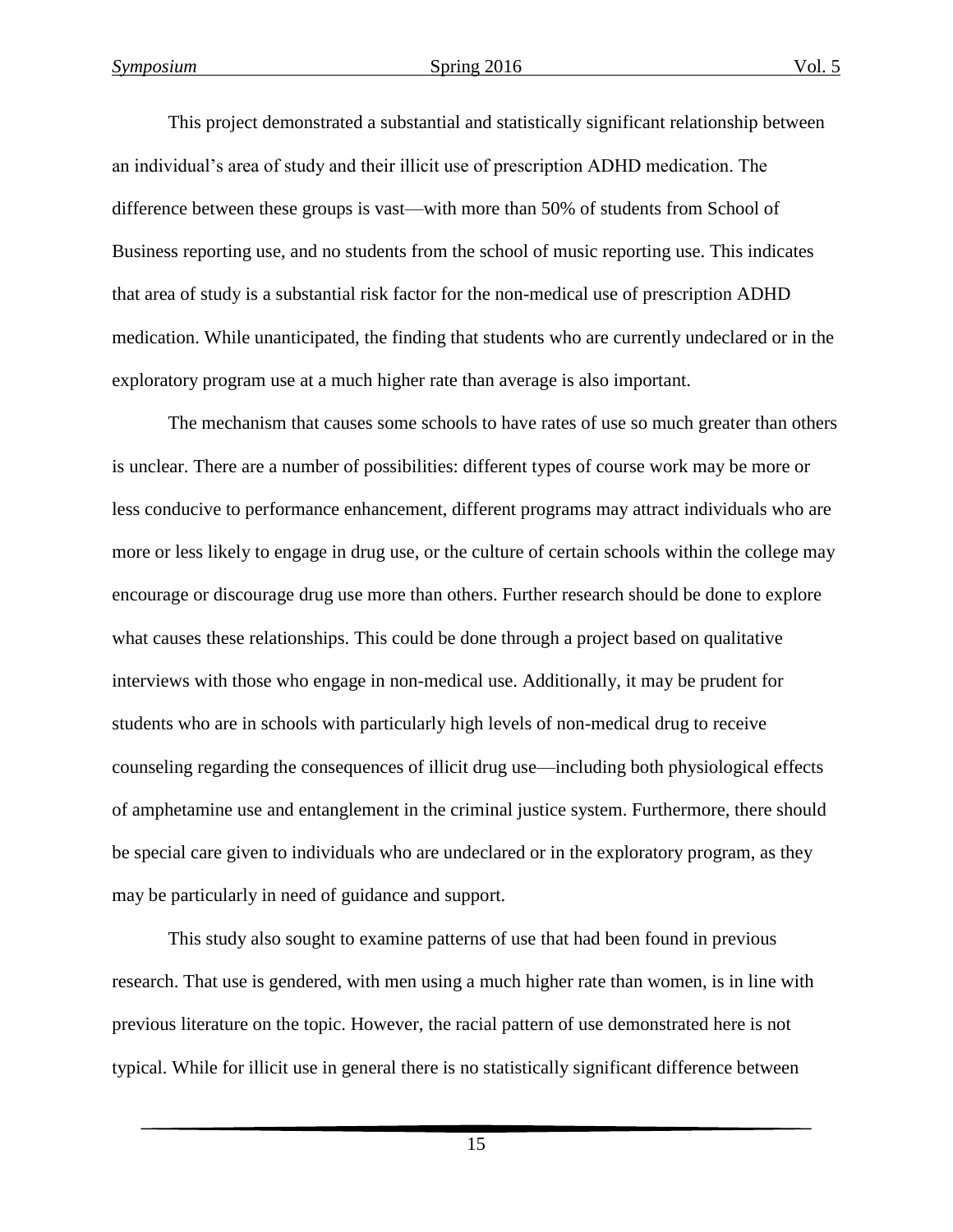This project demonstrated a substantial and statistically significant relationship between an individual's area of study and their illicit use of prescription ADHD medication. The difference between these groups is vast—with more than 50% of students from School of Business reporting use, and no students from the school of music reporting use. This indicates that area of study is a substantial risk factor for the non-medical use of prescription ADHD medication. While unanticipated, the finding that students who are currently undeclared or in the exploratory program use at a much higher rate than average is also important.

The mechanism that causes some schools to have rates of use so much greater than others is unclear. There are a number of possibilities: different types of course work may be more or less conducive to performance enhancement, different programs may attract individuals who are more or less likely to engage in drug use, or the culture of certain schools within the college may encourage or discourage drug use more than others. Further research should be done to explore what causes these relationships. This could be done through a project based on qualitative interviews with those who engage in non-medical use. Additionally, it may be prudent for students who are in schools with particularly high levels of non-medical drug to receive counseling regarding the consequences of illicit drug use—including both physiological effects of amphetamine use and entanglement in the criminal justice system. Furthermore, there should be special care given to individuals who are undeclared or in the exploratory program, as they may be particularly in need of guidance and support.

This study also sought to examine patterns of use that had been found in previous research. That use is gendered, with men using a much higher rate than women, is in line with previous literature on the topic. However, the racial pattern of use demonstrated here is not typical. While for illicit use in general there is no statistically significant difference between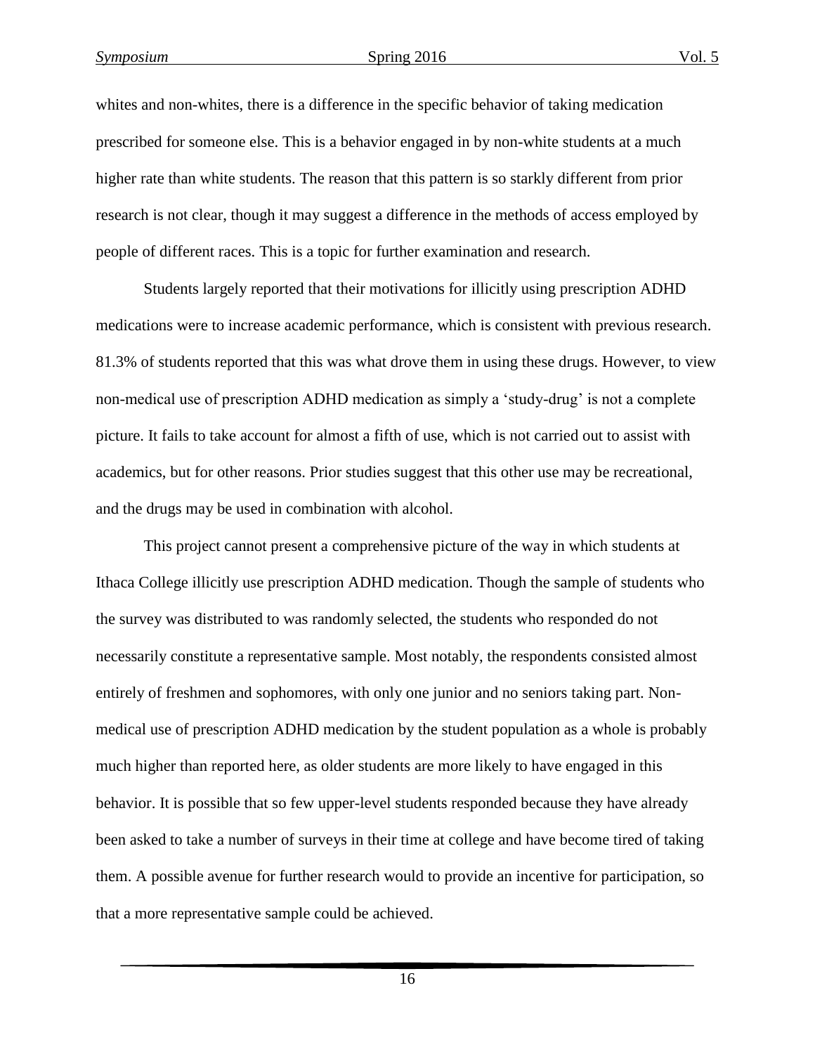whites and non-whites, there is a difference in the specific behavior of taking medication prescribed for someone else. This is a behavior engaged in by non-white students at a much higher rate than white students. The reason that this pattern is so starkly different from prior research is not clear, though it may suggest a difference in the methods of access employed by people of different races. This is a topic for further examination and research.

Students largely reported that their motivations for illicitly using prescription ADHD medications were to increase academic performance, which is consistent with previous research. 81.3% of students reported that this was what drove them in using these drugs. However, to view non-medical use of prescription ADHD medication as simply a 'study-drug' is not a complete picture. It fails to take account for almost a fifth of use, which is not carried out to assist with academics, but for other reasons. Prior studies suggest that this other use may be recreational, and the drugs may be used in combination with alcohol.

This project cannot present a comprehensive picture of the way in which students at Ithaca College illicitly use prescription ADHD medication. Though the sample of students who the survey was distributed to was randomly selected, the students who responded do not necessarily constitute a representative sample. Most notably, the respondents consisted almost entirely of freshmen and sophomores, with only one junior and no seniors taking part. Non-medical use of prescription ADHD medication by the student population as a whole is probably much higher than reported here, as older students are more likely to have engaged in this behavior. It is possible that so few upper-level students responded because they have already been asked to take a number of surveys in their time at college and have become tired of taking them. A possible avenue for further research would to provide an incentive for participation, so that a more representative sample could be achieved.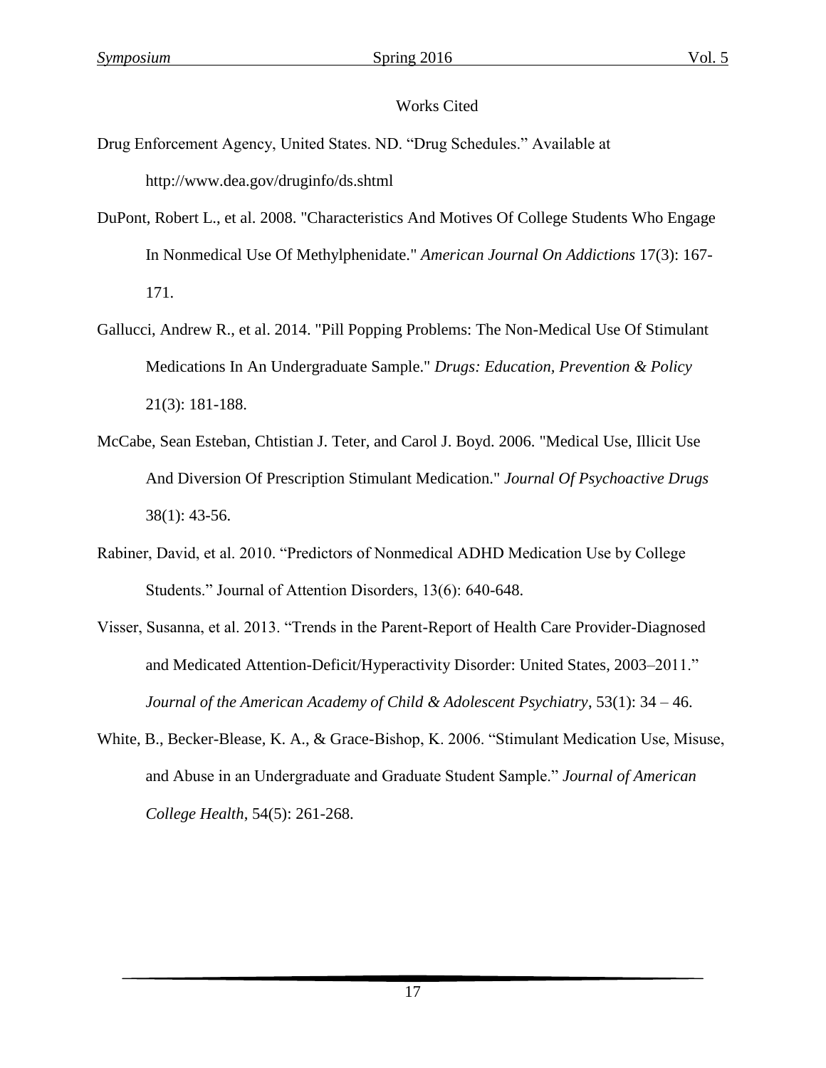## Works Cited

Drug Enforcement Agency, United States. ND. "Drug Schedules." Available at http://www.dea.gov/druginfo/ds.shtml

DuPont, Robert L., et al. 2008. "Characteristics And Motives Of College Students Who Engage In Nonmedical Use Of Methylphenidate." *American Journal On Addictions* 17(3): 167-171.

Gallucci, Andrew R., et al. 2014. "Pill Popping Problems: The Non-Medical Use Of Stimulant Medications In An Undergraduate Sample." *Drugs: Education, Prevention & Policy* 21(3): 181-188.

McCabe, Sean Esteban, Chtistian J. Teter, and Carol J. Boyd. 2006. "Medical Use, Illicit Use And Diversion Of Prescription Stimulant Medication." *Journal Of Psychoactive Drugs* 38(1): 43-56.

Rabiner, David, et al. 2010. "Predictors of Nonmedical ADHD Medication Use by College Students." Journal of Attention Disorders, 13(6): 640-648.

Visser, Susanna, et al. 2013. "Trends in the Parent-Report of Health Care Provider-Diagnosed and Medicated Attention-Deficit/Hyperactivity Disorder: United States, 2003–2011." *Journal of the American Academy of Child & Adolescent Psychiatry*, 53(1): 34 – 46.

White, B., Becker-Blease, K. A., & Grace-Bishop, K. 2006. "Stimulant Medication Use, Misuse, and Abuse in an Undergraduate and Graduate Student Sample." *Journal of American College Health*, 54(5): 261-268.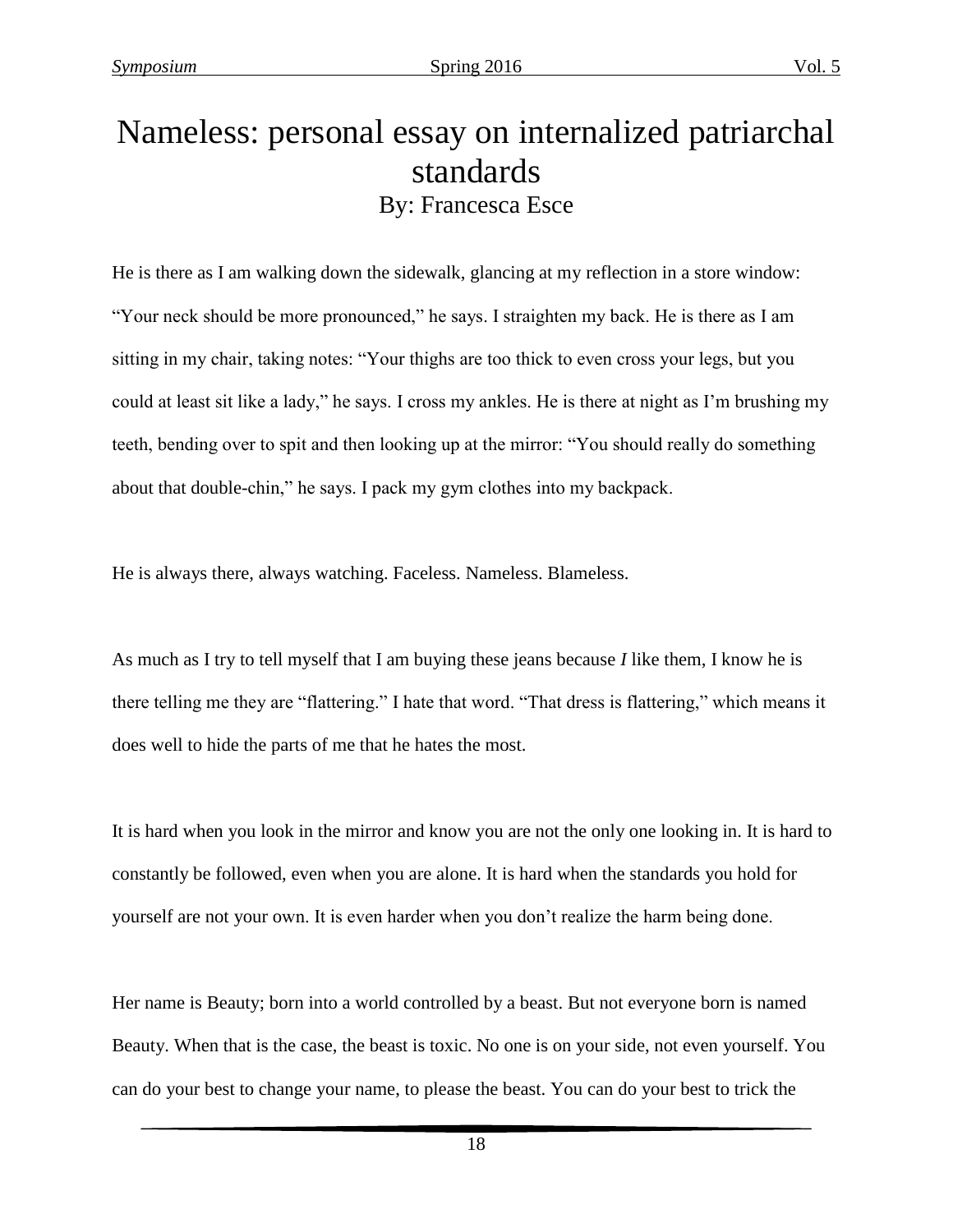# Nameless: personal essay on internalized patriarchal standards

By: Francesca Esce

He is there as I am walking down the sidewalk, glancing at my reflection in a store window: "Your neck should be more pronounced," he says. I straighten my back. He is there as I am sitting in my chair, taking notes: "Your thighs are too thick to even cross your legs, but you could at least sit like a lady," he says. I cross my ankles. He is there at night as I'm brushing my teeth, bending over to spit and then looking up at the mirror: "You should really do something about that double-chin," he says. I pack my gym clothes into my backpack.

He is always there, always watching. Faceless. Nameless. Blameless.

As much as I try to tell myself that I am buying these jeans because *I* like them, I know he is there telling me they are "flattering." I hate that word. "That dress is flattering," which means it does well to hide the parts of me that he hates the most.

It is hard when you look in the mirror and know you are not the only one looking in. It is hard to constantly be followed, even when you are alone. It is hard when the standards you hold for yourself are not your own. It is even harder when you don't realize the harm being done.

Her name is Beauty; born into a world controlled by a beast. But not everyone born is named Beauty. When that is the case, the beast is toxic. No one is on your side, not even yourself. You can do your best to change your name, to please the beast. You can do your best to trick the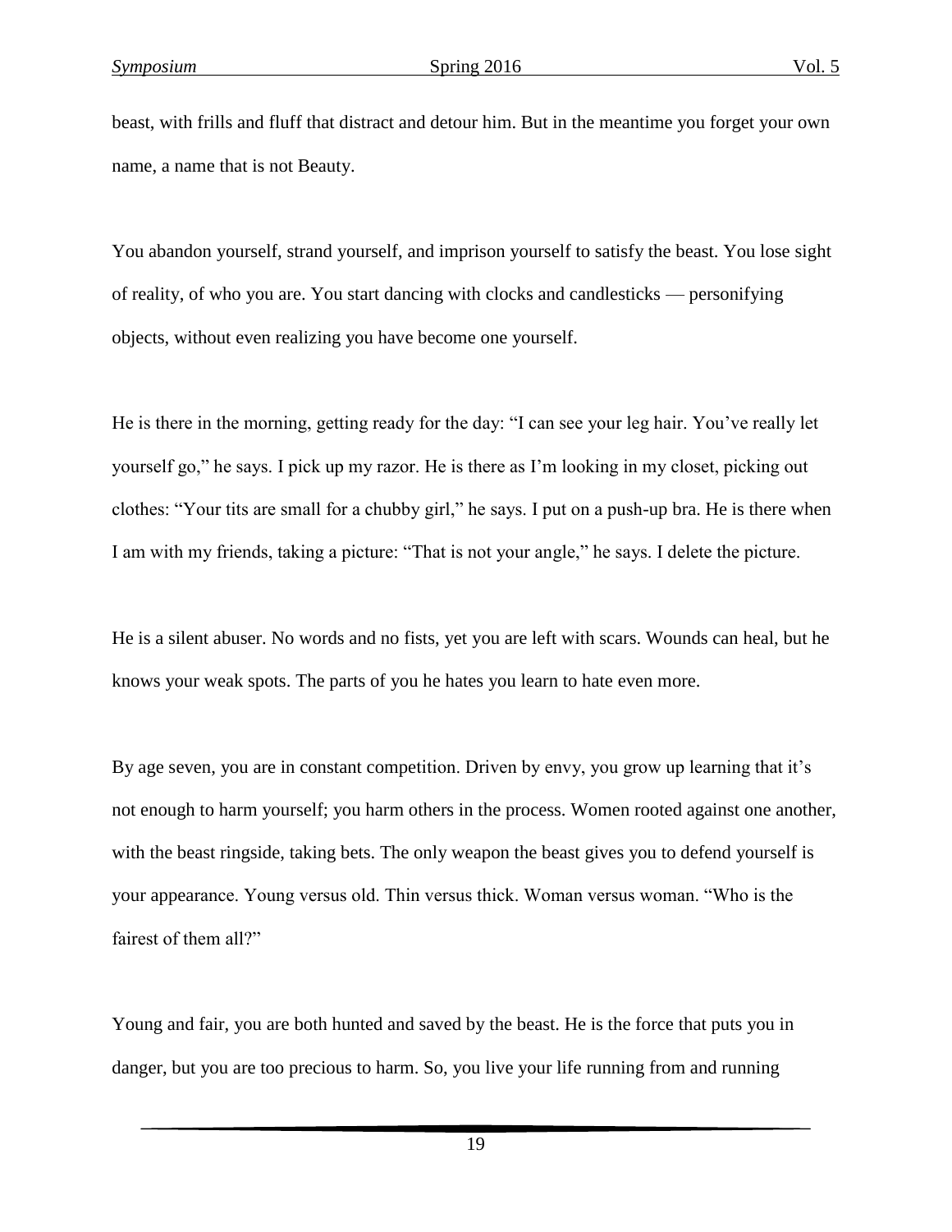beast, with frills and fluff that distract and detour him. But in the meantime you forget your own name, a name that is not Beauty.

You abandon yourself, strand yourself, and imprison yourself to satisfy the beast. You lose sight of reality, of who you are. You start dancing with clocks and candlesticks — personifying objects, without even realizing you have become one yourself.

He is there in the morning, getting ready for the day: "I can see your leg hair. You've really let yourself go," he says. I pick up my razor. He is there as I'm looking in my closet, picking out clothes: "Your tits are small for a chubby girl," he says. I put on a push-up bra. He is there when I am with my friends, taking a picture: "That is not your angle," he says. I delete the picture.

He is a silent abuser. No words and no fists, yet you are left with scars. Wounds can heal, but he knows your weak spots. The parts of you he hates you learn to hate even more.

By age seven, you are in constant competition. Driven by envy, you grow up learning that it's not enough to harm yourself; you harm others in the process. Women rooted against one another, with the beast ringside, taking bets. The only weapon the beast gives you to defend yourself is your appearance. Young versus old. Thin versus thick. Woman versus woman. "Who is the fairest of them all?"

Young and fair, you are both hunted and saved by the beast. He is the force that puts you in danger, but you are too precious to harm. So, you live your life running from and running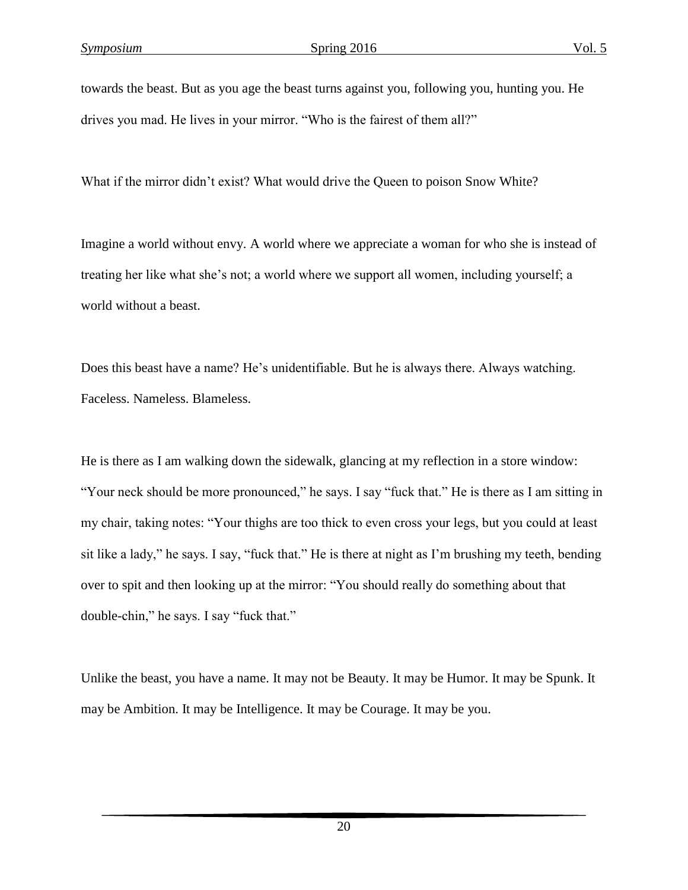towards the beast. But as you age the beast turns against you, following you, hunting you. He drives you mad. He lives in your mirror. "Who is the fairest of them all?"

What if the mirror didn't exist? What would drive the Queen to poison Snow White?

Imagine a world without envy. A world where we appreciate a woman for who she is instead of treating her like what she's not; a world where we support all women, including yourself; a world without a beast.

Does this beast have a name? He's unidentifiable. But he is always there. Always watching. Faceless. Nameless. Blameless.

He is there as I am walking down the sidewalk, glancing at my reflection in a store window: "Your neck should be more pronounced," he says. I say "fuck that." He is there as I am sitting in my chair, taking notes: "Your thighs are too thick to even cross your legs, but you could at least sit like a lady," he says. I say, "fuck that." He is there at night as I'm brushing my teeth, bending over to spit and then looking up at the mirror: "You should really do something about that double-chin," he says. I say "fuck that."

Unlike the beast, you have a name. It may not be Beauty. It may be Humor. It may be Spunk. It may be Ambition. It may be Intelligence. It may be Courage. It may be you.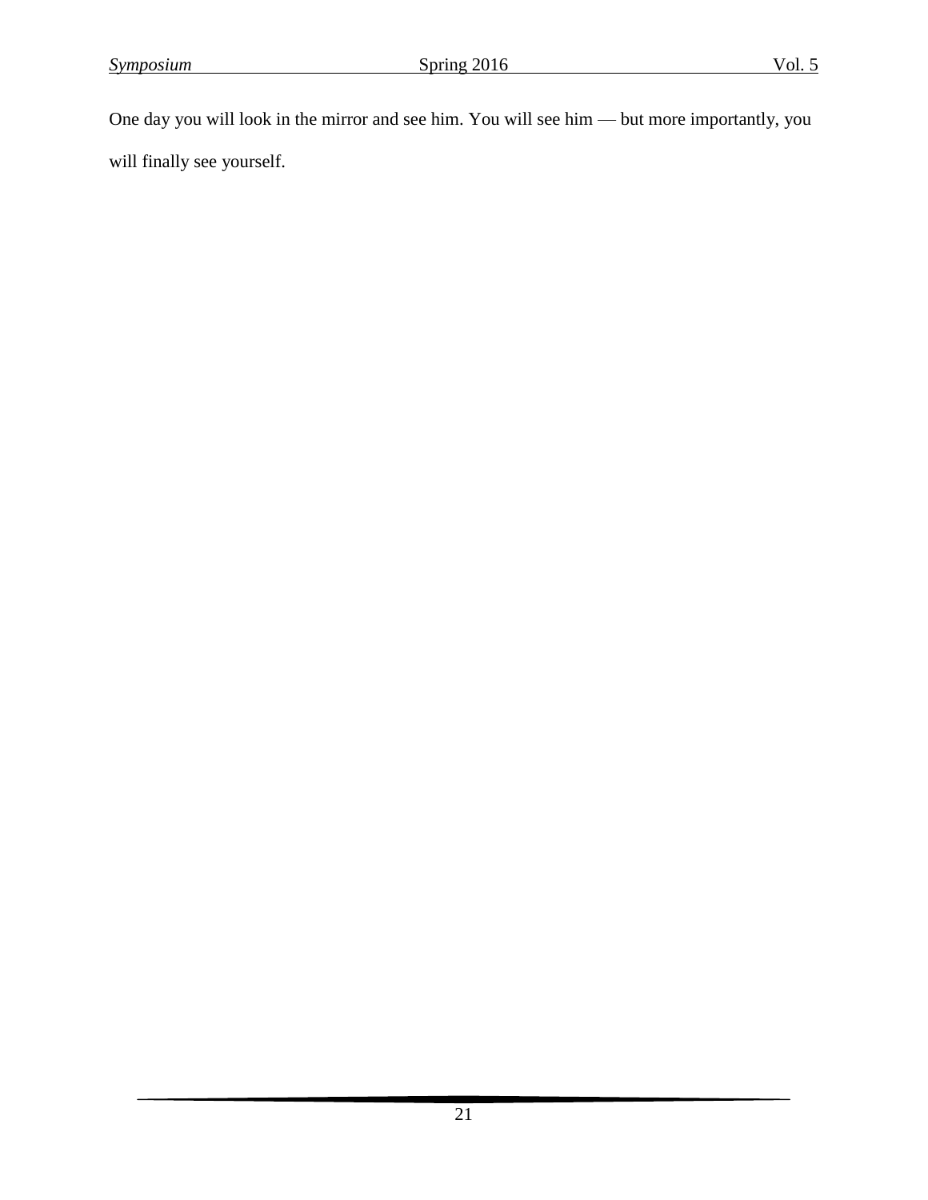One day you will look in the mirror and see him. You will see him — but more importantly, you will finally see yourself.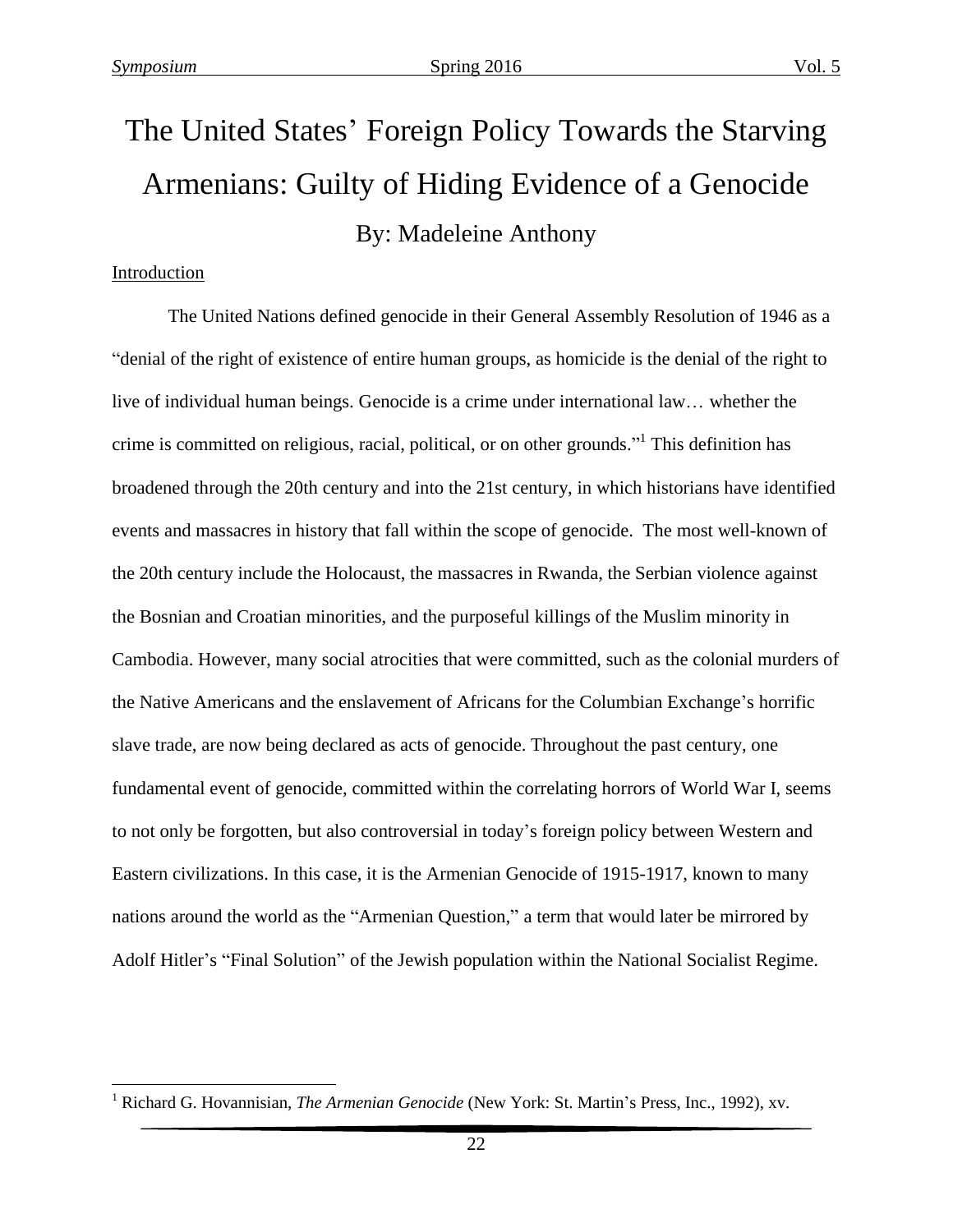# The United States' Foreign Policy Towards the Starving Armenians: Guilty of Hiding Evidence of a Genocide

By: Madeleine Anthony

## Introduction

The United Nations defined genocide in their General Assembly Resolution of 1946 as a "denial of the right of existence of entire human groups, as homicide is the denial of the right to live of individual human beings. Genocide is a crime under international law… whether the crime is committed on religious, racial, political, or on other grounds."[1] This definition has broadened through the 20th century and into the 21st century, in which historians have identified events and massacres in history that fall within the scope of genocide. The most well-known of the 20th century include the Holocaust, the massacres in Rwanda, the Serbian violence against the Bosnian and Croatian minorities, and the purposeful killings of the Muslim minority in Cambodia. However, many social atrocities that were committed, such as the colonial murders of the Native Americans and the enslavement of Africans for the Columbian Exchange's horrific slave trade, are now being declared as acts of genocide. Throughout the past century, one fundamental event of genocide, committed within the correlating horrors of World War I, seems to not only be forgotten, but also controversial in today's foreign policy between Western and Eastern civilizations. In this case, it is the Armenian Genocide of 1915-1917, known to many nations around the world as the "Armenian Question," a term that would later be mirrored by Adolf Hitler's "Final Solution" of the Jewish population within the National Socialist Regime.

[1] Richard G. Hovannisian, *The Armenian Genocide* (New York: St. Martin's Press, Inc., 1992), xv.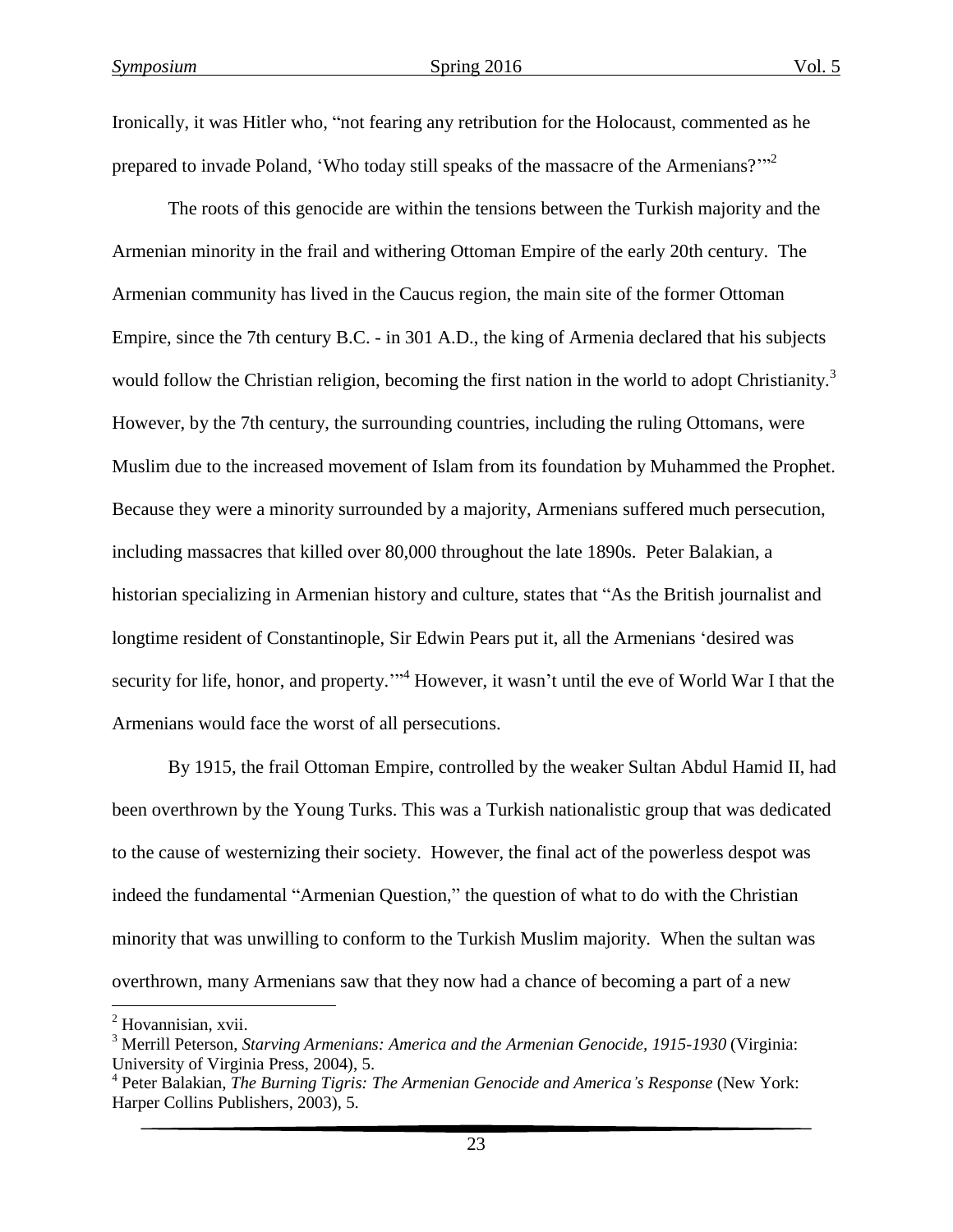Ironically, it was Hitler who, "not fearing any retribution for the Holocaust, commented as he prepared to invade Poland, 'Who today still speaks of the massacre of the Armenians?'"[2]

The roots of this genocide are within the tensions between the Turkish majority and the Armenian minority in the frail and withering Ottoman Empire of the early 20th century. The Armenian community has lived in the Caucus region, the main site of the former Ottoman Empire, since the 7th century B.C. - in 301 A.D., the king of Armenia declared that his subjects would follow the Christian religion, becoming the first nation in the world to adopt Christianity.[3] However, by the 7th century, the surrounding countries, including the ruling Ottomans, were Muslim due to the increased movement of Islam from its foundation by Muhammed the Prophet. Because they were a minority surrounded by a majority, Armenians suffered much persecution, including massacres that killed over 80,000 throughout the late 1890s. Peter Balakian, a historian specializing in Armenian history and culture, states that "As the British journalist and longtime resident of Constantinople, Sir Edwin Pears put it, all the Armenians 'desired was security for life, honor, and property.'"[4] However, it wasn't until the eve of World War I that the Armenians would face the worst of all persecutions.

By 1915, the frail Ottoman Empire, controlled by the weaker Sultan Abdul Hamid II, had been overthrown by the Young Turks. This was a Turkish nationalistic group that was dedicated to the cause of westernizing their society. However, the final act of the powerless despot was indeed the fundamental "Armenian Question," the question of what to do with the Christian minority that was unwilling to conform to the Turkish Muslim majority. When the sultan was overthrown, many Armenians saw that they now had a chance of becoming a part of a new

---

[2] Hovannisian, xvii.

[3] Merrill Peterson, *Starving Armenians: America and the Armenian Genocide, 1915-1930* (Virginia: University of Virginia Press, 2004), 5.

[4] Peter Balakian, *The Burning Tigris: The Armenian Genocide and America's Response* (New York: Harper Collins Publishers, 2003), 5.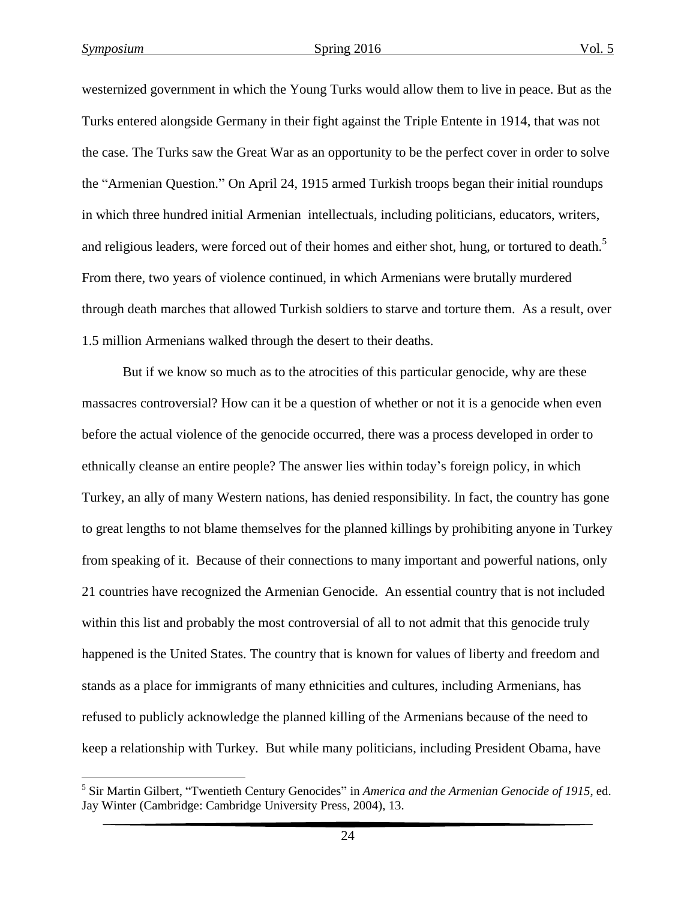westernized government in which the Young Turks would allow them to live in peace. But as the Turks entered alongside Germany in their fight against the Triple Entente in 1914, that was not the case. The Turks saw the Great War as an opportunity to be the perfect cover in order to solve the "Armenian Question." On April 24, 1915 armed Turkish troops began their initial roundups in which three hundred initial Armenian intellectuals, including politicians, educators, writers, and religious leaders, were forced out of their homes and either shot, hung, or tortured to death.[5] From there, two years of violence continued, in which Armenians were brutally murdered through death marches that allowed Turkish soldiers to starve and torture them. As a result, over 1.5 million Armenians walked through the desert to their deaths.

But if we know so much as to the atrocities of this particular genocide, why are these massacres controversial? How can it be a question of whether or not it is a genocide when even before the actual violence of the genocide occurred, there was a process developed in order to ethnically cleanse an entire people? The answer lies within today's foreign policy, in which Turkey, an ally of many Western nations, has denied responsibility. In fact, the country has gone to great lengths to not blame themselves for the planned killings by prohibiting anyone in Turkey from speaking of it. Because of their connections to many important and powerful nations, only 21 countries have recognized the Armenian Genocide. An essential country that is not included within this list and probably the most controversial of all to not admit that this genocide truly happened is the United States. The country that is known for values of liberty and freedom and stands as a place for immigrants of many ethnicities and cultures, including Armenians, has refused to publicly acknowledge the planned killing of the Armenians because of the need to keep a relationship with Turkey. But while many politicians, including President Obama, have

[5] Sir Martin Gilbert, "Twentieth Century Genocides" in *America and the Armenian Genocide of 1915*, ed. Jay Winter (Cambridge: Cambridge University Press, 2004), 13.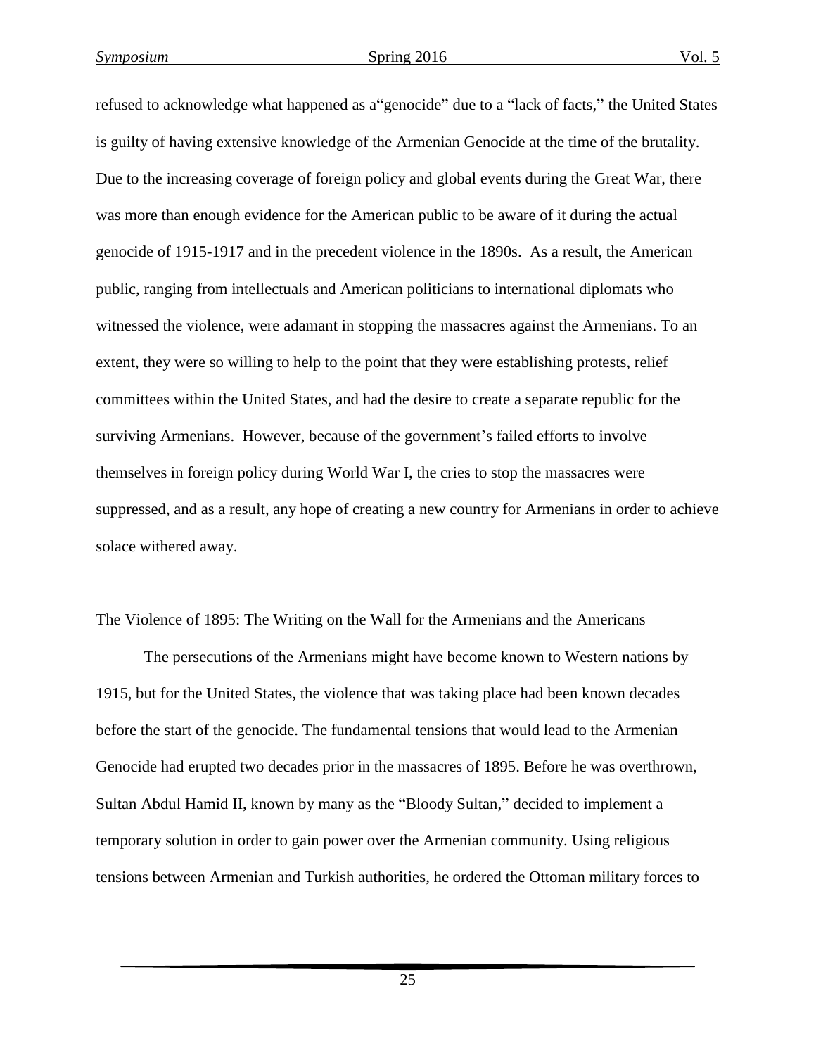refused to acknowledge what happened as a"genocide" due to a "lack of facts," the United States is guilty of having extensive knowledge of the Armenian Genocide at the time of the brutality. Due to the increasing coverage of foreign policy and global events during the Great War, there was more than enough evidence for the American public to be aware of it during the actual genocide of 1915-1917 and in the precedent violence in the 1890s. As a result, the American public, ranging from intellectuals and American politicians to international diplomats who witnessed the violence, were adamant in stopping the massacres against the Armenians. To an extent, they were so willing to help to the point that they were establishing protests, relief committees within the United States, and had the desire to create a separate republic for the surviving Armenians. However, because of the government's failed efforts to involve themselves in foreign policy during World War I, the cries to stop the massacres were suppressed, and as a result, any hope of creating a new country for Armenians in order to achieve solace withered away.

## The Violence of 1895: The Writing on the Wall for the Armenians and the Americans

The persecutions of the Armenians might have become known to Western nations by 1915, but for the United States, the violence that was taking place had been known decades before the start of the genocide. The fundamental tensions that would lead to the Armenian Genocide had erupted two decades prior in the massacres of 1895. Before he was overthrown, Sultan Abdul Hamid II, known by many as the "Bloody Sultan," decided to implement a temporary solution in order to gain power over the Armenian community. Using religious tensions between Armenian and Turkish authorities, he ordered the Ottoman military forces to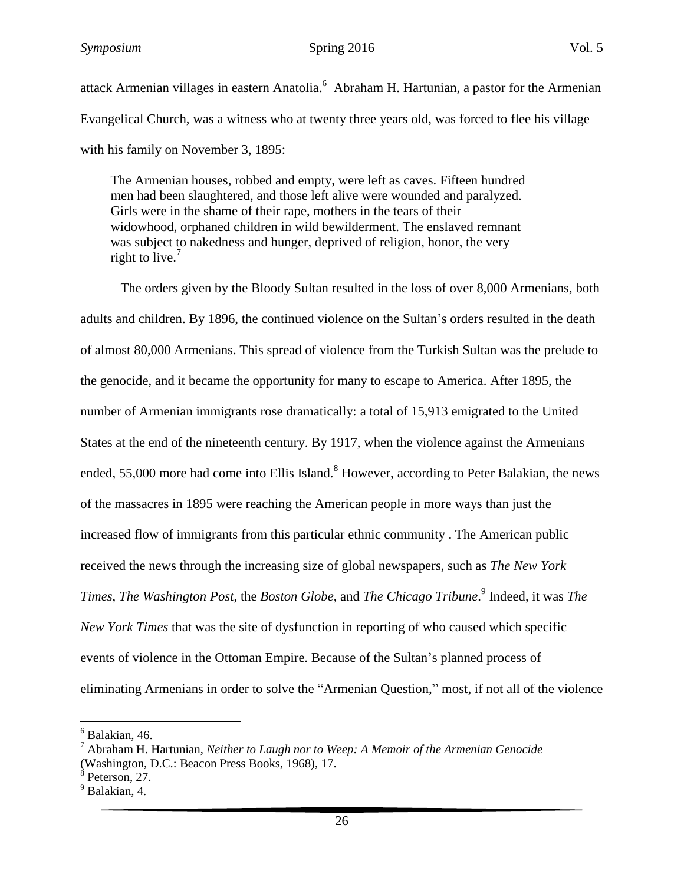attack Armenian villages in eastern Anatolia.[6] Abraham H. Hartunian, a pastor for the Armenian Evangelical Church, was a witness who at twenty three years old, was forced to flee his village with his family on November 3, 1895:

> The Armenian houses, robbed and empty, were left as caves. Fifteen hundred men had been slaughtered, and those left alive were wounded and paralyzed. Girls were in the shame of their rape, mothers in the tears of their widowhood, orphaned children in wild bewilderment. The enslaved remnant was subject to nakedness and hunger, deprived of religion, honor, the very right to live.[7]

The orders given by the Bloody Sultan resulted in the loss of over 8,000 Armenians, both adults and children. By 1896, the continued violence on the Sultan's orders resulted in the death of almost 80,000 Armenians. This spread of violence from the Turkish Sultan was the prelude to the genocide, and it became the opportunity for many to escape to America. After 1895, the number of Armenian immigrants rose dramatically: a total of 15,913 emigrated to the United States at the end of the nineteenth century. By 1917, when the violence against the Armenians ended, 55,000 more had come into Ellis Island.[8] However, according to Peter Balakian, the news of the massacres in 1895 were reaching the American people in more ways than just the increased flow of immigrants from this particular ethnic community . The American public received the news through the increasing size of global newspapers, such as *The New York Times*, *The Washington Post*, the *Boston Globe*, and *The Chicago Tribune*.[9] Indeed, it was *The New York Times* that was the site of dysfunction in reporting of who caused which specific events of violence in the Ottoman Empire. Because of the Sultan's planned process of eliminating Armenians in order to solve the "Armenian Question," most, if not all of the violence

---

[6] Balakian, 46.

[7] Abraham H. Hartunian, *Neither to Laugh nor to Weep: A Memoir of the Armenian Genocide* (Washington, D.C.: Beacon Press Books, 1968), 17.

[8] Peterson, 27.

[9] Balakian, 4.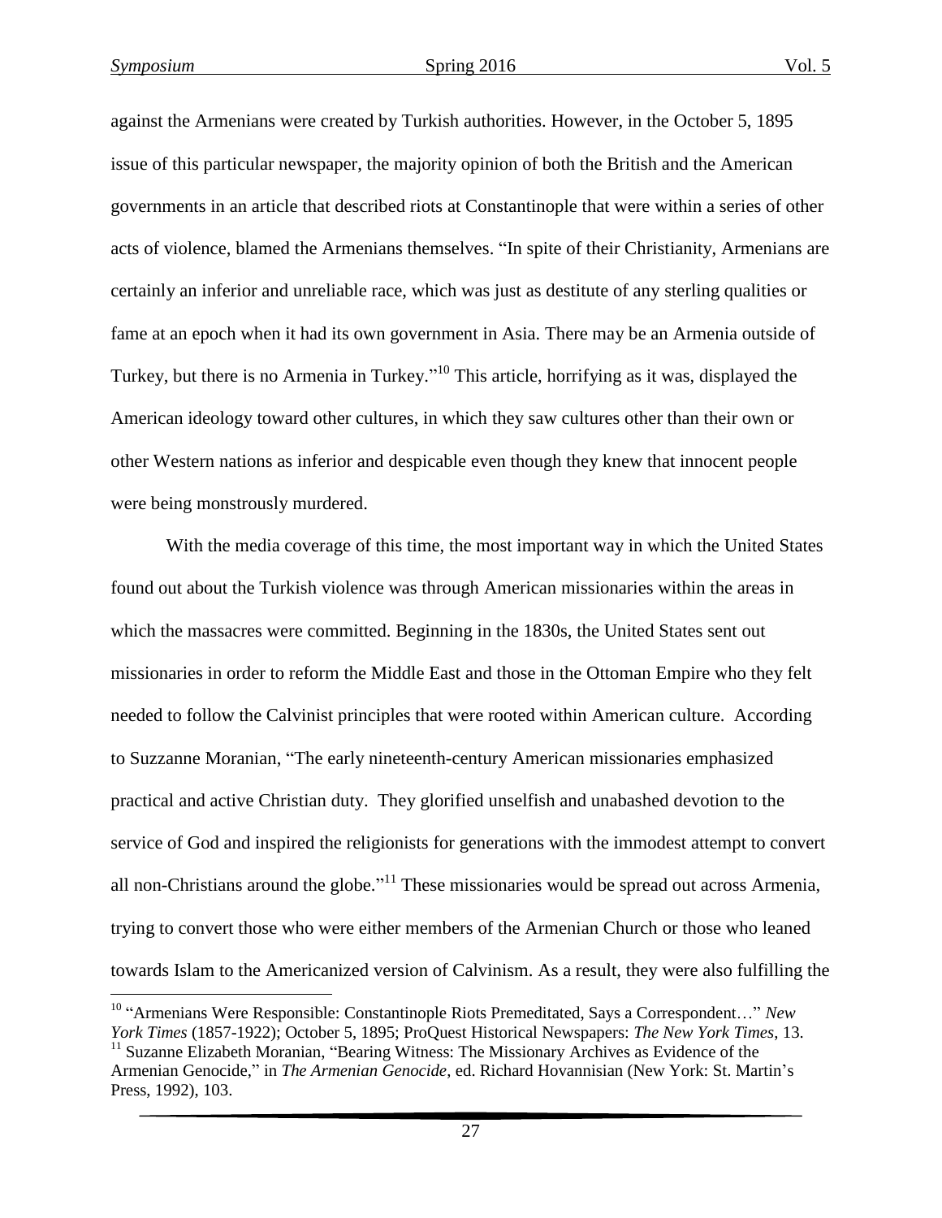against the Armenians were created by Turkish authorities. However, in the October 5, 1895 issue of this particular newspaper, the majority opinion of both the British and the American governments in an article that described riots at Constantinople that were within a series of other acts of violence, blamed the Armenians themselves. "In spite of their Christianity, Armenians are certainly an inferior and unreliable race, which was just as destitute of any sterling qualities or fame at an epoch when it had its own government in Asia. There may be an Armenia outside of Turkey, but there is no Armenia in Turkey."[10] This article, horrifying as it was, displayed the American ideology toward other cultures, in which they saw cultures other than their own or other Western nations as inferior and despicable even though they knew that innocent people were being monstrously murdered.

With the media coverage of this time, the most important way in which the United States found out about the Turkish violence was through American missionaries within the areas in which the massacres were committed. Beginning in the 1830s, the United States sent out missionaries in order to reform the Middle East and those in the Ottoman Empire who they felt needed to follow the Calvinist principles that were rooted within American culture. According to Suzzanne Moranian, "The early nineteenth-century American missionaries emphasized practical and active Christian duty. They glorified unselfish and unabashed devotion to the service of God and inspired the religionists for generations with the immodest attempt to convert all non-Christians around the globe."[11] These missionaries would be spread out across Armenia, trying to convert those who were either members of the Armenian Church or those who leaned towards Islam to the Americanized version of Calvinism. As a result, they were also fulfilling the

---

[10] "Armenians Were Responsible: Constantinople Riots Premeditated, Says a Correspondent…" *New York Times* (1857-1922); October 5, 1895; ProQuest Historical Newspapers: *The New York Times*, 13.

[11] Suzzanne Elizabeth Moranian, "Bearing Witness: The Missionary Archives as Evidence of the Armenian Genocide," in *The Armenian Genocide*, ed. Richard Hovannisian (New York: St. Martin's Press, 1992), 103.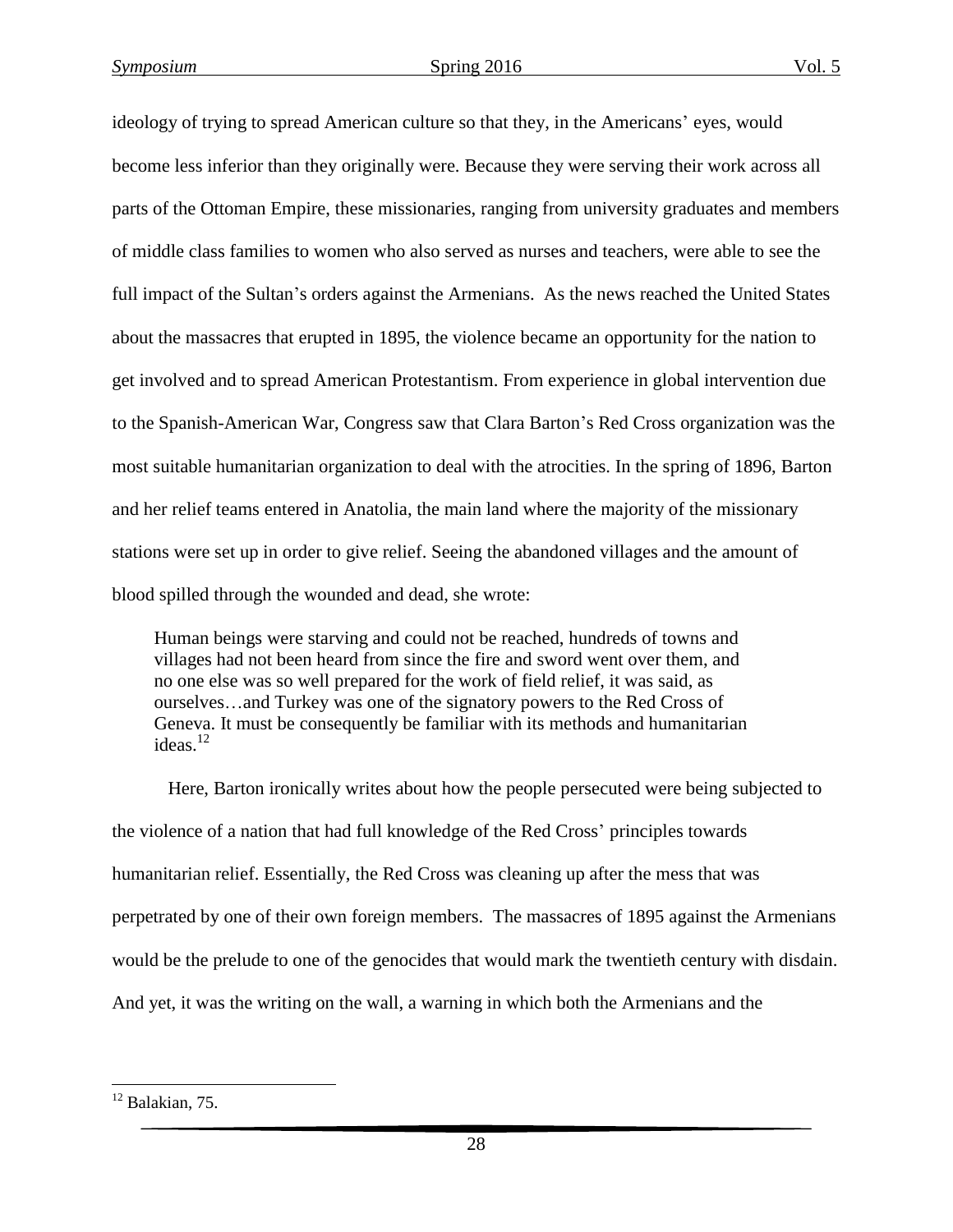ideology of trying to spread American culture so that they, in the Americans' eyes, would become less inferior than they originally were. Because they were serving their work across all parts of the Ottoman Empire, these missionaries, ranging from university graduates and members of middle class families to women who also served as nurses and teachers, were able to see the full impact of the Sultan's orders against the Armenians. As the news reached the United States about the massacres that erupted in 1895, the violence became an opportunity for the nation to get involved and to spread American Protestantism. From experience in global intervention due to the Spanish-American War, Congress saw that Clara Barton's Red Cross organization was the most suitable humanitarian organization to deal with the atrocities. In the spring of 1896, Barton and her relief teams entered in Anatolia, the main land where the majority of the missionary stations were set up in order to give relief. Seeing the abandoned villages and the amount of blood spilled through the wounded and dead, she wrote:

> Human beings were starving and could not be reached, hundreds of towns and villages had not been heard from since the fire and sword went over them, and no one else was so well prepared for the work of field relief, it was said, as ourselves…and Turkey was one of the signatory powers to the Red Cross of Geneva. It must be consequently be familiar with its methods and humanitarian ideas.[12]

Here, Barton ironically writes about how the people persecuted were being subjected to the violence of a nation that had full knowledge of the Red Cross' principles towards humanitarian relief. Essentially, the Red Cross was cleaning up after the mess that was perpetrated by one of their own foreign members. The massacres of 1895 against the Armenians would be the prelude to one of the genocides that would mark the twentieth century with disdain. And yet, it was the writing on the wall, a warning in which both the Armenians and the

---

[12] Balakian, 75.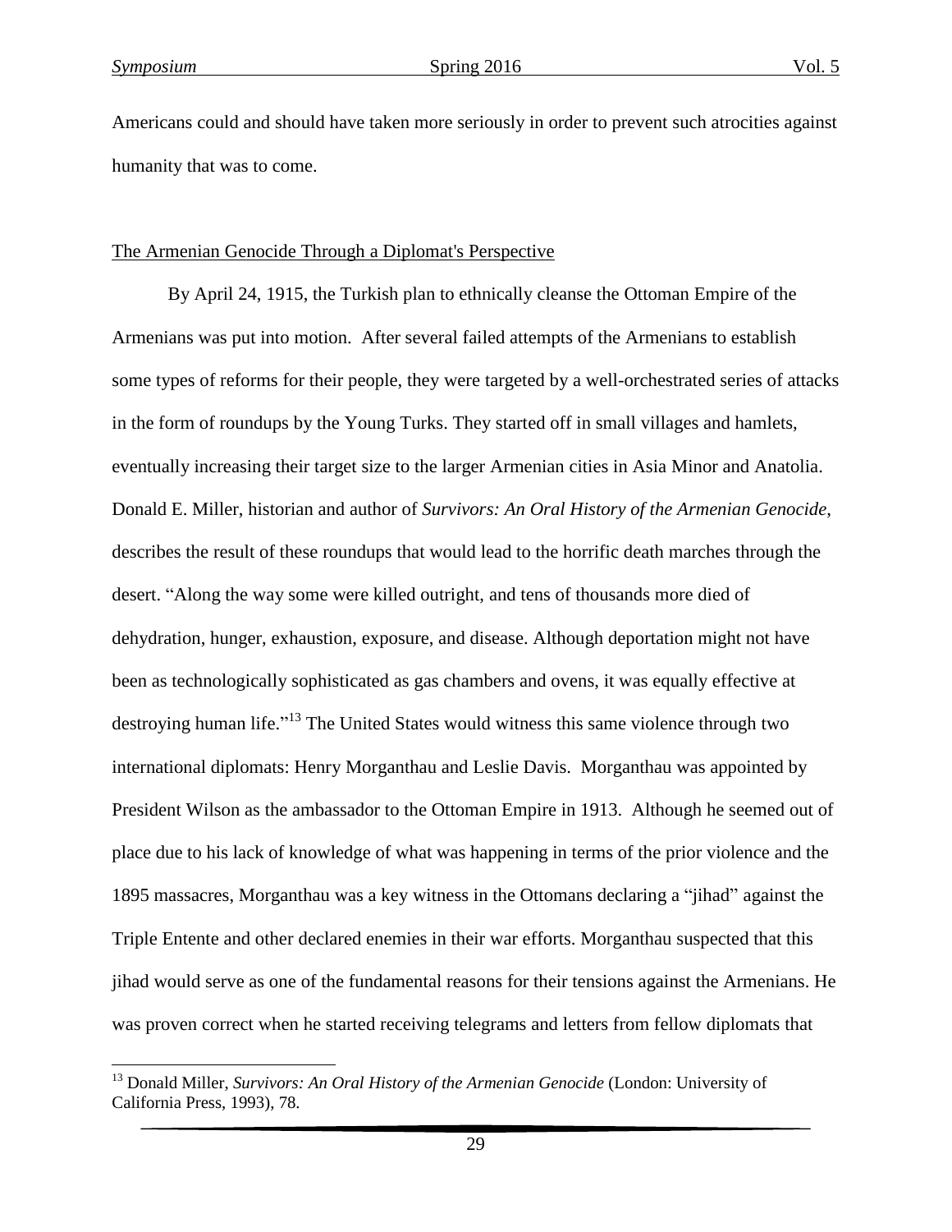Americans could and should have taken more seriously in order to prevent such atrocities against humanity that was to come.

## The Armenian Genocide Through a Diplomat's Perspective

By April 24, 1915, the Turkish plan to ethnically cleanse the Ottoman Empire of the Armenians was put into motion. After several failed attempts of the Armenians to establish some types of reforms for their people, they were targeted by a well-orchestrated series of attacks in the form of roundups by the Young Turks. They started off in small villages and hamlets, eventually increasing their target size to the larger Armenian cities in Asia Minor and Anatolia. Donald E. Miller, historian and author of *Survivors: An Oral History of the Armenian Genocide*, describes the result of these roundups that would lead to the horrific death marches through the desert. "Along the way some were killed outright, and tens of thousands more died of dehydration, hunger, exhaustion, exposure, and disease. Although deportation might not have been as technologically sophisticated as gas chambers and ovens, it was equally effective at destroying human life."[13] The United States would witness this same violence through two international diplomats: Henry Morganthau and Leslie Davis. Morganthau was appointed by President Wilson as the ambassador to the Ottoman Empire in 1913. Although he seemed out of place due to his lack of knowledge of what was happening in terms of the prior violence and the 1895 massacres, Morganthau was a key witness in the Ottomans declaring a "jihad" against the Triple Entente and other declared enemies in their war efforts. Morganthau suspected that this jihad would serve as one of the fundamental reasons for their tensions against the Armenians. He was proven correct when he started receiving telegrams and letters from fellow diplomats that

[13] Donald Miller, *Survivors: An Oral History of the Armenian Genocide* (London: University of California Press, 1993), 78.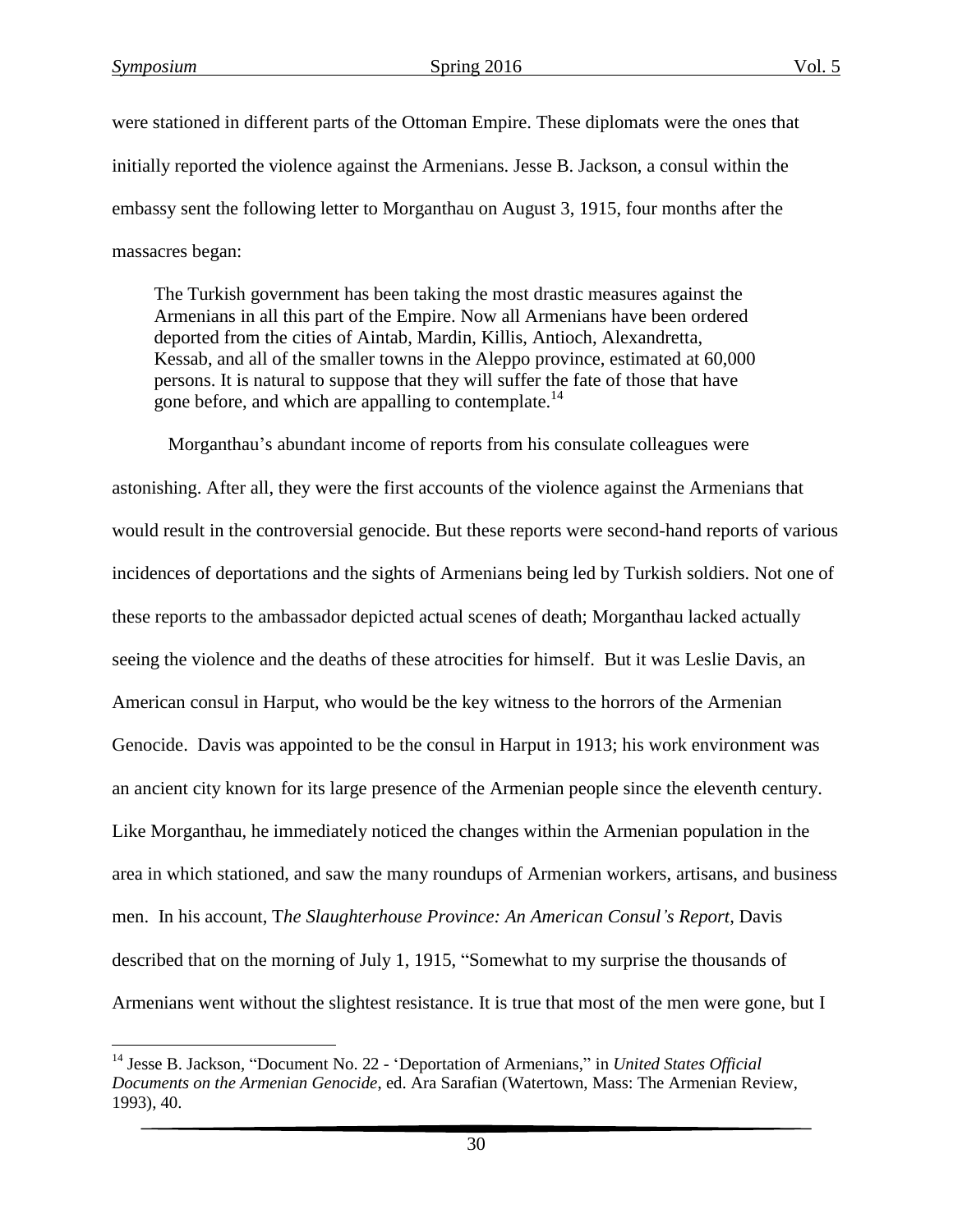were stationed in different parts of the Ottoman Empire. These diplomats were the ones that initially reported the violence against the Armenians. Jesse B. Jackson, a consul within the embassy sent the following letter to Morganthau on August 3, 1915, four months after the massacres began:

> The Turkish government has been taking the most drastic measures against the Armenians in all this part of the Empire. Now all Armenians have been ordered deported from the cities of Aintab, Mardin, Killis, Antioch, Alexandretta, Kessab, and all of the smaller towns in the Aleppo province, estimated at 60,000 persons. It is natural to suppose that they will suffer the fate of those that have gone before, and which are appalling to contemplate.[14]

Morganthau's abundant income of reports from his consulate colleagues were astonishing. After all, they were the first accounts of the violence against the Armenians that would result in the controversial genocide. But these reports were second-hand reports of various incidences of deportations and the sights of Armenians being led by Turkish soldiers. Not one of these reports to the ambassador depicted actual scenes of death; Morganthau lacked actually seeing the violence and the deaths of these atrocities for himself. But it was Leslie Davis, an American consul in Harput, who would be the key witness to the horrors of the Armenian Genocide. Davis was appointed to be the consul in Harput in 1913; his work environment was an ancient city known for its large presence of the Armenian people since the eleventh century. Like Morganthau, he immediately noticed the changes within the Armenian population in the area in which stationed, and saw the many roundups of Armenian workers, artisans, and business men. In his account, *The Slaughterhouse Province: An American Consul's Report*, Davis described that on the morning of July 1, 1915, "Somewhat to my surprise the thousands of Armenians went without the slightest resistance. It is true that most of the men were gone, but I

---

[14] Jesse B. Jackson, "Document No. 22 - 'Deportation of Armenians," in *United States Official Documents on the Armenian Genocide*, ed. Ara Sarafian (Watertown, Mass: The Armenian Review, 1993), 40.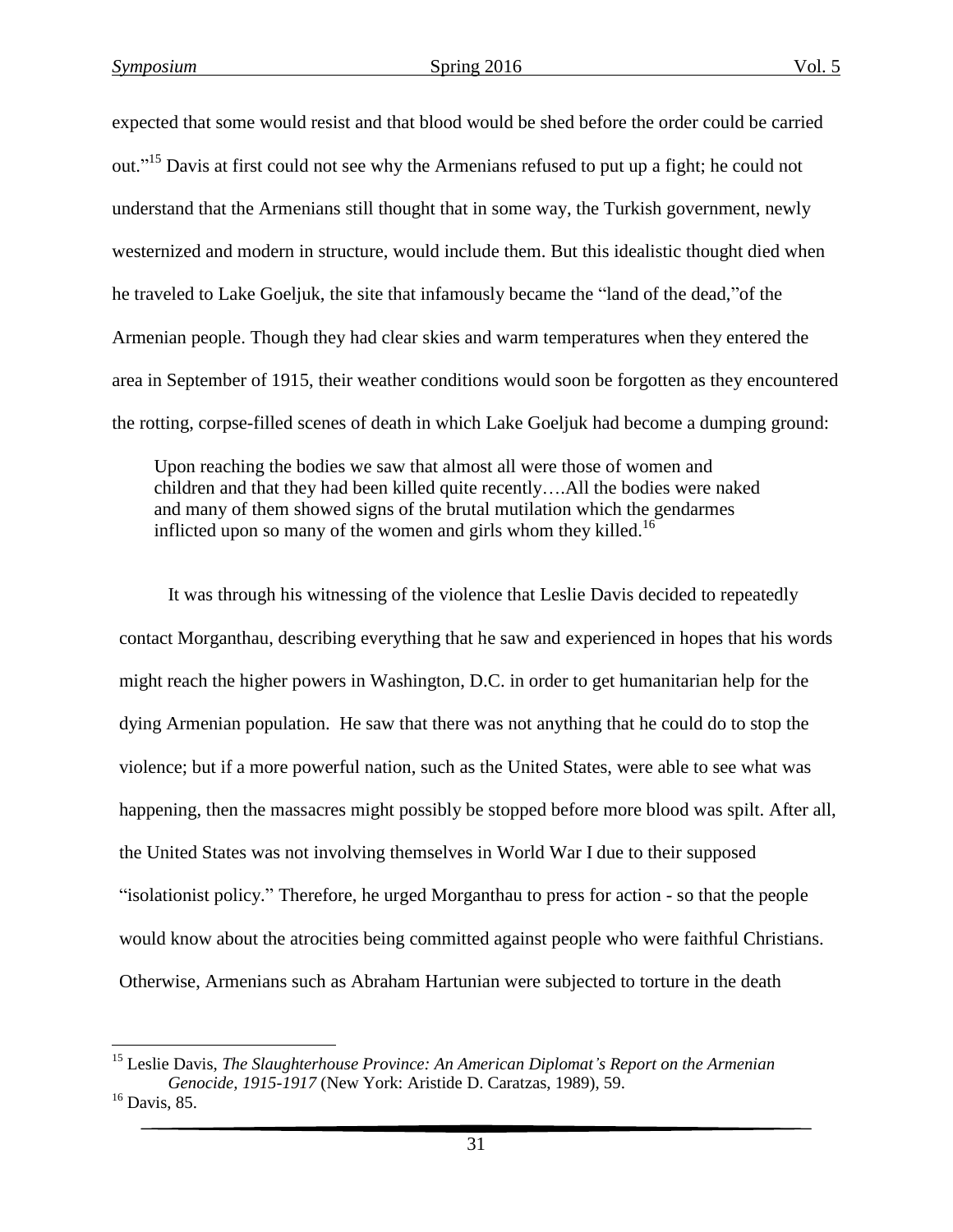expected that some would resist and that blood would be shed before the order could be carried out."[15] Davis at first could not see why the Armenians refused to put up a fight; he could not understand that the Armenians still thought that in some way, the Turkish government, newly westernized and modern in structure, would include them. But this idealistic thought died when he traveled to Lake Goeljuk, the site that infamously became the "land of the dead,"of the Armenian people. Though they had clear skies and warm temperatures when they entered the area in September of 1915, their weather conditions would soon be forgotten as they encountered the rotting, corpse-filled scenes of death in which Lake Goeljuk had become a dumping ground:

> Upon reaching the bodies we saw that almost all were those of women and children and that they had been killed quite recently….All the bodies were naked and many of them showed signs of the brutal mutilation which the gendarmes inflicted upon so many of the women and girls whom they killed.[16]

It was through his witnessing of the violence that Leslie Davis decided to repeatedly contact Morganthau, describing everything that he saw and experienced in hopes that his words might reach the higher powers in Washington, D.C. in order to get humanitarian help for the dying Armenian population. He saw that there was not anything that he could do to stop the violence; but if a more powerful nation, such as the United States, were able to see what was happening, then the massacres might possibly be stopped before more blood was spilt. After all, the United States was not involving themselves in World War I due to their supposed "isolationist policy." Therefore, he urged Morganthau to press for action - so that the people would know about the atrocities being committed against people who were faithful Christians. Otherwise, Armenians such as Abraham Hartunian were subjected to torture in the death

---

[15] Leslie Davis, *The Slaughterhouse Province: An American Diplomat's Report on the Armenian Genocide, 1915-1917* (New York: Aristide D. Caratzas, 1989), 59.

[16] Davis, 85.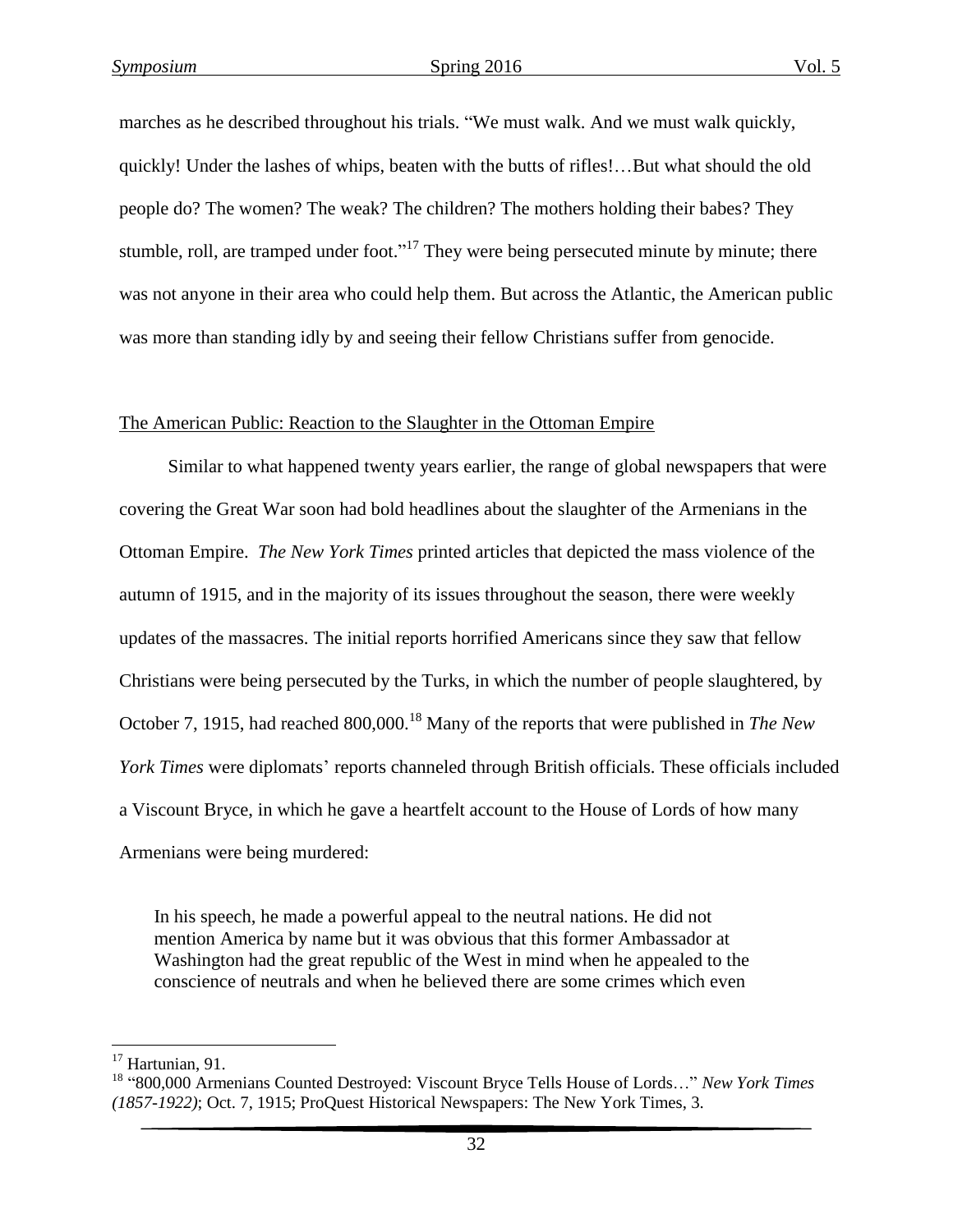marches as he described throughout his trials. "We must walk. And we must walk quickly, quickly! Under the lashes of whips, beaten with the butts of rifles!…But what should the old people do? The women? The weak? The children? The mothers holding their babes? They stumble, roll, are tramped under foot."[17] They were being persecuted minute by minute; there was not anyone in their area who could help them. But across the Atlantic, the American public was more than standing idly by and seeing their fellow Christians suffer from genocide.

## The American Public: Reaction to the Slaughter in the Ottoman Empire

Similar to what happened twenty years earlier, the range of global newspapers that were covering the Great War soon had bold headlines about the slaughter of the Armenians in the Ottoman Empire. *The New York Times* printed articles that depicted the mass violence of the autumn of 1915, and in the majority of its issues throughout the season, there were weekly updates of the massacres. The initial reports horrified Americans since they saw that fellow Christians were being persecuted by the Turks, in which the number of people slaughtered, by October 7, 1915, had reached 800,000.[18] Many of the reports that were published in *The New York Times* were diplomats' reports channeled through British officials. These officials included a Viscount Bryce, in which he gave a heartfelt account to the House of Lords of how many Armenians were being murdered:

> In his speech, he made a powerful appeal to the neutral nations. He did not mention America by name but it was obvious that this former Ambassador at Washington had the great republic of the West in mind when he appealed to the conscience of neutrals and when he believed there are some crimes which even

---

[17] Hartunian, 91.

[18] "800,000 Armenians Counted Destroyed: Viscount Bryce Tells House of Lords…" *New York Times (1857-1922)*; Oct. 7, 1915; ProQuest Historical Newspapers: The New York Times, 3.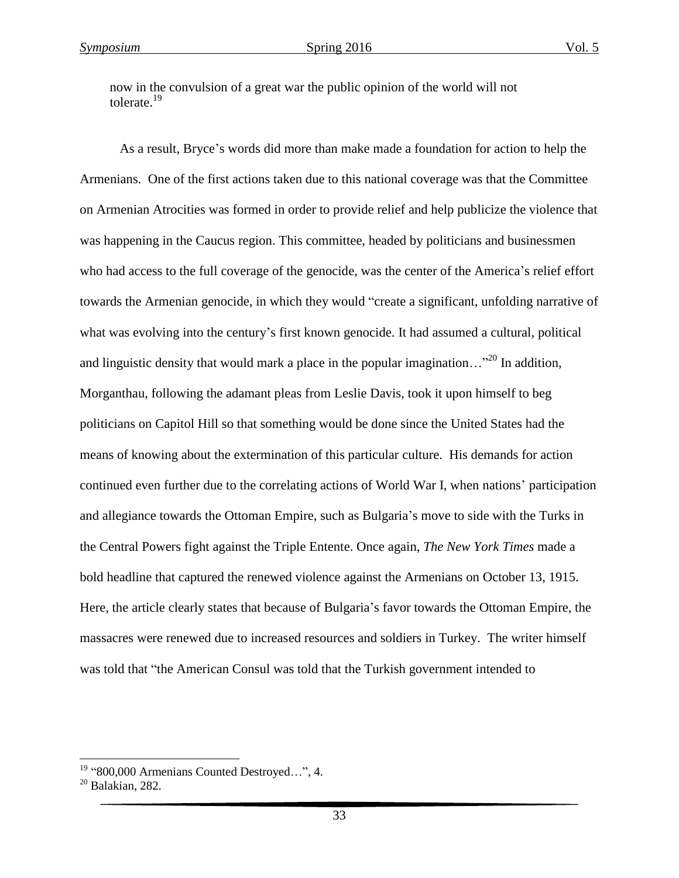now in the convulsion of a great war the public opinion of the world will not tolerate.[19]

As a result, Bryce's words did more than make made a foundation for action to help the Armenians. One of the first actions taken due to this national coverage was that the Committee on Armenian Atrocities was formed in order to provide relief and help publicize the violence that was happening in the Caucus region. This committee, headed by politicians and businessmen who had access to the full coverage of the genocide, was the center of the America's relief effort towards the Armenian genocide, in which they would "create a significant, unfolding narrative of what was evolving into the century's first known genocide. It had assumed a cultural, political and linguistic density that would mark a place in the popular imagination…"[20] In addition, Morganthau, following the adamant pleas from Leslie Davis, took it upon himself to beg politicians on Capitol Hill so that something would be done since the United States had the means of knowing about the extermination of this particular culture. His demands for action continued even further due to the correlating actions of World War I, when nations' participation and allegiance towards the Ottoman Empire, such as Bulgaria's move to side with the Turks in the Central Powers fight against the Triple Entente. Once again, *The New York Times* made a bold headline that captured the renewed violence against the Armenians on October 13, 1915. Here, the article clearly states that because of Bulgaria's favor towards the Ottoman Empire, the massacres were renewed due to increased resources and soldiers in Turkey. The writer himself was told that "the American Consul was told that the Turkish government intended to

---

[19] "800,000 Armenians Counted Destroyed…", 4.

[20] Balakian, 282.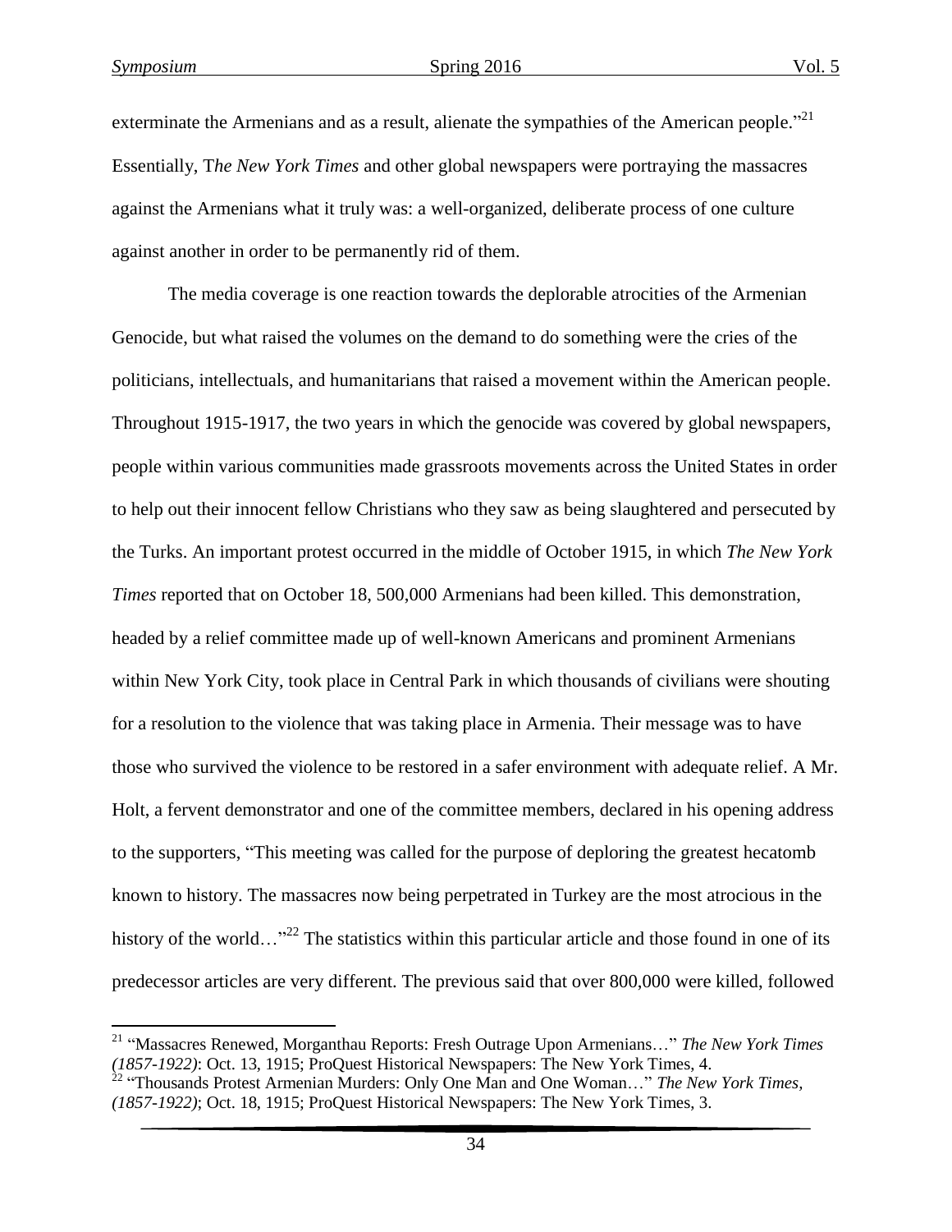exterminate the Armenians and as a result, alienate the sympathies of the American people."[21] Essentially, T*he New York Times* and other global newspapers were portraying the massacres against the Armenians what it truly was: a well-organized, deliberate process of one culture against another in order to be permanently rid of them.

The media coverage is one reaction towards the deplorable atrocities of the Armenian Genocide, but what raised the volumes on the demand to do something were the cries of the politicians, intellectuals, and humanitarians that raised a movement within the American people. Throughout 1915-1917, the two years in which the genocide was covered by global newspapers, people within various communities made grassroots movements across the United States in order to help out their innocent fellow Christians who they saw as being slaughtered and persecuted by the Turks. An important protest occurred in the middle of October 1915, in which *The New York Times* reported that on October 18, 500,000 Armenians had been killed. This demonstration, headed by a relief committee made up of well-known Americans and prominent Armenians within New York City, took place in Central Park in which thousands of civilians were shouting for a resolution to the violence that was taking place in Armenia. Their message was to have those who survived the violence to be restored in a safer environment with adequate relief. A Mr. Holt, a fervent demonstrator and one of the committee members, declared in his opening address to the supporters, "This meeting was called for the purpose of deploring the greatest hecatomb known to history. The massacres now being perpetrated in Turkey are the most atrocious in the history of the world…"[22] The statistics within this particular article and those found in one of its predecessor articles are very different. The previous said that over 800,000 were killed, followed

---

[21] "Massacres Renewed, Morganthau Reports: Fresh Outrage Upon Armenians…" *The New York Times (1857-1922)*: Oct. 13, 1915; ProQuest Historical Newspapers: The New York Times, 4.

[22] "Thousands Protest Armenian Murders: Only One Man and One Woman…" *The New York Times, (1857-1922)*; Oct. 18, 1915; ProQuest Historical Newspapers: The New York Times, 3.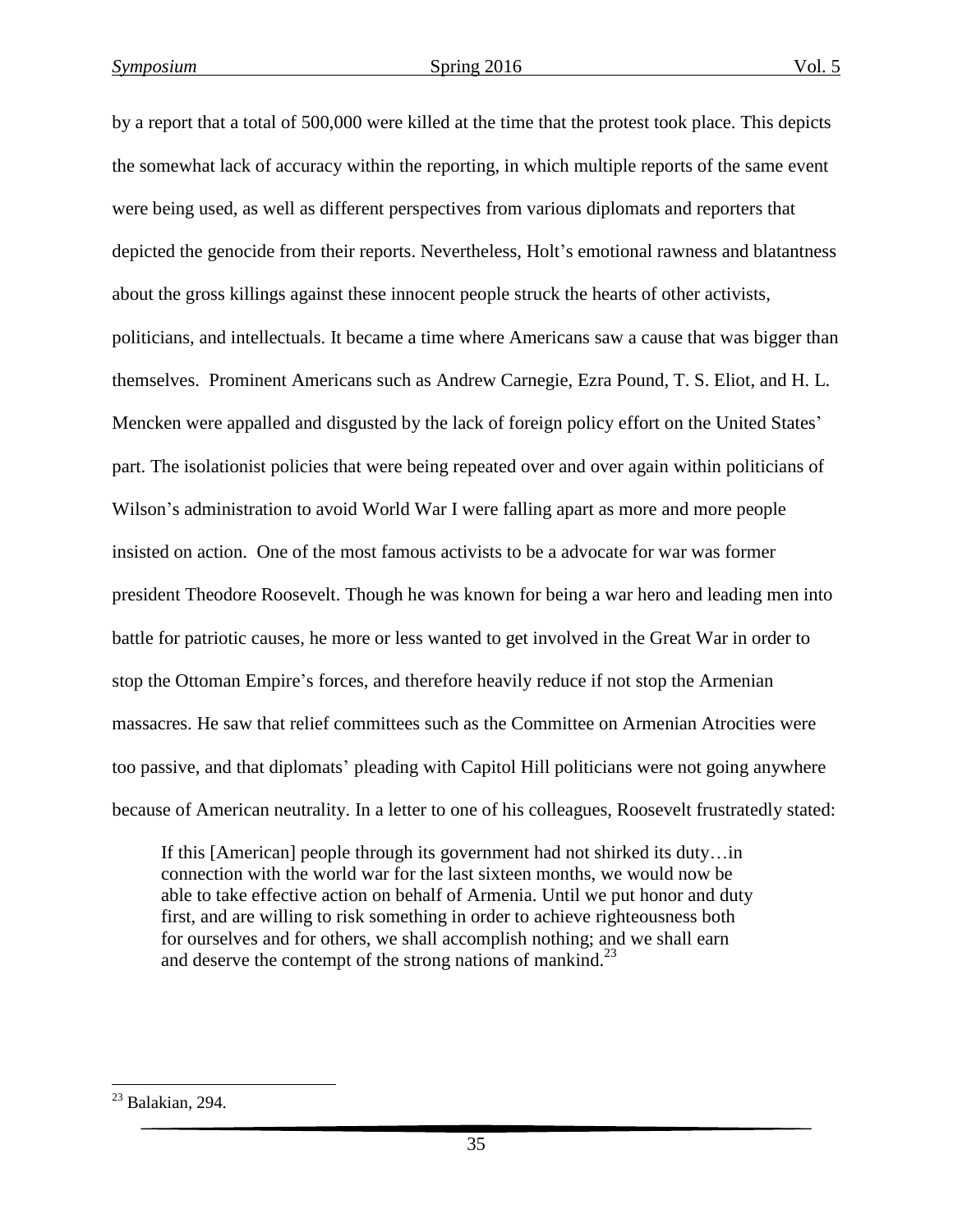by a report that a total of 500,000 were killed at the time that the protest took place. This depicts the somewhat lack of accuracy within the reporting, in which multiple reports of the same event were being used, as well as different perspectives from various diplomats and reporters that depicted the genocide from their reports. Nevertheless, Holt's emotional rawness and blatantness about the gross killings against these innocent people struck the hearts of other activists, politicians, and intellectuals. It became a time where Americans saw a cause that was bigger than themselves. Prominent Americans such as Andrew Carnegie, Ezra Pound, T. S. Eliot, and H. L. Mencken were appalled and disgusted by the lack of foreign policy effort on the United States' part. The isolationist policies that were being repeated over and over again within politicians of Wilson's administration to avoid World War I were falling apart as more and more people insisted on action. One of the most famous activists to be a advocate for war was former president Theodore Roosevelt. Though he was known for being a war hero and leading men into battle for patriotic causes, he more or less wanted to get involved in the Great War in order to stop the Ottoman Empire's forces, and therefore heavily reduce if not stop the Armenian massacres. He saw that relief committees such as the Committee on Armenian Atrocities were too passive, and that diplomats' pleading with Capitol Hill politicians were not going anywhere because of American neutrality. In a letter to one of his colleagues, Roosevelt frustratedly stated:

> If this [American] people through its government had not shirked its duty…in connection with the world war for the last sixteen months, we would now be able to take effective action on behalf of Armenia. Until we put honor and duty first, and are willing to risk something in order to achieve righteousness both for ourselves and for others, we shall accomplish nothing; and we shall earn and deserve the contempt of the strong nations of mankind.[23]

---

[23] Balakian, 294.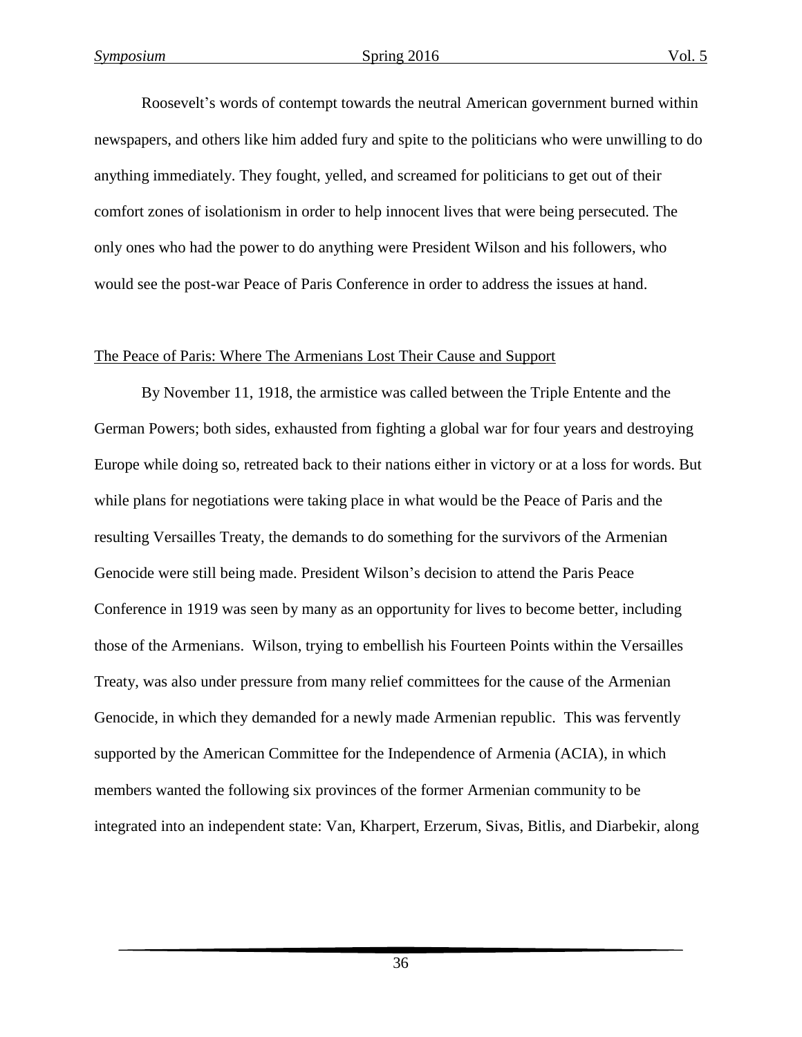Roosevelt's words of contempt towards the neutral American government burned within newspapers, and others like him added fury and spite to the politicians who were unwilling to do anything immediately. They fought, yelled, and screamed for politicians to get out of their comfort zones of isolationism in order to help innocent lives that were being persecuted. The only ones who had the power to do anything were President Wilson and his followers, who would see the post-war Peace of Paris Conference in order to address the issues at hand.

## The Peace of Paris: Where The Armenians Lost Their Cause and Support

By November 11, 1918, the armistice was called between the Triple Entente and the German Powers; both sides, exhausted from fighting a global war for four years and destroying Europe while doing so, retreated back to their nations either in victory or at a loss for words. But while plans for negotiations were taking place in what would be the Peace of Paris and the resulting Versailles Treaty, the demands to do something for the survivors of the Armenian Genocide were still being made. President Wilson's decision to attend the Paris Peace Conference in 1919 was seen by many as an opportunity for lives to become better, including those of the Armenians. Wilson, trying to embellish his Fourteen Points within the Versailles Treaty, was also under pressure from many relief committees for the cause of the Armenian Genocide, in which they demanded for a newly made Armenian republic. This was fervently supported by the American Committee for the Independence of Armenia (ACIA), in which members wanted the following six provinces of the former Armenian community to be integrated into an independent state: Van, Kharpert, Erzerum, Sivas, Bitlis, and Diarbekir, along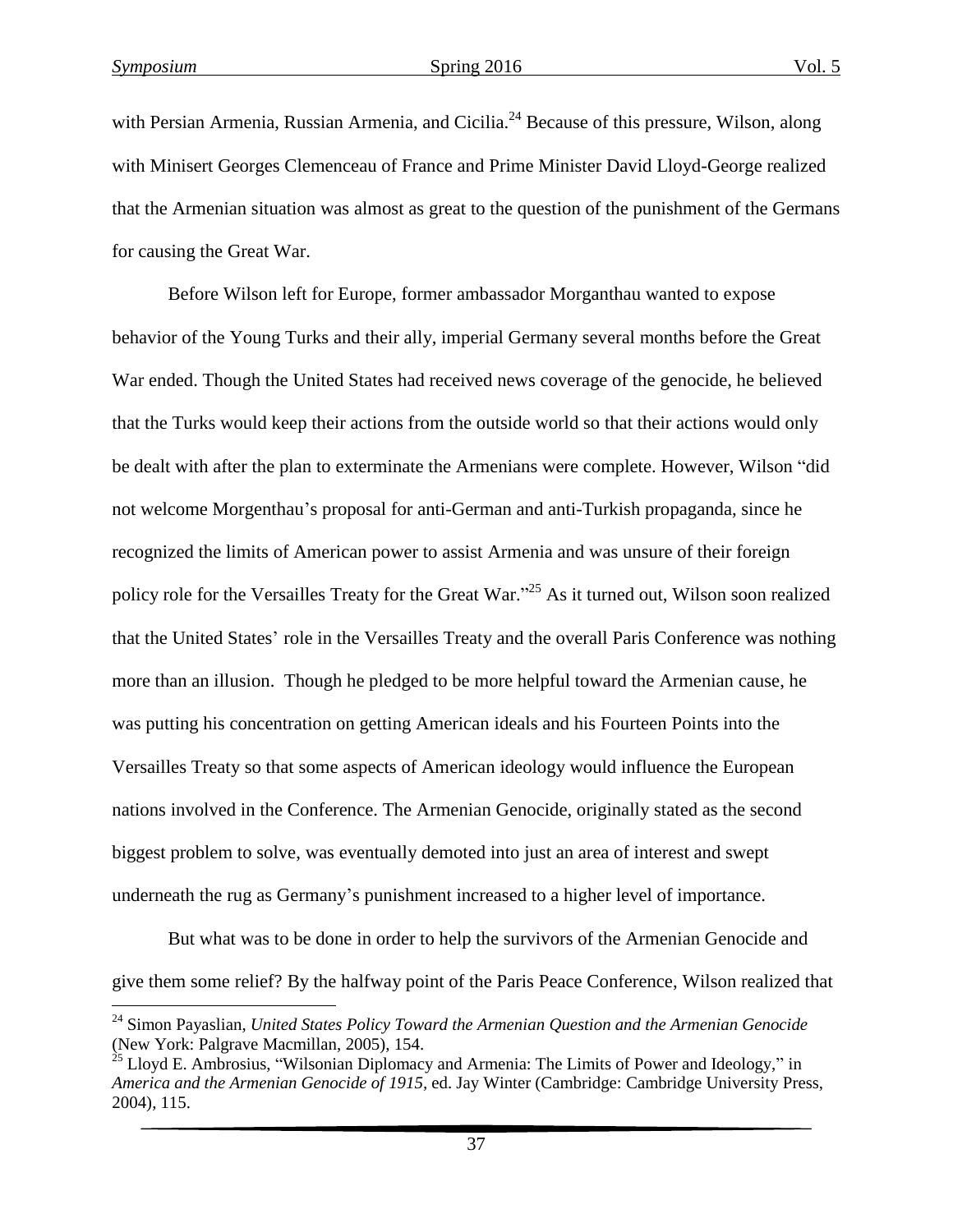with Persian Armenia, Russian Armenia, and Cicilia.[24] Because of this pressure, Wilson, along with Minisert Georges Clemenceau of France and Prime Minister David Lloyd-George realized that the Armenian situation was almost as great to the question of the punishment of the Germans for causing the Great War.

Before Wilson left for Europe, former ambassador Morganthau wanted to expose behavior of the Young Turks and their ally, imperial Germany several months before the Great War ended. Though the United States had received news coverage of the genocide, he believed that the Turks would keep their actions from the outside world so that their actions would only be dealt with after the plan to exterminate the Armenians were complete. However, Wilson "did not welcome Morgenthau's proposal for anti-German and anti-Turkish propaganda, since he recognized the limits of American power to assist Armenia and was unsure of their foreign policy role for the Versailles Treaty for the Great War."[25] As it turned out, Wilson soon realized that the United States' role in the Versailles Treaty and the overall Paris Conference was nothing more than an illusion. Though he pledged to be more helpful toward the Armenian cause, he was putting his concentration on getting American ideals and his Fourteen Points into the Versailles Treaty so that some aspects of American ideology would influence the European nations involved in the Conference. The Armenian Genocide, originally stated as the second biggest problem to solve, was eventually demoted into just an area of interest and swept underneath the rug as Germany's punishment increased to a higher level of importance.

But what was to be done in order to help the survivors of the Armenian Genocide and give them some relief? By the halfway point of the Paris Peace Conference, Wilson realized that

---

[24] Simon Payaslian, *United States Policy Toward the Armenian Question and the Armenian Genocide* (New York: Palgrave Macmillan, 2005), 154.

[25] Lloyd E. Ambrosius, "Wilsonian Diplomacy and Armenia: The Limits of Power and Ideology," in *America and the Armenian Genocide of 1915*, ed. Jay Winter (Cambridge: Cambridge University Press, 2004), 115.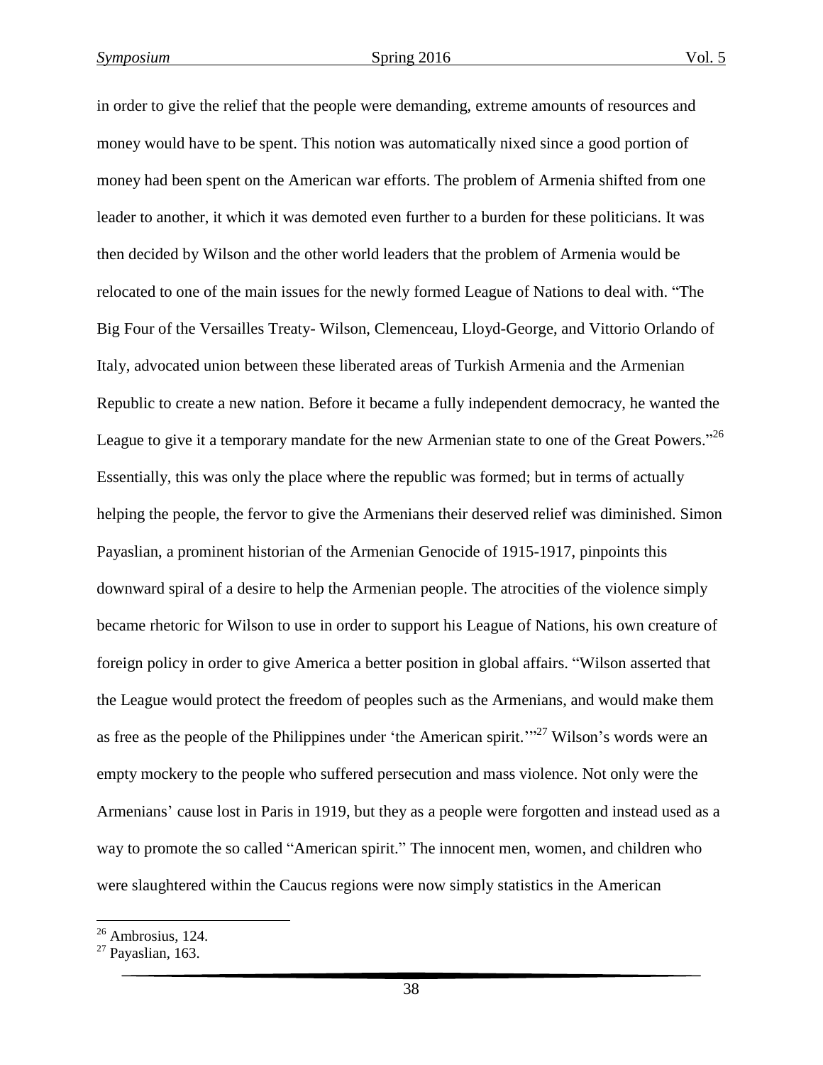in order to give the relief that the people were demanding, extreme amounts of resources and money would have to be spent. This notion was automatically nixed since a good portion of money had been spent on the American war efforts. The problem of Armenia shifted from one leader to another, it which it was demoted even further to a burden for these politicians. It was then decided by Wilson and the other world leaders that the problem of Armenia would be relocated to one of the main issues for the newly formed League of Nations to deal with. "The Big Four of the Versailles Treaty- Wilson, Clemenceau, Lloyd-George, and Vittorio Orlando of Italy, advocated union between these liberated areas of Turkish Armenia and the Armenian Republic to create a new nation. Before it became a fully independent democracy, he wanted the League to give it a temporary mandate for the new Armenian state to one of the Great Powers."[26] Essentially, this was only the place where the republic was formed; but in terms of actually helping the people, the fervor to give the Armenians their deserved relief was diminished. Simon Payaslian, a prominent historian of the Armenian Genocide of 1915-1917, pinpoints this downward spiral of a desire to help the Armenian people. The atrocities of the violence simply became rhetoric for Wilson to use in order to support his League of Nations, his own creature of foreign policy in order to give America a better position in global affairs. "Wilson asserted that the League would protect the freedom of peoples such as the Armenians, and would make them as free as the people of the Philippines under 'the American spirit.'"[27] Wilson's words were an empty mockery to the people who suffered persecution and mass violence. Not only were the Armenians' cause lost in Paris in 1919, but they as a people were forgotten and instead used as a way to promote the so called "American spirit." The innocent men, women, and children who were slaughtered within the Caucus regions were now simply statistics in the American

[26] Ambrosius, 124.

[27] Payaslian, 163.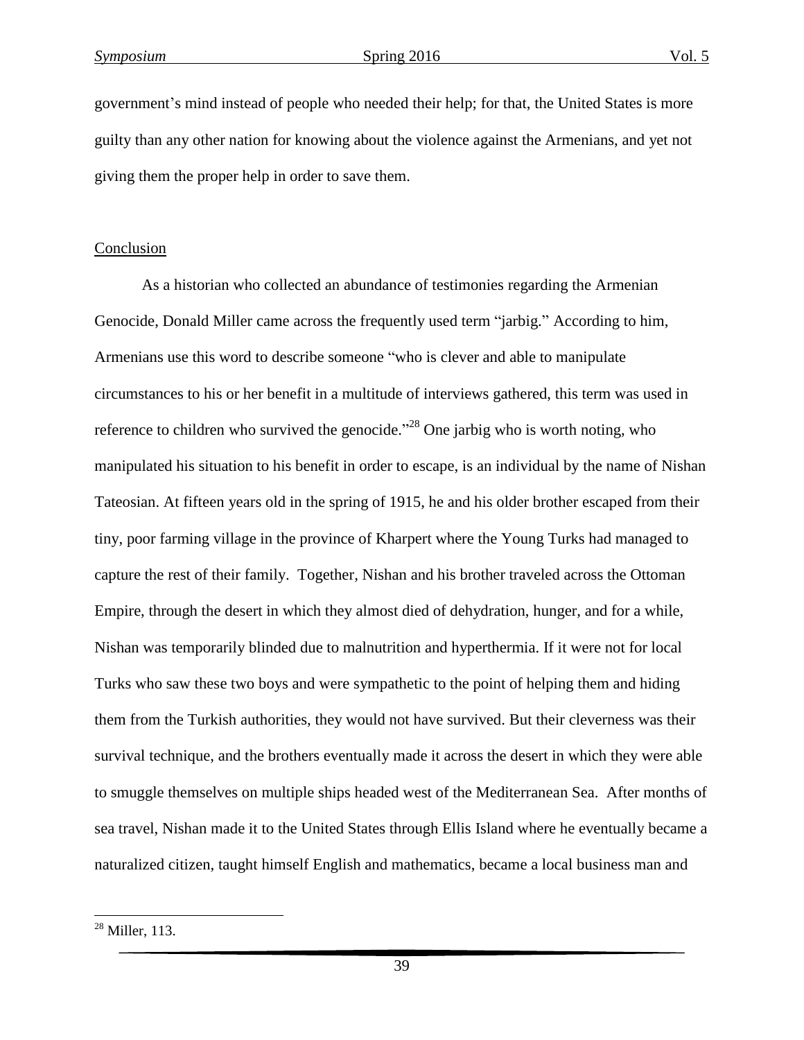government's mind instead of people who needed their help; for that, the United States is more guilty than any other nation for knowing about the violence against the Armenians, and yet not giving them the proper help in order to save them.

## Conclusion

As a historian who collected an abundance of testimonies regarding the Armenian Genocide, Donald Miller came across the frequently used term "jarbig." According to him, Armenians use this word to describe someone "who is clever and able to manipulate circumstances to his or her benefit in a multitude of interviews gathered, this term was used in reference to children who survived the genocide."[28] One jarbig who is worth noting, who manipulated his situation to his benefit in order to escape, is an individual by the name of Nishan Tateosian. At fifteen years old in the spring of 1915, he and his older brother escaped from their tiny, poor farming village in the province of Kharpert where the Young Turks had managed to capture the rest of their family. Together, Nishan and his brother traveled across the Ottoman Empire, through the desert in which they almost died of dehydration, hunger, and for a while, Nishan was temporarily blinded due to malnutrition and hyperthermia. If it were not for local Turks who saw these two boys and were sympathetic to the point of helping them and hiding them from the Turkish authorities, they would not have survived. But their cleverness was their survival technique, and the brothers eventually made it across the desert in which they were able to smuggle themselves on multiple ships headed west of the Mediterranean Sea. After months of sea travel, Nishan made it to the United States through Ellis Island where he eventually became a naturalized citizen, taught himself English and mathematics, became a local business man and

[28] Miller, 113.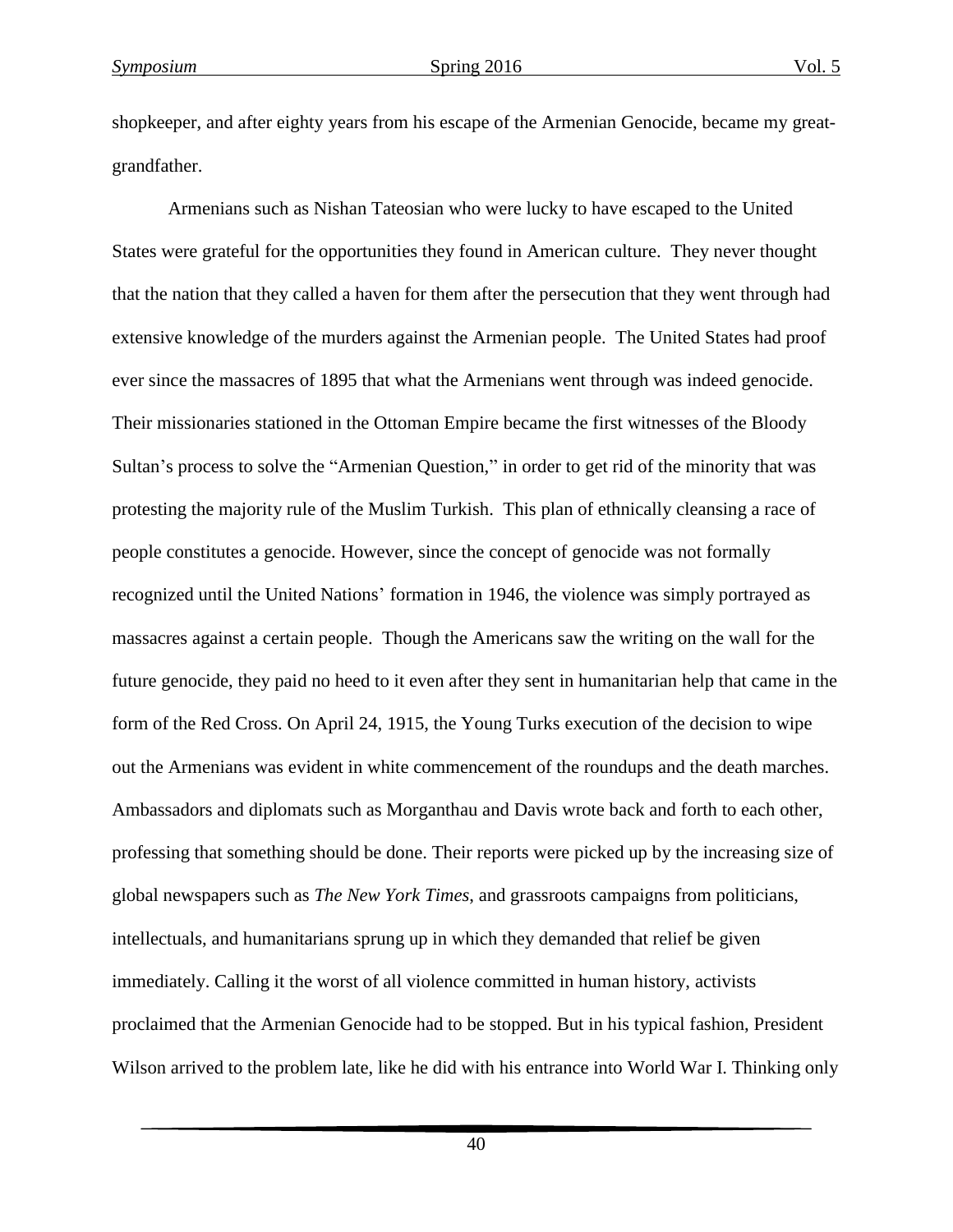shopkeeper, and after eighty years from his escape of the Armenian Genocide, became my great-grandfather.

Armenians such as Nishan Tateosian who were lucky to have escaped to the United States were grateful for the opportunities they found in American culture. They never thought that the nation that they called a haven for them after the persecution that they went through had extensive knowledge of the murders against the Armenian people. The United States had proof ever since the massacres of 1895 that what the Armenians went through was indeed genocide. Their missionaries stationed in the Ottoman Empire became the first witnesses of the Bloody Sultan's process to solve the "Armenian Question," in order to get rid of the minority that was protesting the majority rule of the Muslim Turkish. This plan of ethnically cleansing a race of people constitutes a genocide. However, since the concept of genocide was not formally recognized until the United Nations' formation in 1946, the violence was simply portrayed as massacres against a certain people. Though the Americans saw the writing on the wall for the future genocide, they paid no heed to it even after they sent in humanitarian help that came in the form of the Red Cross. On April 24, 1915, the Young Turks execution of the decision to wipe out the Armenians was evident in white commencement of the roundups and the death marches. Ambassadors and diplomats such as Morganthau and Davis wrote back and forth to each other, professing that something should be done. Their reports were picked up by the increasing size of global newspapers such as *The New York Times*, and grassroots campaigns from politicians, intellectuals, and humanitarians sprung up in which they demanded that relief be given immediately. Calling it the worst of all violence committed in human history, activists proclaimed that the Armenian Genocide had to be stopped. But in his typical fashion, President Wilson arrived to the problem late, like he did with his entrance into World War I. Thinking only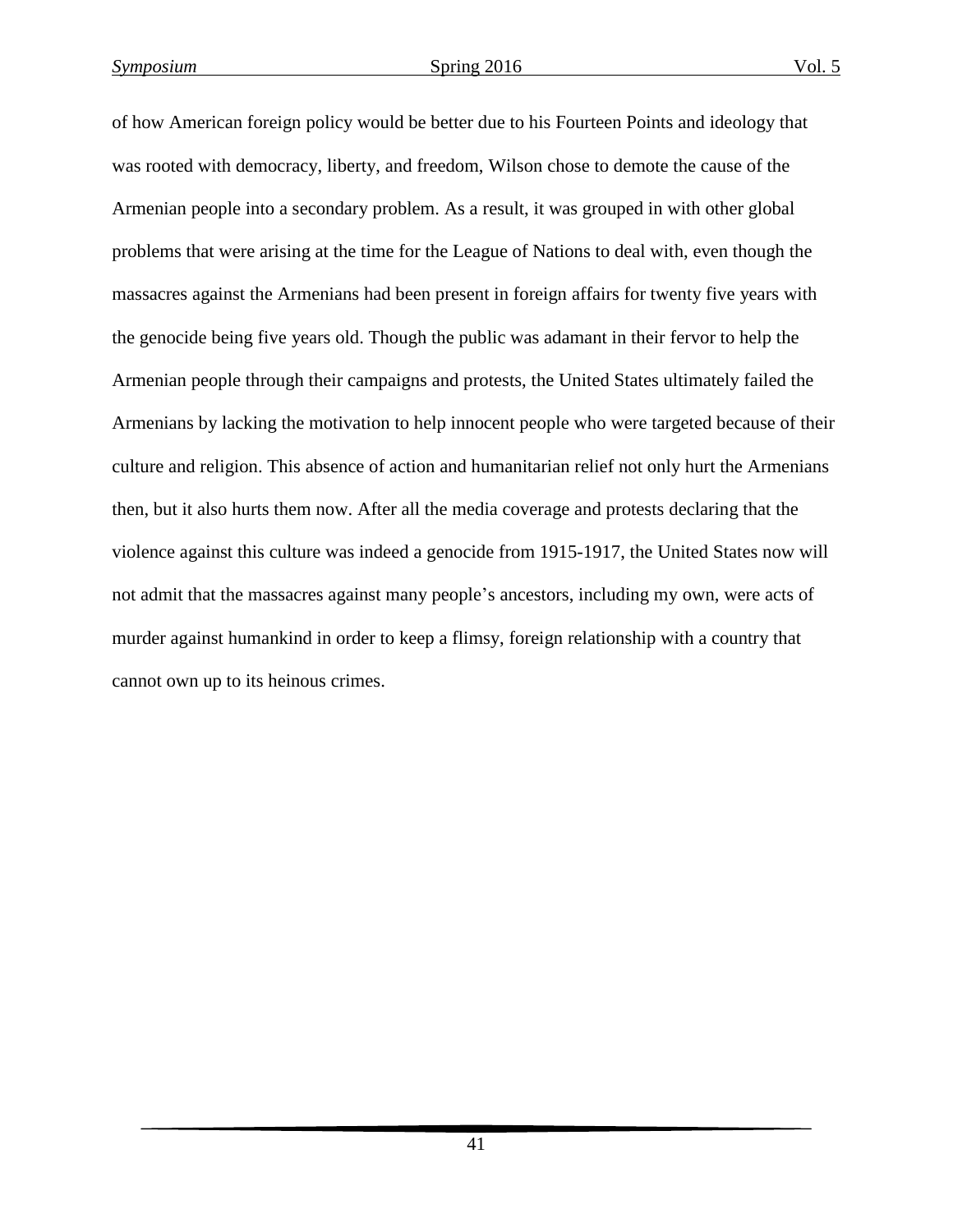of how American foreign policy would be better due to his Fourteen Points and ideology that was rooted with democracy, liberty, and freedom, Wilson chose to demote the cause of the Armenian people into a secondary problem. As a result, it was grouped in with other global problems that were arising at the time for the League of Nations to deal with, even though the massacres against the Armenians had been present in foreign affairs for twenty five years with the genocide being five years old. Though the public was adamant in their fervor to help the Armenian people through their campaigns and protests, the United States ultimately failed the Armenians by lacking the motivation to help innocent people who were targeted because of their culture and religion. This absence of action and humanitarian relief not only hurt the Armenians then, but it also hurts them now. After all the media coverage and protests declaring that the violence against this culture was indeed a genocide from 1915-1917, the United States now will not admit that the massacres against many people's ancestors, including my own, were acts of murder against humankind in order to keep a flimsy, foreign relationship with a country that cannot own up to its heinous crimes.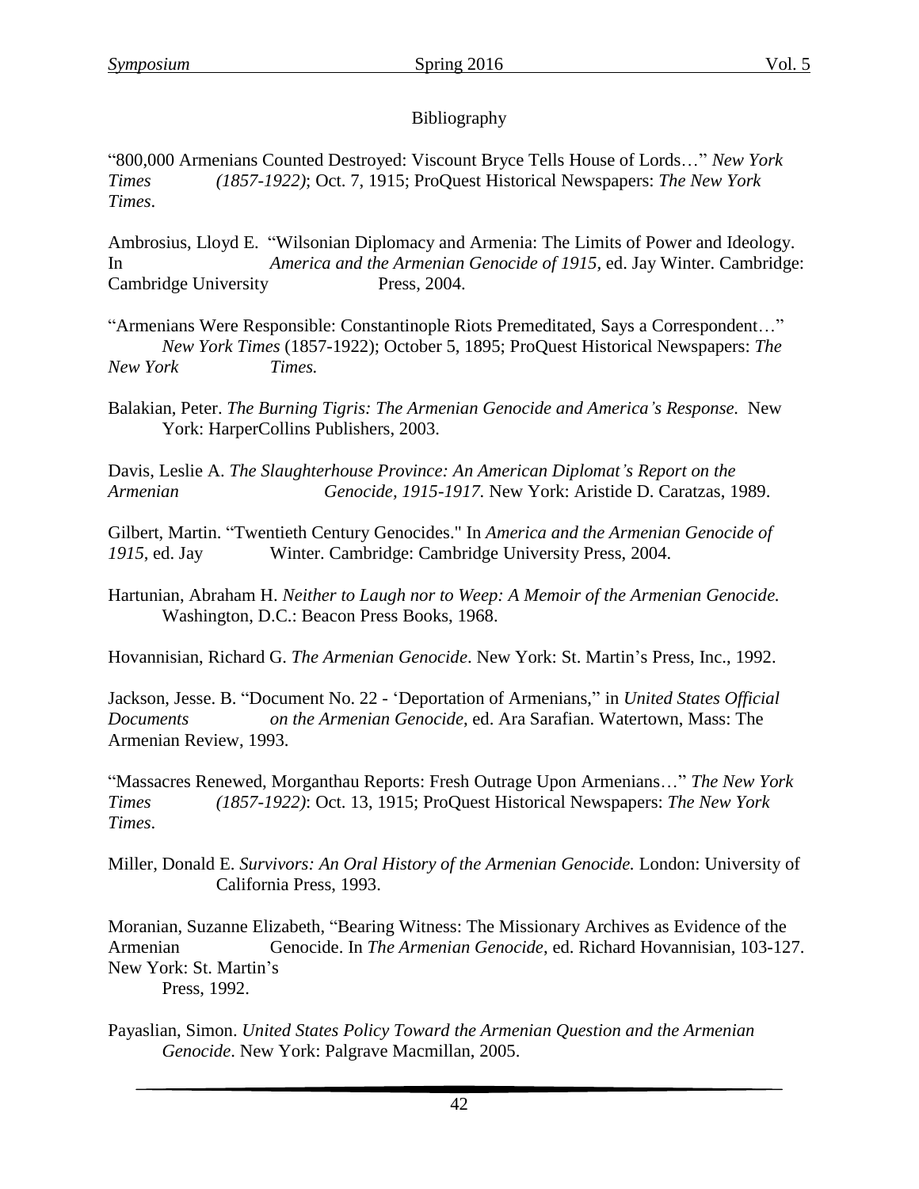Bibliography

"800,000 Armenians Counted Destroyed: Viscount Bryce Tells House of Lords…" *New York Times (1857-1922)*; Oct. 7, 1915; ProQuest Historical Newspapers: *The New York Times*.

Ambrosius, Lloyd E. "Wilsonian Diplomacy and Armenia: The Limits of Power and Ideology. In *America and the Armenian Genocide of 1915*, ed. Jay Winter. Cambridge: Cambridge University Press, 2004.

"Armenians Were Responsible: Constantinople Riots Premeditated, Says a Correspondent…" *New York Times* (1857-1922); October 5, 1895; ProQuest Historical Newspapers: *The New York Times.*

Balakian, Peter. *The Burning Tigris: The Armenian Genocide and America's Response.* New York: HarperCollins Publishers, 2003.

Davis, Leslie A. *The Slaughterhouse Province: An American Diplomat's Report on the Armenian Genocide, 1915-1917.* New York: Aristide D. Caratzas, 1989.

Gilbert, Martin. "Twentieth Century Genocides." In *America and the Armenian Genocide of 1915*, ed. Jay Winter. Cambridge: Cambridge University Press, 2004.

Hartunian, Abraham H. *Neither to Laugh nor to Weep: A Memoir of the Armenian Genocide.* Washington, D.C.: Beacon Press Books, 1968.

Hovannisian, Richard G. *The Armenian Genocide*. New York: St. Martin's Press, Inc., 1992.

Jackson, Jesse. B. "Document No. 22 - 'Deportation of Armenians," in *United States Official Documents on the Armenian Genocide*, ed. Ara Sarafian. Watertown, Mass: The Armenian Review, 1993.

"Massacres Renewed, Morganthau Reports: Fresh Outrage Upon Armenians…" *The New York Times (1857-1922)*: Oct. 13, 1915; ProQuest Historical Newspapers: *The New York Times*.

Miller, Donald E. *Survivors: An Oral History of the Armenian Genocide.* London: University of California Press, 1993.

Moranian, Suzanne Elizabeth, "Bearing Witness: The Missionary Archives as Evidence of the Armenian Genocide. In *The Armenian Genocide*, ed. Richard Hovannisian, 103-127. New York: St. Martin's Press, 1992.

Payaslian, Simon. *United States Policy Toward the Armenian Question and the Armenian Genocide*. New York: Palgrave Macmillan, 2005.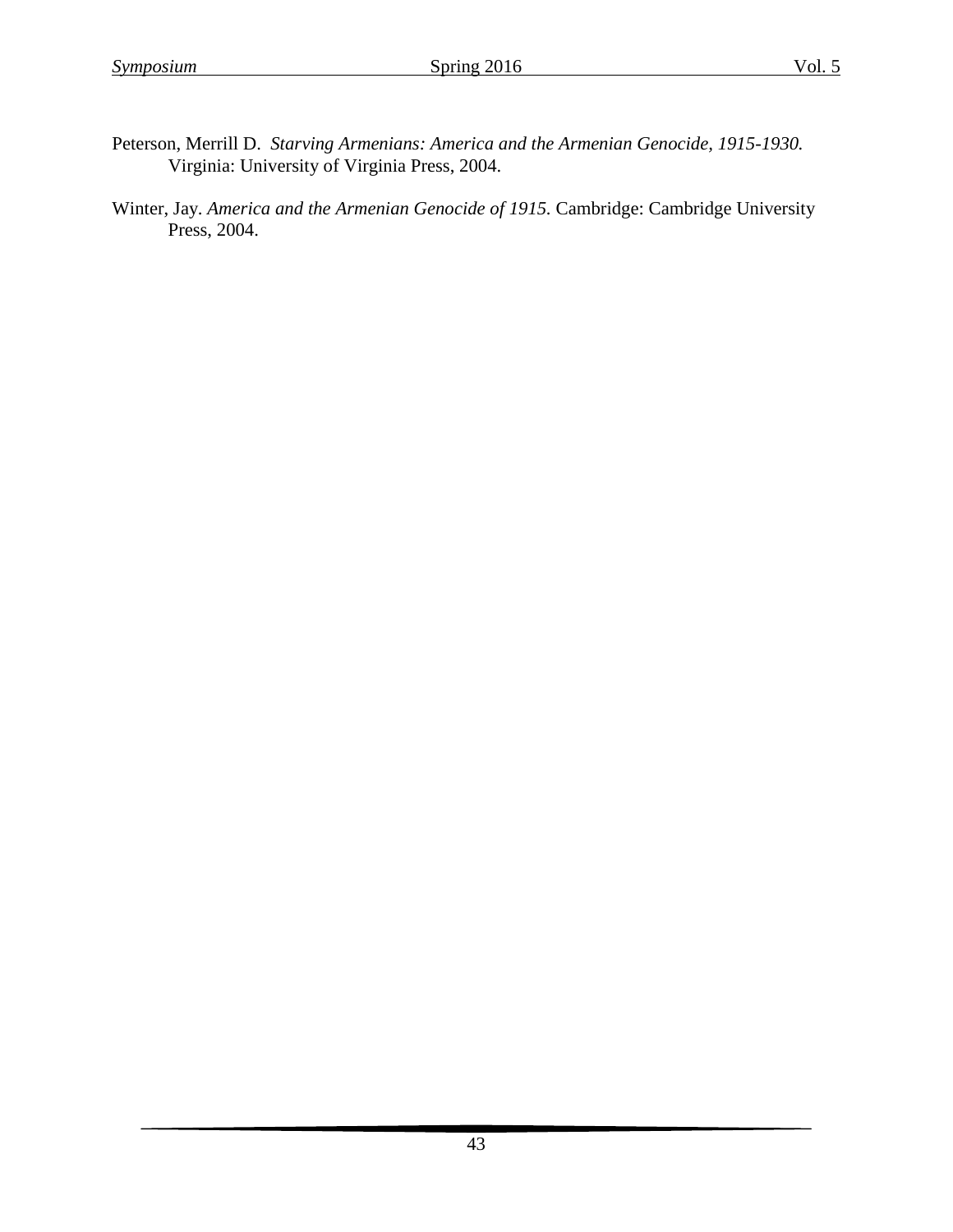Peterson, Merrill D. *Starving Armenians: America and the Armenian Genocide, 1915-1930.* Virginia: University of Virginia Press, 2004.

Winter, Jay. *America and the Armenian Genocide of 1915.* Cambridge: Cambridge University Press, 2004.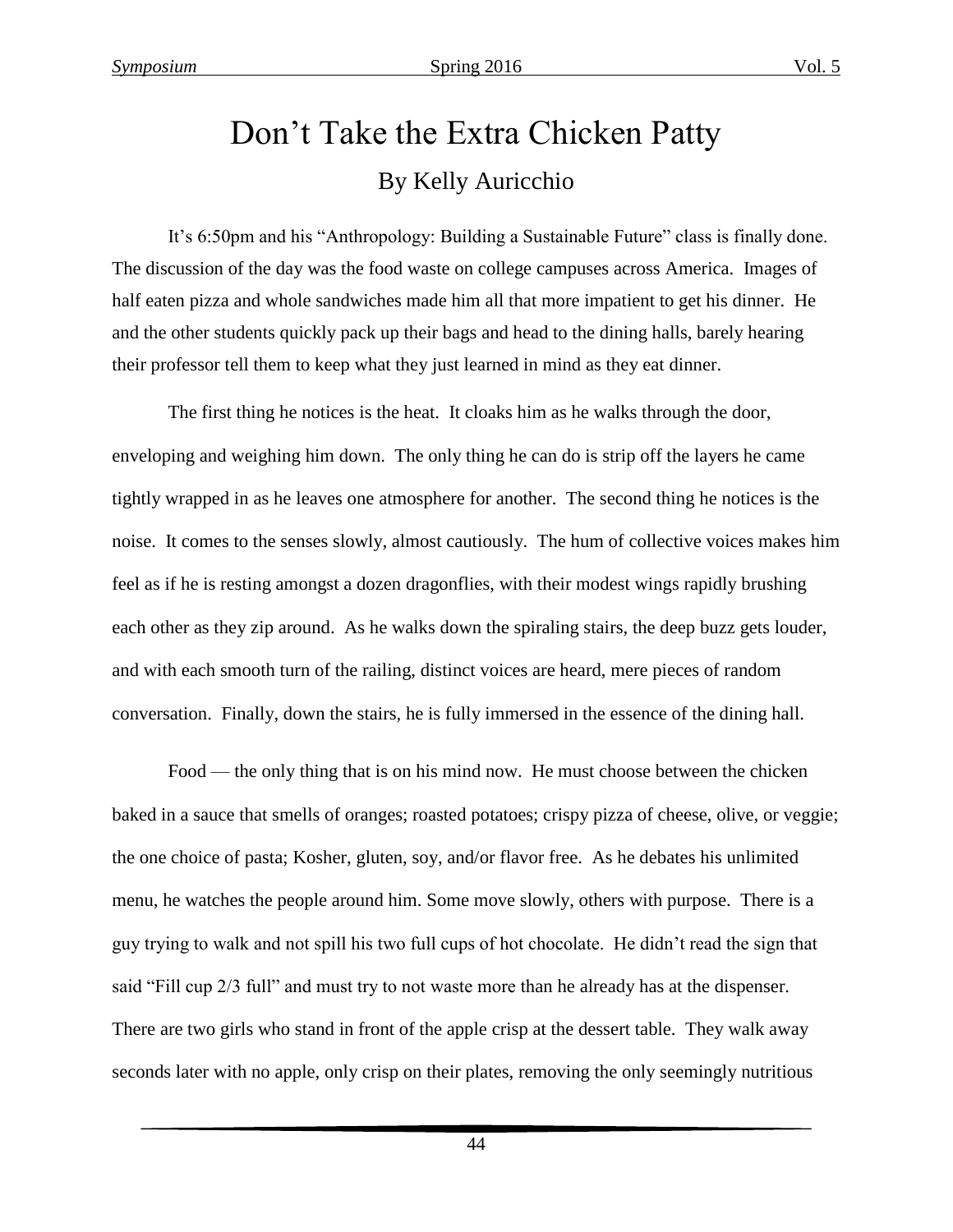# Don't Take the Extra Chicken Patty

## By Kelly Auricchio

It's 6:50pm and his "Anthropology: Building a Sustainable Future" class is finally done. The discussion of the day was the food waste on college campuses across America. Images of half eaten pizza and whole sandwiches made him all that more impatient to get his dinner. He and the other students quickly pack up their bags and head to the dining halls, barely hearing their professor tell them to keep what they just learned in mind as they eat dinner.

The first thing he notices is the heat. It cloaks him as he walks through the door, enveloping and weighing him down. The only thing he can do is strip off the layers he came tightly wrapped in as he leaves one atmosphere for another. The second thing he notices is the noise. It comes to the senses slowly, almost cautiously. The hum of collective voices makes him feel as if he is resting amongst a dozen dragonflies, with their modest wings rapidly brushing each other as they zip around. As he walks down the spiraling stairs, the deep buzz gets louder, and with each smooth turn of the railing, distinct voices are heard, mere pieces of random conversation. Finally, down the stairs, he is fully immersed in the essence of the dining hall.

Food — the only thing that is on his mind now. He must choose between the chicken baked in a sauce that smells of oranges; roasted potatoes; crispy pizza of cheese, olive, or veggie; the one choice of pasta; Kosher, gluten, soy, and/or flavor free. As he debates his unlimited menu, he watches the people around him. Some move slowly, others with purpose. There is a guy trying to walk and not spill his two full cups of hot chocolate. He didn't read the sign that said "Fill cup 2/3 full" and must try to not waste more than he already has at the dispenser. There are two girls who stand in front of the apple crisp at the dessert table. They walk away seconds later with no apple, only crisp on their plates, removing the only seemingly nutritious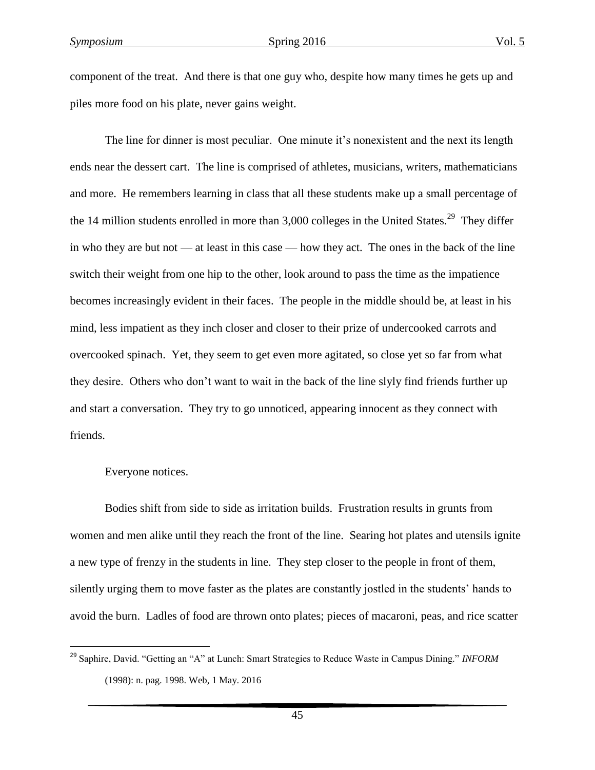component of the treat. And there is that one guy who, despite how many times he gets up and piles more food on his plate, never gains weight.

The line for dinner is most peculiar. One minute it's nonexistent and the next its length ends near the dessert cart. The line is comprised of athletes, musicians, writers, mathematicians and more. He remembers learning in class that all these students make up a small percentage of the 14 million students enrolled in more than 3,000 colleges in the United States.[29] They differ in who they are but not — at least in this case — how they act. The ones in the back of the line switch their weight from one hip to the other, look around to pass the time as the impatience becomes increasingly evident in their faces. The people in the middle should be, at least in his mind, less impatient as they inch closer and closer to their prize of undercooked carrots and overcooked spinach. Yet, they seem to get even more agitated, so close yet so far from what they desire. Others who don't want to wait in the back of the line slyly find friends further up and start a conversation. They try to go unnoticed, appearing innocent as they connect with friends.

Everyone notices.

Bodies shift from side to side as irritation builds. Frustration results in grunts from women and men alike until they reach the front of the line. Searing hot plates and utensils ignite a new type of frenzy in the students in line. They step closer to the people in front of them, silently urging them to move faster as the plates are constantly jostled in the students' hands to avoid the burn. Ladles of food are thrown onto plates; pieces of macaroni, peas, and rice scatter

---

[29] Saphire, David. "Getting an "A" at Lunch: Smart Strategies to Reduce Waste in Campus Dining." *INFORM* (1998): n. pag. 1998. Web, 1 May. 2016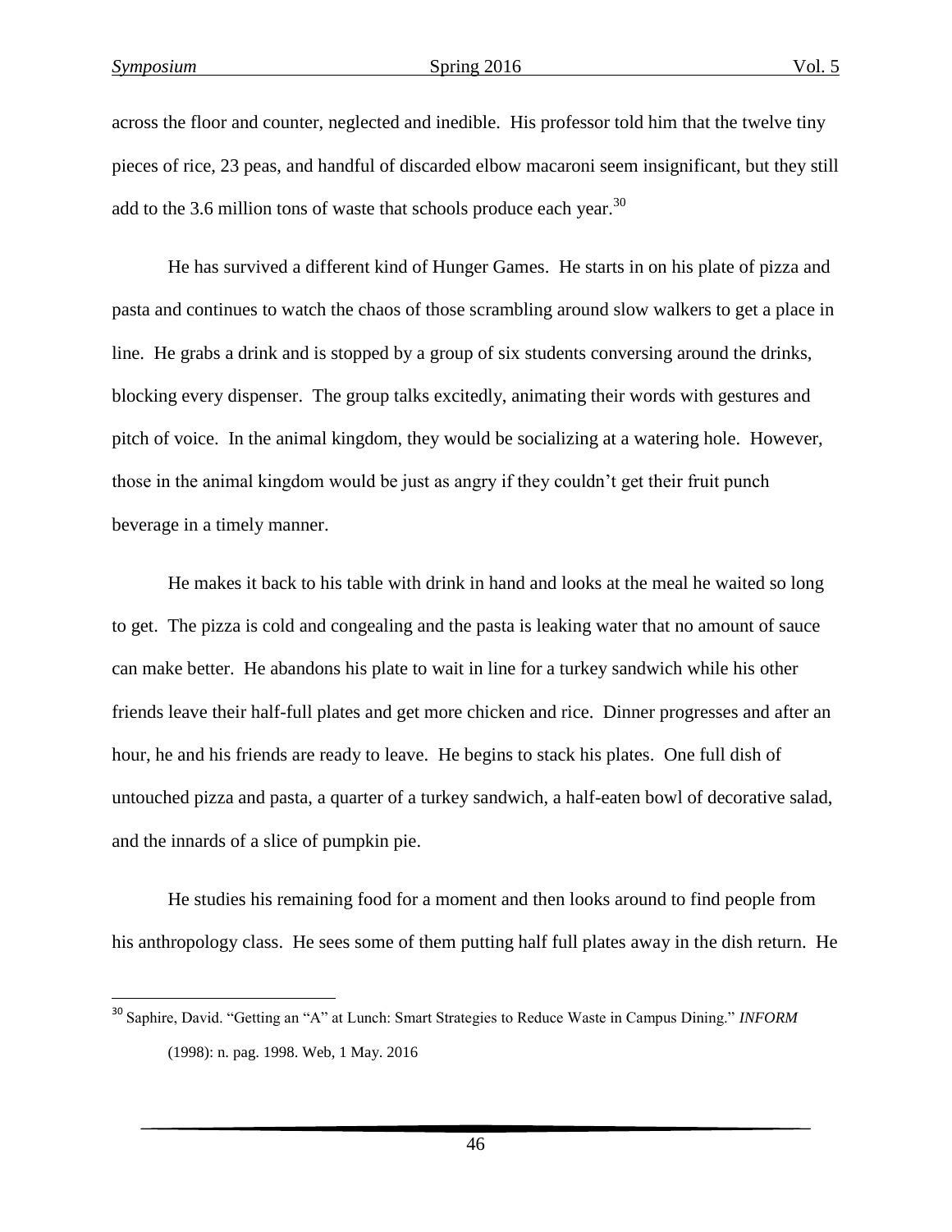across the floor and counter, neglected and inedible. His professor told him that the twelve tiny pieces of rice, 23 peas, and handful of discarded elbow macaroni seem insignificant, but they still add to the 3.6 million tons of waste that schools produce each year.[30]

He has survived a different kind of Hunger Games. He starts in on his plate of pizza and pasta and continues to watch the chaos of those scrambling around slow walkers to get a place in line. He grabs a drink and is stopped by a group of six students conversing around the drinks, blocking every dispenser. The group talks excitedly, animating their words with gestures and pitch of voice. In the animal kingdom, they would be socializing at a watering hole. However, those in the animal kingdom would be just as angry if they couldn't get their fruit punch beverage in a timely manner.

He makes it back to his table with drink in hand and looks at the meal he waited so long to get. The pizza is cold and congealing and the pasta is leaking water that no amount of sauce can make better. He abandons his plate to wait in line for a turkey sandwich while his other friends leave their half-full plates and get more chicken and rice. Dinner progresses and after an hour, he and his friends are ready to leave. He begins to stack his plates. One full dish of untouched pizza and pasta, a quarter of a turkey sandwich, a half-eaten bowl of decorative salad, and the innards of a slice of pumpkin pie.

He studies his remaining food for a moment and then looks around to find people from his anthropology class. He sees some of them putting half full plates away in the dish return. He

---

[30] Saphire, David. "Getting an "A" at Lunch: Smart Strategies to Reduce Waste in Campus Dining." *INFORM* (1998): n. pag. 1998. Web, 1 May. 2016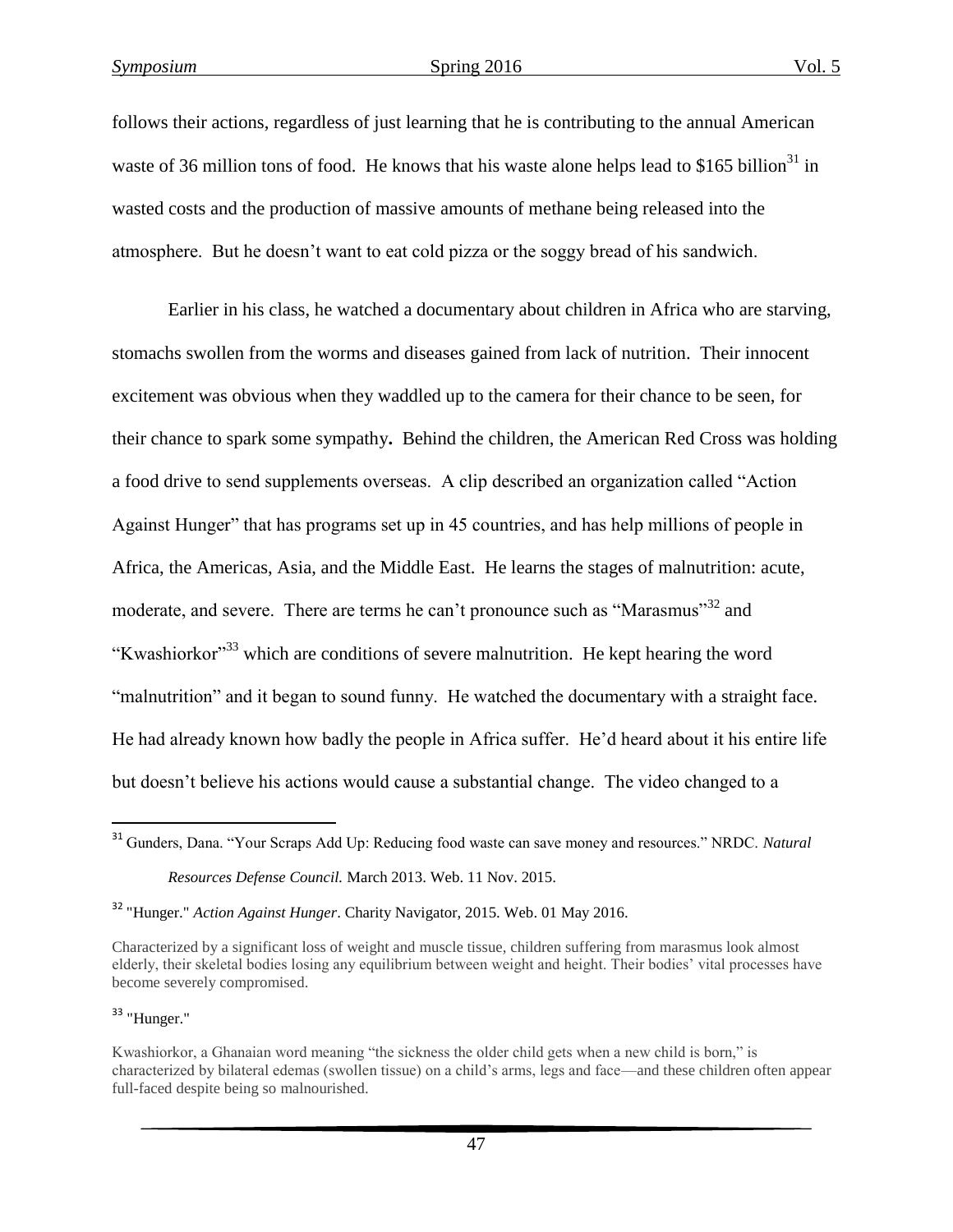follows their actions, regardless of just learning that he is contributing to the annual American waste of 36 million tons of food. He knows that his waste alone helps lead to $165 billion[31] in wasted costs and the production of massive amounts of methane being released into the atmosphere. But he doesn't want to eat cold pizza or the soggy bread of his sandwich.

Earlier in his class, he watched a documentary about children in Africa who are starving, stomachs swollen from the worms and diseases gained from lack of nutrition. Their innocent excitement was obvious when they waddled up to the camera for their chance to be seen, for their chance to spark some sympathy**.** Behind the children, the American Red Cross was holding a food drive to send supplements overseas. A clip described an organization called "Action Against Hunger" that has programs set up in 45 countries, and has help millions of people in Africa, the Americas, Asia, and the Middle East. He learns the stages of malnutrition: acute, moderate, and severe. There are terms he can't pronounce such as "Marasmus"[32] and "Kwashiorkor"[33] which are conditions of severe malnutrition. He kept hearing the word "malnutrition" and it began to sound funny. He watched the documentary with a straight face. He had already known how badly the people in Africa suffer. He'd heard about it his entire life but doesn't believe his actions would cause a substantial change. The video changed to a

---

[31] Gunders, Dana. "Your Scraps Add Up: Reducing food waste can save money and resources." NRDC. *Natural Resources Defense Council.* March 2013. Web. 11 Nov. 2015.

[32] "Hunger." *Action Against Hunger*. Charity Navigator, 2015. Web. 01 May 2016.

Characterized by a significant loss of weight and muscle tissue, children suffering from marasmus look almost elderly, their skeletal bodies losing any equilibrium between weight and height. Their bodies' vital processes have become severely compromised.

[33] "Hunger."

Kwashiorkor, a Ghanaian word meaning "the sickness the older child gets when a new child is born," is characterized by bilateral edemas (swollen tissue) on a child's arms, legs and face—and these children often appear full-faced despite being so malnourished.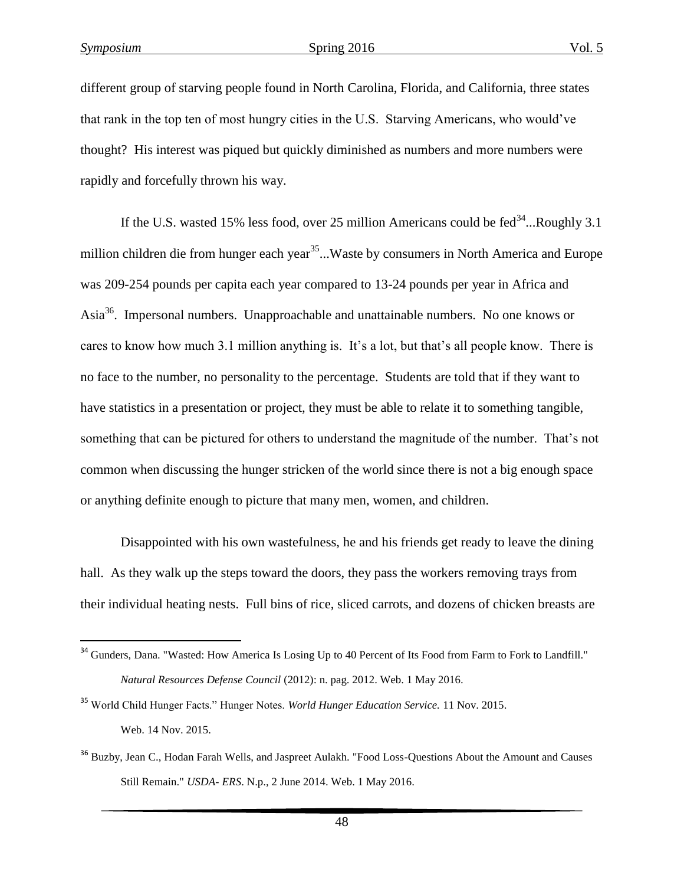different group of starving people found in North Carolina, Florida, and California, three states that rank in the top ten of most hungry cities in the U.S. Starving Americans, who would've thought? His interest was piqued but quickly diminished as numbers and more numbers were rapidly and forcefully thrown his way.

If the U.S. wasted 15% less food, over 25 million Americans could be fed[34]...Roughly 3.1 million children die from hunger each year[35]...Waste by consumers in North America and Europe was 209-254 pounds per capita each year compared to 13-24 pounds per year in Africa and Asia[36]. Impersonal numbers. Unapproachable and unattainable numbers. No one knows or cares to know how much 3.1 million anything is. It's a lot, but that's all people know. There is no face to the number, no personality to the percentage. Students are told that if they want to have statistics in a presentation or project, they must be able to relate it to something tangible, something that can be pictured for others to understand the magnitude of the number. That's not common when discussing the hunger stricken of the world since there is not a big enough space or anything definite enough to picture that many men, women, and children.

Disappointed with his own wastefulness, he and his friends get ready to leave the dining hall. As they walk up the steps toward the doors, they pass the workers removing trays from their individual heating nests. Full bins of rice, sliced carrots, and dozens of chicken breasts are

---

[34] Gunders, Dana. "Wasted: How America Is Losing Up to 40 Percent of Its Food from Farm to Fork to Landfill." *Natural Resources Defense Council* (2012): n. pag. 2012. Web. 1 May 2016.

[35] World Child Hunger Facts." Hunger Notes. *World Hunger Education Service.* 11 Nov. 2015. Web. 14 Nov. 2015.

[36] Buzby, Jean C., Hodan Farah Wells, and Jaspreet Aulakh. "Food Loss-Questions About the Amount and Causes Still Remain." *USDA- ERS*. N.p., 2 June 2014. Web. 1 May 2016.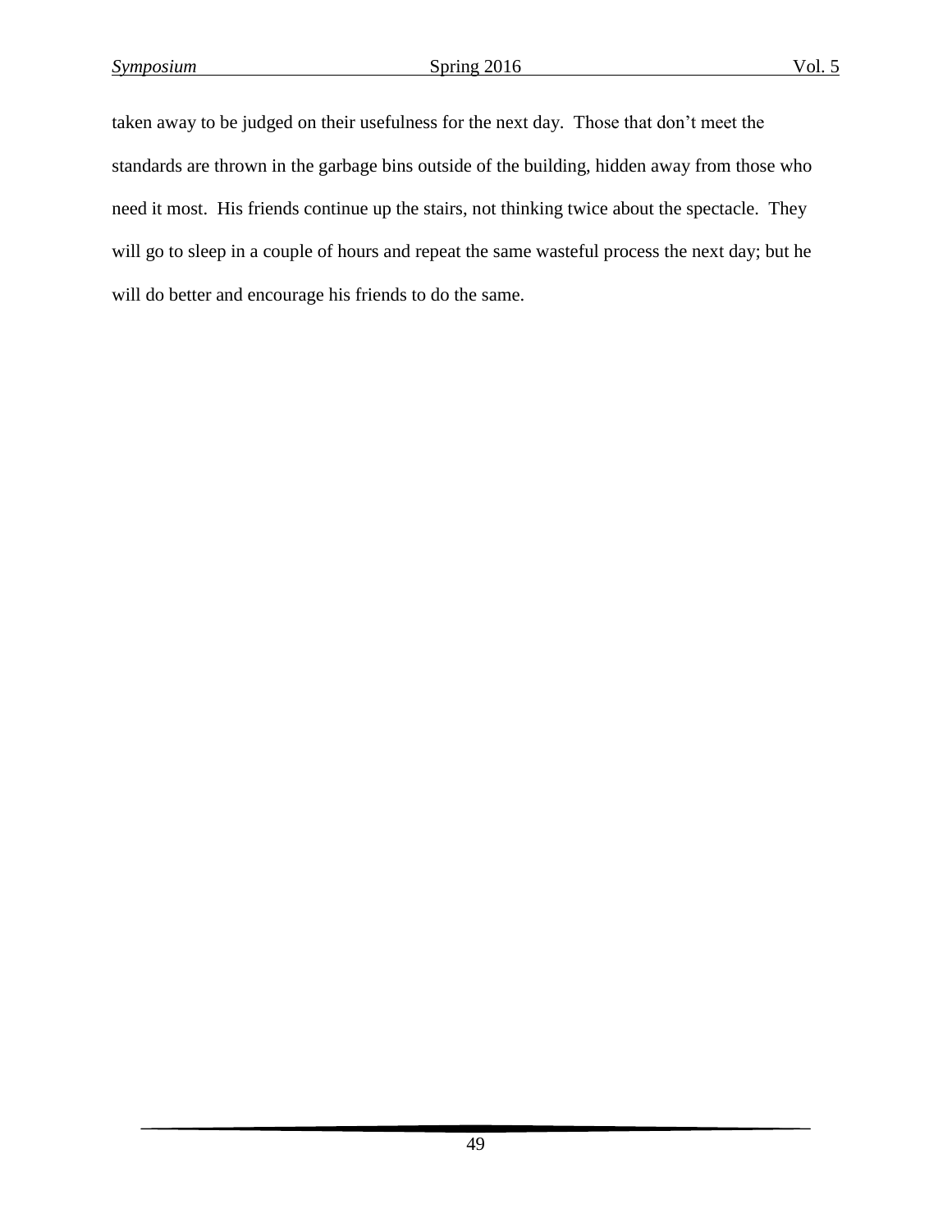taken away to be judged on their usefulness for the next day. Those that don't meet the standards are thrown in the garbage bins outside of the building, hidden away from those who need it most. His friends continue up the stairs, not thinking twice about the spectacle. They will go to sleep in a couple of hours and repeat the same wasteful process the next day; but he will do better and encourage his friends to do the same.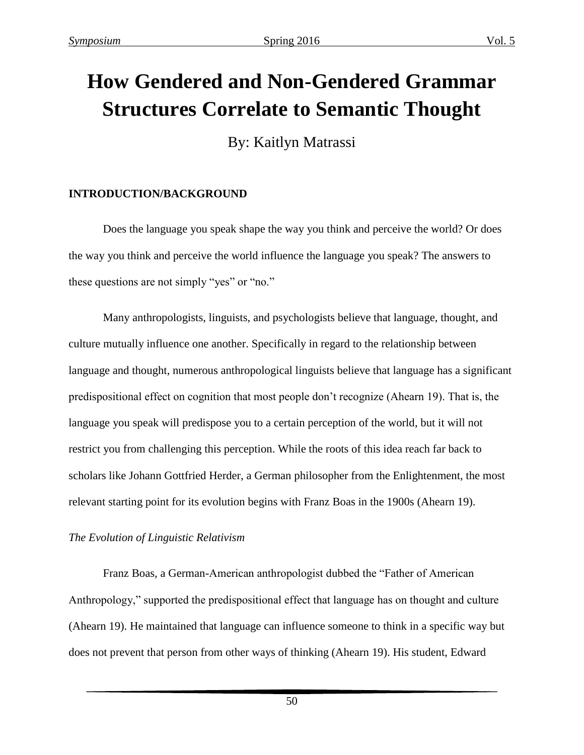# How Gendered and Non-Gendered Grammar Structures Correlate to Semantic Thought

By: Kaitlyn Matrassi

## INTRODUCTION/BACKGROUND

Does the language you speak shape the way you think and perceive the world? Or does the way you think and perceive the world influence the language you speak? The answers to these questions are not simply "yes" or "no."

Many anthropologists, linguists, and psychologists believe that language, thought, and culture mutually influence one another. Specifically in regard to the relationship between language and thought, numerous anthropological linguists believe that language has a significant predispositional effect on cognition that most people don't recognize (Ahearn 19). That is, the language you speak will predispose you to a certain perception of the world, but it will not restrict you from challenging this perception. While the roots of this idea reach far back to scholars like Johann Gottfried Herder, a German philosopher from the Enlightenment, the most relevant starting point for its evolution begins with Franz Boas in the 1900s (Ahearn 19).

### *The Evolution of Linguistic Relativism*

Franz Boas, a German-American anthropologist dubbed the "Father of American Anthropology," supported the predispositional effect that language has on thought and culture (Ahearn 19). He maintained that language can influence someone to think in a specific way but does not prevent that person from other ways of thinking (Ahearn 19). His student, Edward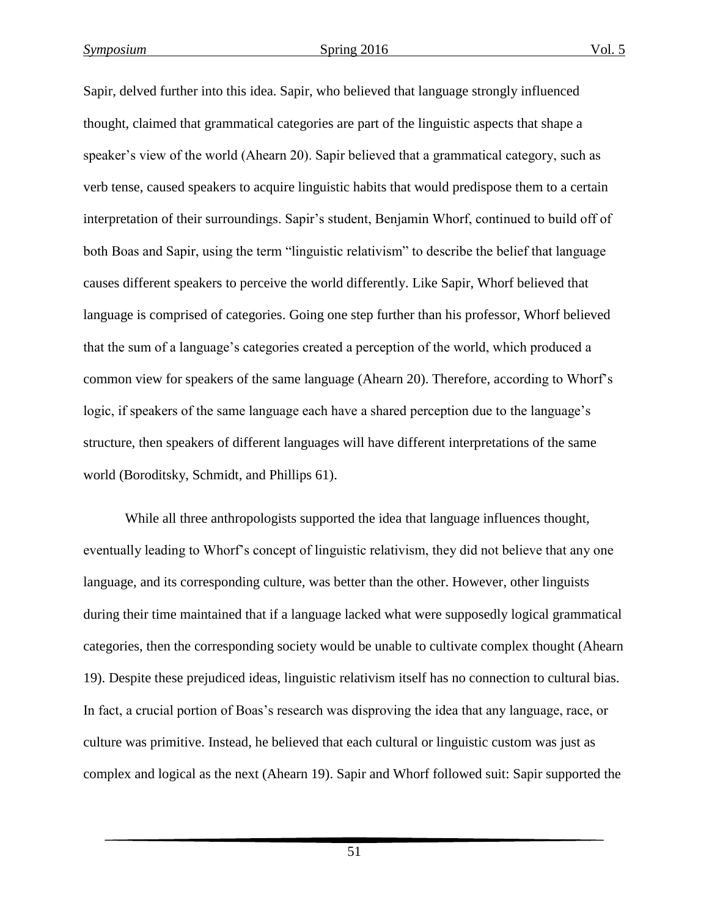Sapir, delved further into this idea. Sapir, who believed that language strongly influenced thought, claimed that grammatical categories are part of the linguistic aspects that shape a speaker's view of the world (Ahearn 20). Sapir believed that a grammatical category, such as verb tense, caused speakers to acquire linguistic habits that would predispose them to a certain interpretation of their surroundings. Sapir's student, Benjamin Whorf, continued to build off of both Boas and Sapir, using the term "linguistic relativism" to describe the belief that language causes different speakers to perceive the world differently. Like Sapir, Whorf believed that language is comprised of categories. Going one step further than his professor, Whorf believed that the sum of a language's categories created a perception of the world, which produced a common view for speakers of the same language (Ahearn 20). Therefore, according to Whorf's logic, if speakers of the same language each have a shared perception due to the language's structure, then speakers of different languages will have different interpretations of the same world (Boroditsky, Schmidt, and Phillips 61).

While all three anthropologists supported the idea that language influences thought, eventually leading to Whorf's concept of linguistic relativism, they did not believe that any one language, and its corresponding culture, was better than the other. However, other linguists during their time maintained that if a language lacked what were supposedly logical grammatical categories, then the corresponding society would be unable to cultivate complex thought (Ahearn 19). Despite these prejudiced ideas, linguistic relativism itself has no connection to cultural bias. In fact, a crucial portion of Boas's research was disproving the idea that any language, race, or culture was primitive. Instead, he believed that each cultural or linguistic custom was just as complex and logical as the next (Ahearn 19). Sapir and Whorf followed suit: Sapir supported the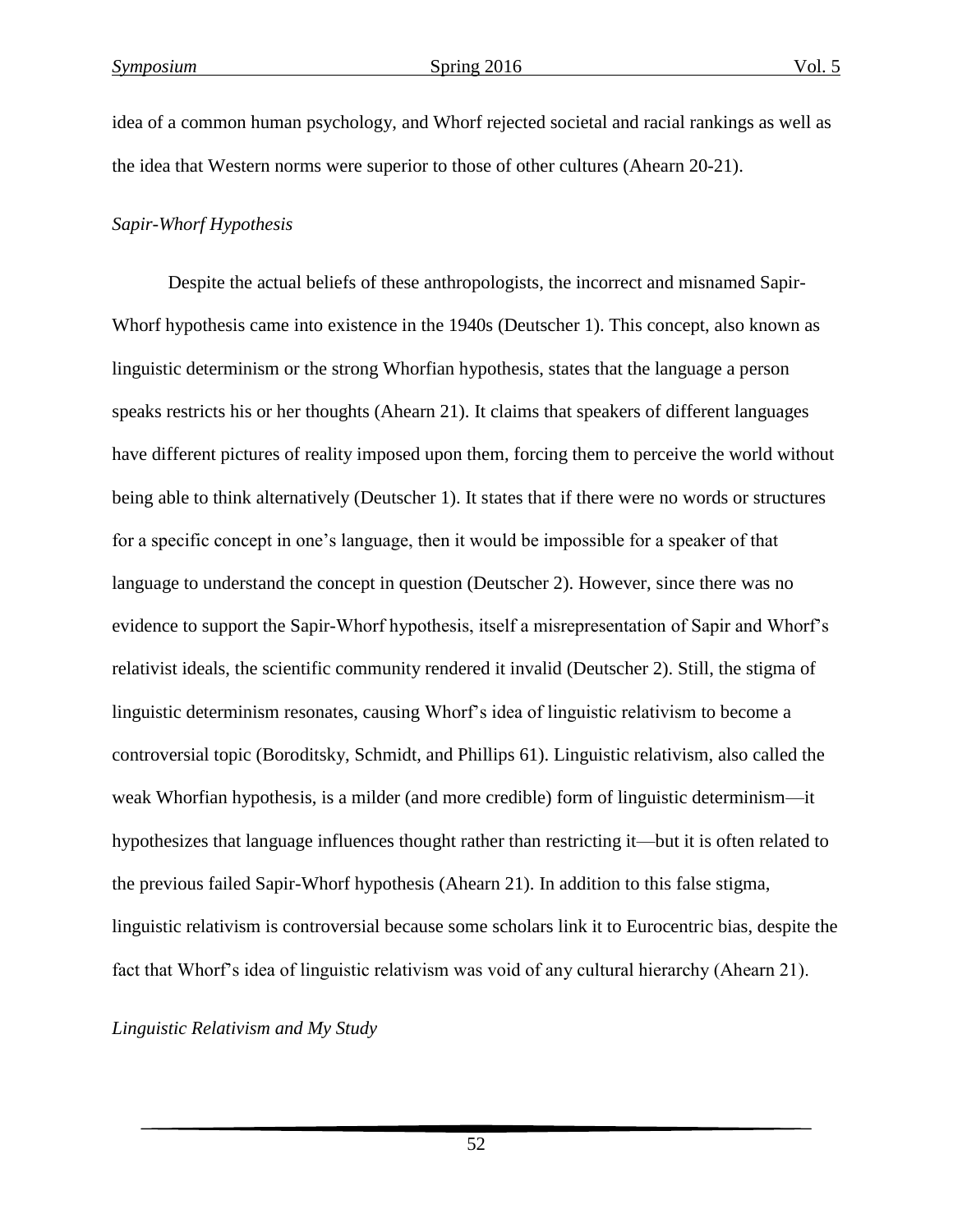idea of a common human psychology, and Whorf rejected societal and racial rankings as well as the idea that Western norms were superior to those of other cultures (Ahearn 20-21).

*Sapir-Whorf Hypothesis*

Despite the actual beliefs of these anthropologists, the incorrect and misnamed Sapir-Whorf hypothesis came into existence in the 1940s (Deutscher 1). This concept, also known as linguistic determinism or the strong Whorfian hypothesis, states that the language a person speaks restricts his or her thoughts (Ahearn 21). It claims that speakers of different languages have different pictures of reality imposed upon them, forcing them to perceive the world without being able to think alternatively (Deutscher 1). It states that if there were no words or structures for a specific concept in one's language, then it would be impossible for a speaker of that language to understand the concept in question (Deutscher 2). However, since there was no evidence to support the Sapir-Whorf hypothesis, itself a misrepresentation of Sapir and Whorf's relativist ideals, the scientific community rendered it invalid (Deutscher 2). Still, the stigma of linguistic determinism resonates, causing Whorf's idea of linguistic relativism to become a controversial topic (Boroditsky, Schmidt, and Phillips 61). Linguistic relativism, also called the weak Whorfian hypothesis, is a milder (and more credible) form of linguistic determinism—it hypothesizes that language influences thought rather than restricting it—but it is often related to the previous failed Sapir-Whorf hypothesis (Ahearn 21). In addition to this false stigma, linguistic relativism is controversial because some scholars link it to Eurocentric bias, despite the fact that Whorf's idea of linguistic relativism was void of any cultural hierarchy (Ahearn 21).

*Linguistic Relativism and My Study*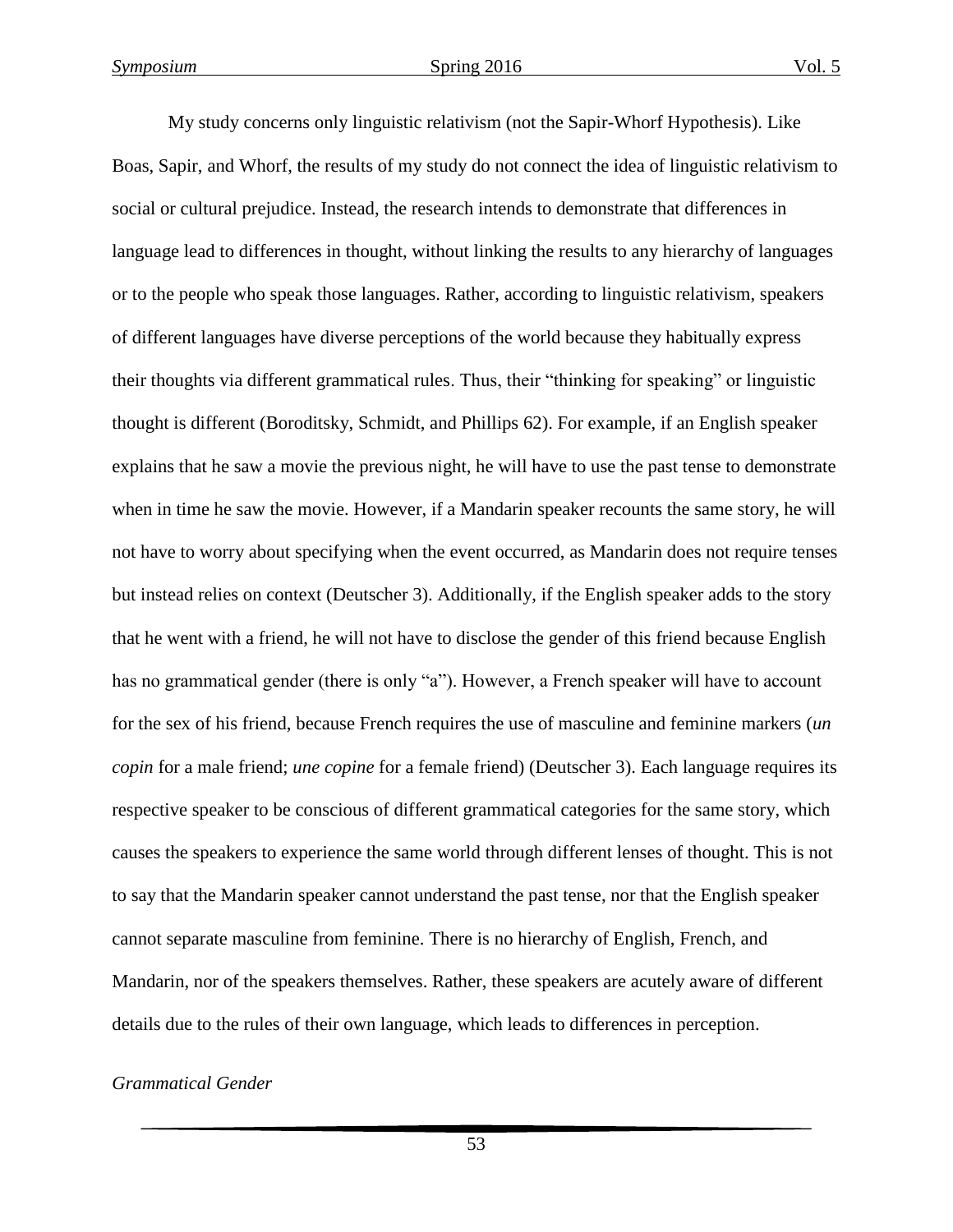My study concerns only linguistic relativism (not the Sapir-Whorf Hypothesis). Like Boas, Sapir, and Whorf, the results of my study do not connect the idea of linguistic relativism to social or cultural prejudice. Instead, the research intends to demonstrate that differences in language lead to differences in thought, without linking the results to any hierarchy of languages or to the people who speak those languages. Rather, according to linguistic relativism, speakers of different languages have diverse perceptions of the world because they habitually express their thoughts via different grammatical rules. Thus, their "thinking for speaking" or linguistic thought is different (Boroditsky, Schmidt, and Phillips 62). For example, if an English speaker explains that he saw a movie the previous night, he will have to use the past tense to demonstrate when in time he saw the movie. However, if a Mandarin speaker recounts the same story, he will not have to worry about specifying when the event occurred, as Mandarin does not require tenses but instead relies on context (Deutscher 3). Additionally, if the English speaker adds to the story that he went with a friend, he will not have to disclose the gender of this friend because English has no grammatical gender (there is only "a"). However, a French speaker will have to account for the sex of his friend, because French requires the use of masculine and feminine markers (*un copin* for a male friend; *une copine* for a female friend) (Deutscher 3). Each language requires its respective speaker to be conscious of different grammatical categories for the same story, which causes the speakers to experience the same world through different lenses of thought. This is not to say that the Mandarin speaker cannot understand the past tense, nor that the English speaker cannot separate masculine from feminine. There is no hierarchy of English, French, and Mandarin, nor of the speakers themselves. Rather, these speakers are acutely aware of different details due to the rules of their own language, which leads to differences in perception.

### *Grammatical Gender*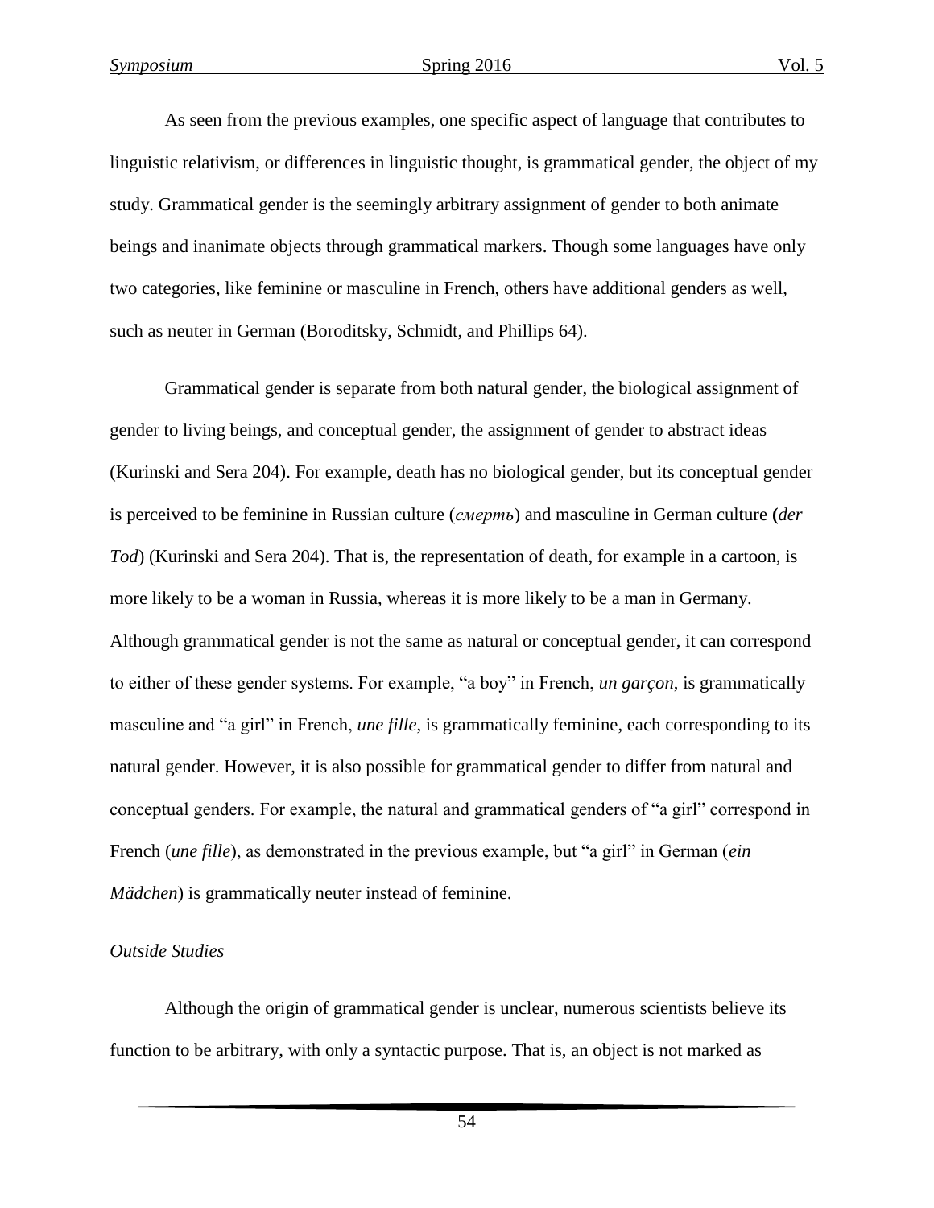As seen from the previous examples, one specific aspect of language that contributes to linguistic relativism, or differences in linguistic thought, is grammatical gender, the object of my study. Grammatical gender is the seemingly arbitrary assignment of gender to both animate beings and inanimate objects through grammatical markers. Though some languages have only two categories, like feminine or masculine in French, others have additional genders as well, such as neuter in German (Boroditsky, Schmidt, and Phillips 64).

Grammatical gender is separate from both natural gender, the biological assignment of gender to living beings, and conceptual gender, the assignment of gender to abstract ideas (Kurinski and Sera 204). For example, death has no biological gender, but its conceptual gender is perceived to be feminine in Russian culture (*смерть*) and masculine in German culture (*der Tod*) (Kurinski and Sera 204). That is, the representation of death, for example in a cartoon, is more likely to be a woman in Russia, whereas it is more likely to be a man in Germany. Although grammatical gender is not the same as natural or conceptual gender, it can correspond to either of these gender systems. For example, "a boy" in French, *un garçon*, is grammatically masculine and "a girl" in French, *une fille*, is grammatically feminine, each corresponding to its natural gender. However, it is also possible for grammatical gender to differ from natural and conceptual genders. For example, the natural and grammatical genders of "a girl" correspond in French (*une fille*), as demonstrated in the previous example, but "a girl" in German (*ein Mädchen*) is grammatically neuter instead of feminine.

*Outside Studies*

Although the origin of grammatical gender is unclear, numerous scientists believe its function to be arbitrary, with only a syntactic purpose. That is, an object is not marked as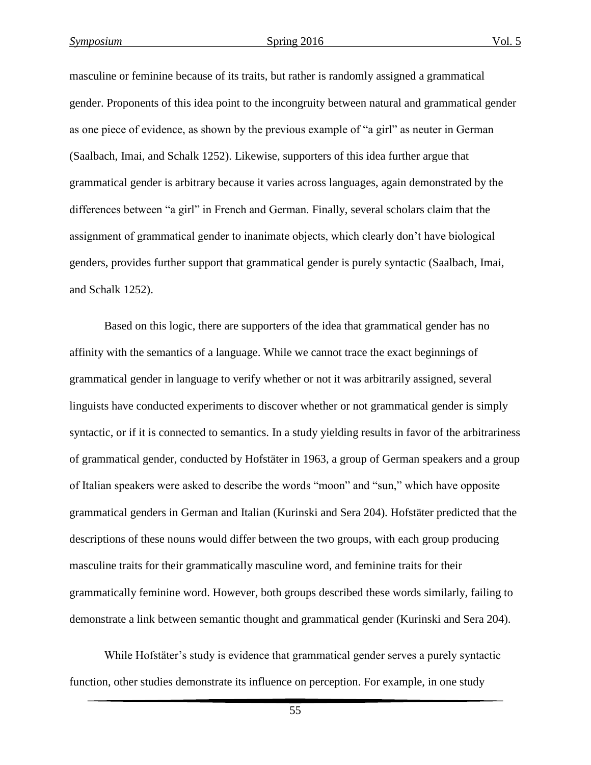masculine or feminine because of its traits, but rather is randomly assigned a grammatical gender. Proponents of this idea point to the incongruity between natural and grammatical gender as one piece of evidence, as shown by the previous example of "a girl" as neuter in German (Saalbach, Imai, and Schalk 1252). Likewise, supporters of this idea further argue that grammatical gender is arbitrary because it varies across languages, again demonstrated by the differences between "a girl" in French and German. Finally, several scholars claim that the assignment of grammatical gender to inanimate objects, which clearly don't have biological genders, provides further support that grammatical gender is purely syntactic (Saalbach, Imai, and Schalk 1252).

Based on this logic, there are supporters of the idea that grammatical gender has no affinity with the semantics of a language. While we cannot trace the exact beginnings of grammatical gender in language to verify whether or not it was arbitrarily assigned, several linguists have conducted experiments to discover whether or not grammatical gender is simply syntactic, or if it is connected to semantics. In a study yielding results in favor of the arbitrariness of grammatical gender, conducted by Hofstäter in 1963, a group of German speakers and a group of Italian speakers were asked to describe the words "moon" and "sun," which have opposite grammatical genders in German and Italian (Kurinski and Sera 204). Hofstäter predicted that the descriptions of these nouns would differ between the two groups, with each group producing masculine traits for their grammatically masculine word, and feminine traits for their grammatically feminine word. However, both groups described these words similarly, failing to demonstrate a link between semantic thought and grammatical gender (Kurinski and Sera 204).

While Hofstäter's study is evidence that grammatical gender serves a purely syntactic function, other studies demonstrate its influence on perception. For example, in one study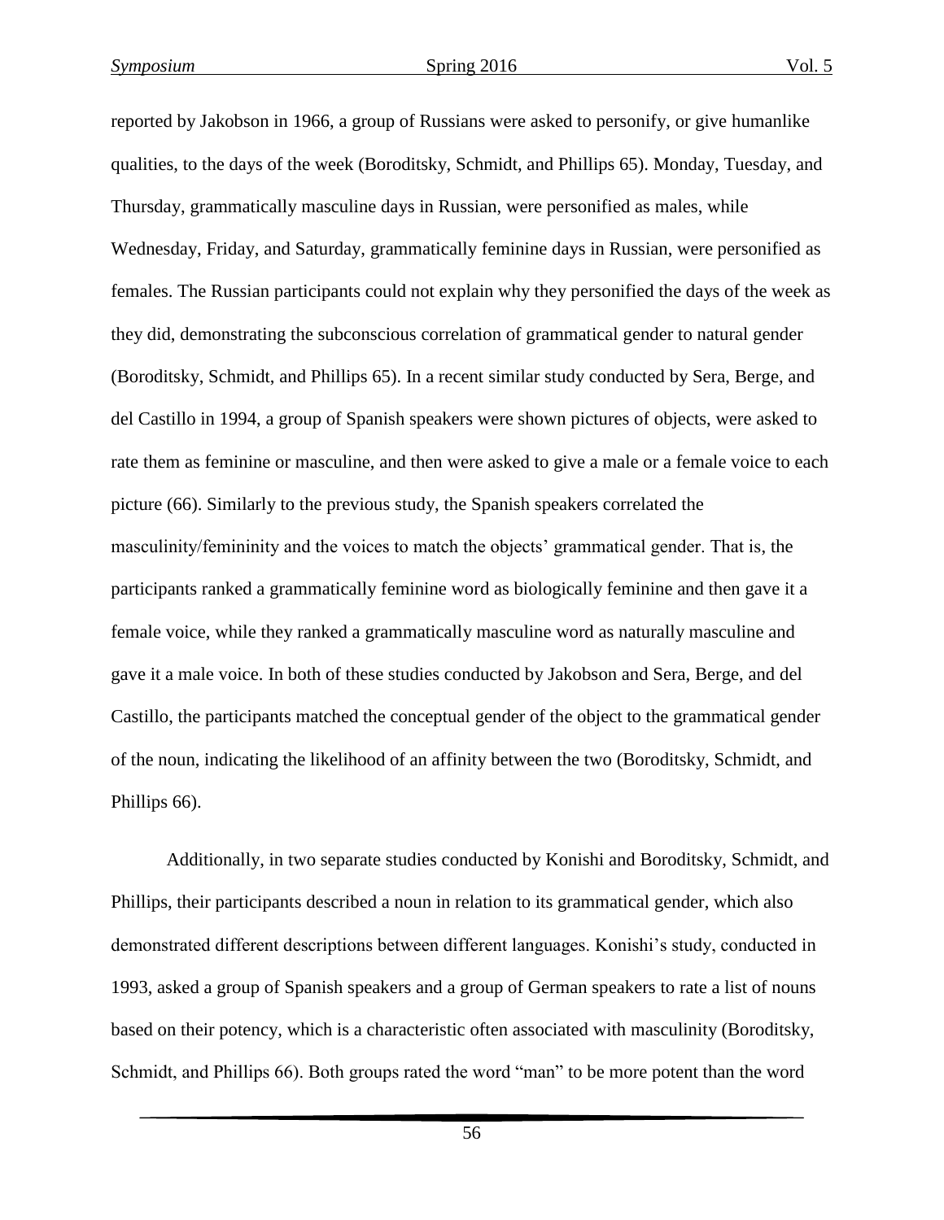reported by Jakobson in 1966, a group of Russians were asked to personify, or give humanlike qualities, to the days of the week (Boroditsky, Schmidt, and Phillips 65). Monday, Tuesday, and Thursday, grammatically masculine days in Russian, were personified as males, while Wednesday, Friday, and Saturday, grammatically feminine days in Russian, were personified as females. The Russian participants could not explain why they personified the days of the week as they did, demonstrating the subconscious correlation of grammatical gender to natural gender (Boroditsky, Schmidt, and Phillips 65). In a recent similar study conducted by Sera, Berge, and del Castillo in 1994, a group of Spanish speakers were shown pictures of objects, were asked to rate them as feminine or masculine, and then were asked to give a male or a female voice to each picture (66). Similarly to the previous study, the Spanish speakers correlated the masculinity/femininity and the voices to match the objects' grammatical gender. That is, the participants ranked a grammatically feminine word as biologically feminine and then gave it a female voice, while they ranked a grammatically masculine word as naturally masculine and gave it a male voice. In both of these studies conducted by Jakobson and Sera, Berge, and del Castillo, the participants matched the conceptual gender of the object to the grammatical gender of the noun, indicating the likelihood of an affinity between the two (Boroditsky, Schmidt, and Phillips 66).

Additionally, in two separate studies conducted by Konishi and Boroditsky, Schmidt, and Phillips, their participants described a noun in relation to its grammatical gender, which also demonstrated different descriptions between different languages. Konishi's study, conducted in 1993, asked a group of Spanish speakers and a group of German speakers to rate a list of nouns based on their potency, which is a characteristic often associated with masculinity (Boroditsky, Schmidt, and Phillips 66). Both groups rated the word "man" to be more potent than the word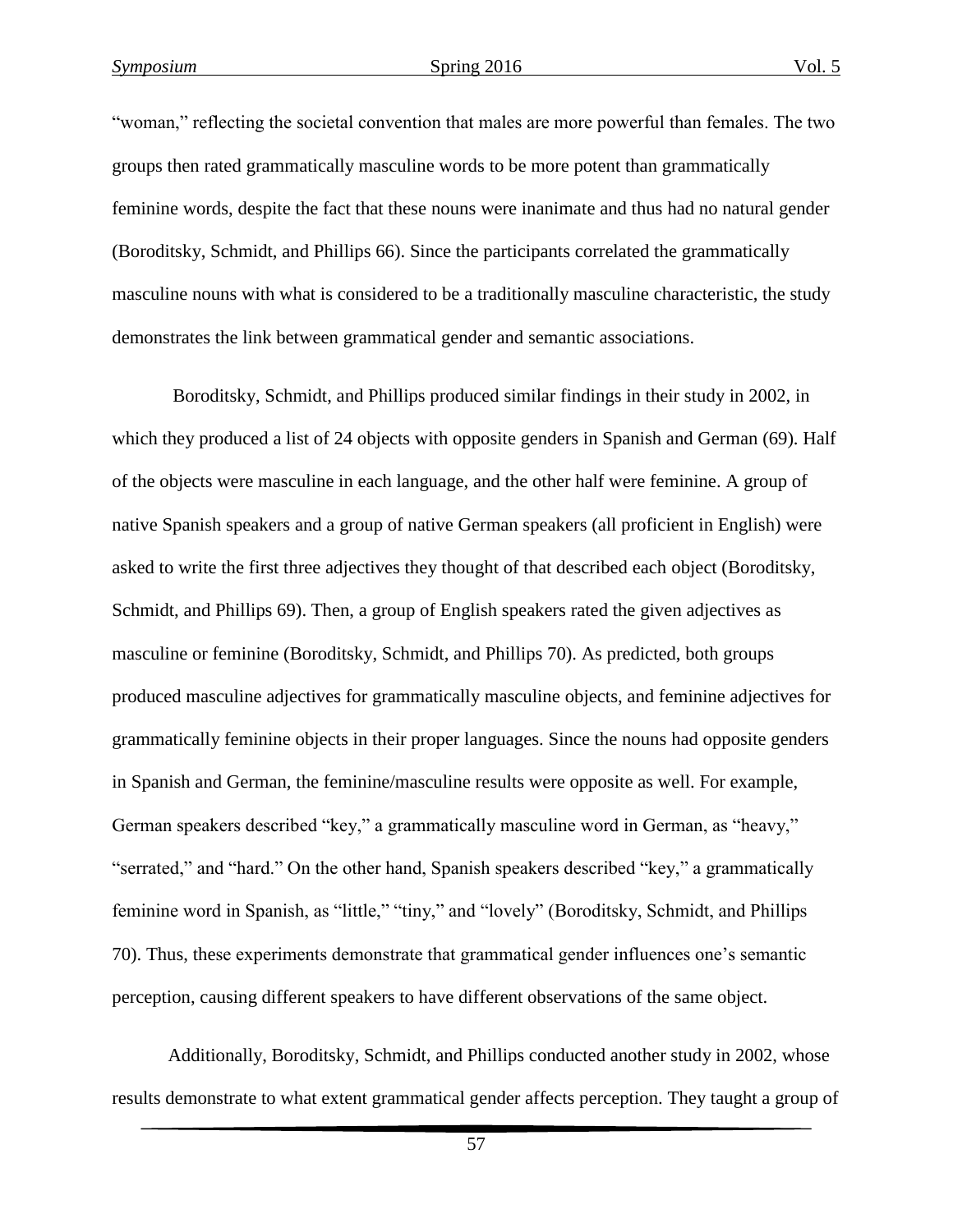"woman," reflecting the societal convention that males are more powerful than females. The two groups then rated grammatically masculine words to be more potent than grammatically feminine words, despite the fact that these nouns were inanimate and thus had no natural gender (Boroditsky, Schmidt, and Phillips 66). Since the participants correlated the grammatically masculine nouns with what is considered to be a traditionally masculine characteristic, the study demonstrates the link between grammatical gender and semantic associations.

Boroditsky, Schmidt, and Phillips produced similar findings in their study in 2002, in which they produced a list of 24 objects with opposite genders in Spanish and German (69). Half of the objects were masculine in each language, and the other half were feminine. A group of native Spanish speakers and a group of native German speakers (all proficient in English) were asked to write the first three adjectives they thought of that described each object (Boroditsky, Schmidt, and Phillips 69). Then, a group of English speakers rated the given adjectives as masculine or feminine (Boroditsky, Schmidt, and Phillips 70). As predicted, both groups produced masculine adjectives for grammatically masculine objects, and feminine adjectives for grammatically feminine objects in their proper languages. Since the nouns had opposite genders in Spanish and German, the feminine/masculine results were opposite as well. For example, German speakers described "key," a grammatically masculine word in German, as "heavy," "serrated," and "hard." On the other hand, Spanish speakers described "key," a grammatically feminine word in Spanish, as "little," "tiny," and "lovely" (Boroditsky, Schmidt, and Phillips 70). Thus, these experiments demonstrate that grammatical gender influences one's semantic perception, causing different speakers to have different observations of the same object.

Additionally, Boroditsky, Schmidt, and Phillips conducted another study in 2002, whose results demonstrate to what extent grammatical gender affects perception. They taught a group of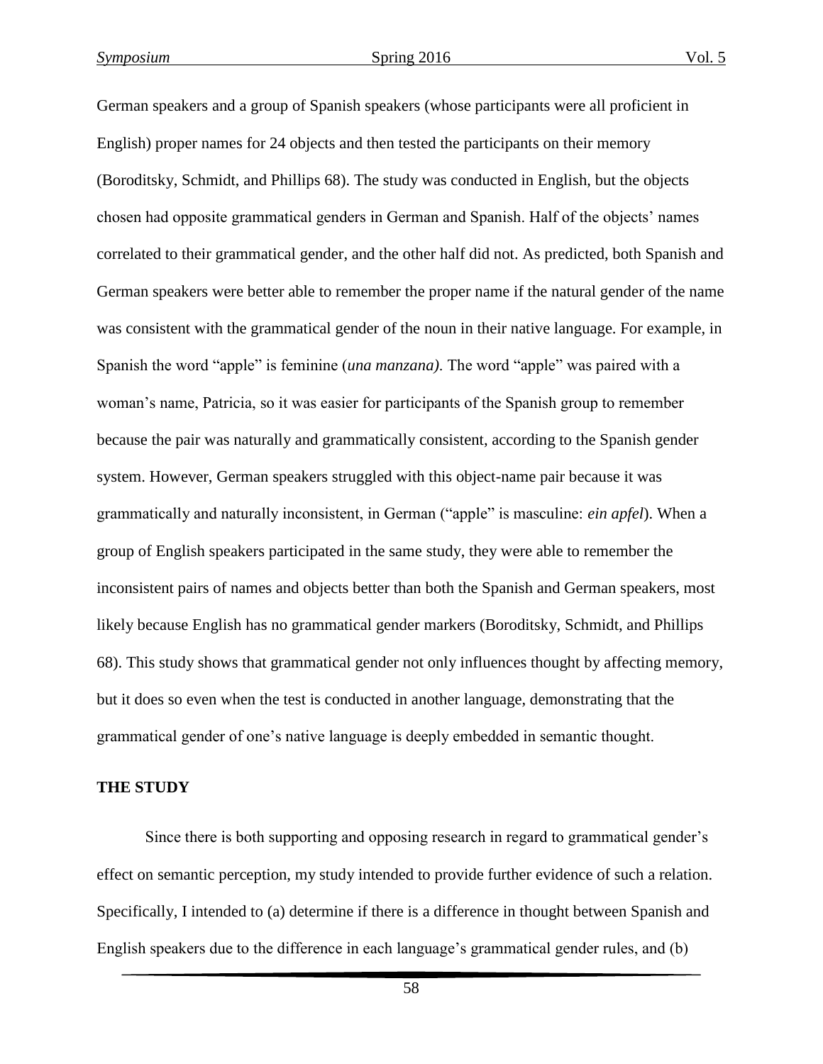German speakers and a group of Spanish speakers (whose participants were all proficient in English) proper names for 24 objects and then tested the participants on their memory (Boroditsky, Schmidt, and Phillips 68). The study was conducted in English, but the objects chosen had opposite grammatical genders in German and Spanish. Half of the objects' names correlated to their grammatical gender, and the other half did not. As predicted, both Spanish and German speakers were better able to remember the proper name if the natural gender of the name was consistent with the grammatical gender of the noun in their native language. For example, in Spanish the word "apple" is feminine (*una manzana)*. The word "apple" was paired with a woman's name, Patricia, so it was easier for participants of the Spanish group to remember because the pair was naturally and grammatically consistent, according to the Spanish gender system. However, German speakers struggled with this object-name pair because it was grammatically and naturally inconsistent, in German ("apple" is masculine: *ein apfel*). When a group of English speakers participated in the same study, they were able to remember the inconsistent pairs of names and objects better than both the Spanish and German speakers, most likely because English has no grammatical gender markers (Boroditsky, Schmidt, and Phillips 68). This study shows that grammatical gender not only influences thought by affecting memory, but it does so even when the test is conducted in another language, demonstrating that the grammatical gender of one's native language is deeply embedded in semantic thought.

**THE STUDY**

Since there is both supporting and opposing research in regard to grammatical gender's effect on semantic perception, my study intended to provide further evidence of such a relation. Specifically, I intended to (a) determine if there is a difference in thought between Spanish and English speakers due to the difference in each language's grammatical gender rules, and (b)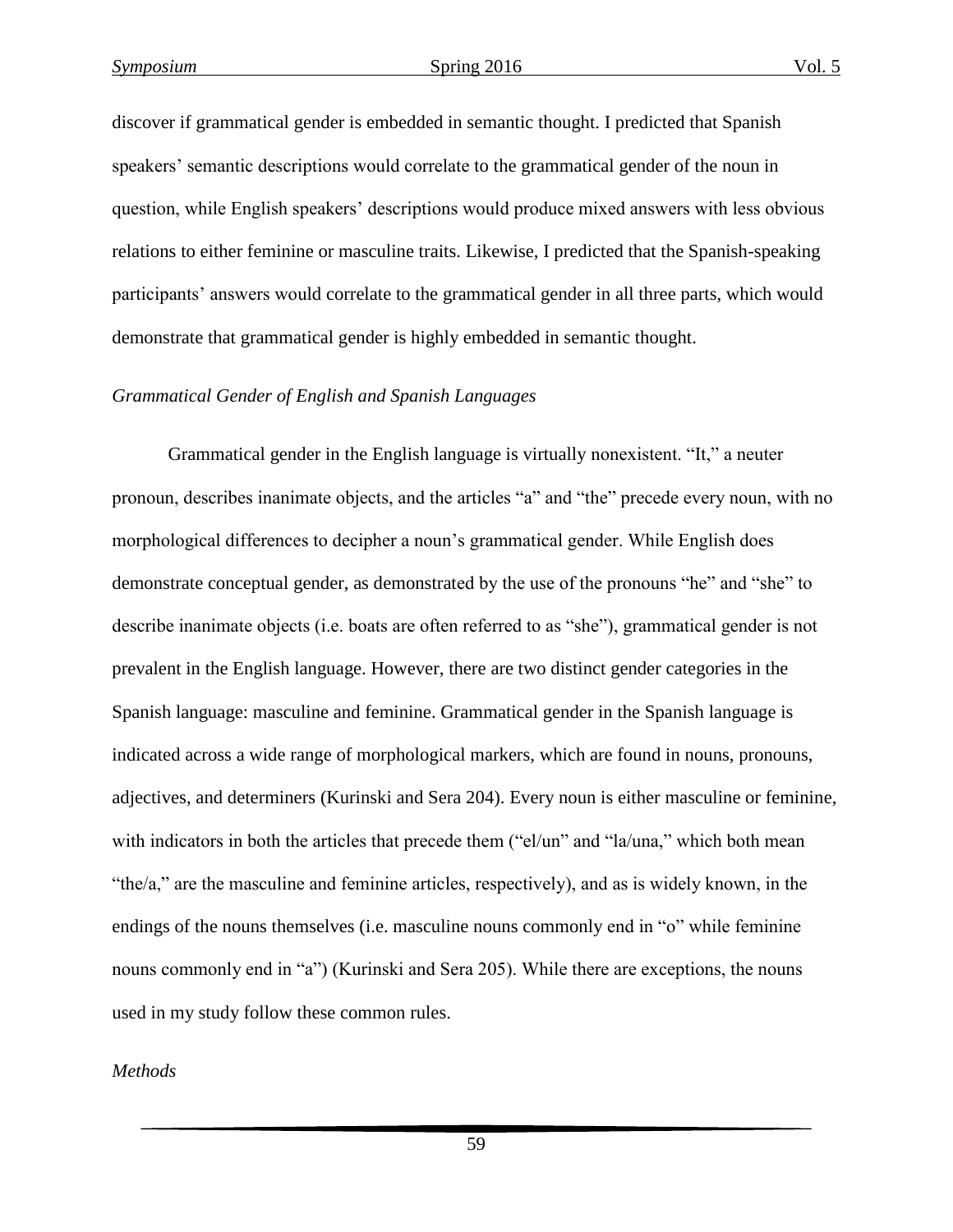discover if grammatical gender is embedded in semantic thought. I predicted that Spanish speakers' semantic descriptions would correlate to the grammatical gender of the noun in question, while English speakers' descriptions would produce mixed answers with less obvious relations to either feminine or masculine traits. Likewise, I predicted that the Spanish-speaking participants' answers would correlate to the grammatical gender in all three parts, which would demonstrate that grammatical gender is highly embedded in semantic thought.

*Grammatical Gender of English and Spanish Languages*

Grammatical gender in the English language is virtually nonexistent. "It," a neuter pronoun, describes inanimate objects, and the articles "a" and "the" precede every noun, with no morphological differences to decipher a noun's grammatical gender. While English does demonstrate conceptual gender, as demonstrated by the use of the pronouns "he" and "she" to describe inanimate objects (i.e. boats are often referred to as "she"), grammatical gender is not prevalent in the English language. However, there are two distinct gender categories in the Spanish language: masculine and feminine. Grammatical gender in the Spanish language is indicated across a wide range of morphological markers, which are found in nouns, pronouns, adjectives, and determiners (Kurinski and Sera 204). Every noun is either masculine or feminine, with indicators in both the articles that precede them ("el/un" and "la/una," which both mean "the/a," are the masculine and feminine articles, respectively), and as is widely known, in the endings of the nouns themselves (i.e. masculine nouns commonly end in "o" while feminine nouns commonly end in "a") (Kurinski and Sera 205). While there are exceptions, the nouns used in my study follow these common rules.

*Methods*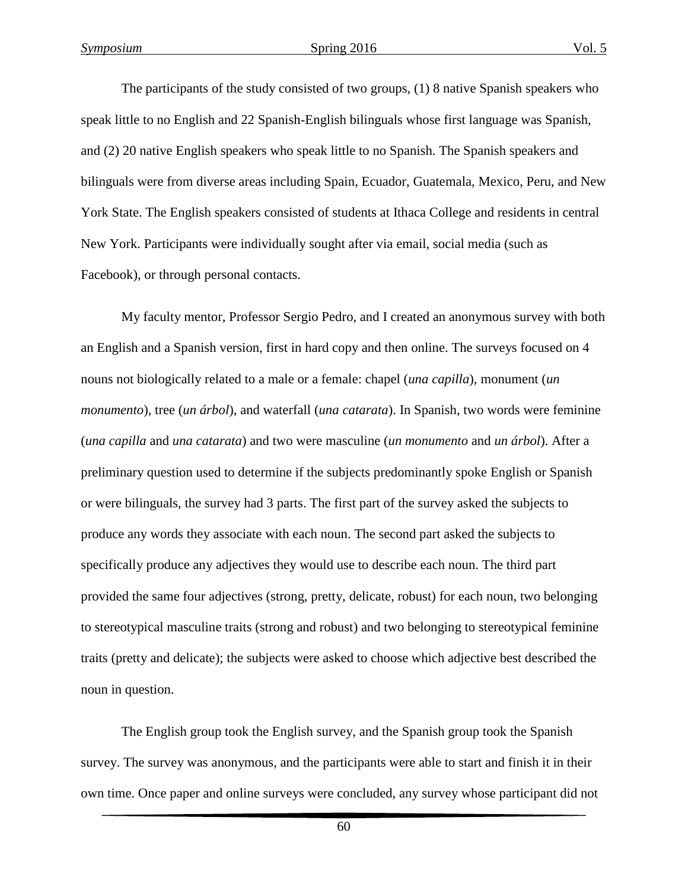The participants of the study consisted of two groups, (1) 8 native Spanish speakers who speak little to no English and 22 Spanish-English bilinguals whose first language was Spanish, and (2) 20 native English speakers who speak little to no Spanish. The Spanish speakers and bilinguals were from diverse areas including Spain, Ecuador, Guatemala, Mexico, Peru, and New York State. The English speakers consisted of students at Ithaca College and residents in central New York. Participants were individually sought after via email, social media (such as Facebook), or through personal contacts.

My faculty mentor, Professor Sergio Pedro, and I created an anonymous survey with both an English and a Spanish version, first in hard copy and then online. The surveys focused on 4 nouns not biologically related to a male or a female: chapel (*una capilla*), monument (*un monumento*), tree (*un árbol*), and waterfall (*una catarata*). In Spanish, two words were feminine (*una capilla* and *una catarata*) and two were masculine (*un monumento* and *un árbol*). After a preliminary question used to determine if the subjects predominantly spoke English or Spanish or were bilinguals, the survey had 3 parts. The first part of the survey asked the subjects to produce any words they associate with each noun. The second part asked the subjects to specifically produce any adjectives they would use to describe each noun. The third part provided the same four adjectives (strong, pretty, delicate, robust) for each noun, two belonging to stereotypical masculine traits (strong and robust) and two belonging to stereotypical feminine traits (pretty and delicate); the subjects were asked to choose which adjective best described the noun in question.

The English group took the English survey, and the Spanish group took the Spanish survey. The survey was anonymous, and the participants were able to start and finish it in their own time. Once paper and online surveys were concluded, any survey whose participant did not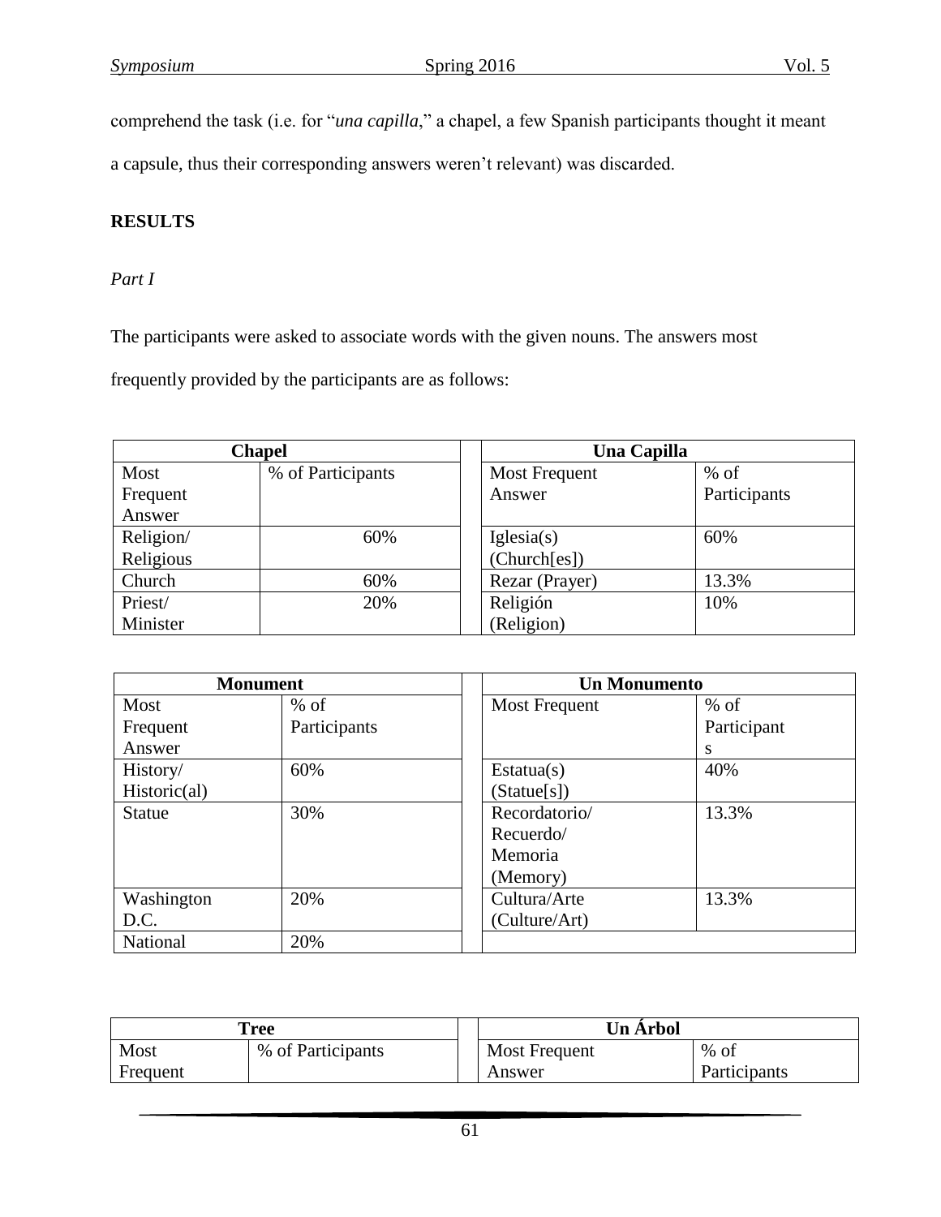comprehend the task (i.e. for "*una capilla*," a chapel, a few Spanish participants thought it meant a capsule, thus their corresponding answers weren't relevant) was discarded.

**RESULTS**

*Part I*

The participants were asked to associate words with the given nouns. The answers most frequently provided by the participants are as follows:

| **Chapel** | | | **Una Capilla** | |
|---|---|---|---|---|
| Most Frequent Answer | % of Participants | | Most Frequent Answer | % of Participants |
| Religion/ Religious | 60% | | Iglesia(s) (Church[es]) | 60% |
| Church | 60% | | Rezar (Prayer) | 13.3% |
| Priest/ Minister | 20% | | Religión (Religion) | 10% |

| **Monument** | | | **Un Monumento** | |
|---|---|---|---|---|
| Most Frequent Answer | % of Participants | | Most Frequent | % of Participants |
| History/ Historic(al) | 60% | | Estatua(s) (Statue[s]) | 40% |
| Statue | 30% | | Recordatorio/ Recuerdo/ Memoria (Memory) | 13.3% |
| Washington D.C. | 20% | | Cultura/Arte (Culture/Art) | 13.3% |
| National | 20% | | | |

| **Tree** | | | **Un Árbol** | |
|---|---|---|---|---|
| Most Frequent | % of Participants | | Most Frequent Answer | % of Participants |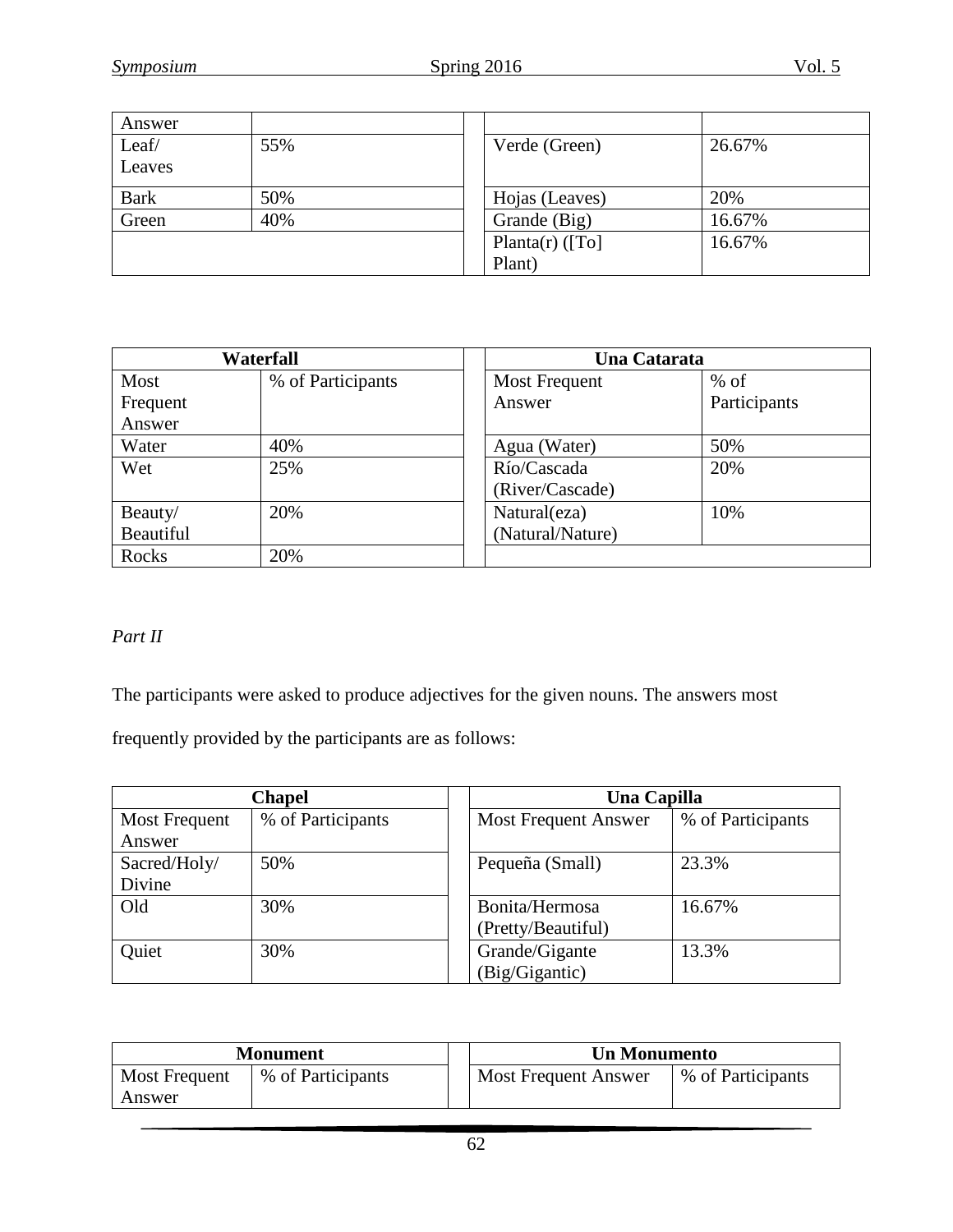| Answer | | | | |
|---|---|---|---|---|
| Leaf/ Leaves | 55% | | Verde (Green) | 26.67% |
| Bark | 50% | | Hojas (Leaves) | 20% |
| Green | 40% | | Grande (Big) | 16.67% |
| | | | Planta(r) ([To] Plant) | 16.67% |

| Waterfall | | | Una Catarata | |
|---|---|---|---|---|
| Most Frequent Answer | % of Participants | | Most Frequent Answer | % of Participants |
| Water | 40% | | Agua (Water) | 50% |
| Wet | 25% | | Río/Cascada (River/Cascade) | 20% |
| Beauty/ Beautiful | 20% | | Natural(eza) (Natural/Nature) | 10% |
| Rocks | 20% | | | |

*Part II*

The participants were asked to produce adjectives for the given nouns. The answers most frequently provided by the participants are as follows:

| Chapel | | | Una Capilla | |
|---|---|---|---|---|
| Most Frequent Answer | % of Participants | | Most Frequent Answer | % of Participants |
| Sacred/Holy/ Divine | 50% | | Pequeña (Small) | 23.3% |
| Old | 30% | | Bonita/Hermosa (Pretty/Beautiful) | 16.67% |
| Quiet | 30% | | Grande/Gigante (Big/Gigantic) | 13.3% |

| Monument | | | Un Monumento | |
|---|---|---|---|---|
| Most Frequent Answer | % of Participants | | Most Frequent Answer | % of Participants |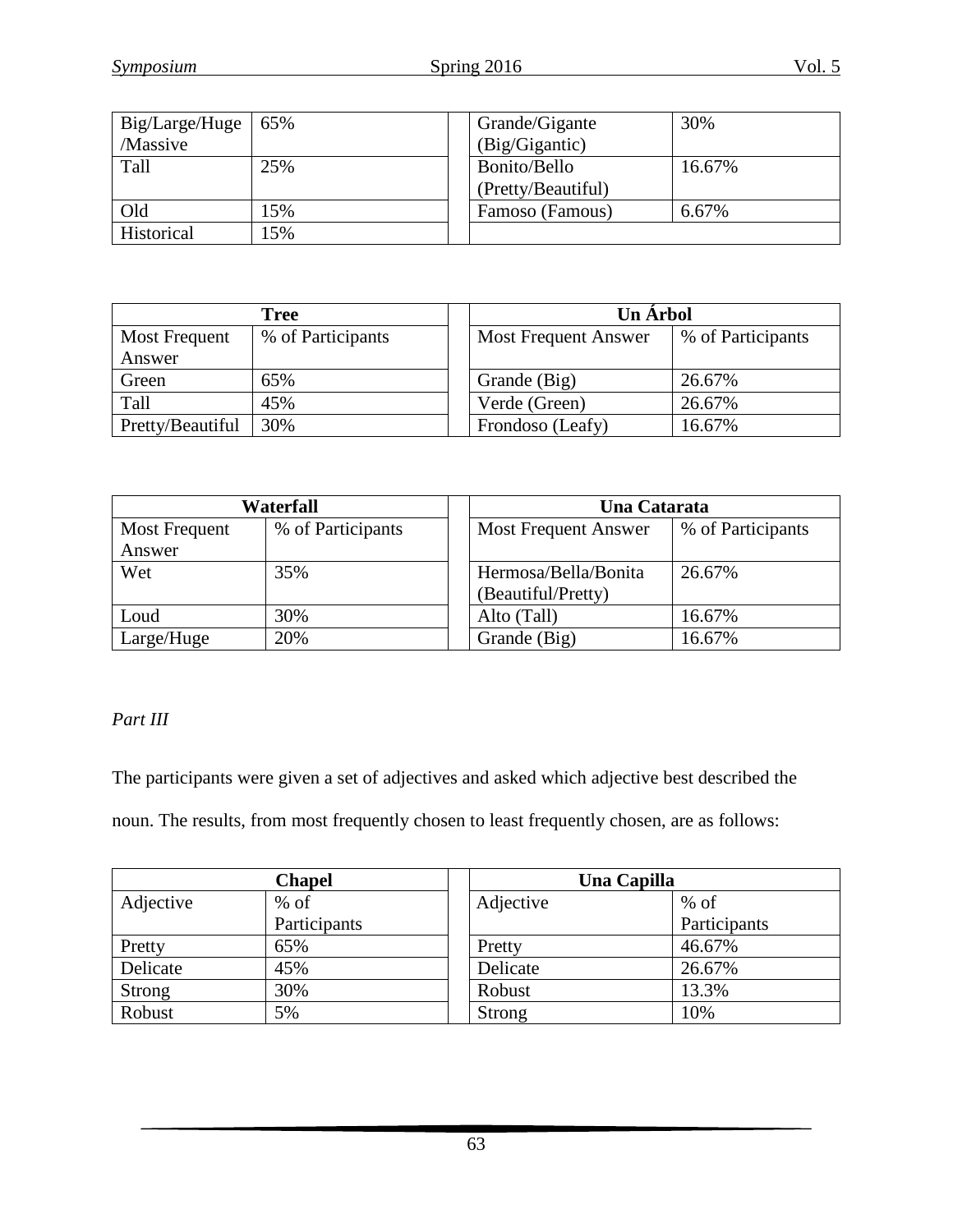| Big/Large/Huge /Massive | 65% |
|---|---|
| Tall | 25% |
| Old | 15% |
| Historical | 15% |

| Grande/Gigante (Big/Gigantic) | 30% |
|---|---|
| Bonito/Bello (Pretty/Beautiful) | 16.67% |
| Famoso (Famous) | 6.67% |
| | |

| Tree | |
|---|---|
| Most Frequent Answer | % of Participants |
| Green | 65% |
| Tall | 45% |
| Pretty/Beautiful | 30% |

| Un Árbol | |
|---|---|
| Most Frequent Answer | % of Participants |
| Grande (Big) | 26.67% |
| Verde (Green) | 26.67% |
| Frondoso (Leafy) | 16.67% |

| Waterfall | |
|---|---|
| Most Frequent Answer | % of Participants |
| Wet | 35% |
| Loud | 30% |
| Large/Huge | 20% |

| Una Catarata | |
|---|---|
| Most Frequent Answer | % of Participants |
| Hermosa/Bella/Bonita (Beautiful/Pretty) | 26.67% |
| Alto (Tall) | 16.67% |
| Grande (Big) | 16.67% |

*Part III*

The participants were given a set of adjectives and asked which adjective best described the noun. The results, from most frequently chosen to least frequently chosen, are as follows:

| Chapel | |
|---|---|
| Adjective | % of Participants |
| Pretty | 65% |
| Delicate | 45% |
| Strong | 30% |
| Robust | 5% |

| Una Capilla | |
|---|---|
| Adjective | % of Participants |
| Pretty | 46.67% |
| Delicate | 26.67% |
| Robust | 13.3% |
| Strong | 10% |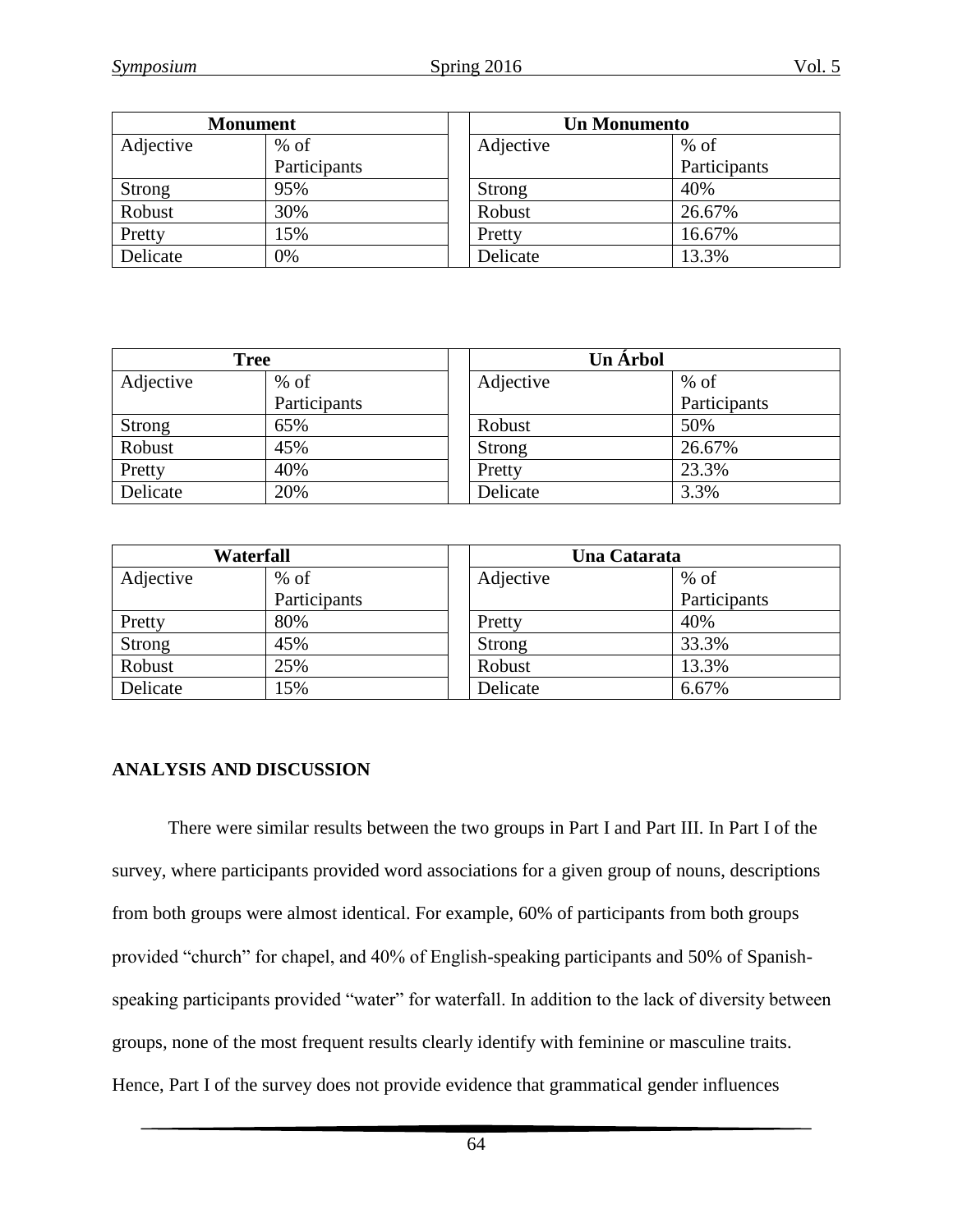| Monument | |
|---|---|
| Adjective | % of Participants |
| Strong | 95% |
| Robust | 30% |
| Pretty | 15% |
| Delicate | 0% |

| Un Monumento | |
|---|---|
| Adjective | % of Participants |
| Strong | 40% |
| Robust | 26.67% |
| Pretty | 16.67% |
| Delicate | 13.3% |

| Tree | |
|---|---|
| Adjective | % of Participants |
| Strong | 65% |
| Robust | 45% |
| Pretty | 40% |
| Delicate | 20% |

| Un Árbol | |
|---|---|
| Adjective | % of Participants |
| Robust | 50% |
| Strong | 26.67% |
| Pretty | 23.3% |
| Delicate | 3.3% |

| Waterfall | |
|---|---|
| Adjective | % of Participants |
| Pretty | 80% |
| Strong | 45% |
| Robust | 25% |
| Delicate | 15% |

| Una Catarata | |
|---|---|
| Adjective | % of Participants |
| Pretty | 40% |
| Strong | 33.3% |
| Robust | 13.3% |
| Delicate | 6.67% |

## ANALYSIS AND DISCUSSION

There were similar results between the two groups in Part I and Part III. In Part I of the survey, where participants provided word associations for a given group of nouns, descriptions from both groups were almost identical. For example, 60% of participants from both groups provided "church" for chapel, and 40% of English-speaking participants and 50% of Spanish-speaking participants provided "water" for waterfall. In addition to the lack of diversity between groups, none of the most frequent results clearly identify with feminine or masculine traits. Hence, Part I of the survey does not provide evidence that grammatical gender influences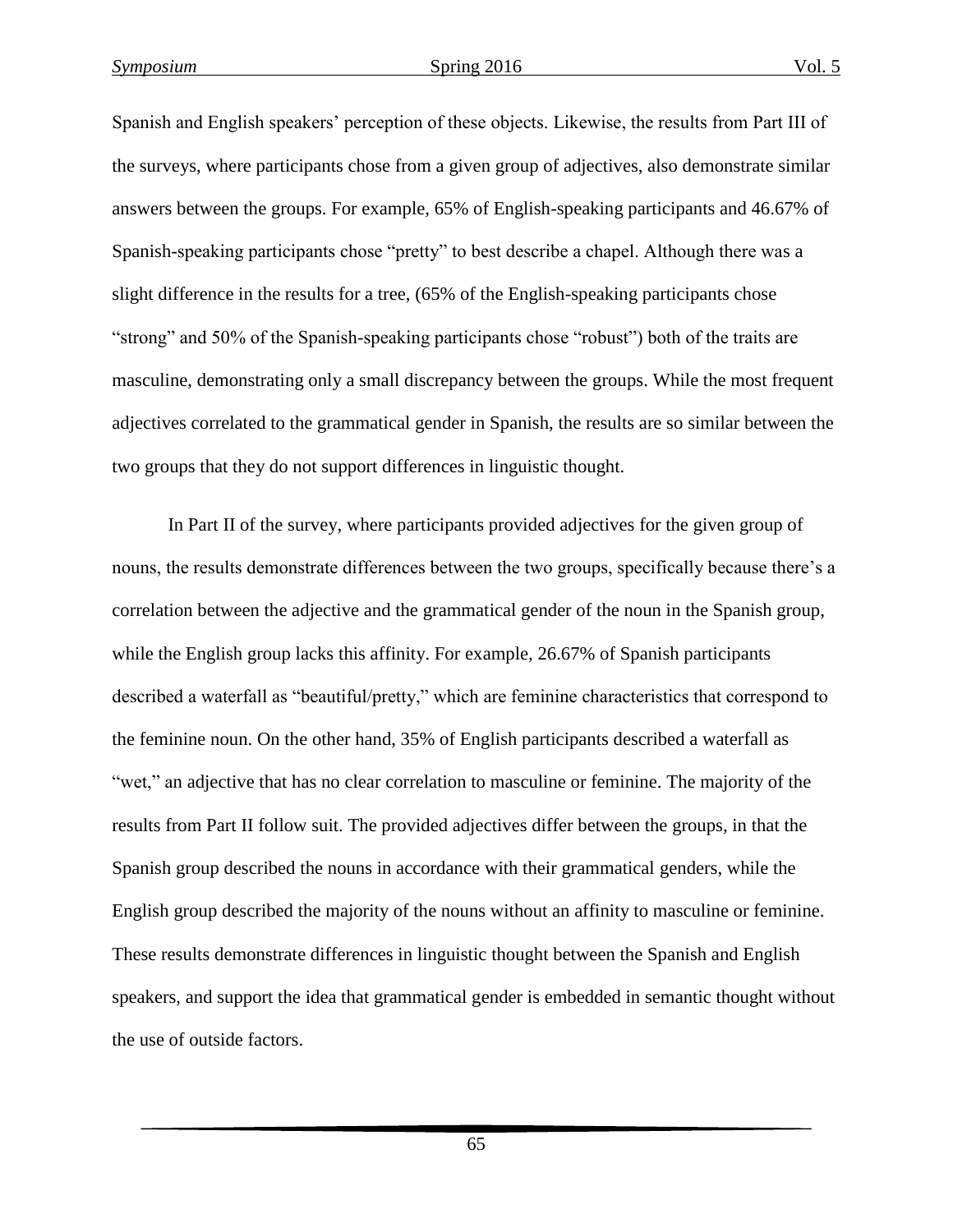Spanish and English speakers' perception of these objects. Likewise, the results from Part III of the surveys, where participants chose from a given group of adjectives, also demonstrate similar answers between the groups. For example, 65% of English-speaking participants and 46.67% of Spanish-speaking participants chose "pretty" to best describe a chapel. Although there was a slight difference in the results for a tree, (65% of the English-speaking participants chose "strong" and 50% of the Spanish-speaking participants chose "robust") both of the traits are masculine, demonstrating only a small discrepancy between the groups. While the most frequent adjectives correlated to the grammatical gender in Spanish, the results are so similar between the two groups that they do not support differences in linguistic thought.

In Part II of the survey, where participants provided adjectives for the given group of nouns, the results demonstrate differences between the two groups, specifically because there's a correlation between the adjective and the grammatical gender of the noun in the Spanish group, while the English group lacks this affinity. For example, 26.67% of Spanish participants described a waterfall as "beautiful/pretty," which are feminine characteristics that correspond to the feminine noun. On the other hand, 35% of English participants described a waterfall as "wet," an adjective that has no clear correlation to masculine or feminine. The majority of the results from Part II follow suit. The provided adjectives differ between the groups, in that the Spanish group described the nouns in accordance with their grammatical genders, while the English group described the majority of the nouns without an affinity to masculine or feminine. These results demonstrate differences in linguistic thought between the Spanish and English speakers, and support the idea that grammatical gender is embedded in semantic thought without the use of outside factors.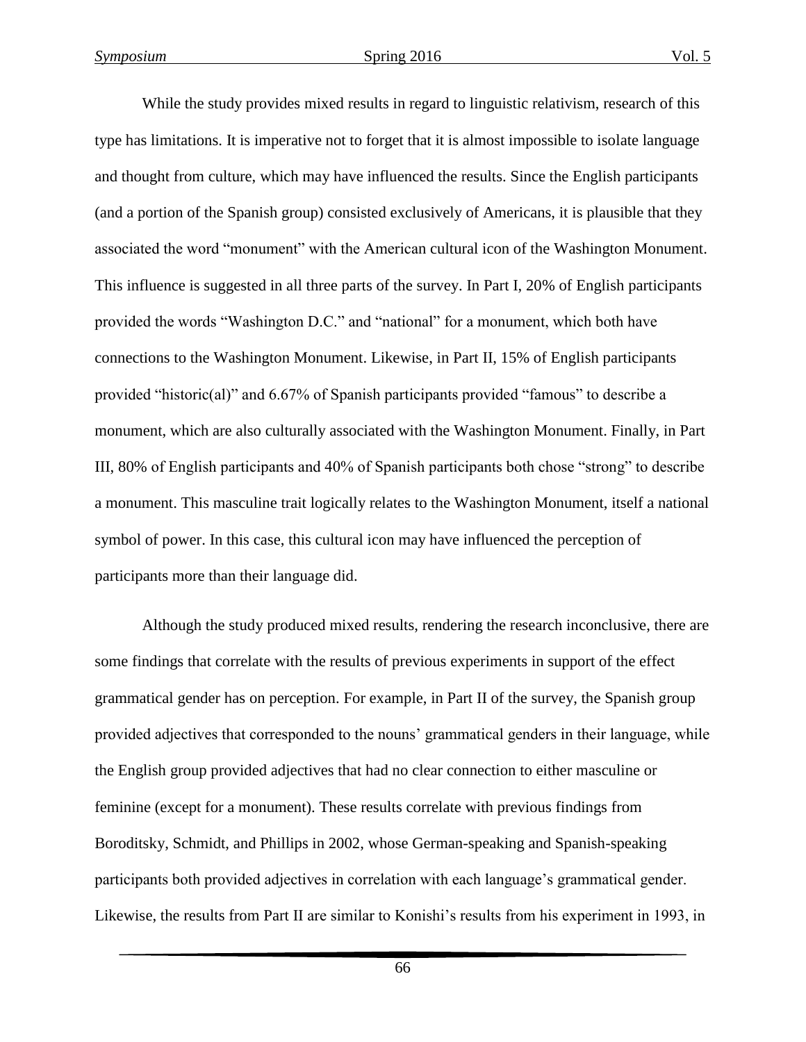While the study provides mixed results in regard to linguistic relativism, research of this type has limitations. It is imperative not to forget that it is almost impossible to isolate language and thought from culture, which may have influenced the results. Since the English participants (and a portion of the Spanish group) consisted exclusively of Americans, it is plausible that they associated the word "monument" with the American cultural icon of the Washington Monument. This influence is suggested in all three parts of the survey. In Part I, 20% of English participants provided the words "Washington D.C." and "national" for a monument, which both have connections to the Washington Monument. Likewise, in Part II, 15% of English participants provided "historic(al)" and 6.67% of Spanish participants provided "famous" to describe a monument, which are also culturally associated with the Washington Monument. Finally, in Part III, 80% of English participants and 40% of Spanish participants both chose "strong" to describe a monument. This masculine trait logically relates to the Washington Monument, itself a national symbol of power. In this case, this cultural icon may have influenced the perception of participants more than their language did.

Although the study produced mixed results, rendering the research inconclusive, there are some findings that correlate with the results of previous experiments in support of the effect grammatical gender has on perception. For example, in Part II of the survey, the Spanish group provided adjectives that corresponded to the nouns' grammatical genders in their language, while the English group provided adjectives that had no clear connection to either masculine or feminine (except for a monument). These results correlate with previous findings from Boroditsky, Schmidt, and Phillips in 2002, whose German-speaking and Spanish-speaking participants both provided adjectives in correlation with each language's grammatical gender. Likewise, the results from Part II are similar to Konishi's results from his experiment in 1993, in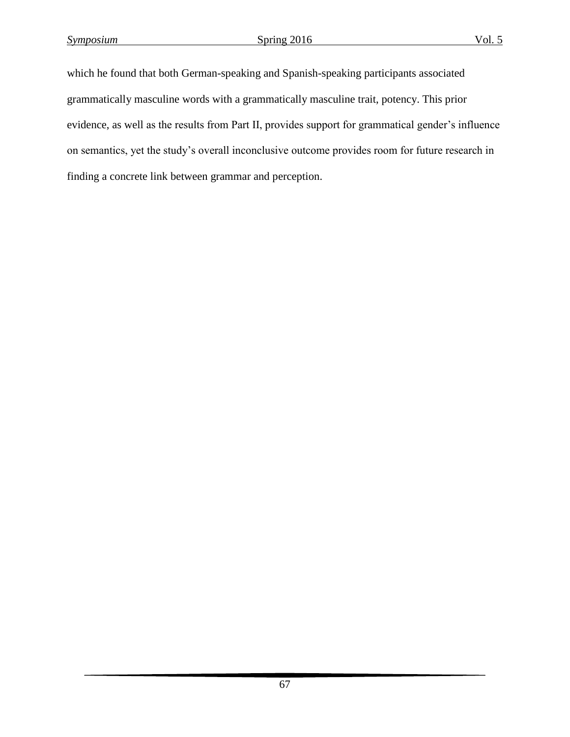which he found that both German-speaking and Spanish-speaking participants associated grammatically masculine words with a grammatically masculine trait, potency. This prior evidence, as well as the results from Part II, provides support for grammatical gender's influence on semantics, yet the study's overall inconclusive outcome provides room for future research in finding a concrete link between grammar and perception.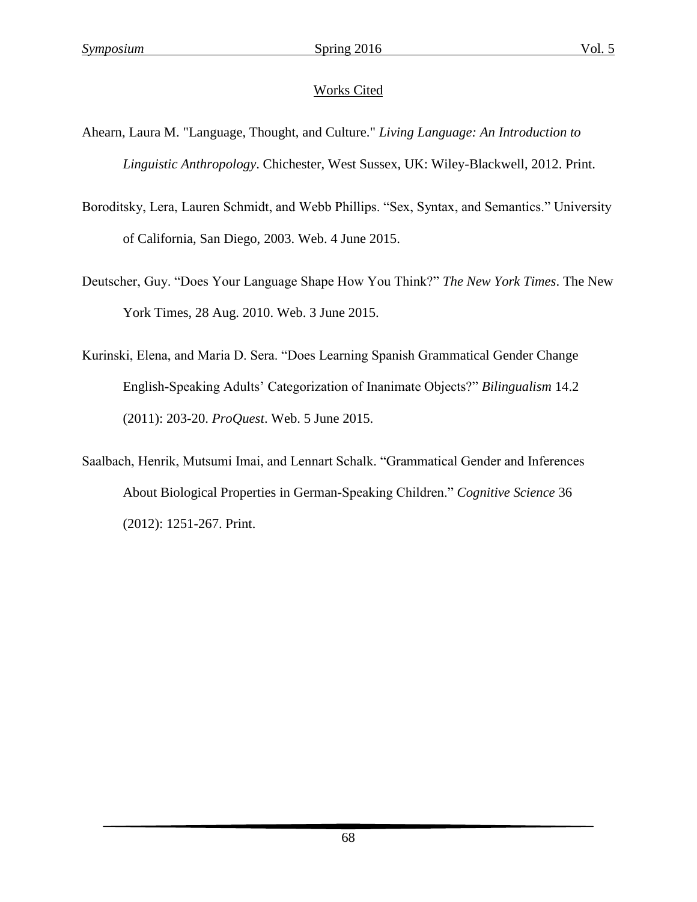## Works Cited

Ahearn, Laura M. "Language, Thought, and Culture." *Living Language: An Introduction to Linguistic Anthropology*. Chichester, West Sussex, UK: Wiley-Blackwell, 2012. Print.

Boroditsky, Lera, Lauren Schmidt, and Webb Phillips. "Sex, Syntax, and Semantics." University of California, San Diego, 2003. Web. 4 June 2015.

Deutscher, Guy. "Does Your Language Shape How You Think?" *The New York Times*. The New York Times, 28 Aug. 2010. Web. 3 June 2015.

Kurinski, Elena, and Maria D. Sera. "Does Learning Spanish Grammatical Gender Change English-Speaking Adults' Categorization of Inanimate Objects?" *Bilingualism* 14.2 (2011): 203-20. *ProQuest*. Web. 5 June 2015.

Saalbach, Henrik, Mutsumi Imai, and Lennart Schalk. "Grammatical Gender and Inferences About Biological Properties in German-Speaking Children." *Cognitive Science* 36 (2012): 1251-267. Print.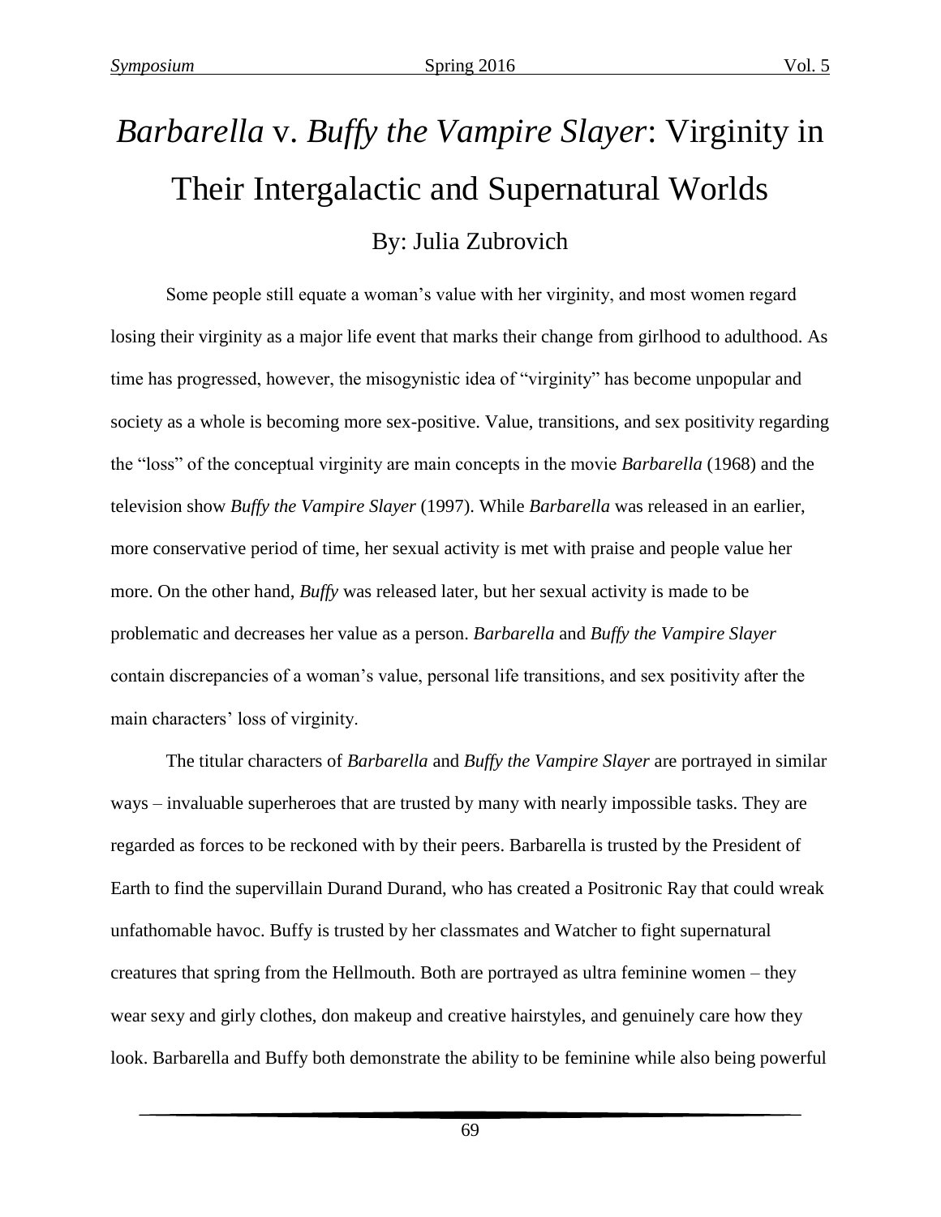# *Barbarella* v. *Buffy the Vampire Slayer*: Virginity in Their Intergalactic and Supernatural Worlds

By: Julia Zubrovich

Some people still equate a woman's value with her virginity, and most women regard losing their virginity as a major life event that marks their change from girlhood to adulthood. As time has progressed, however, the misogynistic idea of "virginity" has become unpopular and society as a whole is becoming more sex-positive. Value, transitions, and sex positivity regarding the "loss" of the conceptual virginity are main concepts in the movie *Barbarella* (1968) and the television show *Buffy the Vampire Slayer* (1997). While *Barbarella* was released in an earlier, more conservative period of time, her sexual activity is met with praise and people value her more. On the other hand, *Buffy* was released later, but her sexual activity is made to be problematic and decreases her value as a person. *Barbarella* and *Buffy the Vampire Slayer* contain discrepancies of a woman's value, personal life transitions, and sex positivity after the main characters' loss of virginity.

The titular characters of *Barbarella* and *Buffy the Vampire Slayer* are portrayed in similar ways – invaluable superheroes that are trusted by many with nearly impossible tasks. They are regarded as forces to be reckoned with by their peers. Barbarella is trusted by the President of Earth to find the supervillain Durand Durand, who has created a Positronic Ray that could wreak unfathomable havoc. Buffy is trusted by her classmates and Watcher to fight supernatural creatures that spring from the Hellmouth. Both are portrayed as ultra feminine women – they wear sexy and girly clothes, don makeup and creative hairstyles, and genuinely care how they look. Barbarella and Buffy both demonstrate the ability to be feminine while also being powerful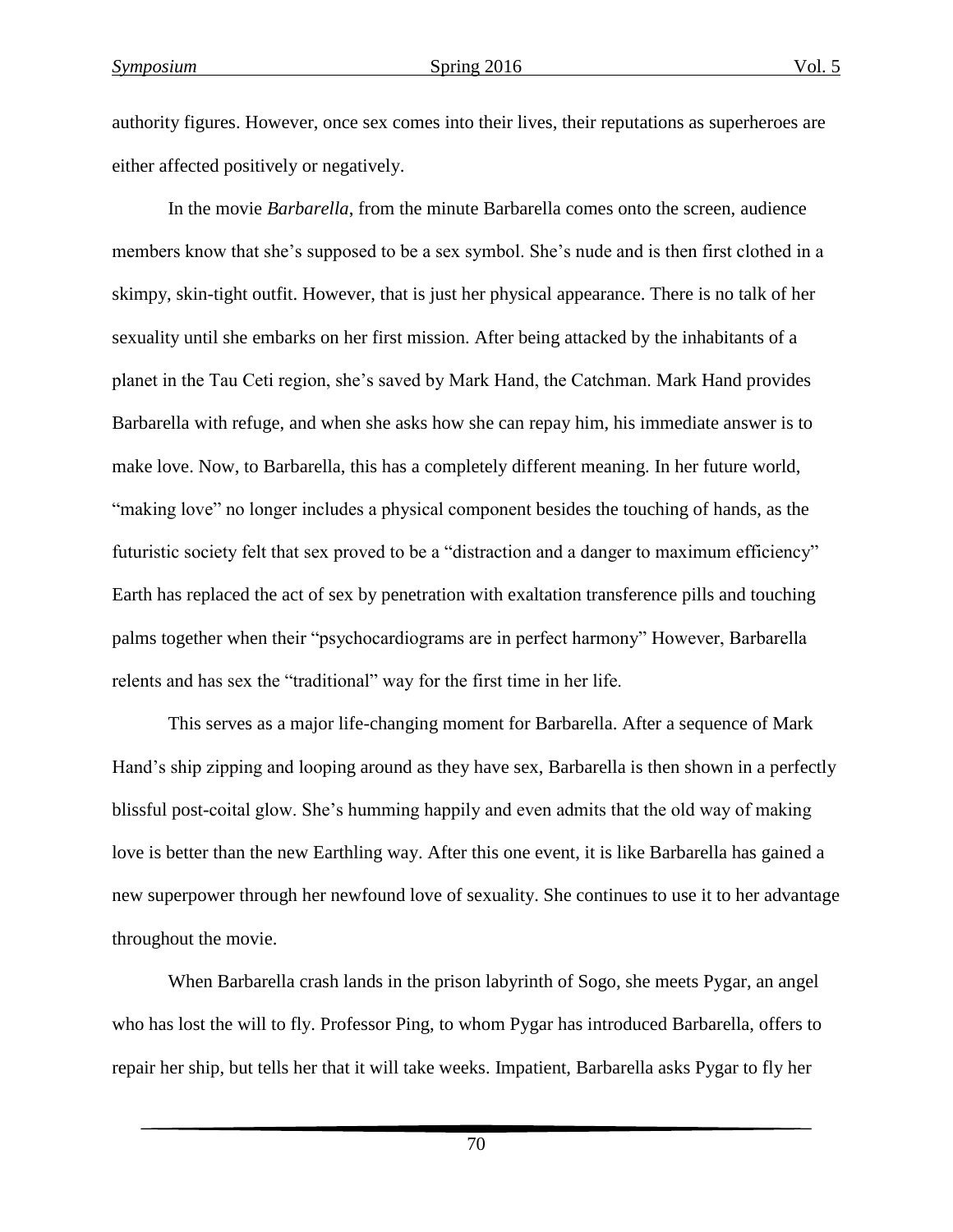authority figures. However, once sex comes into their lives, their reputations as superheroes are either affected positively or negatively.

In the movie *Barbarella*, from the minute Barbarella comes onto the screen, audience members know that she's supposed to be a sex symbol. She's nude and is then first clothed in a skimpy, skin-tight outfit. However, that is just her physical appearance. There is no talk of her sexuality until she embarks on her first mission. After being attacked by the inhabitants of a planet in the Tau Ceti region, she's saved by Mark Hand, the Catchman. Mark Hand provides Barbarella with refuge, and when she asks how she can repay him, his immediate answer is to make love. Now, to Barbarella, this has a completely different meaning. In her future world, "making love" no longer includes a physical component besides the touching of hands, as the futuristic society felt that sex proved to be a "distraction and a danger to maximum efficiency" Earth has replaced the act of sex by penetration with exaltation transference pills and touching palms together when their "psychocardiograms are in perfect harmony" However, Barbarella relents and has sex the "traditional" way for the first time in her life.

This serves as a major life-changing moment for Barbarella. After a sequence of Mark Hand's ship zipping and looping around as they have sex, Barbarella is then shown in a perfectly blissful post-coital glow. She's humming happily and even admits that the old way of making love is better than the new Earthling way. After this one event, it is like Barbarella has gained a new superpower through her newfound love of sexuality. She continues to use it to her advantage throughout the movie.

When Barbarella crash lands in the prison labyrinth of Sogo, she meets Pygar, an angel who has lost the will to fly. Professor Ping, to whom Pygar has introduced Barbarella, offers to repair her ship, but tells her that it will take weeks. Impatient, Barbarella asks Pygar to fly her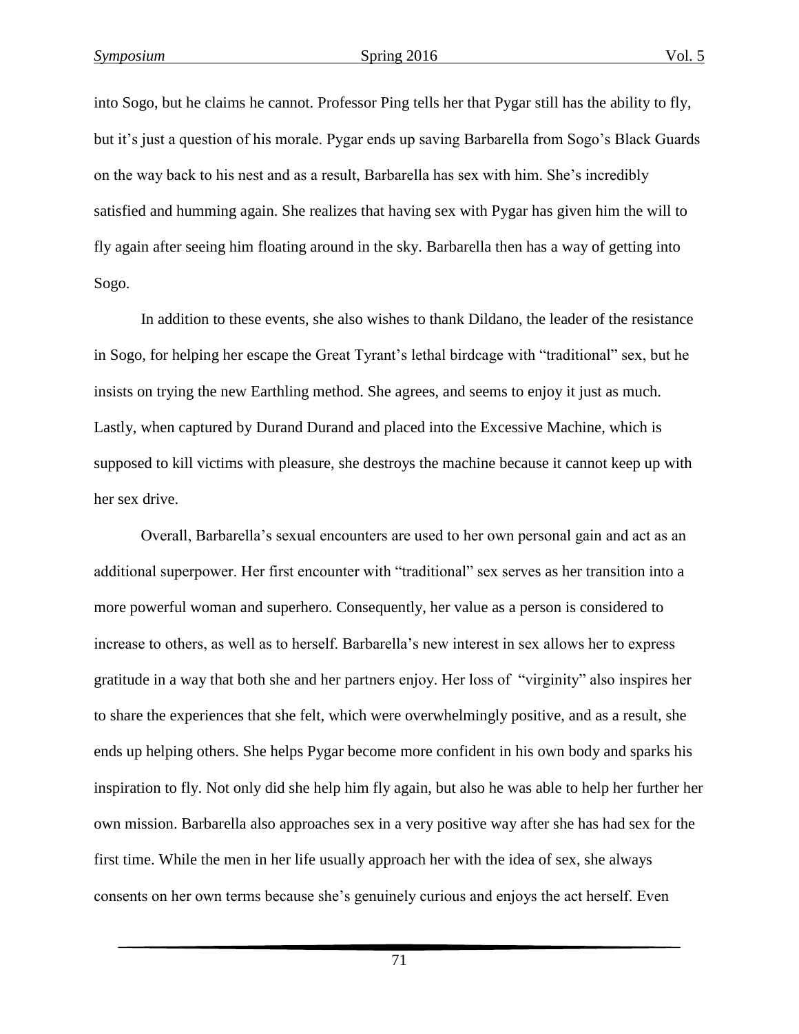into Sogo, but he claims he cannot. Professor Ping tells her that Pygar still has the ability to fly, but it's just a question of his morale. Pygar ends up saving Barbarella from Sogo's Black Guards on the way back to his nest and as a result, Barbarella has sex with him. She's incredibly satisfied and humming again. She realizes that having sex with Pygar has given him the will to fly again after seeing him floating around in the sky. Barbarella then has a way of getting into Sogo.

In addition to these events, she also wishes to thank Dildano, the leader of the resistance in Sogo, for helping her escape the Great Tyrant's lethal birdcage with "traditional" sex, but he insists on trying the new Earthling method. She agrees, and seems to enjoy it just as much. Lastly, when captured by Durand Durand and placed into the Excessive Machine, which is supposed to kill victims with pleasure, she destroys the machine because it cannot keep up with her sex drive.

Overall, Barbarella's sexual encounters are used to her own personal gain and act as an additional superpower. Her first encounter with "traditional" sex serves as her transition into a more powerful woman and superhero. Consequently, her value as a person is considered to increase to others, as well as to herself. Barbarella's new interest in sex allows her to express gratitude in a way that both she and her partners enjoy. Her loss of "virginity" also inspires her to share the experiences that she felt, which were overwhelmingly positive, and as a result, she ends up helping others. She helps Pygar become more confident in his own body and sparks his inspiration to fly. Not only did she help him fly again, but also he was able to help her further her own mission. Barbarella also approaches sex in a very positive way after she has had sex for the first time. While the men in her life usually approach her with the idea of sex, she always consents on her own terms because she's genuinely curious and enjoys the act herself. Even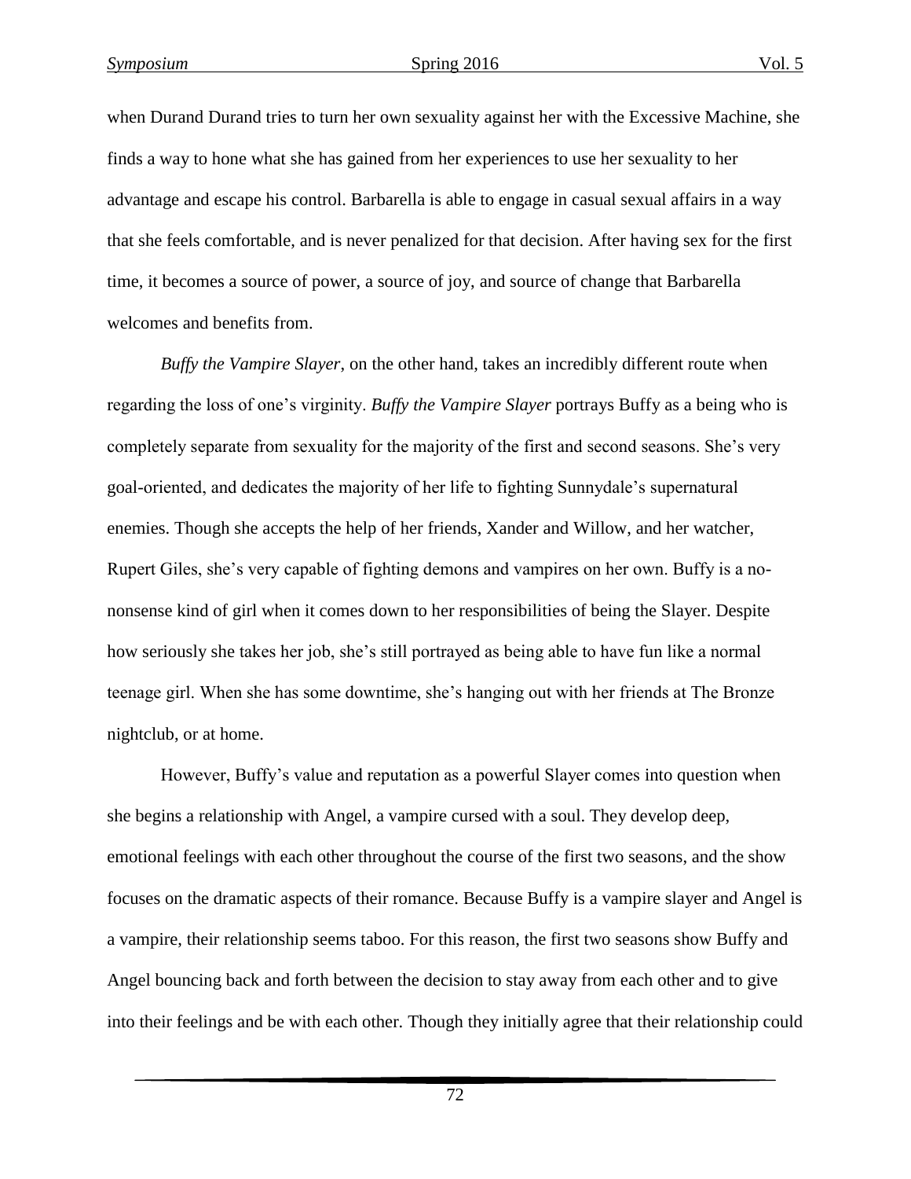when Durand Durand tries to turn her own sexuality against her with the Excessive Machine, she finds a way to hone what she has gained from her experiences to use her sexuality to her advantage and escape his control. Barbarella is able to engage in casual sexual affairs in a way that she feels comfortable, and is never penalized for that decision. After having sex for the first time, it becomes a source of power, a source of joy, and source of change that Barbarella welcomes and benefits from.

*Buffy the Vampire Slayer*, on the other hand, takes an incredibly different route when regarding the loss of one's virginity. *Buffy the Vampire Slayer* portrays Buffy as a being who is completely separate from sexuality for the majority of the first and second seasons. She's very goal-oriented, and dedicates the majority of her life to fighting Sunnydale's supernatural enemies. Though she accepts the help of her friends, Xander and Willow, and her watcher, Rupert Giles, she's very capable of fighting demons and vampires on her own. Buffy is a no-nonsense kind of girl when it comes down to her responsibilities of being the Slayer. Despite how seriously she takes her job, she's still portrayed as being able to have fun like a normal teenage girl. When she has some downtime, she's hanging out with her friends at The Bronze nightclub, or at home.

However, Buffy's value and reputation as a powerful Slayer comes into question when she begins a relationship with Angel, a vampire cursed with a soul. They develop deep, emotional feelings with each other throughout the course of the first two seasons, and the show focuses on the dramatic aspects of their romance. Because Buffy is a vampire slayer and Angel is a vampire, their relationship seems taboo. For this reason, the first two seasons show Buffy and Angel bouncing back and forth between the decision to stay away from each other and to give into their feelings and be with each other. Though they initially agree that their relationship could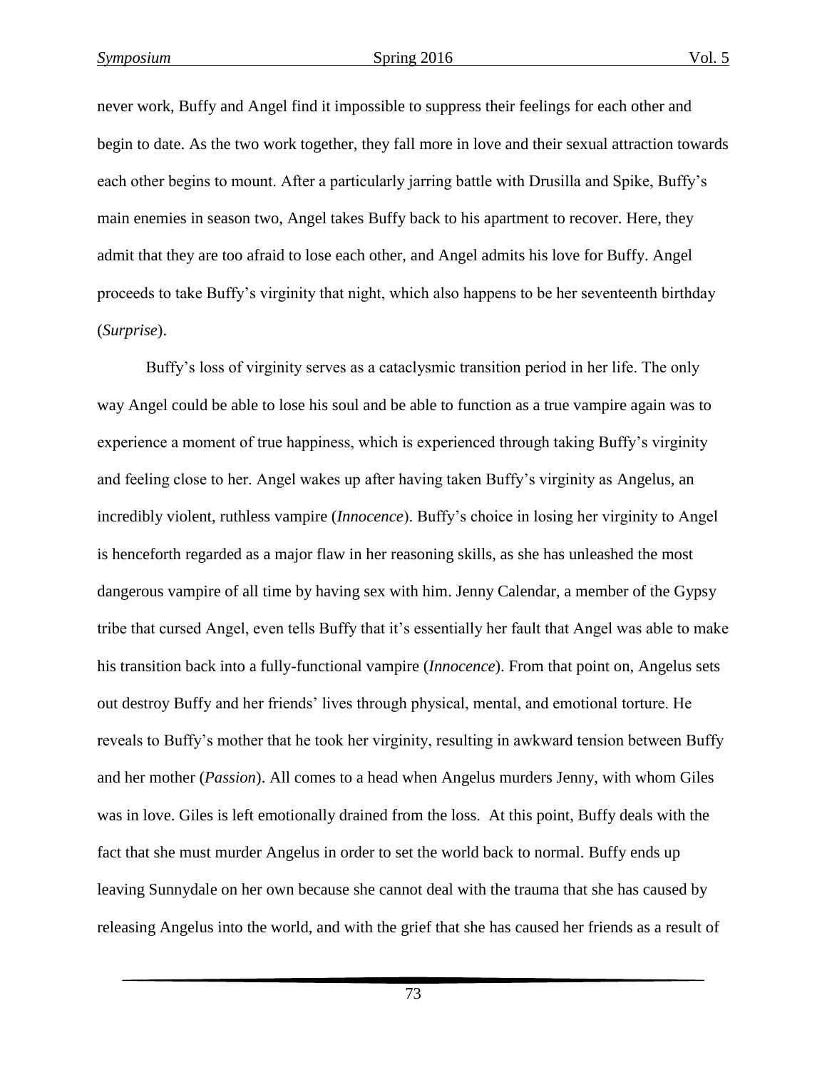never work, Buffy and Angel find it impossible to suppress their feelings for each other and begin to date. As the two work together, they fall more in love and their sexual attraction towards each other begins to mount. After a particularly jarring battle with Drusilla and Spike, Buffy's main enemies in season two, Angel takes Buffy back to his apartment to recover. Here, they admit that they are too afraid to lose each other, and Angel admits his love for Buffy. Angel proceeds to take Buffy's virginity that night, which also happens to be her seventeenth birthday (*Surprise*).

Buffy's loss of virginity serves as a cataclysmic transition period in her life. The only way Angel could be able to lose his soul and be able to function as a true vampire again was to experience a moment of true happiness, which is experienced through taking Buffy's virginity and feeling close to her. Angel wakes up after having taken Buffy's virginity as Angelus, an incredibly violent, ruthless vampire (*Innocence*). Buffy's choice in losing her virginity to Angel is henceforth regarded as a major flaw in her reasoning skills, as she has unleashed the most dangerous vampire of all time by having sex with him. Jenny Calendar, a member of the Gypsy tribe that cursed Angel, even tells Buffy that it's essentially her fault that Angel was able to make his transition back into a fully-functional vampire (*Innocence*). From that point on, Angelus sets out destroy Buffy and her friends' lives through physical, mental, and emotional torture. He reveals to Buffy's mother that he took her virginity, resulting in awkward tension between Buffy and her mother (*Passion*). All comes to a head when Angelus murders Jenny, with whom Giles was in love. Giles is left emotionally drained from the loss. At this point, Buffy deals with the fact that she must murder Angelus in order to set the world back to normal. Buffy ends up leaving Sunnydale on her own because she cannot deal with the trauma that she has caused by releasing Angelus into the world, and with the grief that she has caused her friends as a result of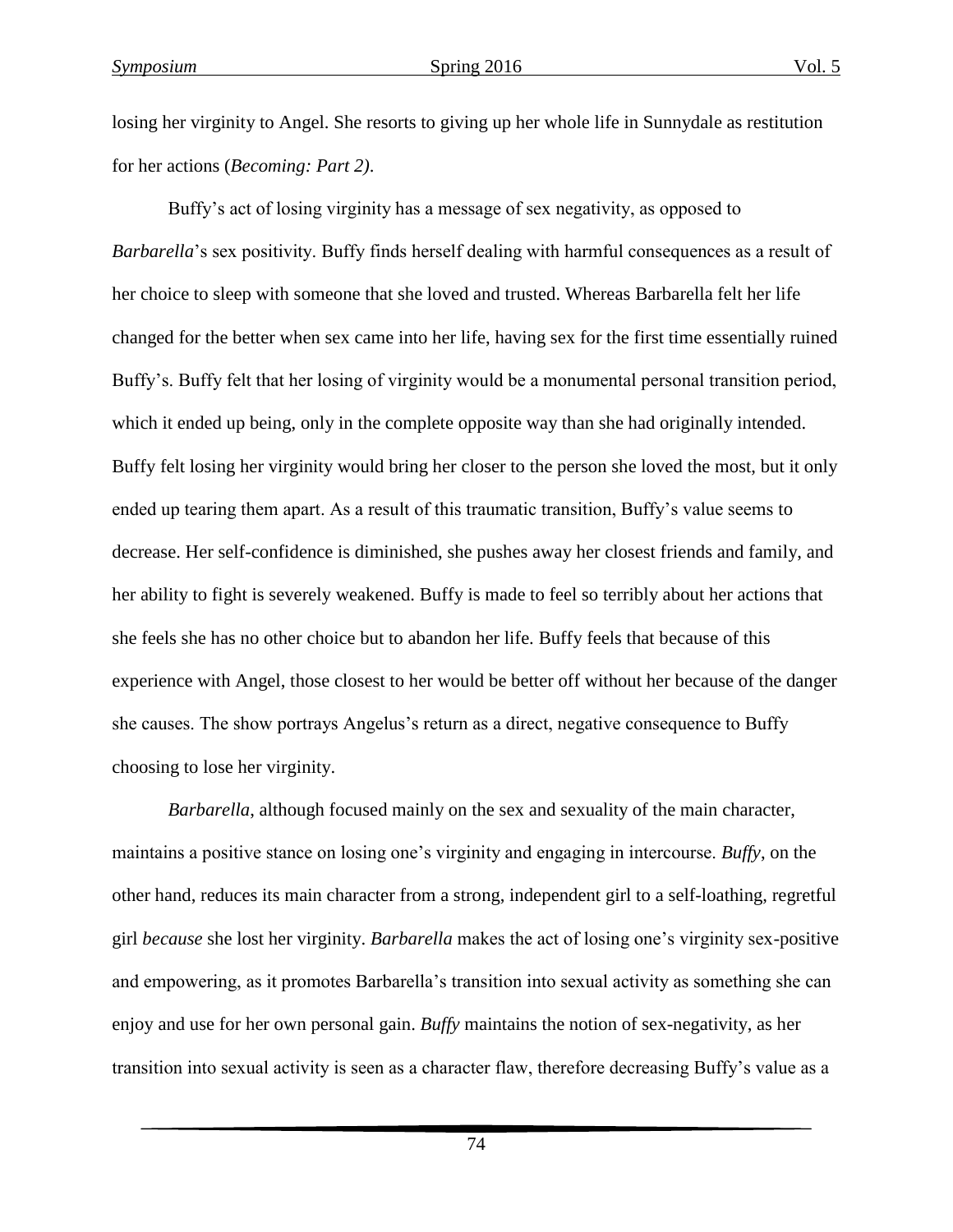losing her virginity to Angel. She resorts to giving up her whole life in Sunnydale as restitution for her actions (*Becoming: Part 2)*.

Buffy's act of losing virginity has a message of sex negativity, as opposed to *Barbarella*'s sex positivity. Buffy finds herself dealing with harmful consequences as a result of her choice to sleep with someone that she loved and trusted. Whereas Barbarella felt her life changed for the better when sex came into her life, having sex for the first time essentially ruined Buffy's. Buffy felt that her losing of virginity would be a monumental personal transition period, which it ended up being, only in the complete opposite way than she had originally intended. Buffy felt losing her virginity would bring her closer to the person she loved the most, but it only ended up tearing them apart. As a result of this traumatic transition, Buffy's value seems to decrease. Her self-confidence is diminished, she pushes away her closest friends and family, and her ability to fight is severely weakened. Buffy is made to feel so terribly about her actions that she feels she has no other choice but to abandon her life. Buffy feels that because of this experience with Angel, those closest to her would be better off without her because of the danger she causes. The show portrays Angelus's return as a direct, negative consequence to Buffy choosing to lose her virginity.

*Barbarella*, although focused mainly on the sex and sexuality of the main character, maintains a positive stance on losing one's virginity and engaging in intercourse. *Buffy*, on the other hand, reduces its main character from a strong, independent girl to a self-loathing, regretful girl *because* she lost her virginity. *Barbarella* makes the act of losing one's virginity sex-positive and empowering, as it promotes Barbarella's transition into sexual activity as something she can enjoy and use for her own personal gain. *Buffy* maintains the notion of sex-negativity, as her transition into sexual activity is seen as a character flaw, therefore decreasing Buffy's value as a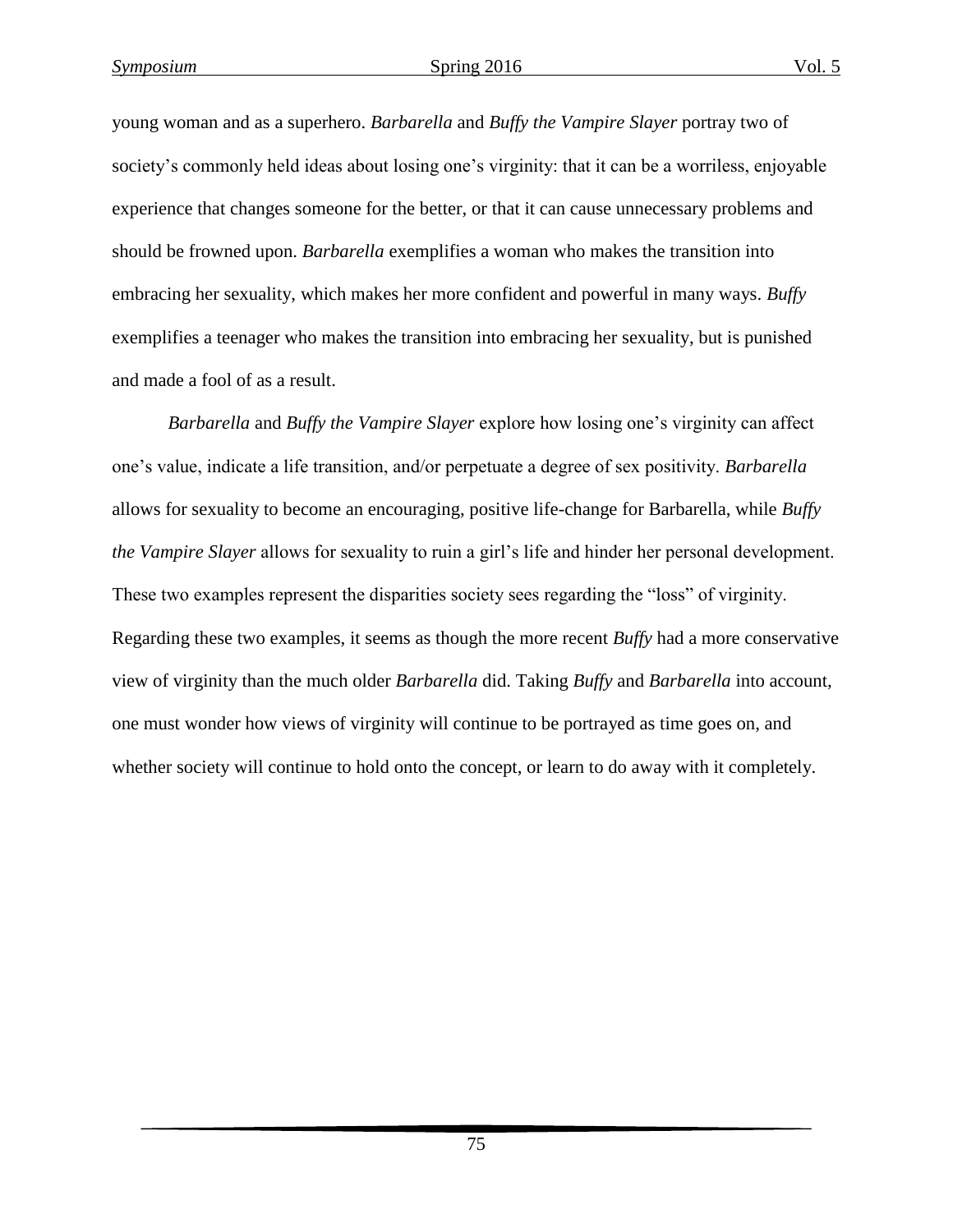young woman and as a superhero. *Barbarella* and *Buffy the Vampire Slayer* portray two of society's commonly held ideas about losing one's virginity: that it can be a worriless, enjoyable experience that changes someone for the better, or that it can cause unnecessary problems and should be frowned upon. *Barbarella* exemplifies a woman who makes the transition into embracing her sexuality, which makes her more confident and powerful in many ways. *Buffy* exemplifies a teenager who makes the transition into embracing her sexuality, but is punished and made a fool of as a result.

*Barbarella* and *Buffy the Vampire Slayer* explore how losing one's virginity can affect one's value, indicate a life transition, and/or perpetuate a degree of sex positivity. *Barbarella* allows for sexuality to become an encouraging, positive life-change for Barbarella, while *Buffy the Vampire Slayer* allows for sexuality to ruin a girl's life and hinder her personal development. These two examples represent the disparities society sees regarding the "loss" of virginity. Regarding these two examples, it seems as though the more recent *Buffy* had a more conservative view of virginity than the much older *Barbarella* did. Taking *Buffy* and *Barbarella* into account, one must wonder how views of virginity will continue to be portrayed as time goes on, and whether society will continue to hold onto the concept, or learn to do away with it completely.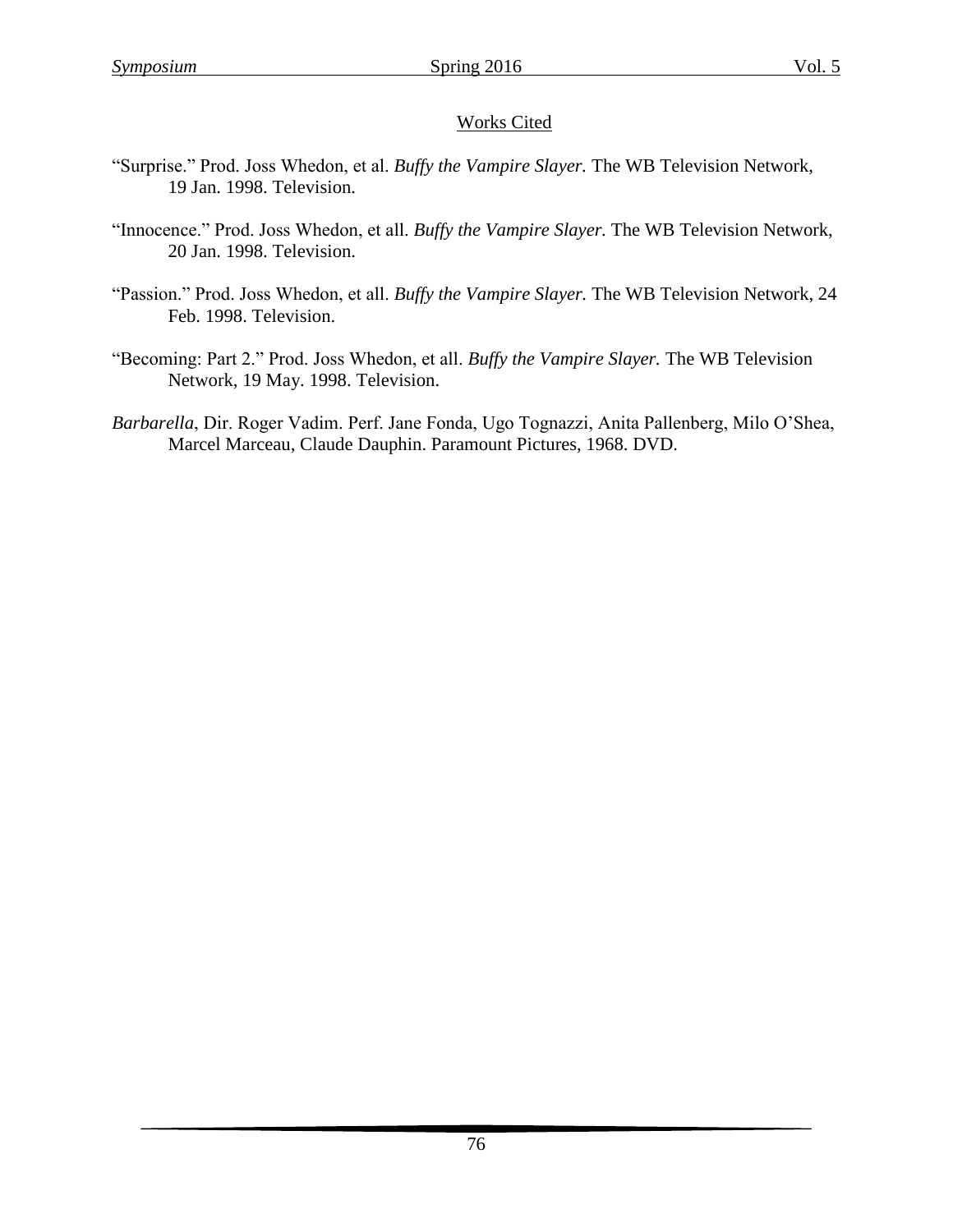## Works Cited

"Surprise." Prod. Joss Whedon, et al. *Buffy the Vampire Slayer.* The WB Television Network, 19 Jan. 1998. Television.

"Innocence." Prod. Joss Whedon, et all. *Buffy the Vampire Slayer.* The WB Television Network, 20 Jan. 1998. Television.

"Passion." Prod. Joss Whedon, et all. *Buffy the Vampire Slayer.* The WB Television Network, 24 Feb. 1998. Television.

"Becoming: Part 2." Prod. Joss Whedon, et all. *Buffy the Vampire Slayer.* The WB Television Network, 19 May. 1998. Television.

*Barbarella*, Dir. Roger Vadim. Perf. Jane Fonda, Ugo Tognazzi, Anita Pallenberg, Milo O'Shea, Marcel Marceau, Claude Dauphin. Paramount Pictures, 1968. DVD.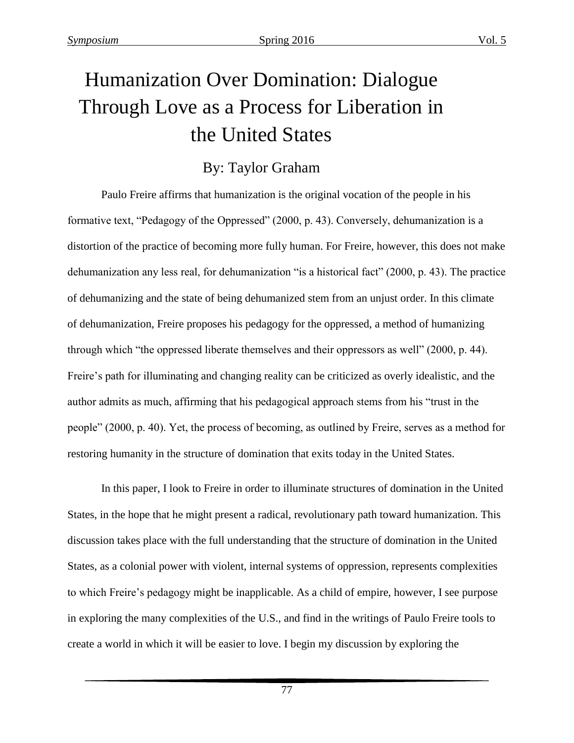# Humanization Over Domination: Dialogue Through Love as a Process for Liberation in the United States

## By: Taylor Graham

Paulo Freire affirms that humanization is the original vocation of the people in his formative text, "Pedagogy of the Oppressed" (2000, p. 43). Conversely, dehumanization is a distortion of the practice of becoming more fully human. For Freire, however, this does not make dehumanization any less real, for dehumanization "is a historical fact" (2000, p. 43). The practice of dehumanizing and the state of being dehumanized stem from an unjust order. In this climate of dehumanization, Freire proposes his pedagogy for the oppressed, a method of humanizing through which "the oppressed liberate themselves and their oppressors as well" (2000, p. 44). Freire's path for illuminating and changing reality can be criticized as overly idealistic, and the author admits as much, affirming that his pedagogical approach stems from his "trust in the people" (2000, p. 40). Yet, the process of becoming, as outlined by Freire, serves as a method for restoring humanity in the structure of domination that exits today in the United States.

In this paper, I look to Freire in order to illuminate structures of domination in the United States, in the hope that he might present a radical, revolutionary path toward humanization. This discussion takes place with the full understanding that the structure of domination in the United States, as a colonial power with violent, internal systems of oppression, represents complexities to which Freire's pedagogy might be inapplicable. As a child of empire, however, I see purpose in exploring the many complexities of the U.S., and find in the writings of Paulo Freire tools to create a world in which it will be easier to love. I begin my discussion by exploring the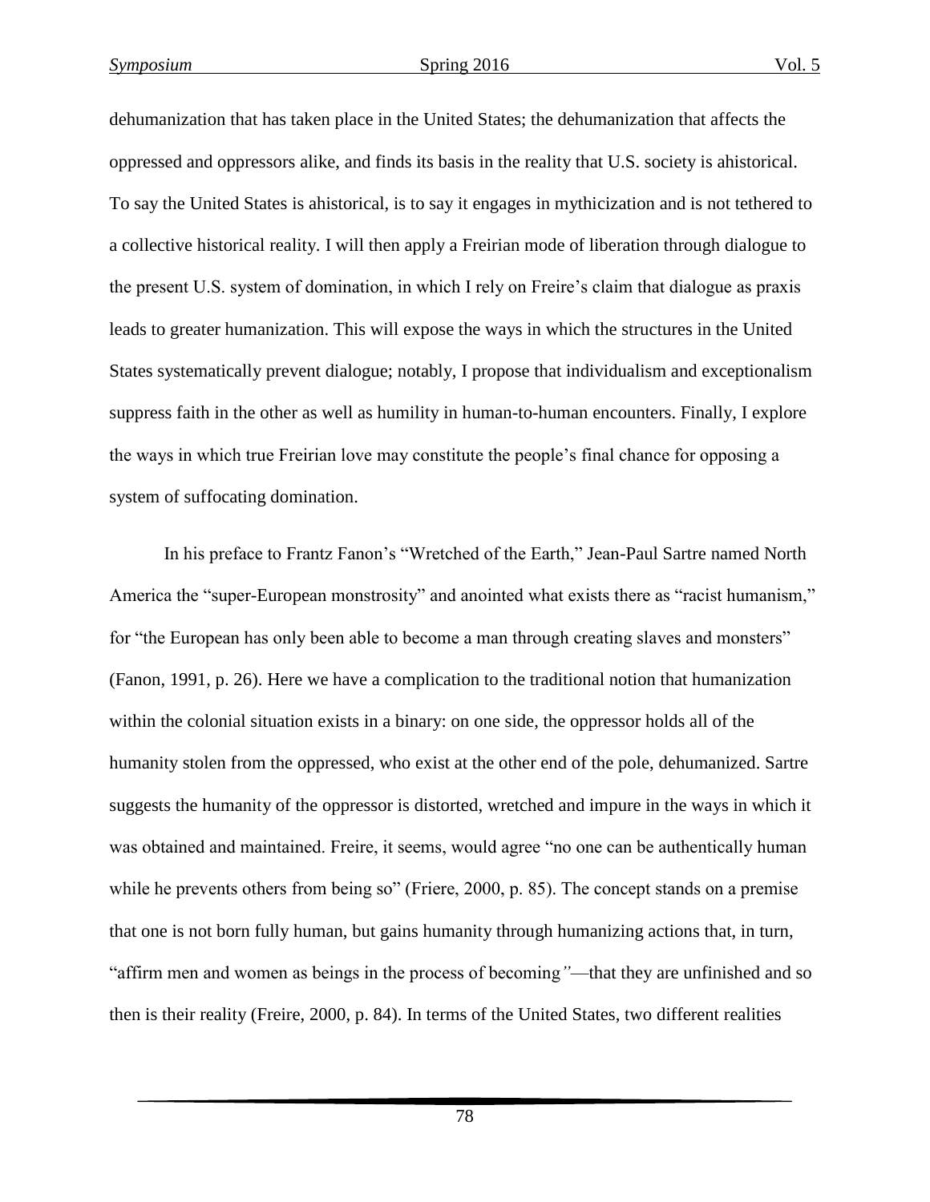dehumanization that has taken place in the United States; the dehumanization that affects the oppressed and oppressors alike, and finds its basis in the reality that U.S. society is ahistorical. To say the United States is ahistorical, is to say it engages in mythicization and is not tethered to a collective historical reality. I will then apply a Freirian mode of liberation through dialogue to the present U.S. system of domination, in which I rely on Freire's claim that dialogue as praxis leads to greater humanization. This will expose the ways in which the structures in the United States systematically prevent dialogue; notably, I propose that individualism and exceptionalism suppress faith in the other as well as humility in human-to-human encounters. Finally, I explore the ways in which true Freirian love may constitute the people's final chance for opposing a system of suffocating domination.

In his preface to Frantz Fanon's "Wretched of the Earth," Jean-Paul Sartre named North America the "super-European monstrosity" and anointed what exists there as "racist humanism," for "the European has only been able to become a man through creating slaves and monsters" (Fanon, 1991, p. 26). Here we have a complication to the traditional notion that humanization within the colonial situation exists in a binary: on one side, the oppressor holds all of the humanity stolen from the oppressed, who exist at the other end of the pole, dehumanized. Sartre suggests the humanity of the oppressor is distorted, wretched and impure in the ways in which it was obtained and maintained. Freire, it seems, would agree "no one can be authentically human while he prevents others from being so" (Friere, 2000, p. 85). The concept stands on a premise that one is not born fully human, but gains humanity through humanizing actions that, in turn, "affirm men and women as beings in the process of becoming*"*—that they are unfinished and so then is their reality (Freire, 2000, p. 84). In terms of the United States, two different realities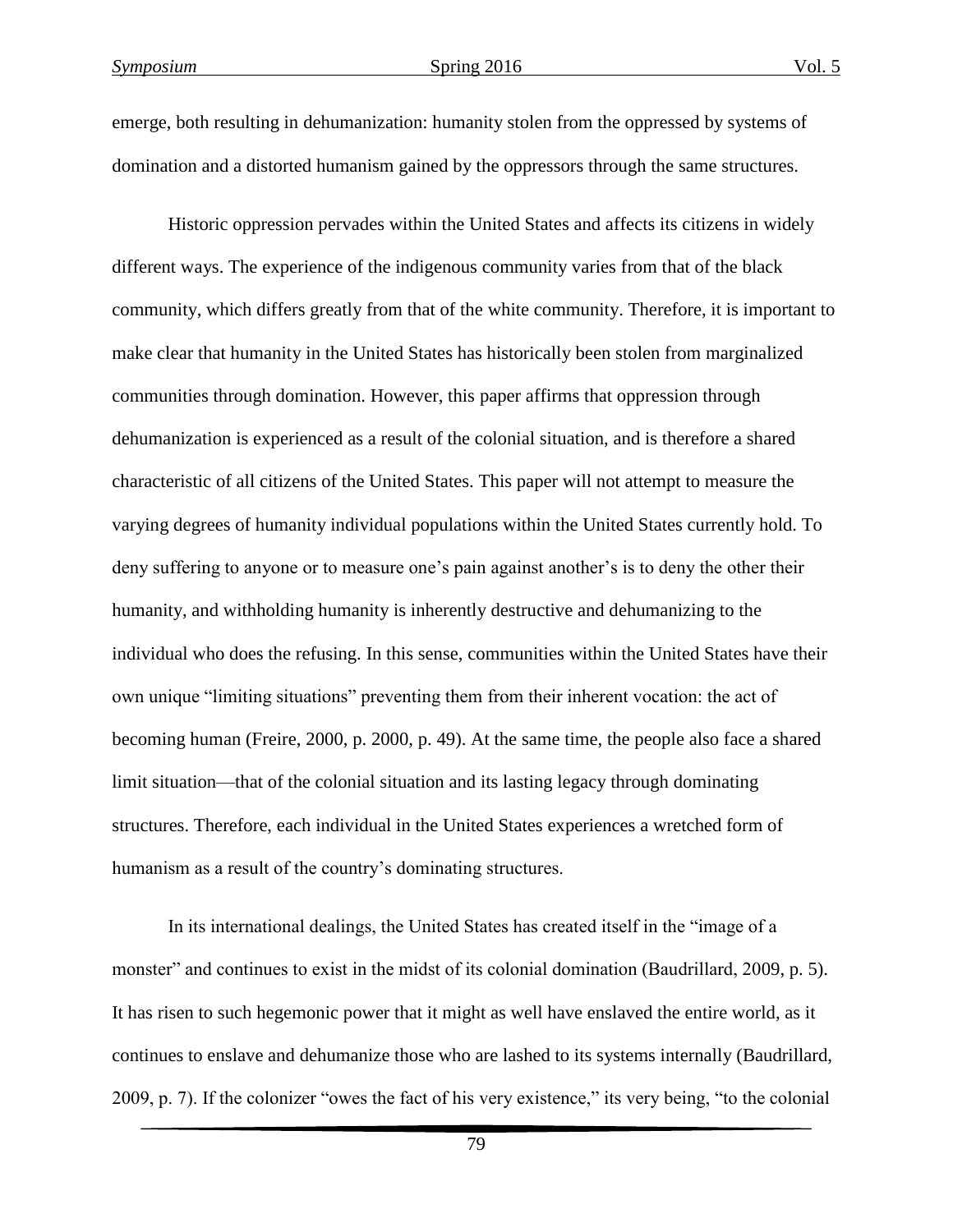emerge, both resulting in dehumanization: humanity stolen from the oppressed by systems of domination and a distorted humanism gained by the oppressors through the same structures.

Historic oppression pervades within the United States and affects its citizens in widely different ways. The experience of the indigenous community varies from that of the black community, which differs greatly from that of the white community. Therefore, it is important to make clear that humanity in the United States has historically been stolen from marginalized communities through domination. However, this paper affirms that oppression through dehumanization is experienced as a result of the colonial situation, and is therefore a shared characteristic of all citizens of the United States. This paper will not attempt to measure the varying degrees of humanity individual populations within the United States currently hold. To deny suffering to anyone or to measure one's pain against another's is to deny the other their humanity, and withholding humanity is inherently destructive and dehumanizing to the individual who does the refusing. In this sense, communities within the United States have their own unique "limiting situations" preventing them from their inherent vocation: the act of becoming human (Freire, 2000, p. 2000, p. 49). At the same time, the people also face a shared limit situation—that of the colonial situation and its lasting legacy through dominating structures. Therefore, each individual in the United States experiences a wretched form of humanism as a result of the country's dominating structures.

In its international dealings, the United States has created itself in the "image of a monster" and continues to exist in the midst of its colonial domination (Baudrillard, 2009, p. 5). It has risen to such hegemonic power that it might as well have enslaved the entire world, as it continues to enslave and dehumanize those who are lashed to its systems internally (Baudrillard, 2009, p. 7). If the colonizer "owes the fact of his very existence," its very being, "to the colonial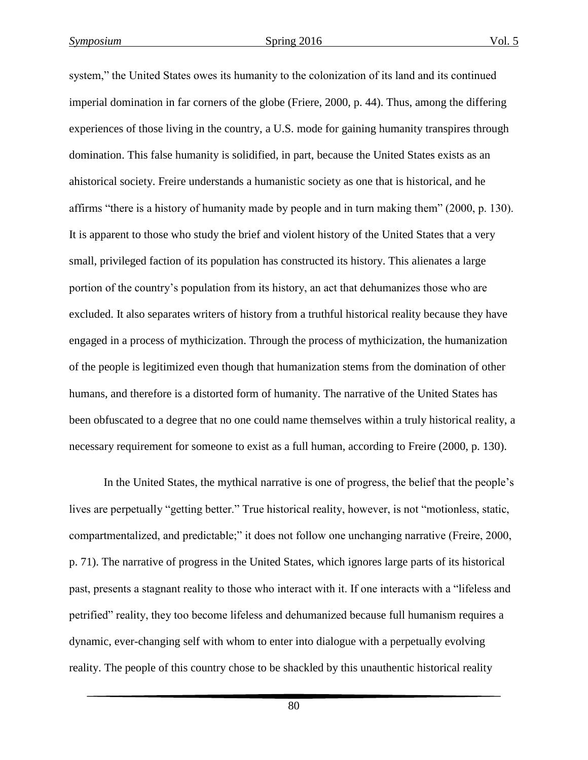system," the United States owes its humanity to the colonization of its land and its continued imperial domination in far corners of the globe (Friere, 2000, p. 44). Thus, among the differing experiences of those living in the country, a U.S. mode for gaining humanity transpires through domination. This false humanity is solidified, in part, because the United States exists as an ahistorical society. Freire understands a humanistic society as one that is historical, and he affirms "there is a history of humanity made by people and in turn making them" (2000, p. 130). It is apparent to those who study the brief and violent history of the United States that a very small, privileged faction of its population has constructed its history. This alienates a large portion of the country's population from its history, an act that dehumanizes those who are excluded. It also separates writers of history from a truthful historical reality because they have engaged in a process of mythicization. Through the process of mythicization, the humanization of the people is legitimized even though that humanization stems from the domination of other humans, and therefore is a distorted form of humanity. The narrative of the United States has been obfuscated to a degree that no one could name themselves within a truly historical reality, a necessary requirement for someone to exist as a full human, according to Freire (2000, p. 130).

In the United States, the mythical narrative is one of progress, the belief that the people's lives are perpetually "getting better." True historical reality, however, is not "motionless, static, compartmentalized, and predictable;" it does not follow one unchanging narrative (Freire, 2000, p. 71). The narrative of progress in the United States, which ignores large parts of its historical past, presents a stagnant reality to those who interact with it. If one interacts with a "lifeless and petrified" reality, they too become lifeless and dehumanized because full humanism requires a dynamic, ever-changing self with whom to enter into dialogue with a perpetually evolving reality. The people of this country chose to be shackled by this unauthentic historical reality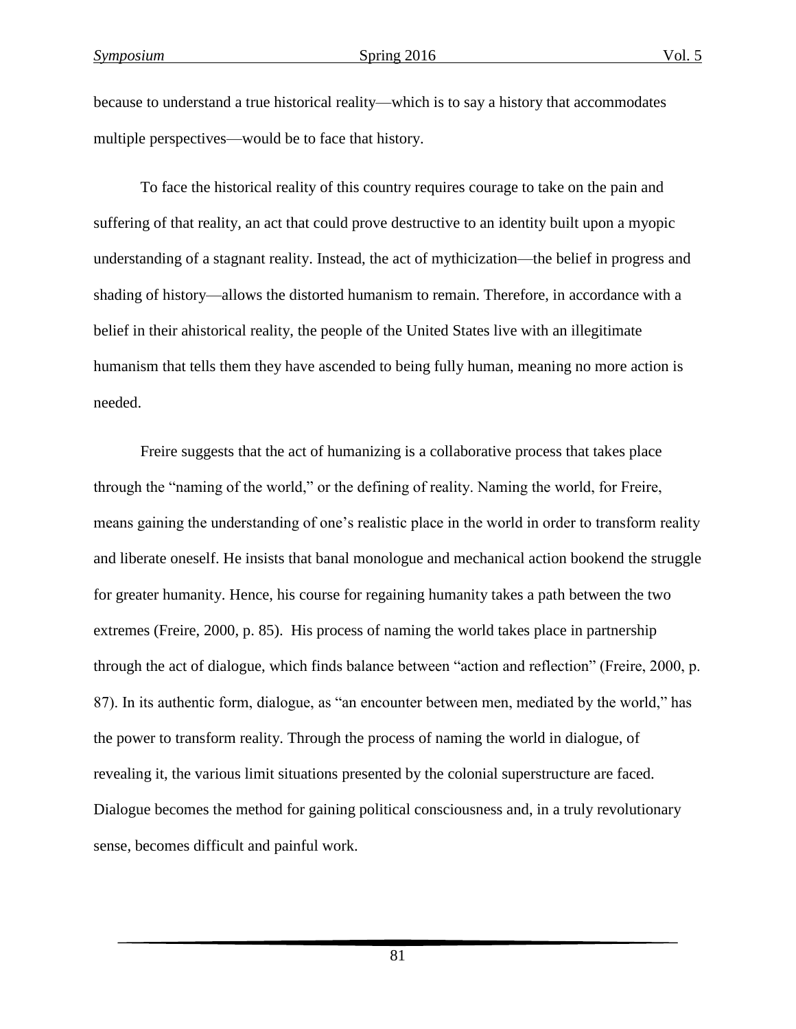because to understand a true historical reality—which is to say a history that accommodates multiple perspectives—would be to face that history.

To face the historical reality of this country requires courage to take on the pain and suffering of that reality, an act that could prove destructive to an identity built upon a myopic understanding of a stagnant reality. Instead, the act of mythicization—the belief in progress and shading of history—allows the distorted humanism to remain. Therefore, in accordance with a belief in their ahistorical reality, the people of the United States live with an illegitimate humanism that tells them they have ascended to being fully human, meaning no more action is needed.

Freire suggests that the act of humanizing is a collaborative process that takes place through the "naming of the world," or the defining of reality. Naming the world, for Freire, means gaining the understanding of one's realistic place in the world in order to transform reality and liberate oneself. He insists that banal monologue and mechanical action bookend the struggle for greater humanity. Hence, his course for regaining humanity takes a path between the two extremes (Freire, 2000, p. 85). His process of naming the world takes place in partnership through the act of dialogue, which finds balance between "action and reflection" (Freire, 2000, p. 87). In its authentic form, dialogue, as "an encounter between men, mediated by the world," has the power to transform reality. Through the process of naming the world in dialogue, of revealing it, the various limit situations presented by the colonial superstructure are faced. Dialogue becomes the method for gaining political consciousness and, in a truly revolutionary sense, becomes difficult and painful work.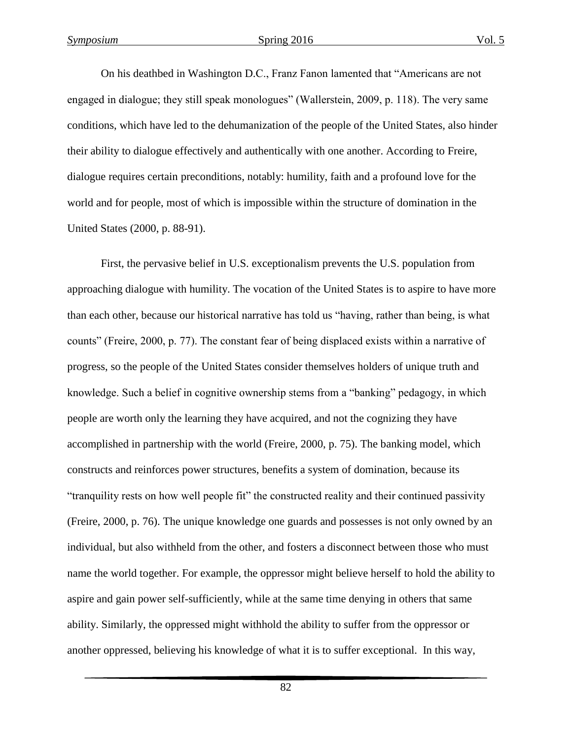On his deathbed in Washington D.C., Franz Fanon lamented that “Americans are not engaged in dialogue; they still speak monologues” (Wallerstein, 2009, p. 118). The very same conditions, which have led to the dehumanization of the people of the United States, also hinder their ability to dialogue effectively and authentically with one another. According to Freire, dialogue requires certain preconditions, notably: humility, faith and a profound love for the world and for people, most of which is impossible within the structure of domination in the United States (2000, p. 88-91).

First, the pervasive belief in U.S. exceptionalism prevents the U.S. population from approaching dialogue with humility. The vocation of the United States is to aspire to have more than each other, because our historical narrative has told us “having, rather than being, is what counts” (Freire, 2000, p. 77). The constant fear of being displaced exists within a narrative of progress, so the people of the United States consider themselves holders of unique truth and knowledge. Such a belief in cognitive ownership stems from a “banking” pedagogy, in which people are worth only the learning they have acquired, and not the cognizing they have accomplished in partnership with the world (Freire, 2000, p. 75). The banking model, which constructs and reinforces power structures, benefits a system of domination, because its “tranquility rests on how well people fit” the constructed reality and their continued passivity (Freire, 2000, p. 76). The unique knowledge one guards and possesses is not only owned by an individual, but also withheld from the other, and fosters a disconnect between those who must name the world together. For example, the oppressor might believe herself to hold the ability to aspire and gain power self-sufficiently, while at the same time denying in others that same ability. Similarly, the oppressed might withhold the ability to suffer from the oppressor or another oppressed, believing his knowledge of what it is to suffer exceptional. In this way,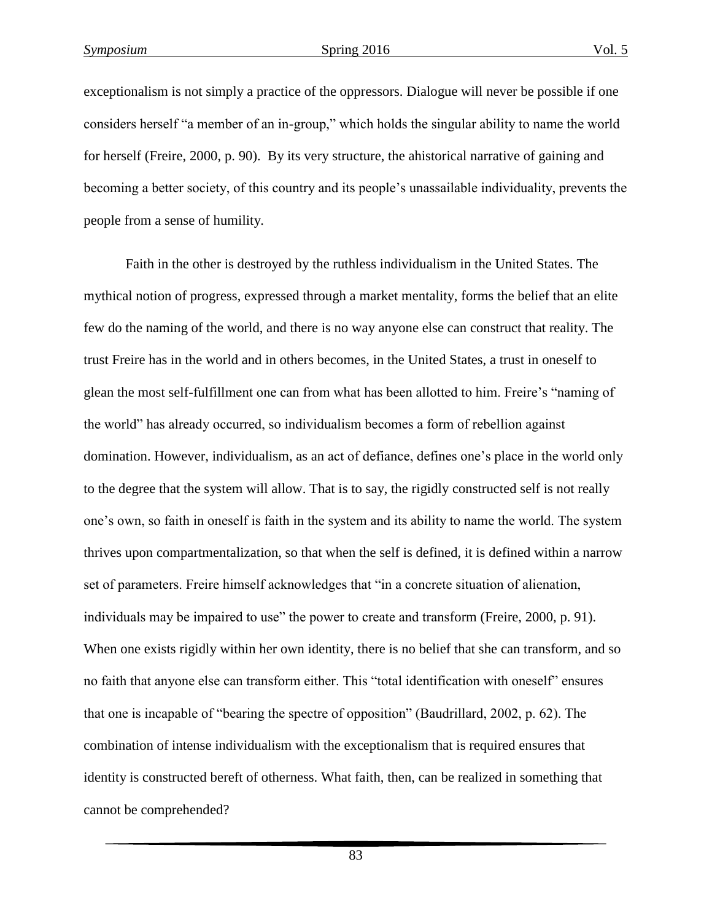exceptionalism is not simply a practice of the oppressors. Dialogue will never be possible if one considers herself "a member of an in-group," which holds the singular ability to name the world for herself (Freire, 2000, p. 90). By its very structure, the ahistorical narrative of gaining and becoming a better society, of this country and its people's unassailable individuality, prevents the people from a sense of humility.

Faith in the other is destroyed by the ruthless individualism in the United States. The mythical notion of progress, expressed through a market mentality, forms the belief that an elite few do the naming of the world, and there is no way anyone else can construct that reality. The trust Freire has in the world and in others becomes, in the United States, a trust in oneself to glean the most self-fulfillment one can from what has been allotted to him. Freire's "naming of the world" has already occurred, so individualism becomes a form of rebellion against domination. However, individualism, as an act of defiance, defines one's place in the world only to the degree that the system will allow. That is to say, the rigidly constructed self is not really one's own, so faith in oneself is faith in the system and its ability to name the world. The system thrives upon compartmentalization, so that when the self is defined, it is defined within a narrow set of parameters. Freire himself acknowledges that "in a concrete situation of alienation, individuals may be impaired to use" the power to create and transform (Freire, 2000, p. 91). When one exists rigidly within her own identity, there is no belief that she can transform, and so no faith that anyone else can transform either. This "total identification with oneself" ensures that one is incapable of "bearing the spectre of opposition" (Baudrillard, 2002, p. 62). The combination of intense individualism with the exceptionalism that is required ensures that identity is constructed bereft of otherness. What faith, then, can be realized in something that cannot be comprehended?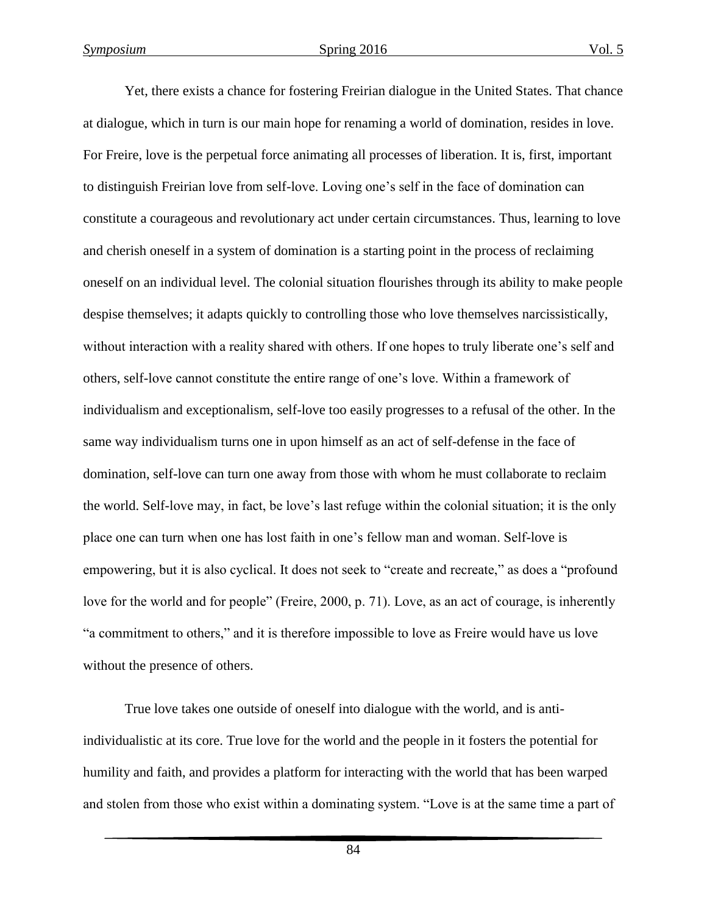Yet, there exists a chance for fostering Freirian dialogue in the United States. That chance at dialogue, which in turn is our main hope for renaming a world of domination, resides in love. For Freire, love is the perpetual force animating all processes of liberation. It is, first, important to distinguish Freirian love from self-love. Loving one's self in the face of domination can constitute a courageous and revolutionary act under certain circumstances. Thus, learning to love and cherish oneself in a system of domination is a starting point in the process of reclaiming oneself on an individual level. The colonial situation flourishes through its ability to make people despise themselves; it adapts quickly to controlling those who love themselves narcissistically, without interaction with a reality shared with others. If one hopes to truly liberate one's self and others, self-love cannot constitute the entire range of one's love. Within a framework of individualism and exceptionalism, self-love too easily progresses to a refusal of the other. In the same way individualism turns one in upon himself as an act of self-defense in the face of domination, self-love can turn one away from those with whom he must collaborate to reclaim the world. Self-love may, in fact, be love's last refuge within the colonial situation; it is the only place one can turn when one has lost faith in one's fellow man and woman. Self-love is empowering, but it is also cyclical. It does not seek to "create and recreate," as does a "profound love for the world and for people" (Freire, 2000, p. 71). Love, as an act of courage, is inherently "a commitment to others," and it is therefore impossible to love as Freire would have us love without the presence of others.

True love takes one outside of oneself into dialogue with the world, and is anti-individualistic at its core. True love for the world and the people in it fosters the potential for humility and faith, and provides a platform for interacting with the world that has been warped and stolen from those who exist within a dominating system. "Love is at the same time a part of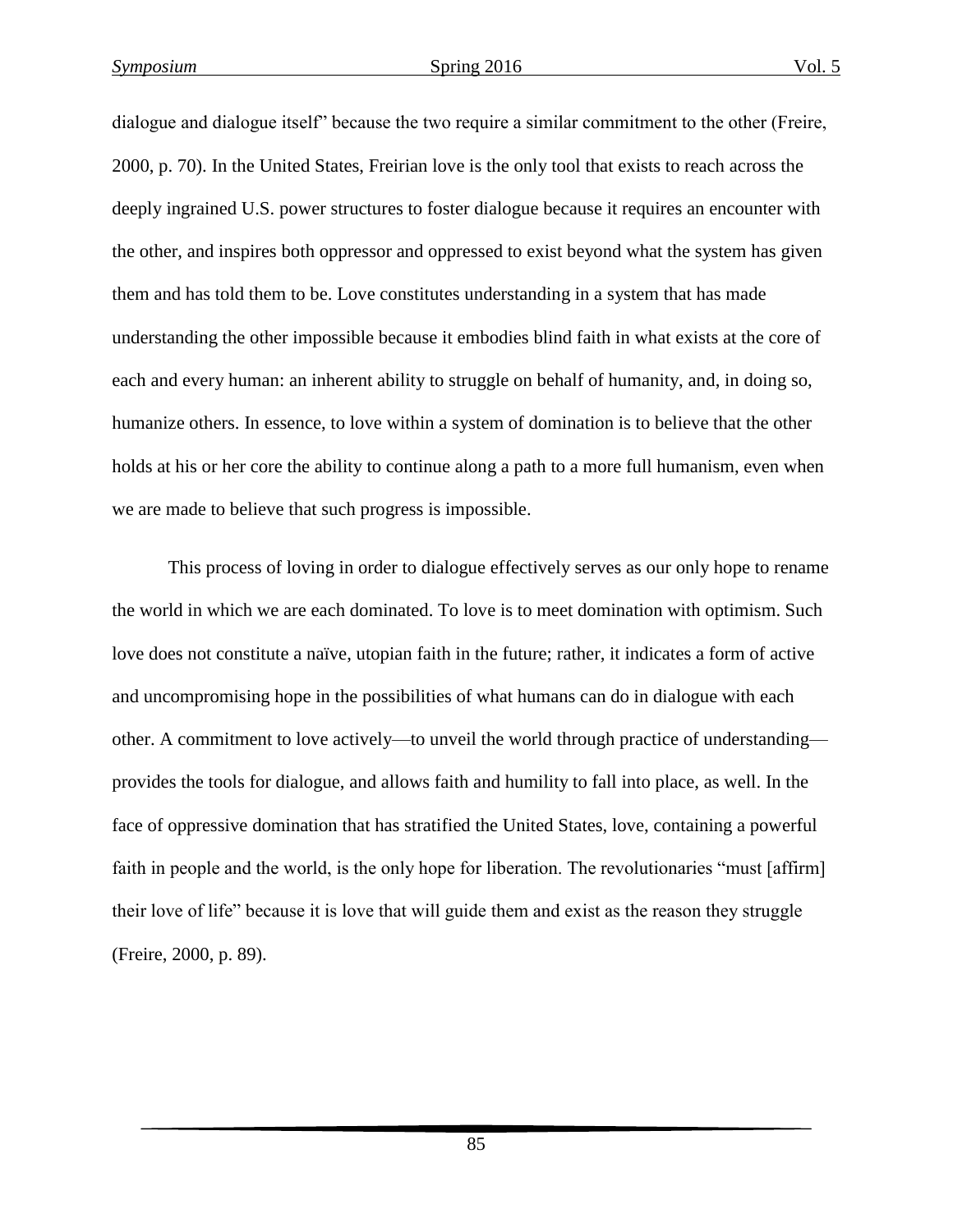dialogue and dialogue itself" because the two require a similar commitment to the other (Freire, 2000, p. 70). In the United States, Freirian love is the only tool that exists to reach across the deeply ingrained U.S. power structures to foster dialogue because it requires an encounter with the other, and inspires both oppressor and oppressed to exist beyond what the system has given them and has told them to be. Love constitutes understanding in a system that has made understanding the other impossible because it embodies blind faith in what exists at the core of each and every human: an inherent ability to struggle on behalf of humanity, and, in doing so, humanize others. In essence, to love within a system of domination is to believe that the other holds at his or her core the ability to continue along a path to a more full humanism, even when we are made to believe that such progress is impossible.

This process of loving in order to dialogue effectively serves as our only hope to rename the world in which we are each dominated. To love is to meet domination with optimism. Such love does not constitute a naïve, utopian faith in the future; rather, it indicates a form of active and uncompromising hope in the possibilities of what humans can do in dialogue with each other. A commitment to love actively—to unveil the world through practice of understanding—provides the tools for dialogue, and allows faith and humility to fall into place, as well. In the face of oppressive domination that has stratified the United States, love, containing a powerful faith in people and the world, is the only hope for liberation. The revolutionaries "must [affirm] their love of life" because it is love that will guide them and exist as the reason they struggle (Freire, 2000, p. 89).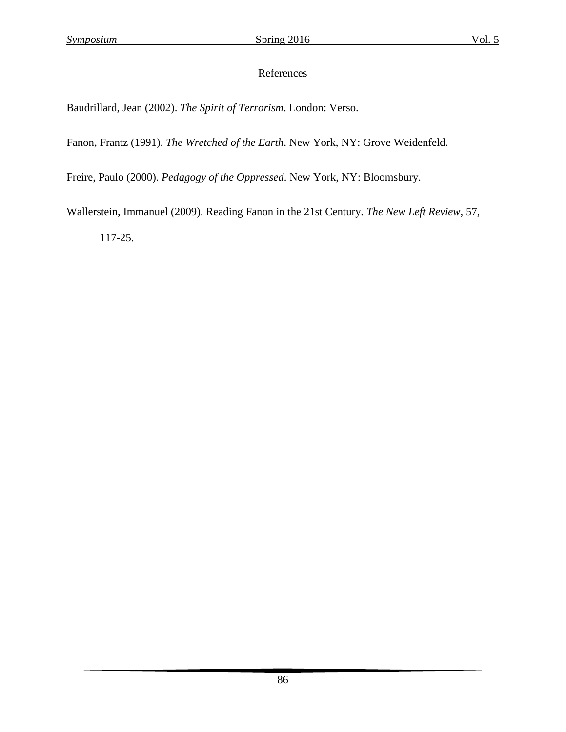## References

Baudrillard, Jean (2002). *The Spirit of Terrorism*. London: Verso.

Fanon, Frantz (1991). *The Wretched of the Earth*. New York, NY: Grove Weidenfeld.

Freire, Paulo (2000). *Pedagogy of the Oppressed*. New York, NY: Bloomsbury.

Wallerstein, Immanuel (2009). Reading Fanon in the 21st Century. *The New Left Review*, 57, 117-25.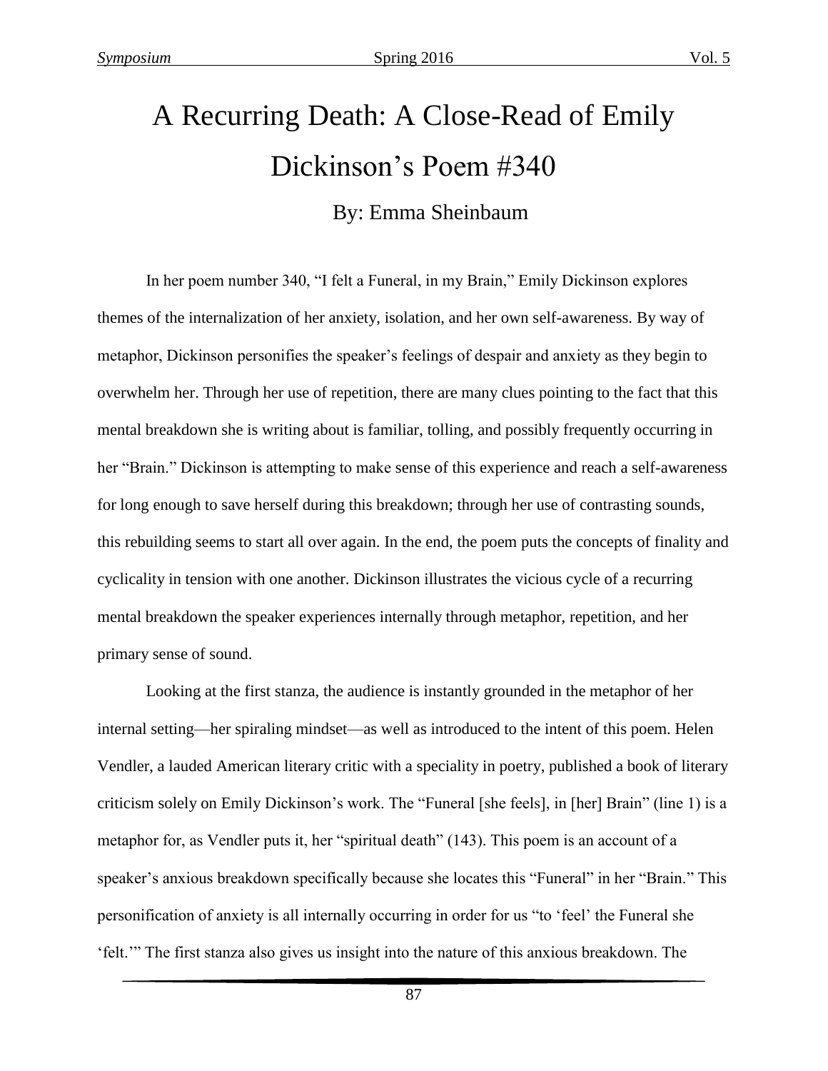# A Recurring Death: A Close-Read of Emily Dickinson's Poem #340

By: Emma Sheinbaum

In her poem number 340, "I felt a Funeral, in my Brain," Emily Dickinson explores themes of the internalization of her anxiety, isolation, and her own self-awareness. By way of metaphor, Dickinson personifies the speaker's feelings of despair and anxiety as they begin to overwhelm her. Through her use of repetition, there are many clues pointing to the fact that this mental breakdown she is writing about is familiar, tolling, and possibly frequently occurring in her "Brain." Dickinson is attempting to make sense of this experience and reach a self-awareness for long enough to save herself during this breakdown; through her use of contrasting sounds, this rebuilding seems to start all over again. In the end, the poem puts the concepts of finality and cyclicality in tension with one another. Dickinson illustrates the vicious cycle of a recurring mental breakdown the speaker experiences internally through metaphor, repetition, and her primary sense of sound.

Looking at the first stanza, the audience is instantly grounded in the metaphor of her internal setting—her spiraling mindset—as well as introduced to the intent of this poem. Helen Vendler, a lauded American literary critic with a speciality in poetry, published a book of literary criticism solely on Emily Dickinson's work. The "Funeral [she feels], in [her] Brain" (line 1) is a metaphor for, as Vendler puts it, her "spiritual death" (143). This poem is an account of a speaker's anxious breakdown specifically because she locates this "Funeral" in her "Brain." This personification of anxiety is all internally occurring in order for us "to 'feel' the Funeral she 'felt.'" The first stanza also gives us insight into the nature of this anxious breakdown. The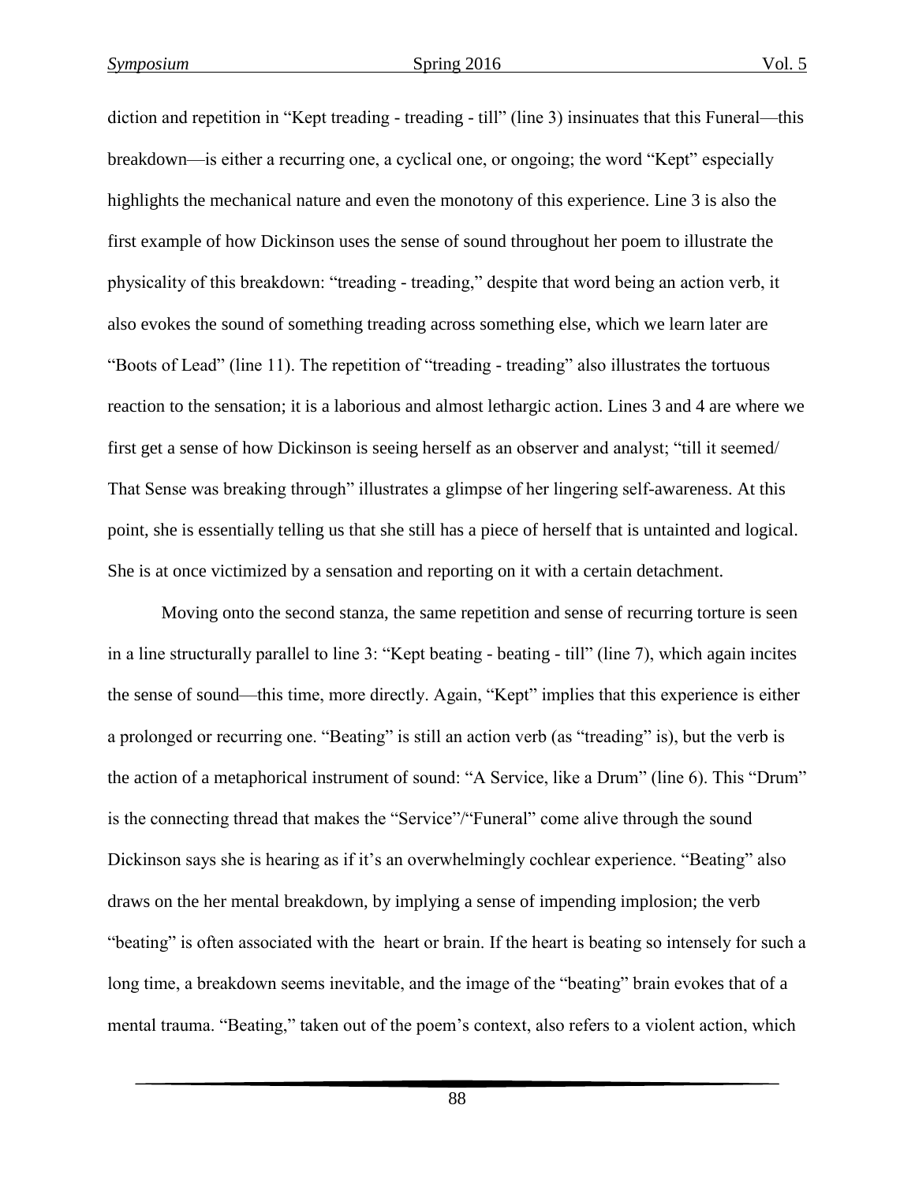diction and repetition in "Kept treading - treading - till" (line 3) insinuates that this Funeral—this breakdown—is either a recurring one, a cyclical one, or ongoing; the word "Kept" especially highlights the mechanical nature and even the monotony of this experience. Line 3 is also the first example of how Dickinson uses the sense of sound throughout her poem to illustrate the physicality of this breakdown: "treading - treading," despite that word being an action verb, it also evokes the sound of something treading across something else, which we learn later are "Boots of Lead" (line 11). The repetition of "treading - treading" also illustrates the tortuous reaction to the sensation; it is a laborious and almost lethargic action. Lines 3 and 4 are where we first get a sense of how Dickinson is seeing herself as an observer and analyst; "till it seemed/ That Sense was breaking through" illustrates a glimpse of her lingering self-awareness. At this point, she is essentially telling us that she still has a piece of herself that is untainted and logical. She is at once victimized by a sensation and reporting on it with a certain detachment.

Moving onto the second stanza, the same repetition and sense of recurring torture is seen in a line structurally parallel to line 3: "Kept beating - beating - till" (line 7), which again incites the sense of sound—this time, more directly. Again, "Kept" implies that this experience is either a prolonged or recurring one. "Beating" is still an action verb (as "treading" is), but the verb is the action of a metaphorical instrument of sound: "A Service, like a Drum" (line 6). This "Drum" is the connecting thread that makes the "Service"/"Funeral" come alive through the sound Dickinson says she is hearing as if it's an overwhelmingly cochlear experience. "Beating" also draws on the her mental breakdown, by implying a sense of impending implosion; the verb "beating" is often associated with the heart or brain. If the heart is beating so intensely for such a long time, a breakdown seems inevitable, and the image of the "beating" brain evokes that of a mental trauma. "Beating," taken out of the poem's context, also refers to a violent action, which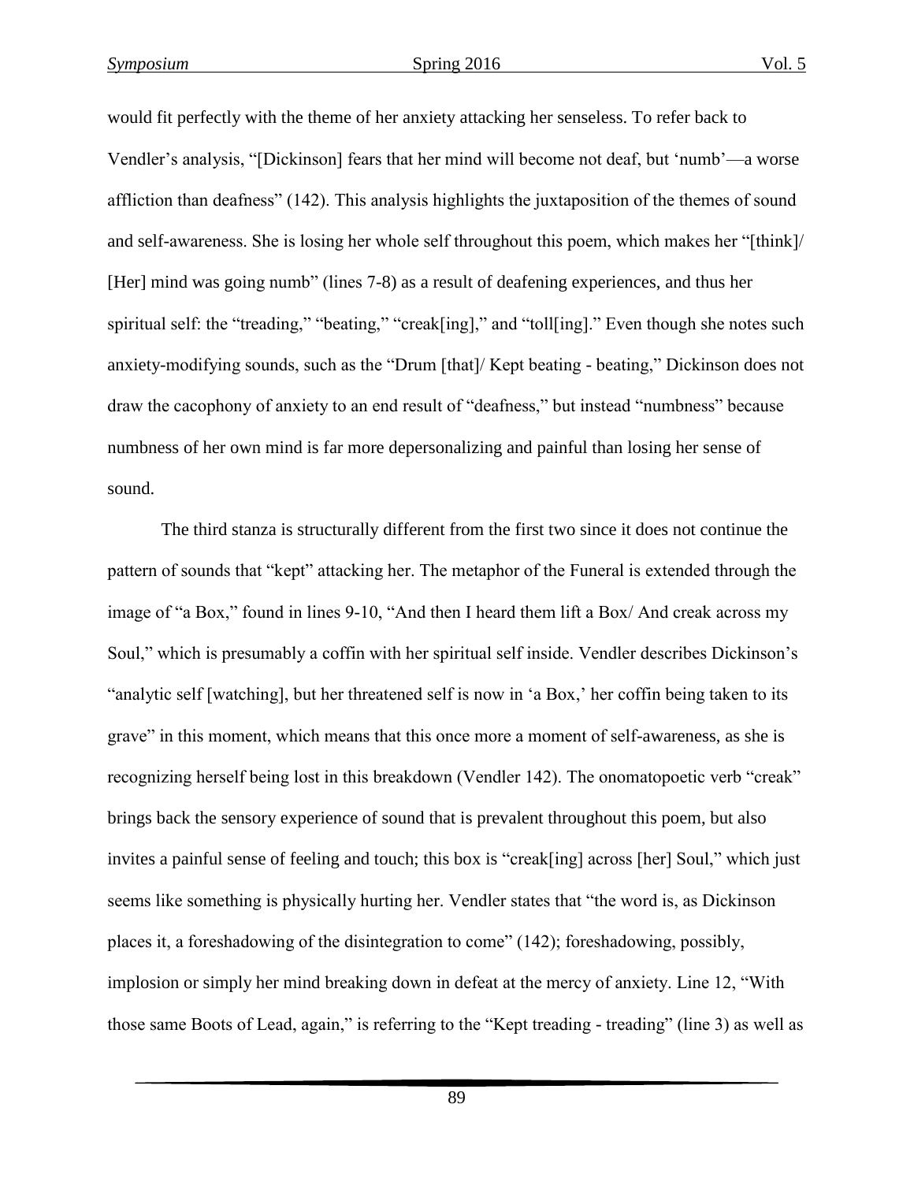would fit perfectly with the theme of her anxiety attacking her senseless. To refer back to Vendler's analysis, "[Dickinson] fears that her mind will become not deaf, but 'numb'—a worse affliction than deafness" (142). This analysis highlights the juxtaposition of the themes of sound and self-awareness. She is losing her whole self throughout this poem, which makes her "[think]/ [Her] mind was going numb" (lines 7-8) as a result of deafening experiences, and thus her spiritual self: the "treading," "beating," "creak[ing]," and "toll[ing]." Even though she notes such anxiety-modifying sounds, such as the "Drum [that]/ Kept beating - beating," Dickinson does not draw the cacophony of anxiety to an end result of "deafness," but instead "numbness" because numbness of her own mind is far more depersonalizing and painful than losing her sense of sound.

The third stanza is structurally different from the first two since it does not continue the pattern of sounds that "kept" attacking her. The metaphor of the Funeral is extended through the image of "a Box," found in lines 9-10, "And then I heard them lift a Box/ And creak across my Soul," which is presumably a coffin with her spiritual self inside. Vendler describes Dickinson's "analytic self [watching], but her threatened self is now in 'a Box,' her coffin being taken to its grave" in this moment, which means that this once more a moment of self-awareness, as she is recognizing herself being lost in this breakdown (Vendler 142). The onomatopoetic verb "creak" brings back the sensory experience of sound that is prevalent throughout this poem, but also invites a painful sense of feeling and touch; this box is "creak[ing] across [her] Soul," which just seems like something is physically hurting her. Vendler states that "the word is, as Dickinson places it, a foreshadowing of the disintegration to come" (142); foreshadowing, possibly, implosion or simply her mind breaking down in defeat at the mercy of anxiety. Line 12, "With those same Boots of Lead, again," is referring to the "Kept treading - treading" (line 3) as well as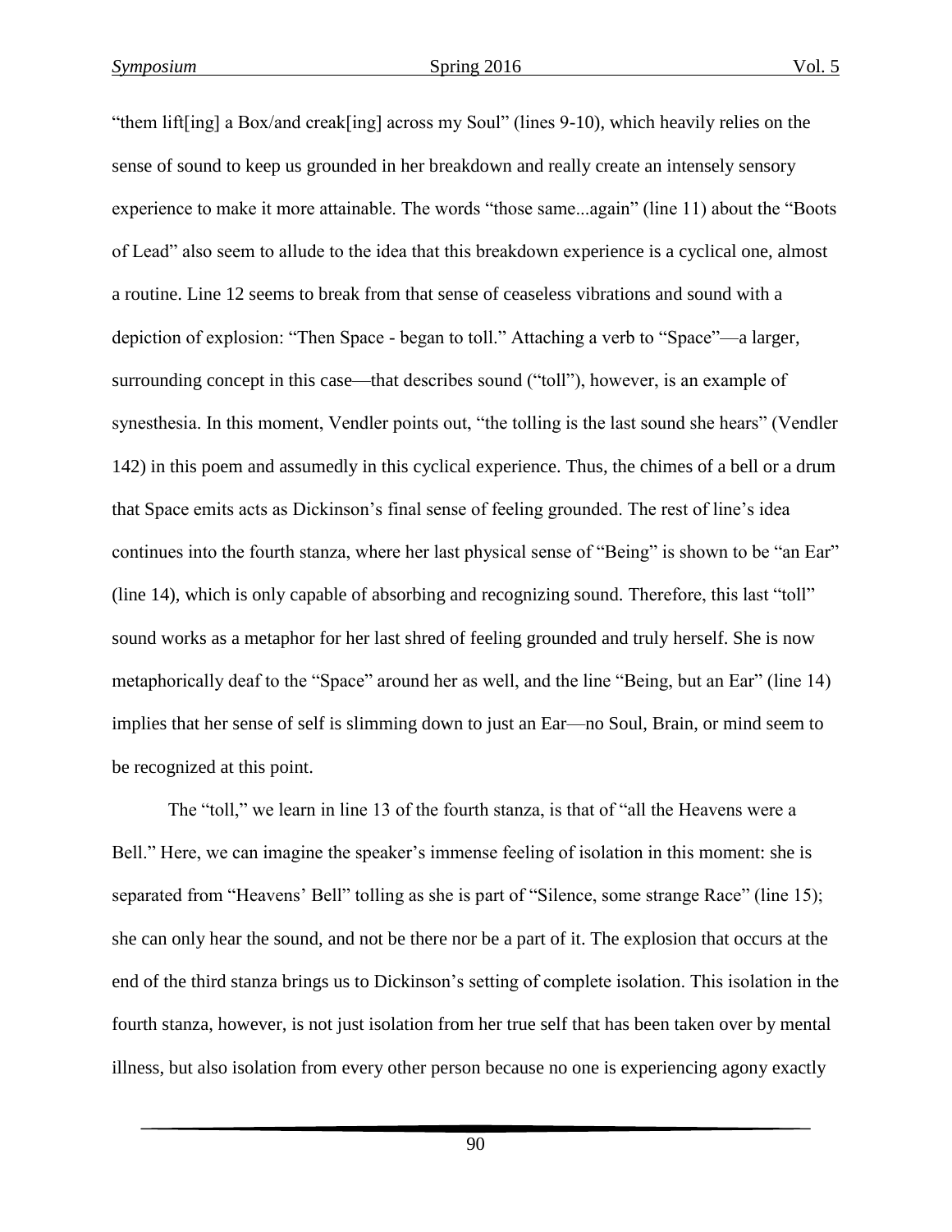"them lift[ing] a Box/and creak[ing] across my Soul" (lines 9-10), which heavily relies on the sense of sound to keep us grounded in her breakdown and really create an intensely sensory experience to make it more attainable. The words "those same...again" (line 11) about the "Boots of Lead" also seem to allude to the idea that this breakdown experience is a cyclical one, almost a routine. Line 12 seems to break from that sense of ceaseless vibrations and sound with a depiction of explosion: "Then Space - began to toll." Attaching a verb to "Space"—a larger, surrounding concept in this case—that describes sound ("toll"), however, is an example of synesthesia. In this moment, Vendler points out, "the tolling is the last sound she hears" (Vendler 142) in this poem and assumedly in this cyclical experience. Thus, the chimes of a bell or a drum that Space emits acts as Dickinson's final sense of feeling grounded. The rest of line's idea continues into the fourth stanza, where her last physical sense of "Being" is shown to be "an Ear" (line 14), which is only capable of absorbing and recognizing sound. Therefore, this last "toll" sound works as a metaphor for her last shred of feeling grounded and truly herself. She is now metaphorically deaf to the "Space" around her as well, and the line "Being, but an Ear" (line 14) implies that her sense of self is slimming down to just an Ear—no Soul, Brain, or mind seem to be recognized at this point.

The "toll," we learn in line 13 of the fourth stanza, is that of "all the Heavens were a Bell." Here, we can imagine the speaker's immense feeling of isolation in this moment: she is separated from "Heavens' Bell" tolling as she is part of "Silence, some strange Race" (line 15); she can only hear the sound, and not be there nor be a part of it. The explosion that occurs at the end of the third stanza brings us to Dickinson's setting of complete isolation. This isolation in the fourth stanza, however, is not just isolation from her true self that has been taken over by mental illness, but also isolation from every other person because no one is experiencing agony exactly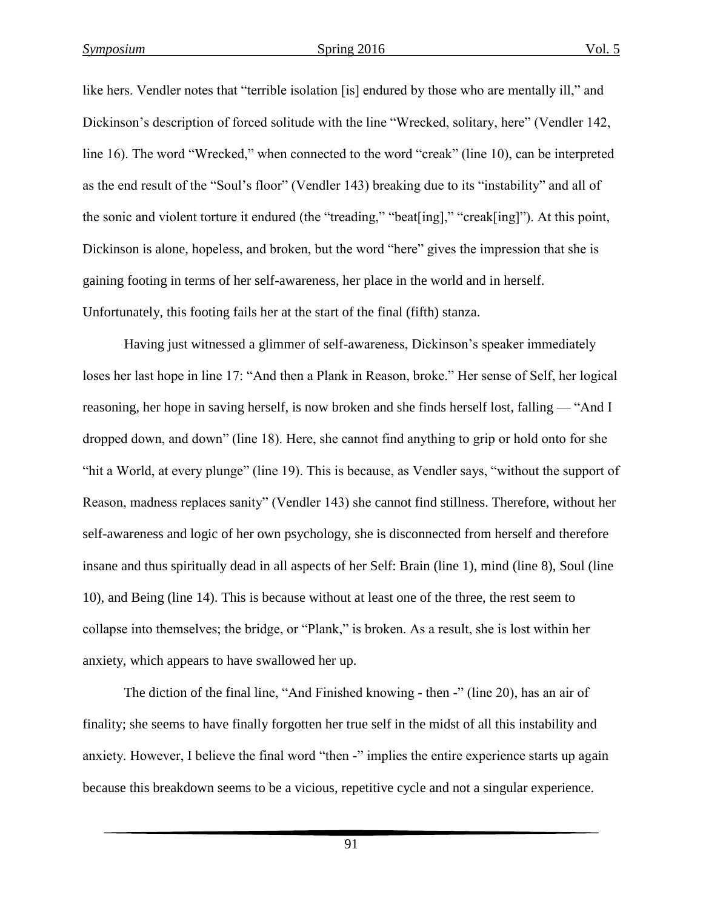like hers. Vendler notes that "terrible isolation [is] endured by those who are mentally ill," and Dickinson's description of forced solitude with the line "Wrecked, solitary, here" (Vendler 142, line 16). The word "Wrecked," when connected to the word "creak" (line 10), can be interpreted as the end result of the "Soul's floor" (Vendler 143) breaking due to its "instability" and all of the sonic and violent torture it endured (the "treading," "beat[ing]," "creak[ing]"). At this point, Dickinson is alone, hopeless, and broken, but the word "here" gives the impression that she is gaining footing in terms of her self-awareness, her place in the world and in herself. Unfortunately, this footing fails her at the start of the final (fifth) stanza.

Having just witnessed a glimmer of self-awareness, Dickinson's speaker immediately loses her last hope in line 17: "And then a Plank in Reason, broke." Her sense of Self, her logical reasoning, her hope in saving herself, is now broken and she finds herself lost, falling — "And I dropped down, and down" (line 18). Here, she cannot find anything to grip or hold onto for she "hit a World, at every plunge" (line 19). This is because, as Vendler says, "without the support of Reason, madness replaces sanity" (Vendler 143) she cannot find stillness. Therefore, without her self-awareness and logic of her own psychology, she is disconnected from herself and therefore insane and thus spiritually dead in all aspects of her Self: Brain (line 1), mind (line 8), Soul (line 10), and Being (line 14). This is because without at least one of the three, the rest seem to collapse into themselves; the bridge, or "Plank," is broken. As a result, she is lost within her anxiety, which appears to have swallowed her up.

The diction of the final line, "And Finished knowing - then -" (line 20), has an air of finality; she seems to have finally forgotten her true self in the midst of all this instability and anxiety. However, I believe the final word "then -" implies the entire experience starts up again because this breakdown seems to be a vicious, repetitive cycle and not a singular experience.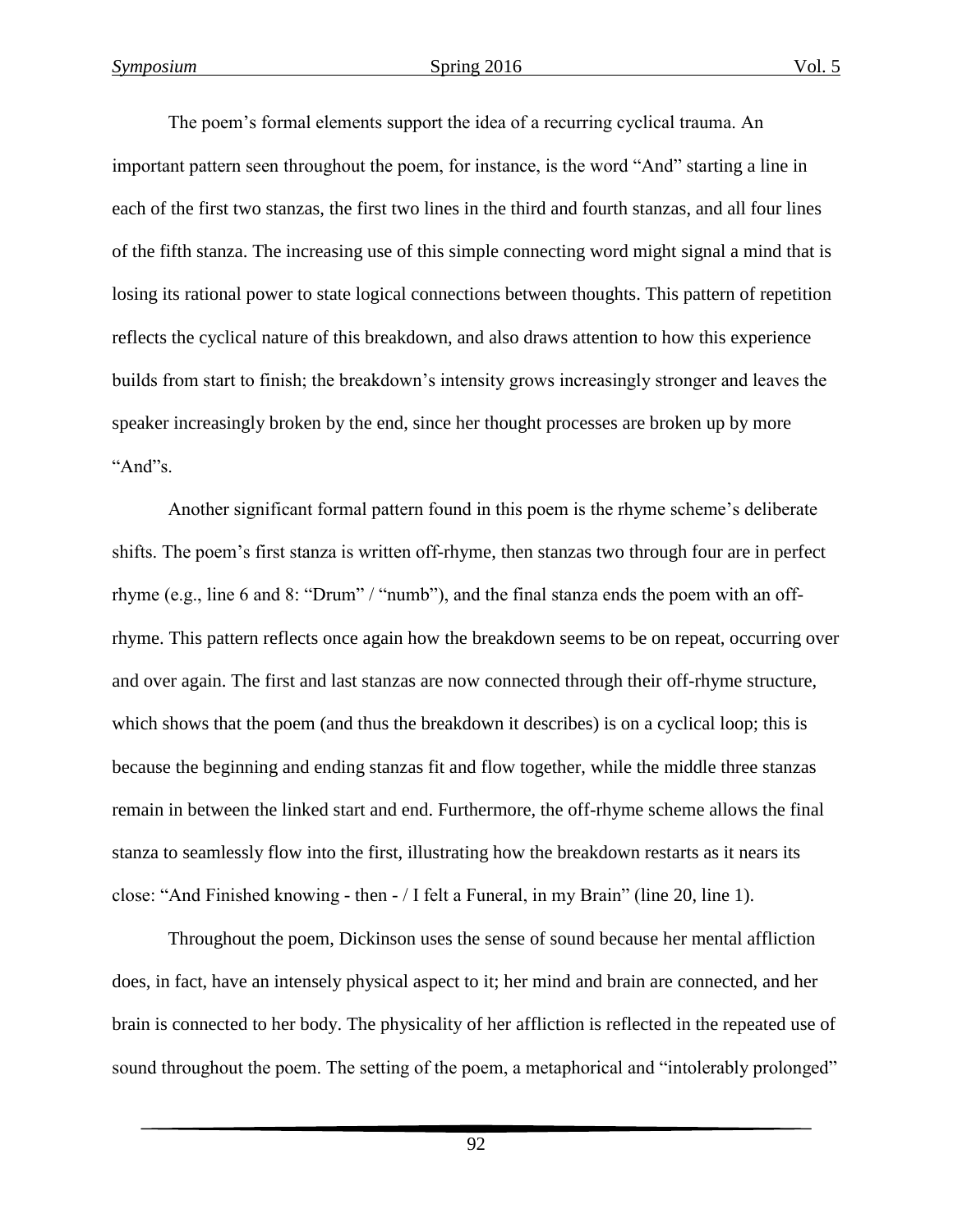The poem's formal elements support the idea of a recurring cyclical trauma. An important pattern seen throughout the poem, for instance, is the word "And" starting a line in each of the first two stanzas, the first two lines in the third and fourth stanzas, and all four lines of the fifth stanza. The increasing use of this simple connecting word might signal a mind that is losing its rational power to state logical connections between thoughts. This pattern of repetition reflects the cyclical nature of this breakdown, and also draws attention to how this experience builds from start to finish; the breakdown's intensity grows increasingly stronger and leaves the speaker increasingly broken by the end, since her thought processes are broken up by more "And"s.

Another significant formal pattern found in this poem is the rhyme scheme's deliberate shifts. The poem's first stanza is written off-rhyme, then stanzas two through four are in perfect rhyme (e.g., line 6 and 8: "Drum" / "numb"), and the final stanza ends the poem with an off-rhyme. This pattern reflects once again how the breakdown seems to be on repeat, occurring over and over again. The first and last stanzas are now connected through their off-rhyme structure, which shows that the poem (and thus the breakdown it describes) is on a cyclical loop; this is because the beginning and ending stanzas fit and flow together, while the middle three stanzas remain in between the linked start and end. Furthermore, the off-rhyme scheme allows the final stanza to seamlessly flow into the first, illustrating how the breakdown restarts as it nears its close: "And Finished knowing - then - / I felt a Funeral, in my Brain" (line 20, line 1).

Throughout the poem, Dickinson uses the sense of sound because her mental affliction does, in fact, have an intensely physical aspect to it; her mind and brain are connected, and her brain is connected to her body. The physicality of her affliction is reflected in the repeated use of sound throughout the poem. The setting of the poem, a metaphorical and "intolerably prolonged"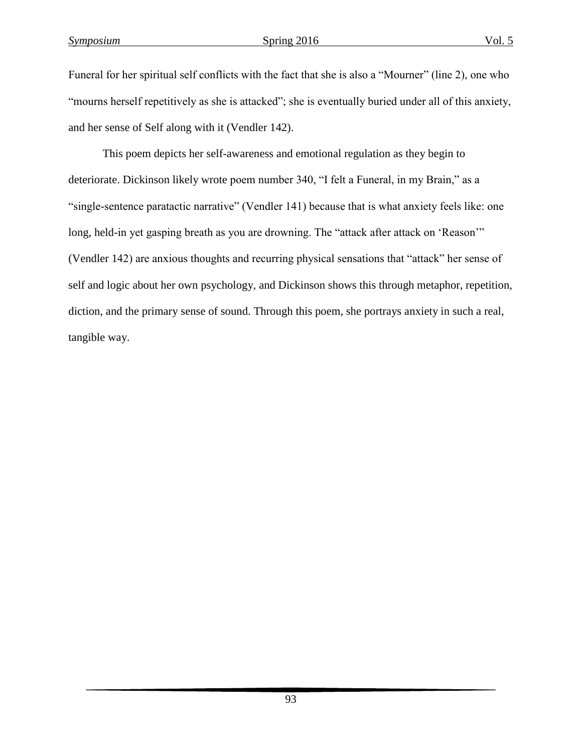Funeral for her spiritual self conflicts with the fact that she is also a "Mourner" (line 2), one who "mourns herself repetitively as she is attacked"; she is eventually buried under all of this anxiety, and her sense of Self along with it (Vendler 142).

This poem depicts her self-awareness and emotional regulation as they begin to deteriorate. Dickinson likely wrote poem number 340, "I felt a Funeral, in my Brain," as a "single-sentence paratactic narrative" (Vendler 141) because that is what anxiety feels like: one long, held-in yet gasping breath as you are drowning. The "attack after attack on 'Reason'" (Vendler 142) are anxious thoughts and recurring physical sensations that "attack" her sense of self and logic about her own psychology, and Dickinson shows this through metaphor, repetition, diction, and the primary sense of sound. Through this poem, she portrays anxiety in such a real, tangible way.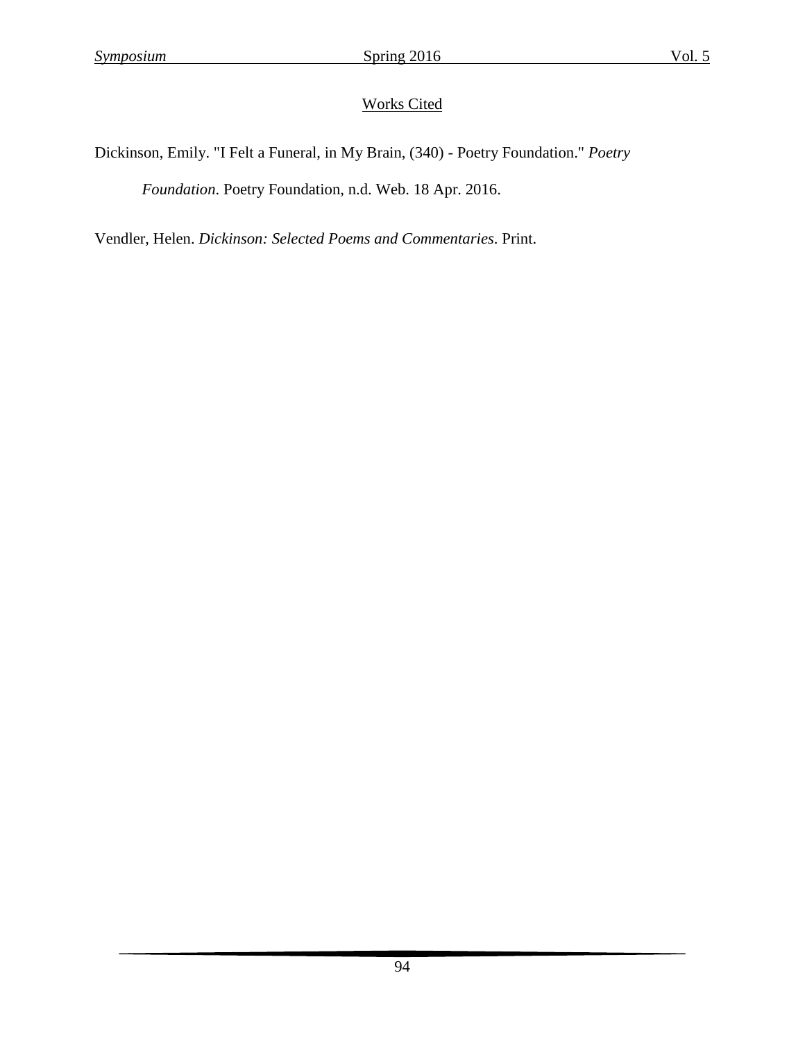## Works Cited

Dickinson, Emily. "I Felt a Funeral, in My Brain, (340) - Poetry Foundation." *Poetry Foundation*. Poetry Foundation, n.d. Web. 18 Apr. 2016.

Vendler, Helen. *Dickinson: Selected Poems and Commentaries*. Print.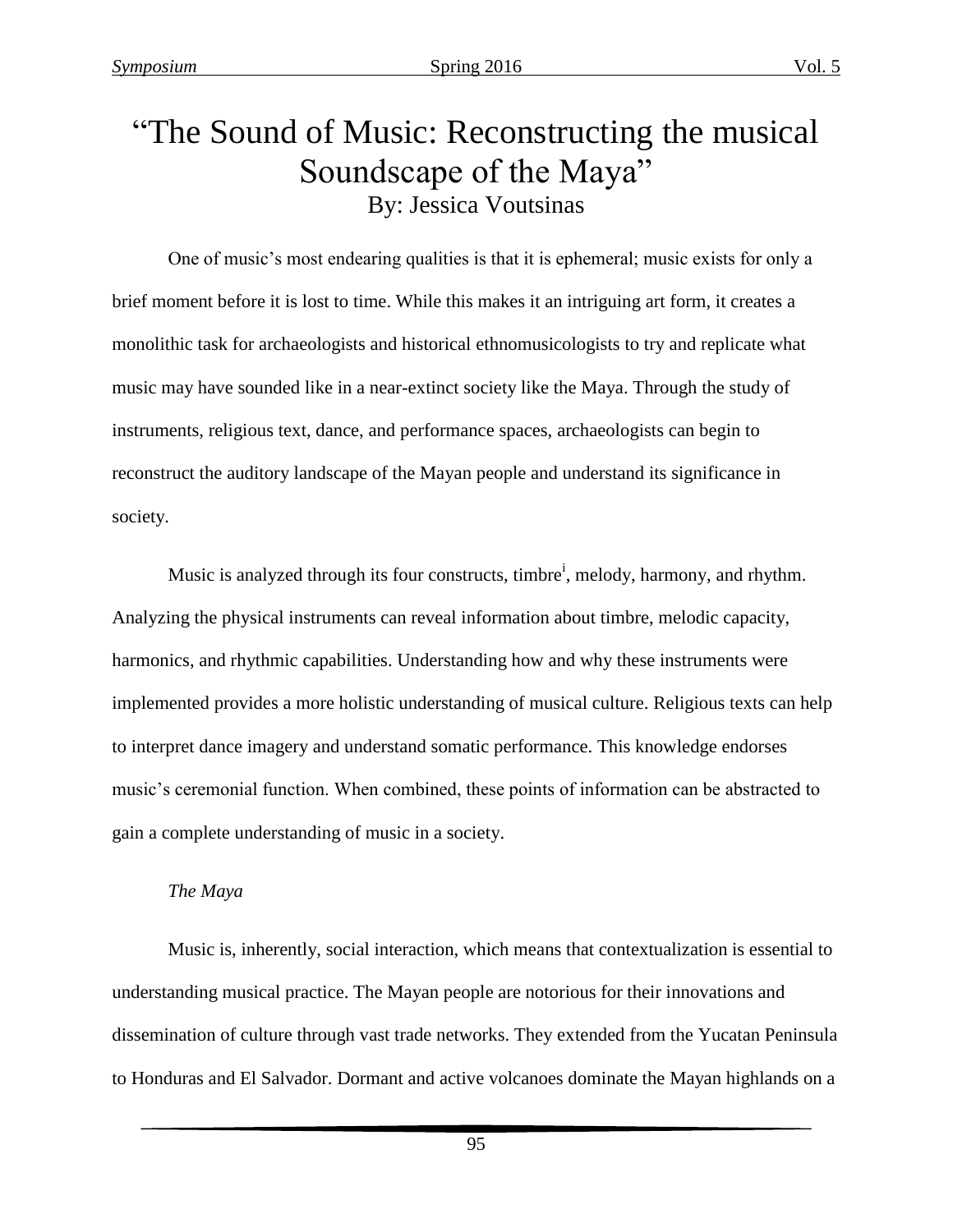# "The Sound of Music: Reconstructing the musical Soundscape of the Maya"

By: Jessica Voutsinas

One of music's most endearing qualities is that it is ephemeral; music exists for only a brief moment before it is lost to time. While this makes it an intriguing art form, it creates a monolithic task for archaeologists and historical ethnomusicologists to try and replicate what music may have sounded like in a near-extinct society like the Maya. Through the study of instruments, religious text, dance, and performance spaces, archaeologists can begin to reconstruct the auditory landscape of the Mayan people and understand its significance in society.

Music is analyzed through its four constructs, timbre[i], melody, harmony, and rhythm. Analyzing the physical instruments can reveal information about timbre, melodic capacity, harmonics, and rhythmic capabilities. Understanding how and why these instruments were implemented provides a more holistic understanding of musical culture. Religious texts can help to interpret dance imagery and understand somatic performance. This knowledge endorses music's ceremonial function. When combined, these points of information can be abstracted to gain a complete understanding of music in a society.

*The Maya*

Music is, inherently, social interaction, which means that contextualization is essential to understanding musical practice. The Mayan people are notorious for their innovations and dissemination of culture through vast trade networks. They extended from the Yucatan Peninsula to Honduras and El Salvador. Dormant and active volcanoes dominate the Mayan highlands on a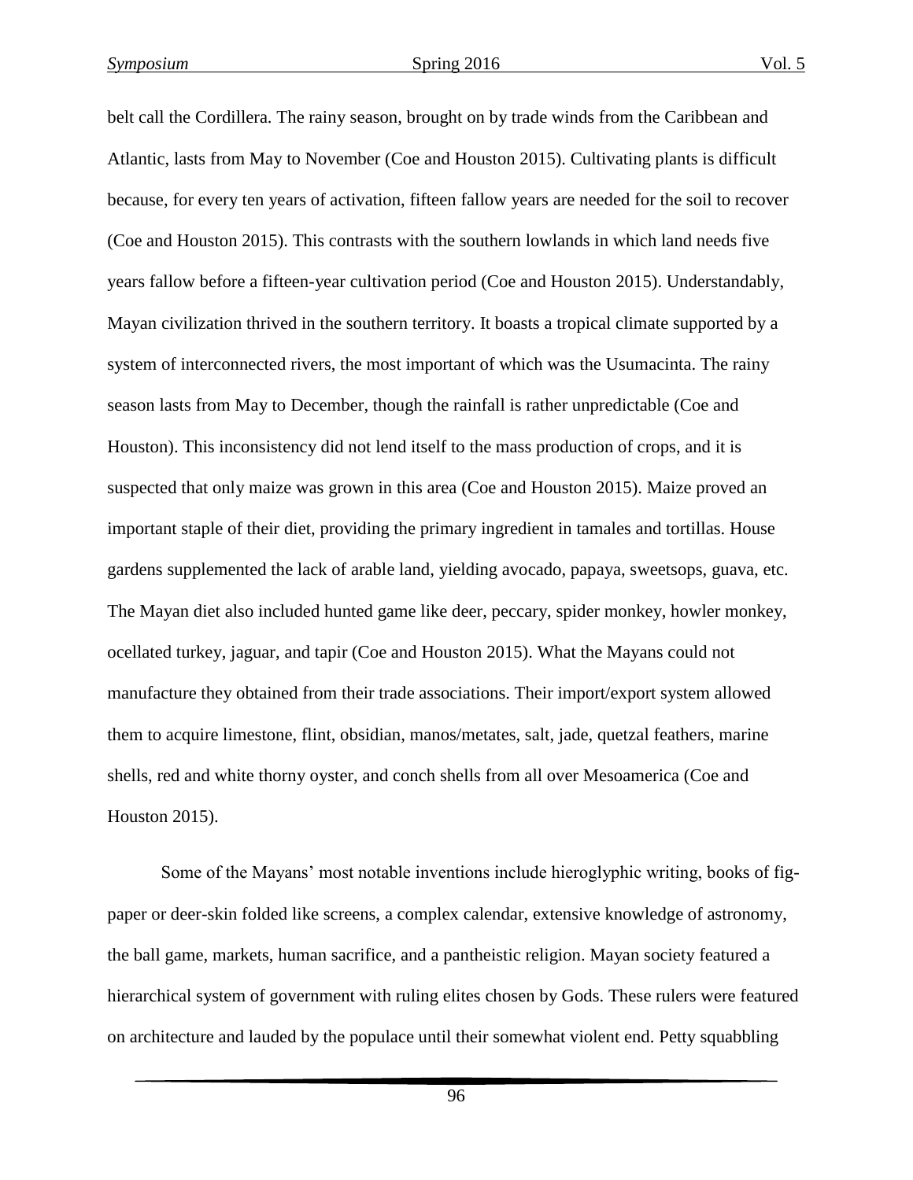belt call the Cordillera. The rainy season, brought on by trade winds from the Caribbean and Atlantic, lasts from May to November (Coe and Houston 2015). Cultivating plants is difficult because, for every ten years of activation, fifteen fallow years are needed for the soil to recover (Coe and Houston 2015). This contrasts with the southern lowlands in which land needs five years fallow before a fifteen-year cultivation period (Coe and Houston 2015). Understandably, Mayan civilization thrived in the southern territory. It boasts a tropical climate supported by a system of interconnected rivers, the most important of which was the Usumacinta. The rainy season lasts from May to December, though the rainfall is rather unpredictable (Coe and Houston). This inconsistency did not lend itself to the mass production of crops, and it is suspected that only maize was grown in this area (Coe and Houston 2015). Maize proved an important staple of their diet, providing the primary ingredient in tamales and tortillas. House gardens supplemented the lack of arable land, yielding avocado, papaya, sweetsops, guava, etc. The Mayan diet also included hunted game like deer, peccary, spider monkey, howler monkey, ocellated turkey, jaguar, and tapir (Coe and Houston 2015). What the Mayans could not manufacture they obtained from their trade associations. Their import/export system allowed them to acquire limestone, flint, obsidian, manos/metates, salt, jade, quetzal feathers, marine shells, red and white thorny oyster, and conch shells from all over Mesoamerica (Coe and Houston 2015).

Some of the Mayans' most notable inventions include hieroglyphic writing, books of fig-paper or deer-skin folded like screens, a complex calendar, extensive knowledge of astronomy, the ball game, markets, human sacrifice, and a pantheistic religion. Mayan society featured a hierarchical system of government with ruling elites chosen by Gods. These rulers were featured on architecture and lauded by the populace until their somewhat violent end. Petty squabbling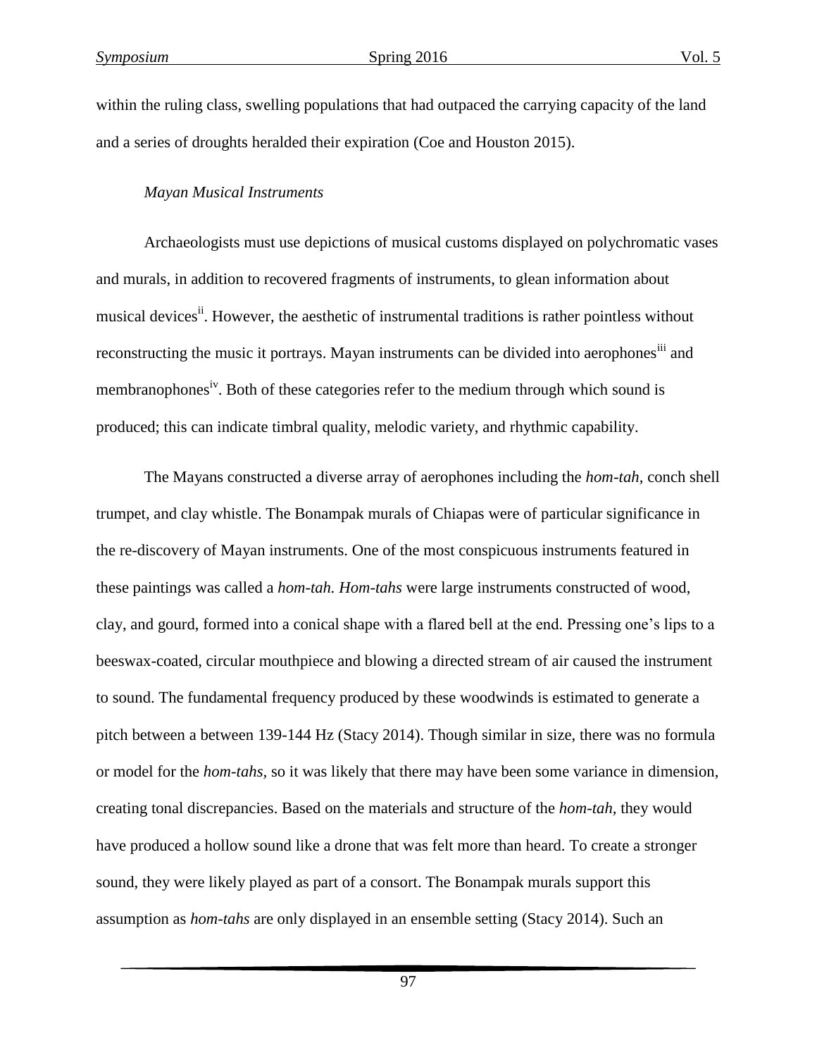within the ruling class, swelling populations that had outpaced the carrying capacity of the land and a series of droughts heralded their expiration (Coe and Houston 2015).

*Mayan Musical Instruments*

Archaeologists must use depictions of musical customs displayed on polychromatic vases and murals, in addition to recovered fragments of instruments, to glean information about musical devices[ii]. However, the aesthetic of instrumental traditions is rather pointless without reconstructing the music it portrays. Mayan instruments can be divided into aerophones[iii] and membranophones[iv]. Both of these categories refer to the medium through which sound is produced; this can indicate timbral quality, melodic variety, and rhythmic capability.

The Mayans constructed a diverse array of aerophones including the *hom-tah,* conch shell trumpet, and clay whistle. The Bonampak murals of Chiapas were of particular significance in the re-discovery of Mayan instruments. One of the most conspicuous instruments featured in these paintings was called a *hom-tah. Hom-tahs* were large instruments constructed of wood, clay, and gourd, formed into a conical shape with a flared bell at the end. Pressing one's lips to a beeswax-coated, circular mouthpiece and blowing a directed stream of air caused the instrument to sound. The fundamental frequency produced by these woodwinds is estimated to generate a pitch between a between 139-144 Hz (Stacy 2014). Though similar in size, there was no formula or model for the *hom-tahs,* so it was likely that there may have been some variance in dimension, creating tonal discrepancies. Based on the materials and structure of the *hom-tah,* they would have produced a hollow sound like a drone that was felt more than heard. To create a stronger sound, they were likely played as part of a consort. The Bonampak murals support this assumption as *hom-tahs* are only displayed in an ensemble setting (Stacy 2014). Such an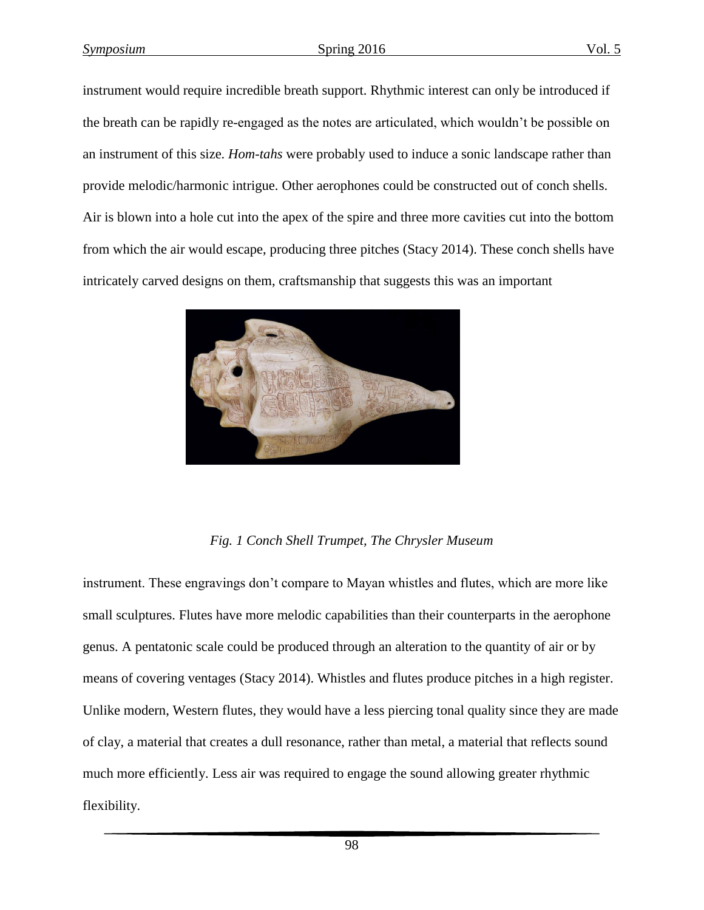instrument would require incredible breath support. Rhythmic interest can only be introduced if the breath can be rapidly re-engaged as the notes are articulated, which wouldn't be possible on an instrument of this size. *Hom-tahs* were probably used to induce a sonic landscape rather than provide melodic/harmonic intrigue. Other aerophones could be constructed out of conch shells. Air is blown into a hole cut into the apex of the spire and three more cavities cut into the bottom from which the air would escape, producing three pitches (Stacy 2014). These conch shells have intricately carved designs on them, craftsmanship that suggests this was an important

*Fig. 1 Conch Shell Trumpet, The Chrysler Museum*

instrument. These engravings don't compare to Mayan whistles and flutes, which are more like small sculptures. Flutes have more melodic capabilities than their counterparts in the aerophone genus. A pentatonic scale could be produced through an alteration to the quantity of air or by means of covering ventages (Stacy 2014). Whistles and flutes produce pitches in a high register. Unlike modern, Western flutes, they would have a less piercing tonal quality since they are made of clay, a material that creates a dull resonance, rather than metal, a material that reflects sound much more efficiently. Less air was required to engage the sound allowing greater rhythmic flexibility.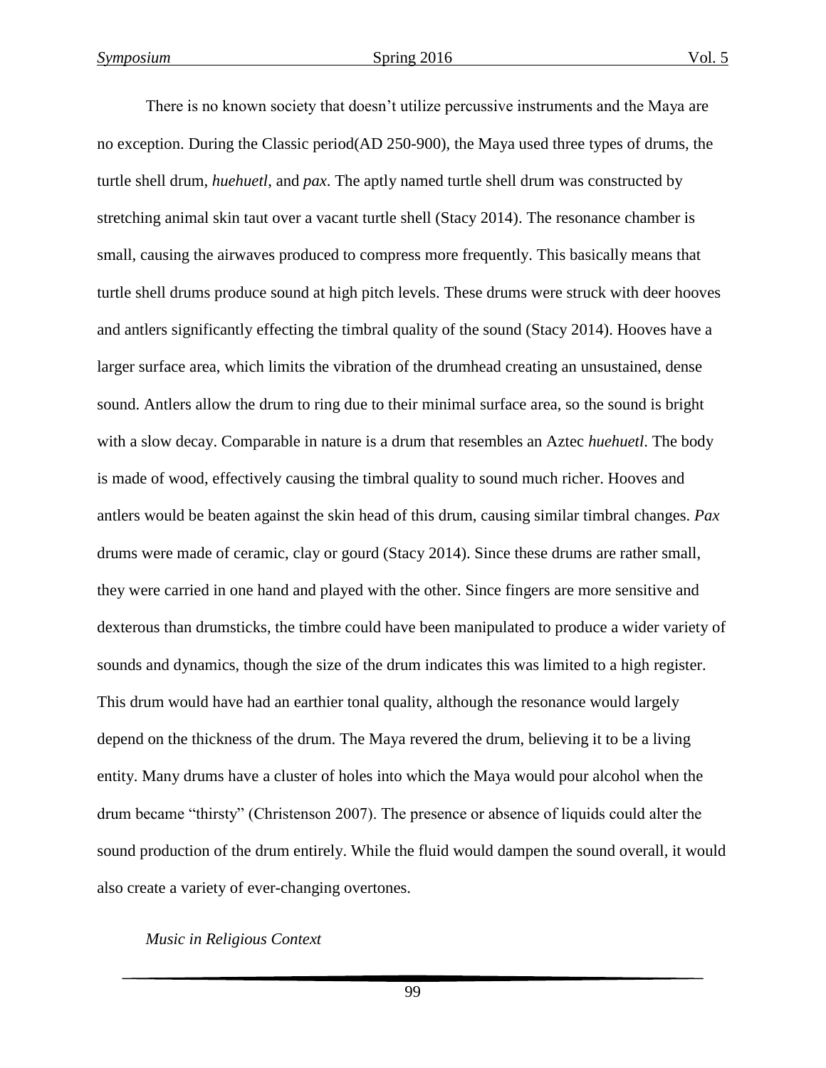There is no known society that doesn't utilize percussive instruments and the Maya are no exception. During the Classic period(AD 250-900), the Maya used three types of drums, the turtle shell drum, *huehuetl*, and *pax*. The aptly named turtle shell drum was constructed by stretching animal skin taut over a vacant turtle shell (Stacy 2014). The resonance chamber is small, causing the airwaves produced to compress more frequently. This basically means that turtle shell drums produce sound at high pitch levels. These drums were struck with deer hooves and antlers significantly effecting the timbral quality of the sound (Stacy 2014). Hooves have a larger surface area, which limits the vibration of the drumhead creating an unsustained, dense sound. Antlers allow the drum to ring due to their minimal surface area, so the sound is bright with a slow decay. Comparable in nature is a drum that resembles an Aztec *huehuetl*. The body is made of wood, effectively causing the timbral quality to sound much richer. Hooves and antlers would be beaten against the skin head of this drum, causing similar timbral changes. *Pax* drums were made of ceramic, clay or gourd (Stacy 2014). Since these drums are rather small, they were carried in one hand and played with the other. Since fingers are more sensitive and dexterous than drumsticks, the timbre could have been manipulated to produce a wider variety of sounds and dynamics, though the size of the drum indicates this was limited to a high register. This drum would have had an earthier tonal quality, although the resonance would largely depend on the thickness of the drum. The Maya revered the drum, believing it to be a living entity. Many drums have a cluster of holes into which the Maya would pour alcohol when the drum became "thirsty" (Christenson 2007). The presence or absence of liquids could alter the sound production of the drum entirely. While the fluid would dampen the sound overall, it would also create a variety of ever-changing overtones.

*Music in Religious Context*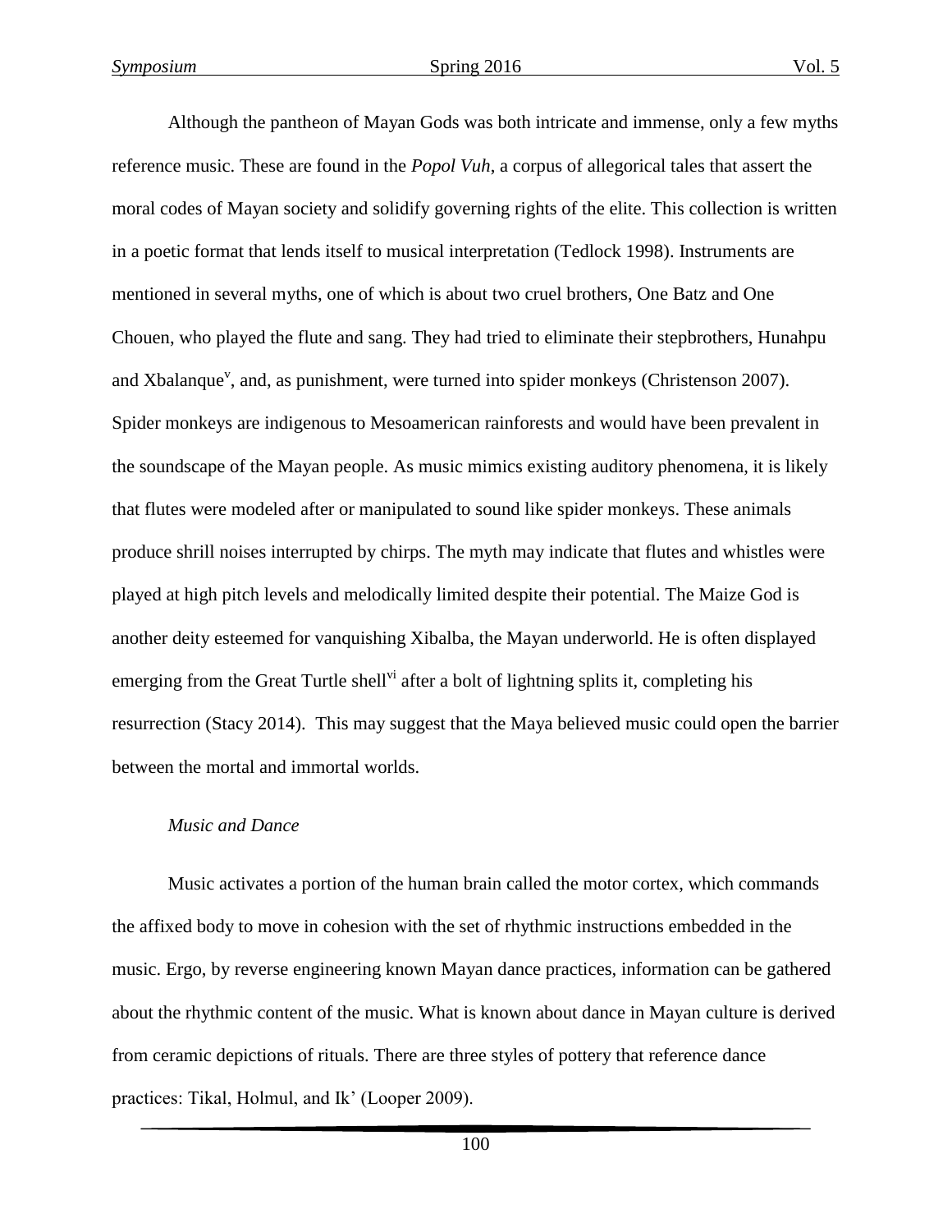Although the pantheon of Mayan Gods was both intricate and immense, only a few myths reference music. These are found in the *Popol Vuh*, a corpus of allegorical tales that assert the moral codes of Mayan society and solidify governing rights of the elite. This collection is written in a poetic format that lends itself to musical interpretation (Tedlock 1998). Instruments are mentioned in several myths, one of which is about two cruel brothers, One Batz and One Chouen, who played the flute and sang. They had tried to eliminate their stepbrothers, Hunahpu and Xbalanque[v], and, as punishment, were turned into spider monkeys (Christenson 2007). Spider monkeys are indigenous to Mesoamerican rainforests and would have been prevalent in the soundscape of the Mayan people. As music mimics existing auditory phenomena, it is likely that flutes were modeled after or manipulated to sound like spider monkeys. These animals produce shrill noises interrupted by chirps. The myth may indicate that flutes and whistles were played at high pitch levels and melodically limited despite their potential. The Maize God is another deity esteemed for vanquishing Xibalba, the Mayan underworld. He is often displayed emerging from the Great Turtle shell[vi] after a bolt of lightning splits it, completing his resurrection (Stacy 2014). This may suggest that the Maya believed music could open the barrier between the mortal and immortal worlds.

*Music and Dance*

Music activates a portion of the human brain called the motor cortex, which commands the affixed body to move in cohesion with the set of rhythmic instructions embedded in the music. Ergo, by reverse engineering known Mayan dance practices, information can be gathered about the rhythmic content of the music. What is known about dance in Mayan culture is derived from ceramic depictions of rituals. There are three styles of pottery that reference dance practices: Tikal, Holmul, and Ik' (Looper 2009).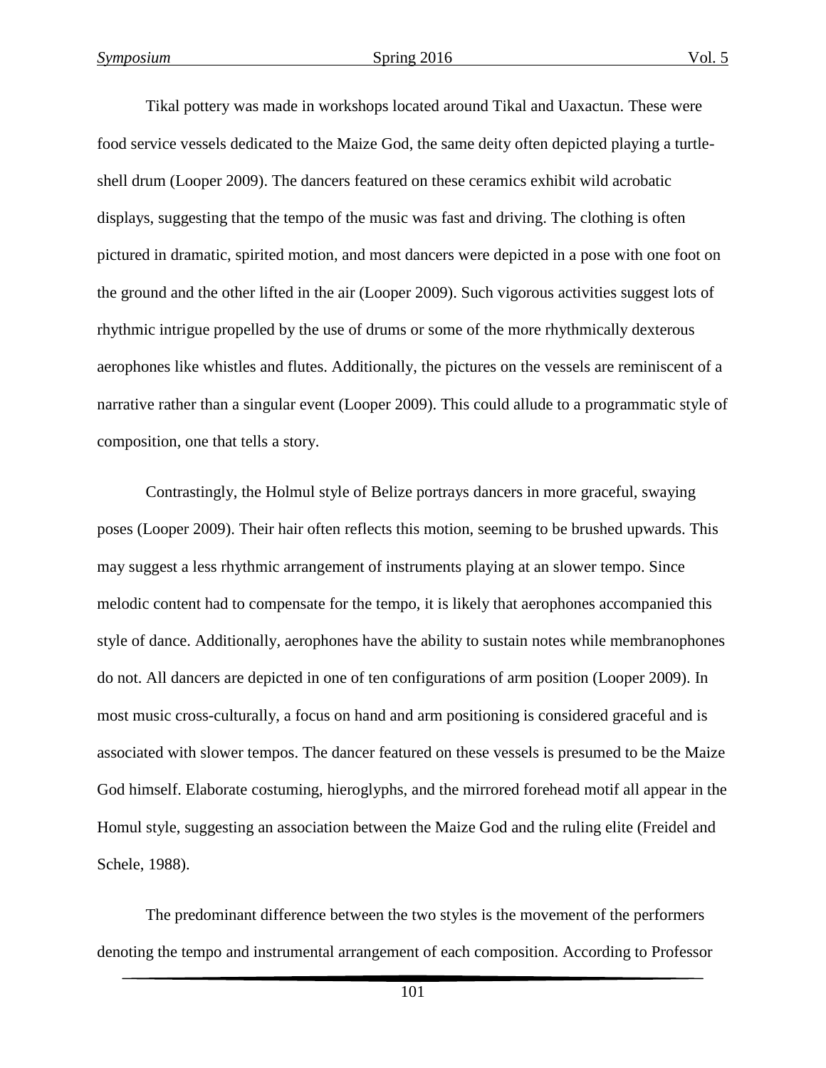Tikal pottery was made in workshops located around Tikal and Uaxactun. These were food service vessels dedicated to the Maize God, the same deity often depicted playing a turtle-shell drum (Looper 2009). The dancers featured on these ceramics exhibit wild acrobatic displays, suggesting that the tempo of the music was fast and driving. The clothing is often pictured in dramatic, spirited motion, and most dancers were depicted in a pose with one foot on the ground and the other lifted in the air (Looper 2009). Such vigorous activities suggest lots of rhythmic intrigue propelled by the use of drums or some of the more rhythmically dexterous aerophones like whistles and flutes. Additionally, the pictures on the vessels are reminiscent of a narrative rather than a singular event (Looper 2009). This could allude to a programmatic style of composition, one that tells a story.

Contrastingly, the Holmul style of Belize portrays dancers in more graceful, swaying poses (Looper 2009). Their hair often reflects this motion, seeming to be brushed upwards. This may suggest a less rhythmic arrangement of instruments playing at an slower tempo. Since melodic content had to compensate for the tempo, it is likely that aerophones accompanied this style of dance. Additionally, aerophones have the ability to sustain notes while membranophones do not. All dancers are depicted in one of ten configurations of arm position (Looper 2009). In most music cross-culturally, a focus on hand and arm positioning is considered graceful and is associated with slower tempos. The dancer featured on these vessels is presumed to be the Maize God himself. Elaborate costuming, hieroglyphs, and the mirrored forehead motif all appear in the Homul style, suggesting an association between the Maize God and the ruling elite (Freidel and Schele, 1988).

The predominant difference between the two styles is the movement of the performers denoting the tempo and instrumental arrangement of each composition. According to Professor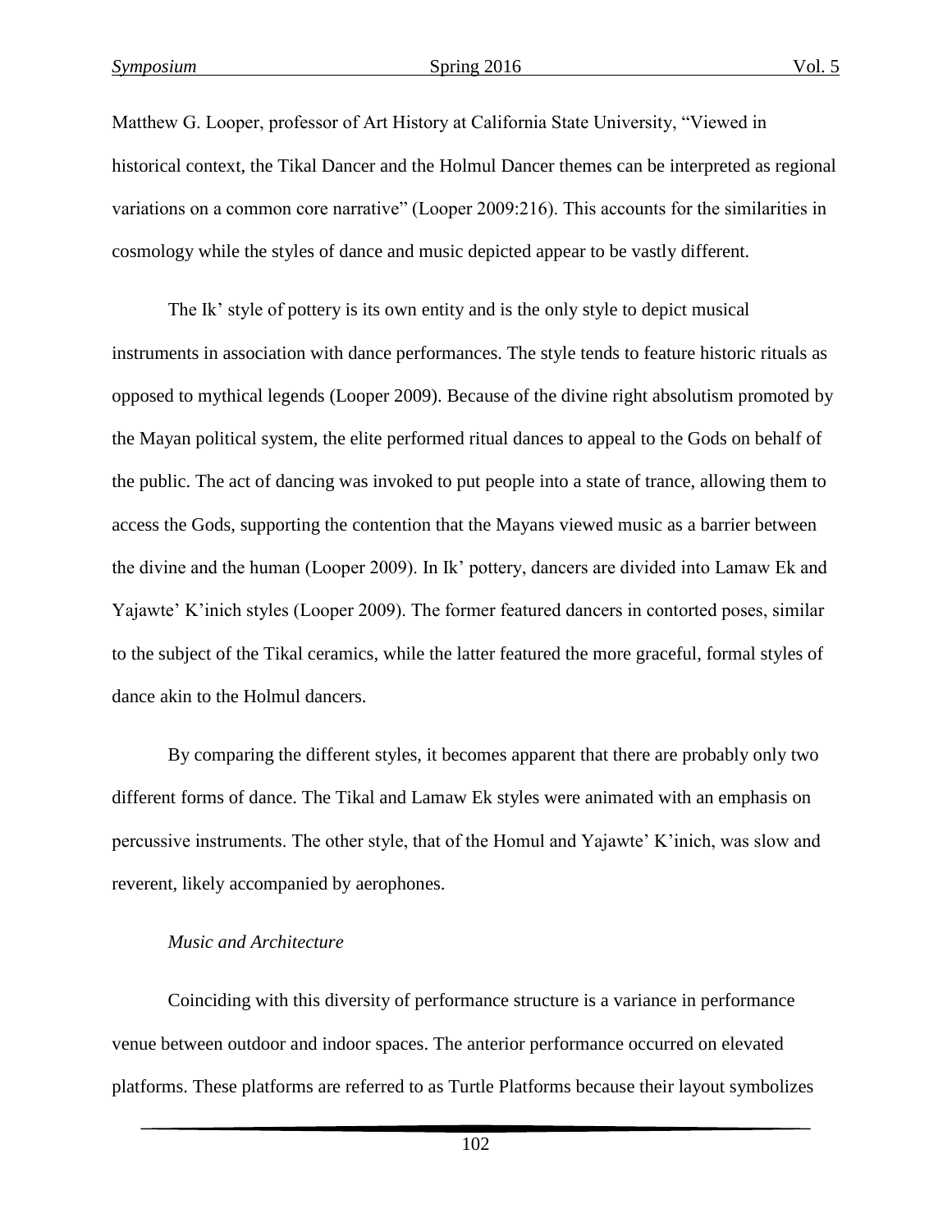Matthew G. Looper, professor of Art History at California State University, "Viewed in historical context, the Tikal Dancer and the Holmul Dancer themes can be interpreted as regional variations on a common core narrative" (Looper 2009:216). This accounts for the similarities in cosmology while the styles of dance and music depicted appear to be vastly different.

The Ik' style of pottery is its own entity and is the only style to depict musical instruments in association with dance performances. The style tends to feature historic rituals as opposed to mythical legends (Looper 2009). Because of the divine right absolutism promoted by the Mayan political system, the elite performed ritual dances to appeal to the Gods on behalf of the public. The act of dancing was invoked to put people into a state of trance, allowing them to access the Gods, supporting the contention that the Mayans viewed music as a barrier between the divine and the human (Looper 2009). In Ik' pottery, dancers are divided into Lamaw Ek and Yajawte' K'inich styles (Looper 2009). The former featured dancers in contorted poses, similar to the subject of the Tikal ceramics, while the latter featured the more graceful, formal styles of dance akin to the Holmul dancers.

By comparing the different styles, it becomes apparent that there are probably only two different forms of dance. The Tikal and Lamaw Ek styles were animated with an emphasis on percussive instruments. The other style, that of the Homul and Yajawte' K'inich, was slow and reverent, likely accompanied by aerophones.

*Music and Architecture*

Coinciding with this diversity of performance structure is a variance in performance venue between outdoor and indoor spaces. The anterior performance occurred on elevated platforms. These platforms are referred to as Turtle Platforms because their layout symbolizes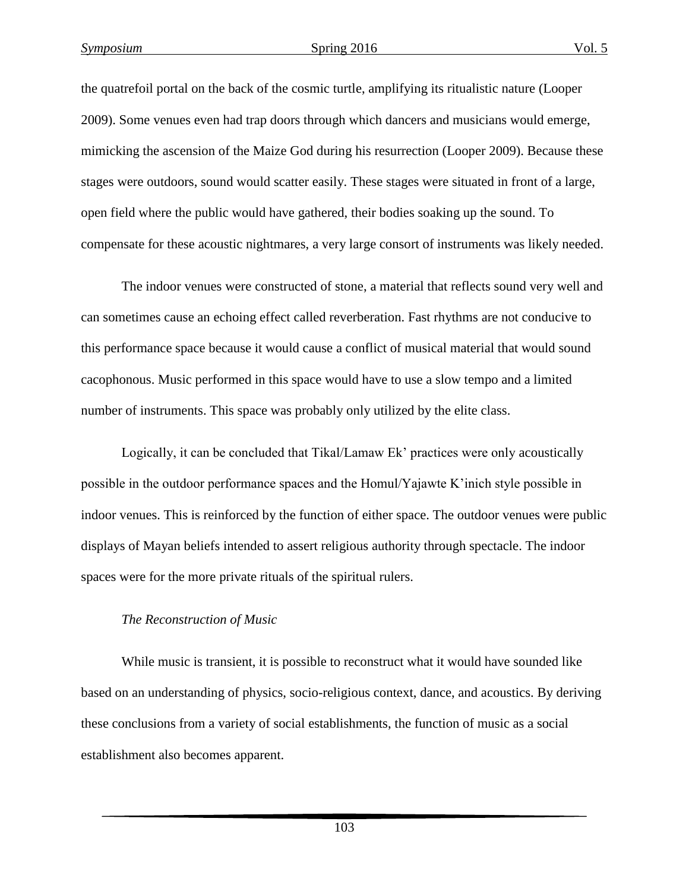the quatrefoil portal on the back of the cosmic turtle, amplifying its ritualistic nature (Looper 2009). Some venues even had trap doors through which dancers and musicians would emerge, mimicking the ascension of the Maize God during his resurrection (Looper 2009). Because these stages were outdoors, sound would scatter easily. These stages were situated in front of a large, open field where the public would have gathered, their bodies soaking up the sound. To compensate for these acoustic nightmares, a very large consort of instruments was likely needed.

The indoor venues were constructed of stone, a material that reflects sound very well and can sometimes cause an echoing effect called reverberation. Fast rhythms are not conducive to this performance space because it would cause a conflict of musical material that would sound cacophonous. Music performed in this space would have to use a slow tempo and a limited number of instruments. This space was probably only utilized by the elite class.

Logically, it can be concluded that Tikal/Lamaw Ek' practices were only acoustically possible in the outdoor performance spaces and the Homul/Yajawte K'inich style possible in indoor venues. This is reinforced by the function of either space. The outdoor venues were public displays of Mayan beliefs intended to assert religious authority through spectacle. The indoor spaces were for the more private rituals of the spiritual rulers.

*The Reconstruction of Music*

While music is transient, it is possible to reconstruct what it would have sounded like based on an understanding of physics, socio-religious context, dance, and acoustics. By deriving these conclusions from a variety of social establishments, the function of music as a social establishment also becomes apparent.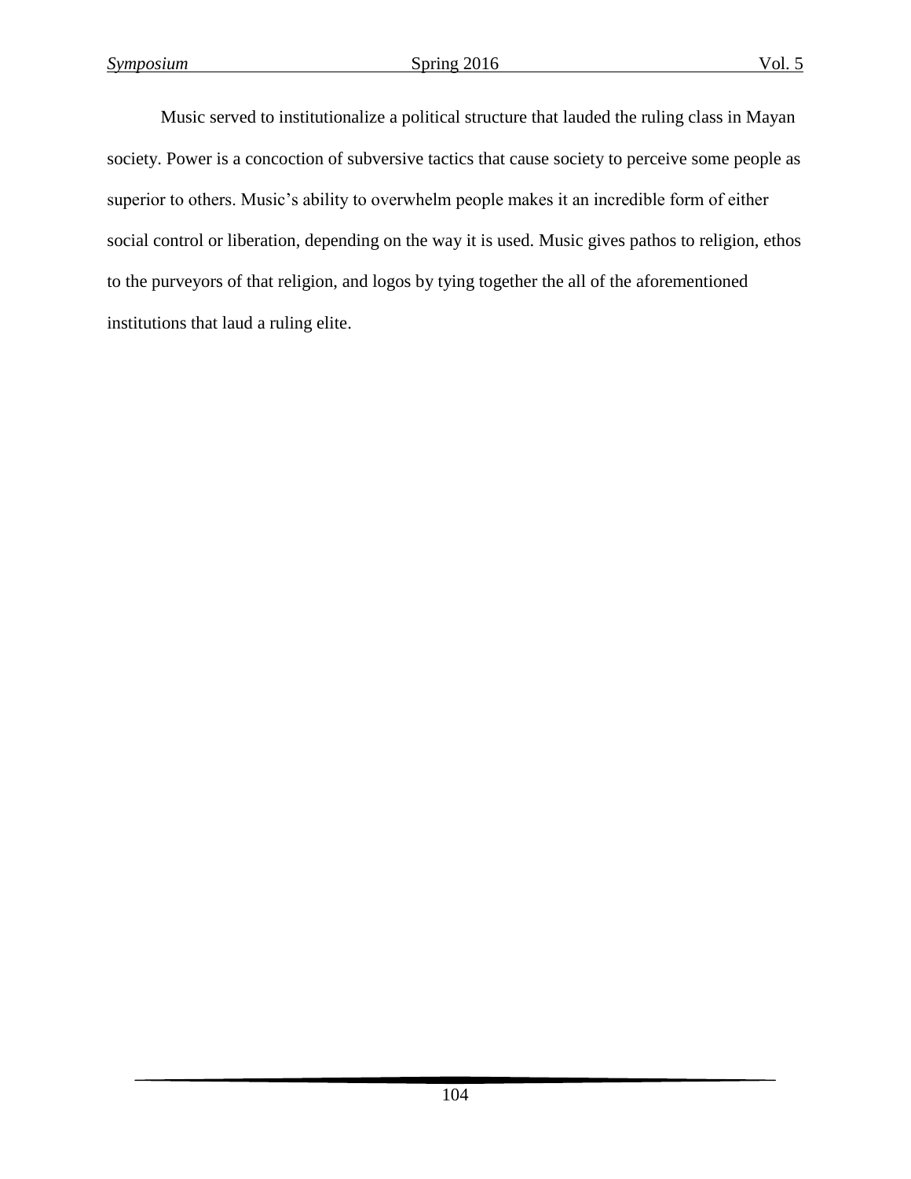Music served to institutionalize a political structure that lauded the ruling class in Mayan society. Power is a concoction of subversive tactics that cause society to perceive some people as superior to others. Music's ability to overwhelm people makes it an incredible form of either social control or liberation, depending on the way it is used. Music gives pathos to religion, ethos to the purveyors of that religion, and logos by tying together the all of the aforementioned institutions that laud a ruling elite.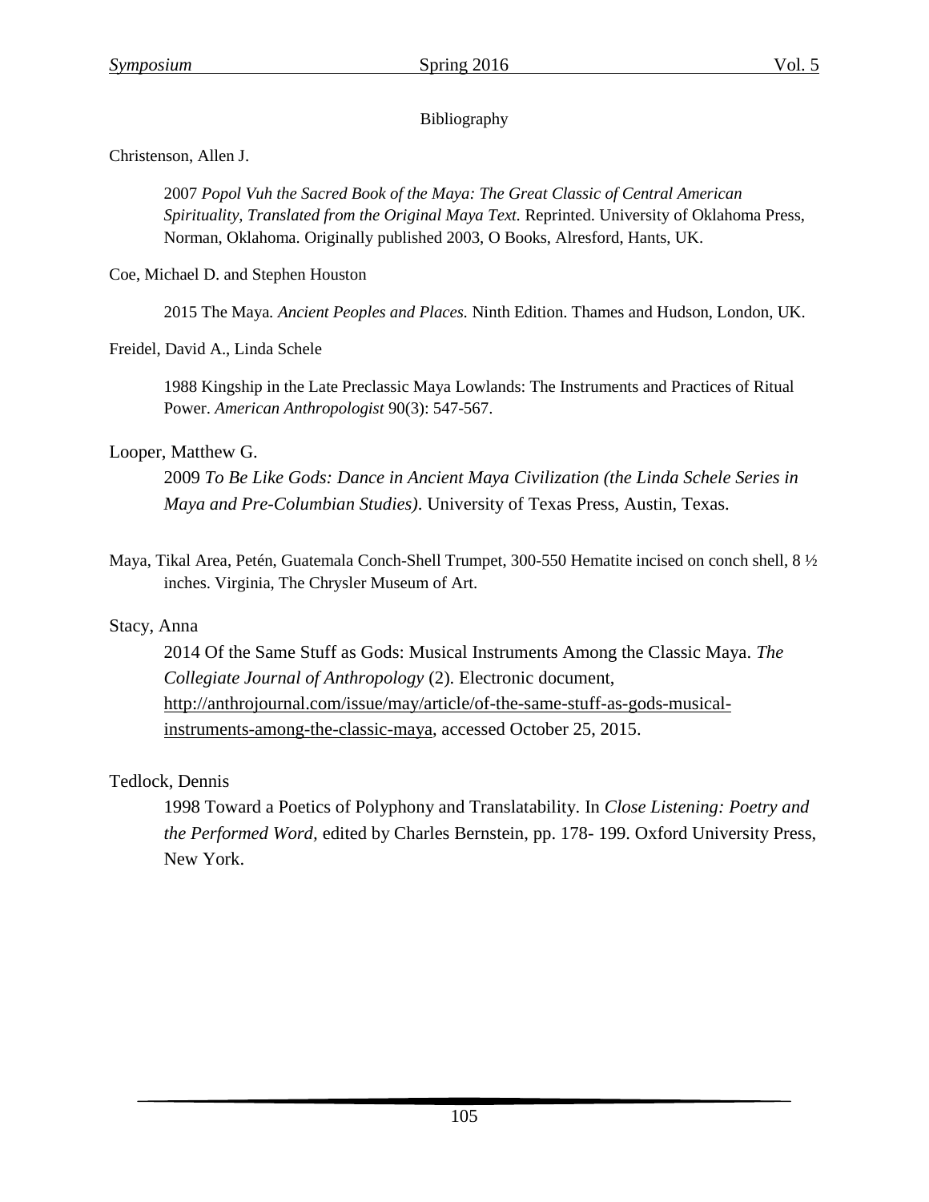## Bibliography

Christenson, Allen J.

2007 *Popol Vuh the Sacred Book of the Maya: The Great Classic of Central American Spirituality, Translated from the Original Maya Text.* Reprinted. University of Oklahoma Press, Norman, Oklahoma. Originally published 2003, O Books, Alresford, Hants, UK.

Coe, Michael D. and Stephen Houston

2015 The Maya. *Ancient Peoples and Places.* Ninth Edition. Thames and Hudson, London, UK.

Freidel, David A., Linda Schele

1988 Kingship in the Late Preclassic Maya Lowlands: The Instruments and Practices of Ritual Power. *American Anthropologist* 90(3): 547-567.

Looper, Matthew G.

2009 *To Be Like Gods: Dance in Ancient Maya Civilization (the Linda Schele Series in Maya and Pre-Columbian Studies)*. University of Texas Press, Austin, Texas.

Maya, Tikal Area, Petén, Guatemala Conch-Shell Trumpet, 300-550 Hematite incised on conch shell, 8 ½ inches. Virginia, The Chrysler Museum of Art.

Stacy, Anna

2014 Of the Same Stuff as Gods: Musical Instruments Among the Classic Maya. *The Collegiate Journal of Anthropology* (2). Electronic document, http://anthrojournal.com/issue/may/article/of-the-same-stuff-as-gods-musical-instruments-among-the-classic-maya, accessed October 25, 2015.

Tedlock, Dennis

1998 Toward a Poetics of Polyphony and Translatability. In *Close Listening: Poetry and the Performed Word,* edited by Charles Bernstein, pp. 178- 199. Oxford University Press, New York.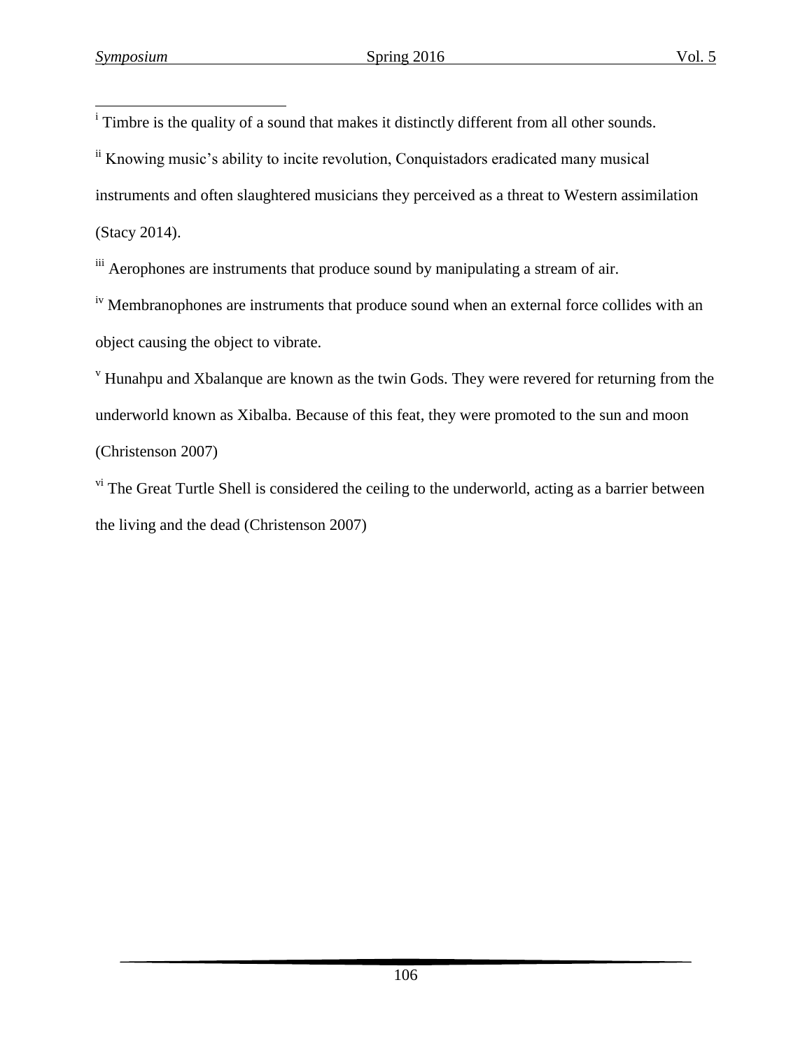[i] Timbre is the quality of a sound that makes it distinctly different from all other sounds.

[ii] Knowing music's ability to incite revolution, Conquistadors eradicated many musical instruments and often slaughtered musicians they perceived as a threat to Western assimilation (Stacy 2014).

[iii] Aerophones are instruments that produce sound by manipulating a stream of air.

[iv] Membranophones are instruments that produce sound when an external force collides with an object causing the object to vibrate.

[v] Hunahpu and Xbalanque are known as the twin Gods. They were revered for returning from the underworld known as Xibalba. Because of this feat, they were promoted to the sun and moon (Christenson 2007)

[vi] The Great Turtle Shell is considered the ceiling to the underworld, acting as a barrier between the living and the dead (Christenson 2007)